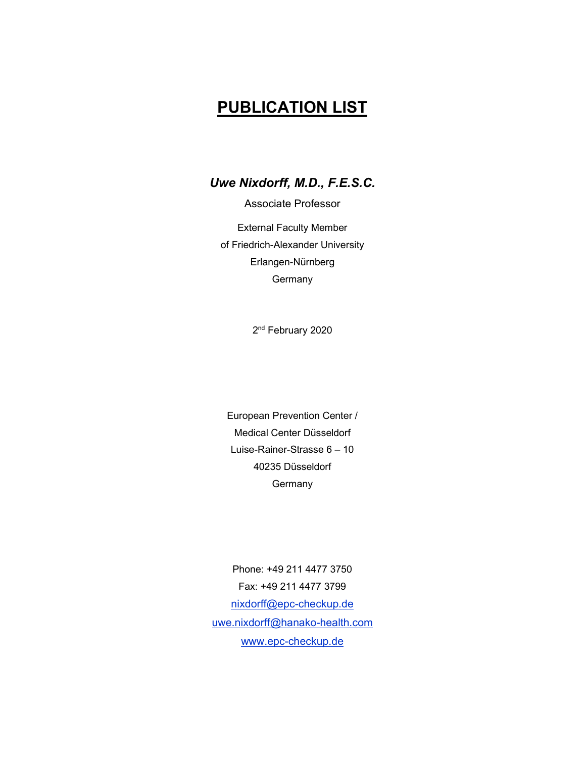# PUBLICATION LIST

***Uwe Nixdorff, M.D., F.E.S.C.***

Associate Professor

External Faculty Member

of Friedrich-Alexander University

Erlangen-Nürnberg

Germany

2nd February 2020

European Prevention Center /

Medical Center Düsseldorf

Luise-Rainer-Strasse 6 – 10

40235 Düsseldorf

Germany

Phone: +49 211 4477 3750

Fax: +49 211 4477 3799

nixdorff@epc-checkup.de

uwe.nixdorff@hanako-health.com

www.epc-checkup.de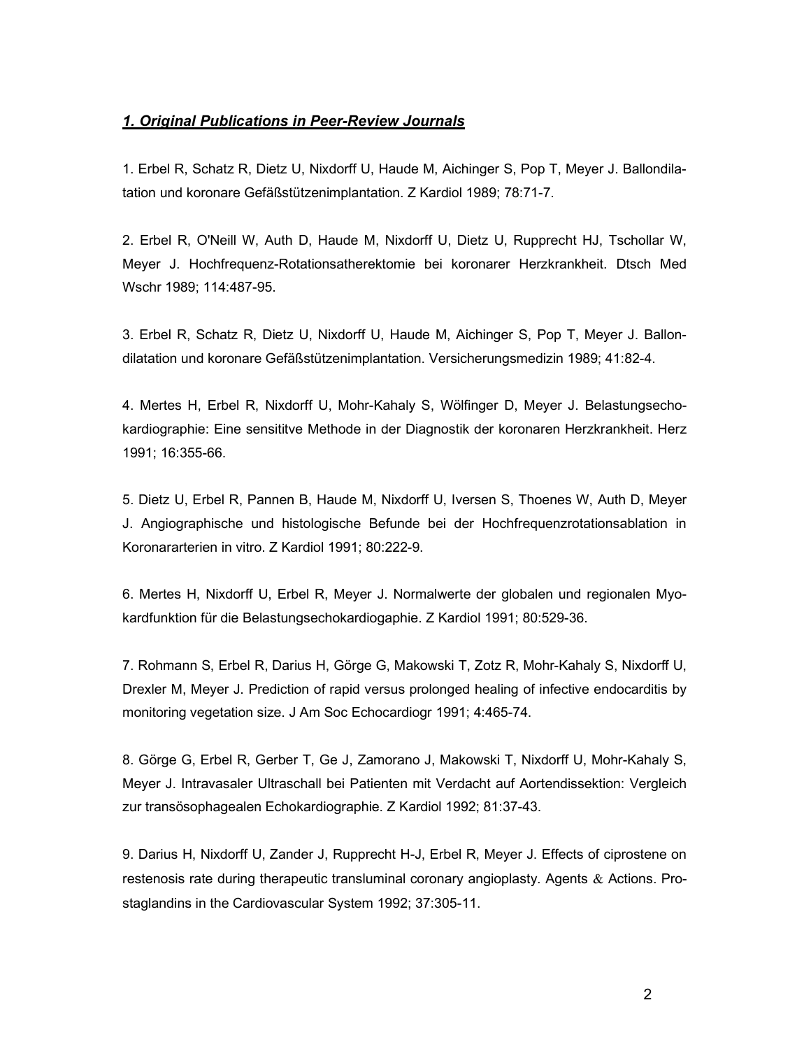## *1. Original Publications in Peer-Review Journals*

1. Erbel R, Schatz R, Dietz U, Nixdorff U, Haude M, Aichinger S, Pop T, Meyer J. Ballondilatation und koronare Gefäßstützenimplantation. Z Kardiol 1989; 78:71-7.

2. Erbel R, O'Neill W, Auth D, Haude M, Nixdorff U, Dietz U, Rupprecht HJ, Tschollar W, Meyer J. Hochfrequenz-Rotationsatherektomie bei koronarer Herzkrankheit. Dtsch Med Wschr 1989; 114:487-95.

3. Erbel R, Schatz R, Dietz U, Nixdorff U, Haude M, Aichinger S, Pop T, Meyer J. Ballondilatation und koronare Gefäßstützenimplantation. Versicherungsmedizin 1989; 41:82-4.

4. Mertes H, Erbel R, Nixdorff U, Mohr-Kahaly S, Wölfinger D, Meyer J. Belastungsechokardiographie: Eine sensititve Methode in der Diagnostik der koronaren Herzkrankheit. Herz 1991; 16:355-66.

5. Dietz U, Erbel R, Pannen B, Haude M, Nixdorff U, Iversen S, Thoenes W, Auth D, Meyer J. Angiographische und histologische Befunde bei der Hochfrequenzrotationsablation in Koronararterien in vitro. Z Kardiol 1991; 80:222-9.

6. Mertes H, Nixdorff U, Erbel R, Meyer J. Normalwerte der globalen und regionalen Myokardfunktion für die Belastungsechokardiogaphie. Z Kardiol 1991; 80:529-36.

7. Rohmann S, Erbel R, Darius H, Görge G, Makowski T, Zotz R, Mohr-Kahaly S, Nixdorff U, Drexler M, Meyer J. Prediction of rapid versus prolonged healing of infective endocarditis by monitoring vegetation size. J Am Soc Echocardiogr 1991; 4:465-74.

8. Görge G, Erbel R, Gerber T, Ge J, Zamorano J, Makowski T, Nixdorff U, Mohr-Kahaly S, Meyer J. Intravasaler Ultraschall bei Patienten mit Verdacht auf Aortendissektion: Vergleich zur transösophagealen Echokardiographie. Z Kardiol 1992; 81:37-43.

9. Darius H, Nixdorff U, Zander J, Rupprecht H-J, Erbel R, Meyer J. Effects of ciprostene on restenosis rate during therapeutic transluminal coronary angioplasty. Agents & Actions. Prostaglandins in the Cardiovascular System 1992; 37:305-11.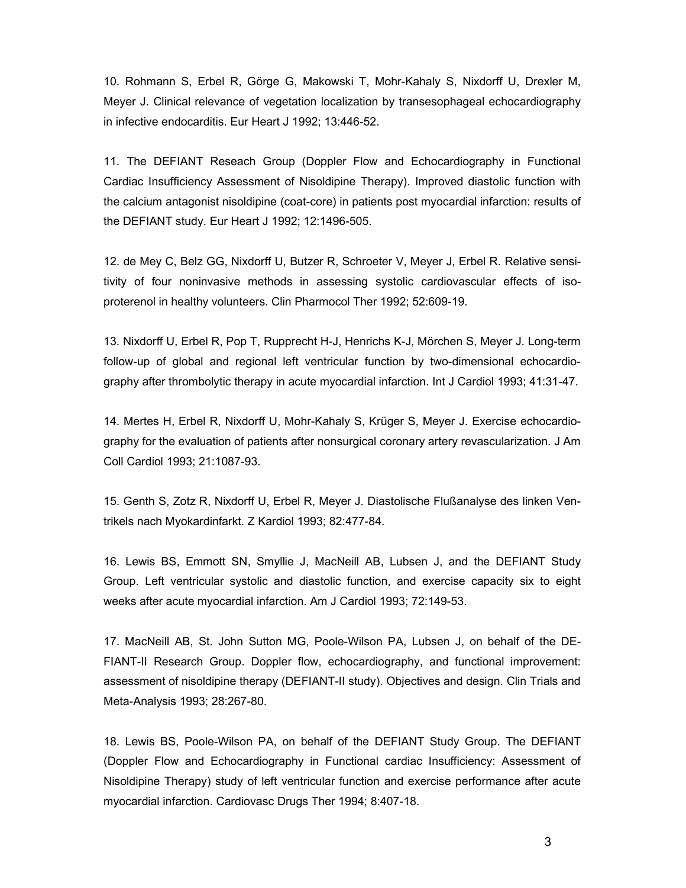10. Rohmann S, Erbel R, Görge G, Makowski T, Mohr-Kahaly S, Nixdorff U, Drexler M, Meyer J. Clinical relevance of vegetation localization by transesophageal echocardiography in infective endocarditis. Eur Heart J 1992; 13:446-52.

11. The DEFIANT Reseach Group (Doppler Flow and Echocardiography in Functional Cardiac Insufficiency Assessment of Nisoldipine Therapy). Improved diastolic function with the calcium antagonist nisoldipine (coat-core) in patients post myocardial infarction: results of the DEFIANT study. Eur Heart J 1992; 12:1496-505.

12. de Mey C, Belz GG, Nixdorff U, Butzer R, Schroeter V, Meyer J, Erbel R. Relative sensitivity of four noninvasive methods in assessing systolic cardiovascular effects of isoproterenol in healthy volunteers. Clin Pharmocol Ther 1992; 52:609-19.

13. Nixdorff U, Erbel R, Pop T, Rupprecht H-J, Henrichs K-J, Mörchen S, Meyer J. Long-term follow-up of global and regional left ventricular function by two-dimensional echocardiography after thrombolytic therapy in acute myocardial infarction. Int J Cardiol 1993; 41:31-47.

14. Mertes H, Erbel R, Nixdorff U, Mohr-Kahaly S, Krüger S, Meyer J. Exercise echocardiography for the evaluation of patients after nonsurgical coronary artery revascularization. J Am Coll Cardiol 1993; 21:1087-93.

15. Genth S, Zotz R, Nixdorff U, Erbel R, Meyer J. Diastolische Flußanalyse des linken Ventrikels nach Myokardinfarkt. Z Kardiol 1993; 82:477-84.

16. Lewis BS, Emmott SN, Smyllie J, MacNeill AB, Lubsen J, and the DEFIANT Study Group. Left ventricular systolic and diastolic function, and exercise capacity six to eight weeks after acute myocardial infarction. Am J Cardiol 1993; 72:149-53.

17. MacNeill AB, St. John Sutton MG, Poole-Wilson PA, Lubsen J, on behalf of the DEFIANT-II Research Group. Doppler flow, echocardiography, and functional improvement: assessment of nisoldipine therapy (DEFIANT-II study). Objectives and design. Clin Trials and Meta-Analysis 1993; 28:267-80.

18. Lewis BS, Poole-Wilson PA, on behalf of the DEFIANT Study Group. The DEFIANT (Doppler Flow and Echocardiography in Functional cardiac Insufficiency: Assessment of Nisoldipine Therapy) study of left ventricular function and exercise performance after acute myocardial infarction. Cardiovasc Drugs Ther 1994; 8:407-18.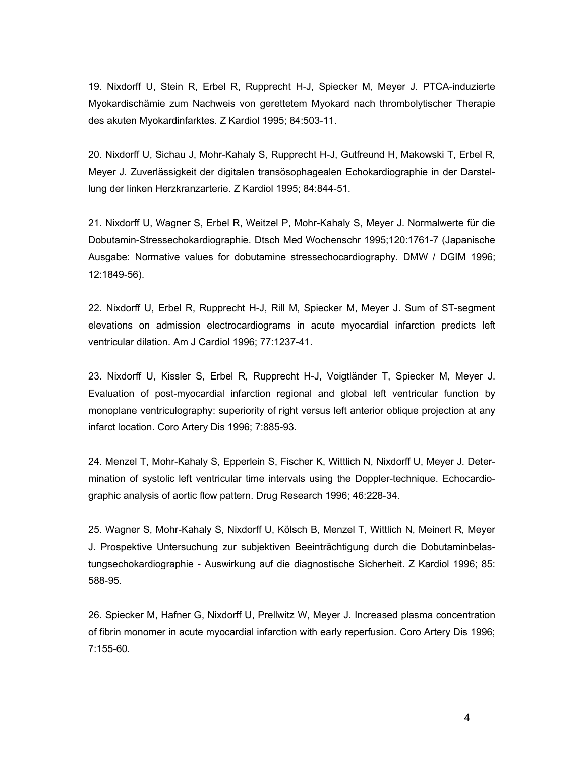19. Nixdorff U, Stein R, Erbel R, Rupprecht H-J, Spiecker M, Meyer J. PTCA-induzierte Myokardischämie zum Nachweis von gerettetem Myokard nach thrombolytischer Therapie des akuten Myokardinfarktes. Z Kardiol 1995; 84:503-11.

20. Nixdorff U, Sichau J, Mohr-Kahaly S, Rupprecht H-J, Gutfreund H, Makowski T, Erbel R, Meyer J. Zuverlässigkeit der digitalen transösophagealen Echokardiographie in der Darstellung der linken Herzkranzarterie. Z Kardiol 1995; 84:844-51.

21. Nixdorff U, Wagner S, Erbel R, Weitzel P, Mohr-Kahaly S, Meyer J. Normalwerte für die Dobutamin-Stressechokardiographie. Dtsch Med Wochenschr 1995;120:1761-7 (Japanische Ausgabe: Normative values for dobutamine stressechocardiography. DMW / DGIM 1996; 12:1849-56).

22. Nixdorff U, Erbel R, Rupprecht H-J, Rill M, Spiecker M, Meyer J. Sum of ST-segment elevations on admission electrocardiograms in acute myocardial infarction predicts left ventricular dilation. Am J Cardiol 1996; 77:1237-41.

23. Nixdorff U, Kissler S, Erbel R, Rupprecht H-J, Voigtländer T, Spiecker M, Meyer J. Evaluation of post-myocardial infarction regional and global left ventricular function by monoplane ventriculography: superiority of right versus left anterior oblique projection at any infarct location. Coro Artery Dis 1996; 7:885-93.

24. Menzel T, Mohr-Kahaly S, Epperlein S, Fischer K, Wittlich N, Nixdorff U, Meyer J. Determination of systolic left ventricular time intervals using the Doppler-technique. Echocardiographic analysis of aortic flow pattern. Drug Research 1996; 46:228-34.

25. Wagner S, Mohr-Kahaly S, Nixdorff U, Kölsch B, Menzel T, Wittlich N, Meinert R, Meyer J. Prospektive Untersuchung zur subjektiven Beeinträchtigung durch die Dobutaminbelastungsechokardiographie - Auswirkung auf die diagnostische Sicherheit. Z Kardiol 1996; 85: 588-95.

26. Spiecker M, Hafner G, Nixdorff U, Prellwitz W, Meyer J. Increased plasma concentration of fibrin monomer in acute myocardial infarction with early reperfusion. Coro Artery Dis 1996; 7:155-60.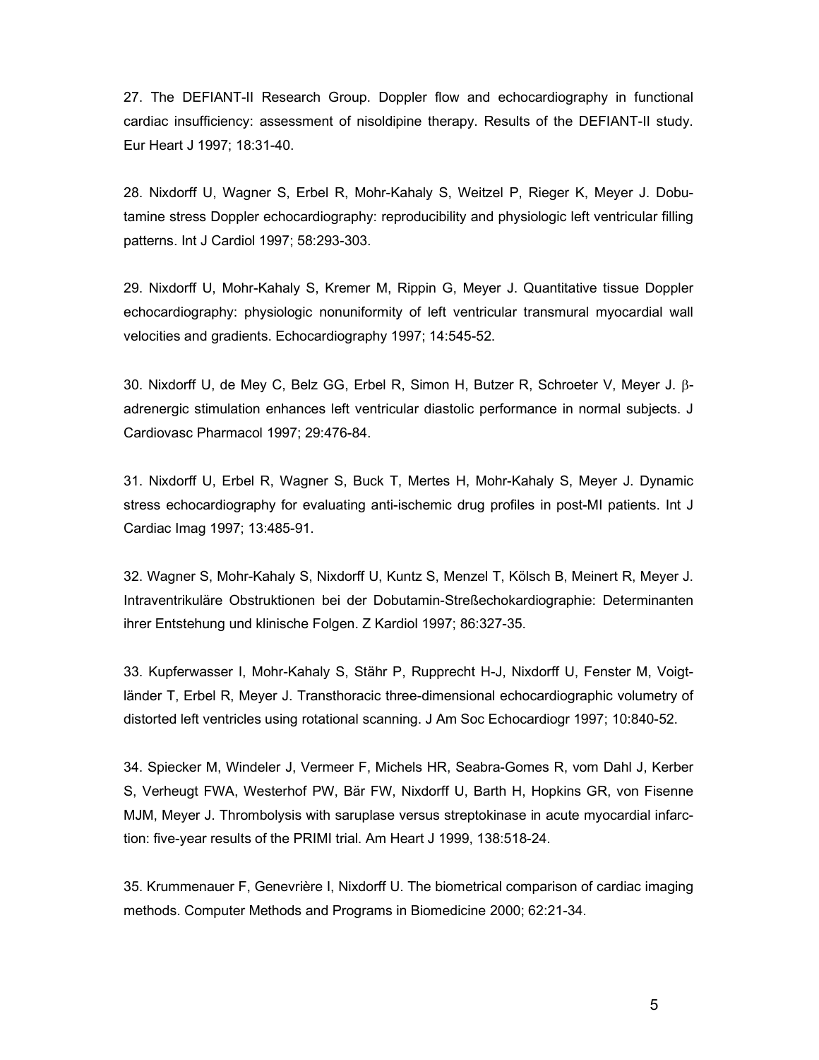27. The DEFIANT-II Research Group. Doppler flow and echocardiography in functional cardiac insufficiency: assessment of nisoldipine therapy. Results of the DEFIANT-II study. Eur Heart J 1997; 18:31-40.

28. Nixdorff U, Wagner S, Erbel R, Mohr-Kahaly S, Weitzel P, Rieger K, Meyer J. Dobutamine stress Doppler echocardiography: reproducibility and physiologic left ventricular filling patterns. Int J Cardiol 1997; 58:293-303.

29. Nixdorff U, Mohr-Kahaly S, Kremer M, Rippin G, Meyer J. Quantitative tissue Doppler echocardiography: physiologic nonuniformity of left ventricular transmural myocardial wall velocities and gradients. Echocardiography 1997; 14:545-52.

30. Nixdorff U, de Mey C, Belz GG, Erbel R, Simon H, Butzer R, Schroeter V, Meyer J. β-adrenergic stimulation enhances left ventricular diastolic performance in normal subjects. J Cardiovasc Pharmacol 1997; 29:476-84.

31. Nixdorff U, Erbel R, Wagner S, Buck T, Mertes H, Mohr-Kahaly S, Meyer J. Dynamic stress echocardiography for evaluating anti-ischemic drug profiles in post-MI patients. Int J Cardiac Imag 1997; 13:485-91.

32. Wagner S, Mohr-Kahaly S, Nixdorff U, Kuntz S, Menzel T, Kölsch B, Meinert R, Meyer J. Intraventrikuläre Obstruktionen bei der Dobutamin-Streßechokardiographie: Determinanten ihrer Entstehung und klinische Folgen. Z Kardiol 1997; 86:327-35.

33. Kupferwasser I, Mohr-Kahaly S, Stähr P, Rupprecht H-J, Nixdorff U, Fenster M, Voigtländer T, Erbel R, Meyer J. Transthoracic three-dimensional echocardiographic volumetry of distorted left ventricles using rotational scanning. J Am Soc Echocardiogr 1997; 10:840-52.

34. Spiecker M, Windeler J, Vermeer F, Michels HR, Seabra-Gomes R, vom Dahl J, Kerber S, Verheugt FWA, Westerhof PW, Bär FW, Nixdorff U, Barth H, Hopkins GR, von Fisenne MJM, Meyer J. Thrombolysis with saruplase versus streptokinase in acute myocardial infarction: five-year results of the PRIMI trial. Am Heart J 1999, 138:518-24.

35. Krummenauer F, Genevrière I, Nixdorff U. The biometrical comparison of cardiac imaging methods. Computer Methods and Programs in Biomedicine 2000; 62:21-34.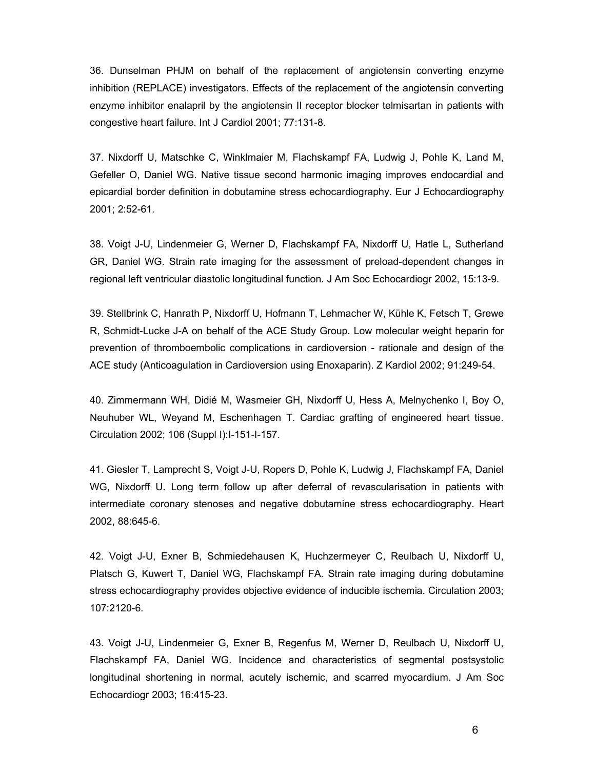36. Dunselman PHJM on behalf of the replacement of angiotensin converting enzyme inhibition (REPLACE) investigators. Effects of the replacement of the angiotensin converting enzyme inhibitor enalapril by the angiotensin II receptor blocker telmisartan in patients with congestive heart failure. Int J Cardiol 2001; 77:131-8.

37. Nixdorff U, Matschke C, Winklmaier M, Flachskampf FA, Ludwig J, Pohle K, Land M, Gefeller O, Daniel WG. Native tissue second harmonic imaging improves endocardial and epicardial border definition in dobutamine stress echocardiography. Eur J Echocardiography 2001; 2:52-61.

38. Voigt J-U, Lindenmeier G, Werner D, Flachskampf FA, Nixdorff U, Hatle L, Sutherland GR, Daniel WG. Strain rate imaging for the assessment of preload-dependent changes in regional left ventricular diastolic longitudinal function. J Am Soc Echocardiogr 2002, 15:13-9.

39. Stellbrink C, Hanrath P, Nixdorff U, Hofmann T, Lehmacher W, Kühle K, Fetsch T, Grewe R, Schmidt-Lucke J-A on behalf of the ACE Study Group. Low molecular weight heparin for prevention of thromboembolic complications in cardioversion - rationale and design of the ACE study (Anticoagulation in Cardioversion using Enoxaparin). Z Kardiol 2002; 91:249-54.

40. Zimmermann WH, Didié M, Wasmeier GH, Nixdorff U, Hess A, Melnychenko I, Boy O, Neuhuber WL, Weyand M, Eschenhagen T. Cardiac grafting of engineered heart tissue. Circulation 2002; 106 (Suppl I):I-151-I-157.

41. Giesler T, Lamprecht S, Voigt J-U, Ropers D, Pohle K, Ludwig J, Flachskampf FA, Daniel WG, Nixdorff U. Long term follow up after deferral of revascularisation in patients with intermediate coronary stenoses and negative dobutamine stress echocardiography. Heart 2002, 88:645-6.

42. Voigt J-U, Exner B, Schmiedehausen K, Huchzermeyer C, Reulbach U, Nixdorff U, Platsch G, Kuwert T, Daniel WG, Flachskampf FA. Strain rate imaging during dobutamine stress echocardiography provides objective evidence of inducible ischemia. Circulation 2003; 107:2120-6.

43. Voigt J-U, Lindenmeier G, Exner B, Regenfus M, Werner D, Reulbach U, Nixdorff U, Flachskampf FA, Daniel WG. Incidence and characteristics of segmental postsystolic longitudinal shortening in normal, acutely ischemic, and scarred myocardium. J Am Soc Echocardiogr 2003; 16:415-23.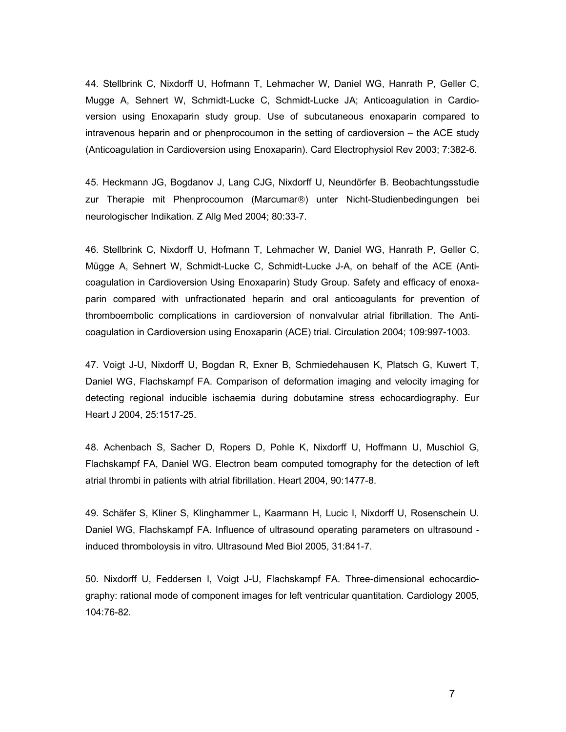44. Stellbrink C, Nixdorff U, Hofmann T, Lehmacher W, Daniel WG, Hanrath P, Geller C, Mugge A, Sehnert W, Schmidt-Lucke C, Schmidt-Lucke JA; Anticoagulation in Cardioversion using Enoxaparin study group. Use of subcutaneous enoxaparin compared to intravenous heparin and or phenprocoumon in the setting of cardioversion – the ACE study (Anticoagulation in Cardioversion using Enoxaparin). Card Electrophysiol Rev 2003; 7:382-6.

45. Heckmann JG, Bogdanov J, Lang CJG, Nixdorff U, Neundörfer B. Beobachtungsstudie zur Therapie mit Phenprocoumon (Marcumar®) unter Nicht-Studienbedingungen bei neurologischer Indikation. Z Allg Med 2004; 80:33-7.

46. Stellbrink C, Nixdorff U, Hofmann T, Lehmacher W, Daniel WG, Hanrath P, Geller C, Mügge A, Sehnert W, Schmidt-Lucke C, Schmidt-Lucke J-A, on behalf of the ACE (Anticoagulation in Cardioversion Using Enoxaparin) Study Group. Safety and efficacy of enoxaparin compared with unfractionated heparin and oral anticoagulants for prevention of thromboembolic complications in cardioversion of nonvalvular atrial fibrillation. The Anticoagulation in Cardioversion using Enoxaparin (ACE) trial. Circulation 2004; 109:997-1003.

47. Voigt J-U, Nixdorff U, Bogdan R, Exner B, Schmiedehausen K, Platsch G, Kuwert T, Daniel WG, Flachskampf FA. Comparison of deformation imaging and velocity imaging for detecting regional inducible ischaemia during dobutamine stress echocardiography. Eur Heart J 2004, 25:1517-25.

48. Achenbach S, Sacher D, Ropers D, Pohle K, Nixdorff U, Hoffmann U, Muschiol G, Flachskampf FA, Daniel WG. Electron beam computed tomography for the detection of left atrial thrombi in patients with atrial fibrillation. Heart 2004, 90:1477-8.

49. Schäfer S, Kliner S, Klinghammer L, Kaarmann H, Lucic I, Nixdorff U, Rosenschein U. Daniel WG, Flachskampf FA. Influence of ultrasound operating parameters on ultrasound - induced thromboloysis in vitro. Ultrasound Med Biol 2005, 31:841-7.

50. Nixdorff U, Feddersen I, Voigt J-U, Flachskampf FA. Three-dimensional echocardiography: rational mode of component images for left ventricular quantitation. Cardiology 2005, 104:76-82.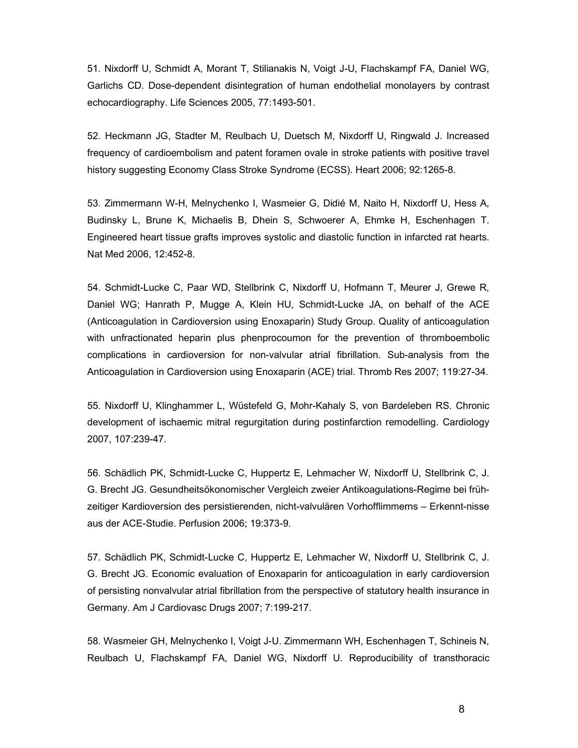51. Nixdorff U, Schmidt A, Morant T, Stilianakis N, Voigt J-U, Flachskampf FA, Daniel WG, Garlichs CD. Dose-dependent disintegration of human endothelial monolayers by contrast echocardiography. Life Sciences 2005, 77:1493-501.

52. Heckmann JG, Stadter M, Reulbach U, Duetsch M, Nixdorff U, Ringwald J. Increased frequency of cardioembolism and patent foramen ovale in stroke patients with positive travel history suggesting Economy Class Stroke Syndrome (ECSS). Heart 2006; 92:1265-8.

53. Zimmermann W-H, Melnychenko I, Wasmeier G, Didié M, Naito H, Nixdorff U, Hess A, Budinsky L, Brune K, Michaelis B, Dhein S, Schwoerer A, Ehmke H, Eschenhagen T. Engineered heart tissue grafts improves systolic and diastolic function in infarcted rat hearts. Nat Med 2006, 12:452-8.

54. Schmidt-Lucke C, Paar WD, Stellbrink C, Nixdorff U, Hofmann T, Meurer J, Grewe R, Daniel WG; Hanrath P, Mugge A, Klein HU, Schmidt-Lucke JA, on behalf of the ACE (Anticoagulation in Cardioversion using Enoxaparin) Study Group. Quality of anticoagulation with unfractionated heparin plus phenprocoumon for the prevention of thromboembolic complications in cardioversion for non-valvular atrial fibrillation. Sub-analysis from the Anticoagulation in Cardioversion using Enoxaparin (ACE) trial. Thromb Res 2007; 119:27-34.

55. Nixdorff U, Klinghammer L, Wüstefeld G, Mohr-Kahaly S, von Bardeleben RS. Chronic development of ischaemic mitral regurgitation during postinfarction remodelling. Cardiology 2007, 107:239-47.

56. Schädlich PK, Schmidt-Lucke C, Huppertz E, Lehmacher W, Nixdorff U, Stellbrink C, J. G. Brecht JG. Gesundheitsökonomischer Vergleich zweier Antikoagulations-Regime bei frühzeitiger Kardioversion des persistierenden, nicht-valvulären Vorhofflimmerns – Erkennt-nisse aus der ACE-Studie. Perfusion 2006; 19:373-9.

57. Schädlich PK, Schmidt-Lucke C, Huppertz E, Lehmacher W, Nixdorff U, Stellbrink C, J. G. Brecht JG. Economic evaluation of Enoxaparin for anticoagulation in early cardioversion of persisting nonvalvular atrial fibrillation from the perspective of statutory health insurance in Germany. Am J Cardiovasc Drugs 2007; 7:199-217.

58. Wasmeier GH, Melnychenko I, Voigt J-U. Zimmermann WH, Eschenhagen T, Schineis N, Reulbach U, Flachskampf FA, Daniel WG, Nixdorff U. Reproducibility of transthoracic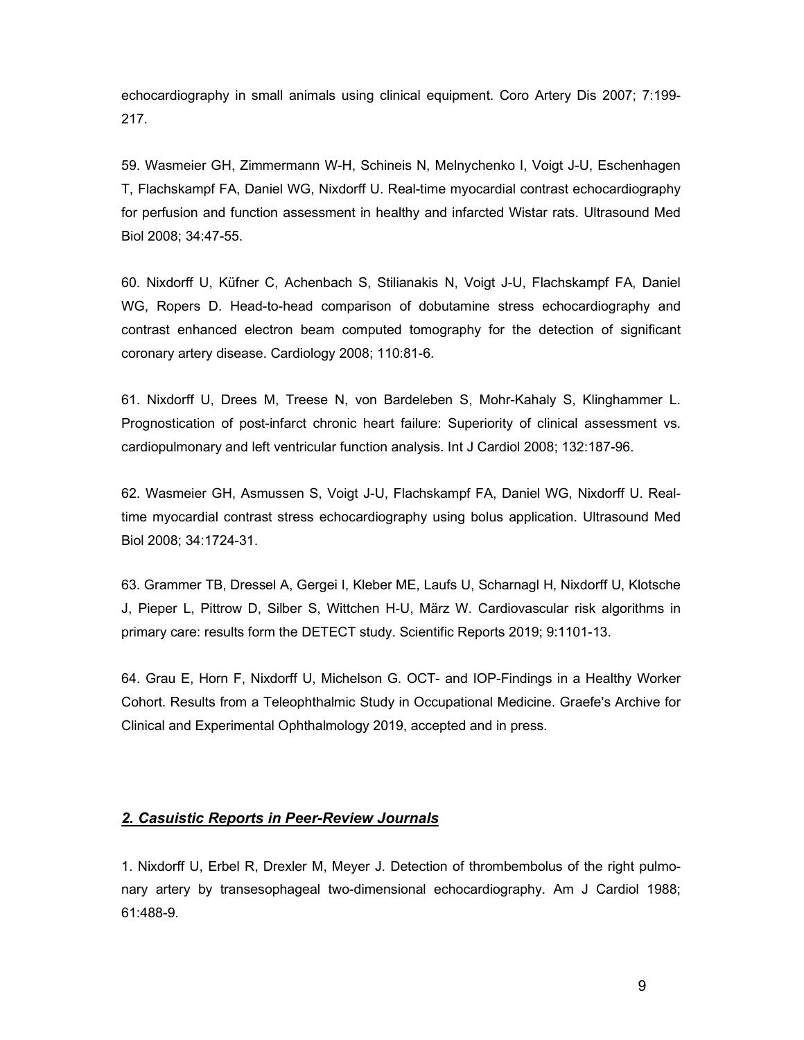echocardiography in small animals using clinical equipment. Coro Artery Dis 2007; 7:199-217.

59. Wasmeier GH, Zimmermann W-H, Schineis N, Melnychenko I, Voigt J-U, Eschenhagen T, Flachskampf FA, Daniel WG, Nixdorff U. Real-time myocardial contrast echocardiography for perfusion and function assessment in healthy and infarcted Wistar rats. Ultrasound Med Biol 2008; 34:47-55.

60. Nixdorff U, Küfner C, Achenbach S, Stilianakis N, Voigt J-U, Flachskampf FA, Daniel WG, Ropers D. Head-to-head comparison of dobutamine stress echocardiography and contrast enhanced electron beam computed tomography for the detection of significant coronary artery disease. Cardiology 2008; 110:81-6.

61. Nixdorff U, Drees M, Treese N, von Bardeleben S, Mohr-Kahaly S, Klinghammer L. Prognostication of post-infarct chronic heart failure: Superiority of clinical assessment vs. cardiopulmonary and left ventricular function analysis. Int J Cardiol 2008; 132:187-96.

62. Wasmeier GH, Asmussen S, Voigt J-U, Flachskampf FA, Daniel WG, Nixdorff U. Real-time myocardial contrast stress echocardiography using bolus application. Ultrasound Med Biol 2008; 34:1724-31.

63. Grammer TB, Dressel A, Gergei I, Kleber ME, Laufs U, Scharnagl H, Nixdorff U, Klotsche J, Pieper L, Pittrow D, Silber S, Wittchen H-U, März W. Cardiovascular risk algorithms in primary care: results form the DETECT study. Scientific Reports 2019; 9:1101-13.

64. Grau E, Horn F, Nixdorff U, Michelson G. OCT- and IOP-Findings in a Healthy Worker Cohort. Results from a Teleophthalmic Study in Occupational Medicine. Graefe's Archive for Clinical and Experimental Ophthalmology 2019, accepted and in press.

## ***2. Casuistic Reports in Peer-Review Journals***

1. Nixdorff U, Erbel R, Drexler M, Meyer J. Detection of thrombembolus of the right pulmonary artery by transesophageal two-dimensional echocardiography. Am J Cardiol 1988; 61:488-9.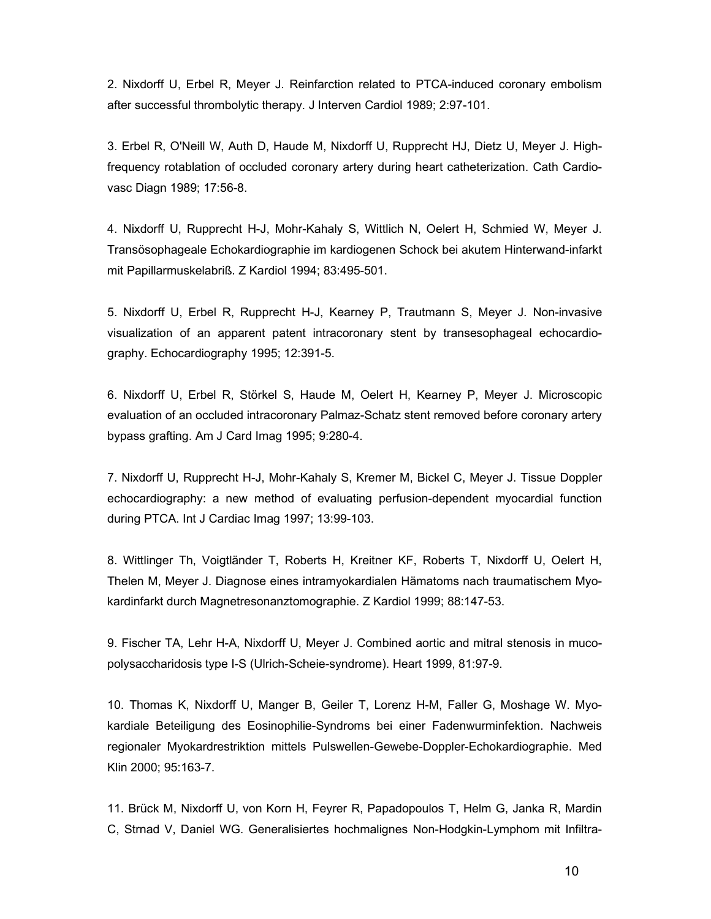2. Nixdorff U, Erbel R, Meyer J. Reinfarction related to PTCA-induced coronary embolism after successful thrombolytic therapy. J Interven Cardiol 1989; 2:97-101.

3. Erbel R, O'Neill W, Auth D, Haude M, Nixdorff U, Rupprecht HJ, Dietz U, Meyer J. High-frequency rotablation of occluded coronary artery during heart catheterization. Cath Cardiovasc Diagn 1989; 17:56-8.

4. Nixdorff U, Rupprecht H-J, Mohr-Kahaly S, Wittlich N, Oelert H, Schmied W, Meyer J. Transösophageale Echokardiographie im kardiogenen Schock bei akutem Hinterwand-infarkt mit Papillarmuskelabriß. Z Kardiol 1994; 83:495-501.

5. Nixdorff U, Erbel R, Rupprecht H-J, Kearney P, Trautmann S, Meyer J. Non-invasive visualization of an apparent patent intracoronary stent by transesophageal echocardiography. Echocardiography 1995; 12:391-5.

6. Nixdorff U, Erbel R, Störkel S, Haude M, Oelert H, Kearney P, Meyer J. Microscopic evaluation of an occluded intracoronary Palmaz-Schatz stent removed before coronary artery bypass grafting. Am J Card Imag 1995; 9:280-4.

7. Nixdorff U, Rupprecht H-J, Mohr-Kahaly S, Kremer M, Bickel C, Meyer J. Tissue Doppler echocardiography: a new method of evaluating perfusion-dependent myocardial function during PTCA. Int J Cardiac Imag 1997; 13:99-103.

8. Wittlinger Th, Voigtländer T, Roberts H, Kreitner KF, Roberts T, Nixdorff U, Oelert H, Thelen M, Meyer J. Diagnose eines intramyokardialen Hämatoms nach traumatischem Myokardinfarkt durch Magnetresonanztomographie. Z Kardiol 1999; 88:147-53.

9. Fischer TA, Lehr H-A, Nixdorff U, Meyer J. Combined aortic and mitral stenosis in mucopolysaccharidosis type I-S (Ulrich-Scheie-syndrome). Heart 1999, 81:97-9.

10. Thomas K, Nixdorff U, Manger B, Geiler T, Lorenz H-M, Faller G, Moshage W. Myokardiale Beteiligung des Eosinophilie-Syndroms bei einer Fadenwurminfektion. Nachweis regionaler Myokardrestriktion mittels Pulswellen-Gewebe-Doppler-Echokardiographie. Med Klin 2000; 95:163-7.

11. Brück M, Nixdorff U, von Korn H, Feyrer R, Papadopoulos T, Helm G, Janka R, Mardin C, Strnad V, Daniel WG. Generalisiertes hochmalignes Non-Hodgkin-Lymphom mit Infiltra-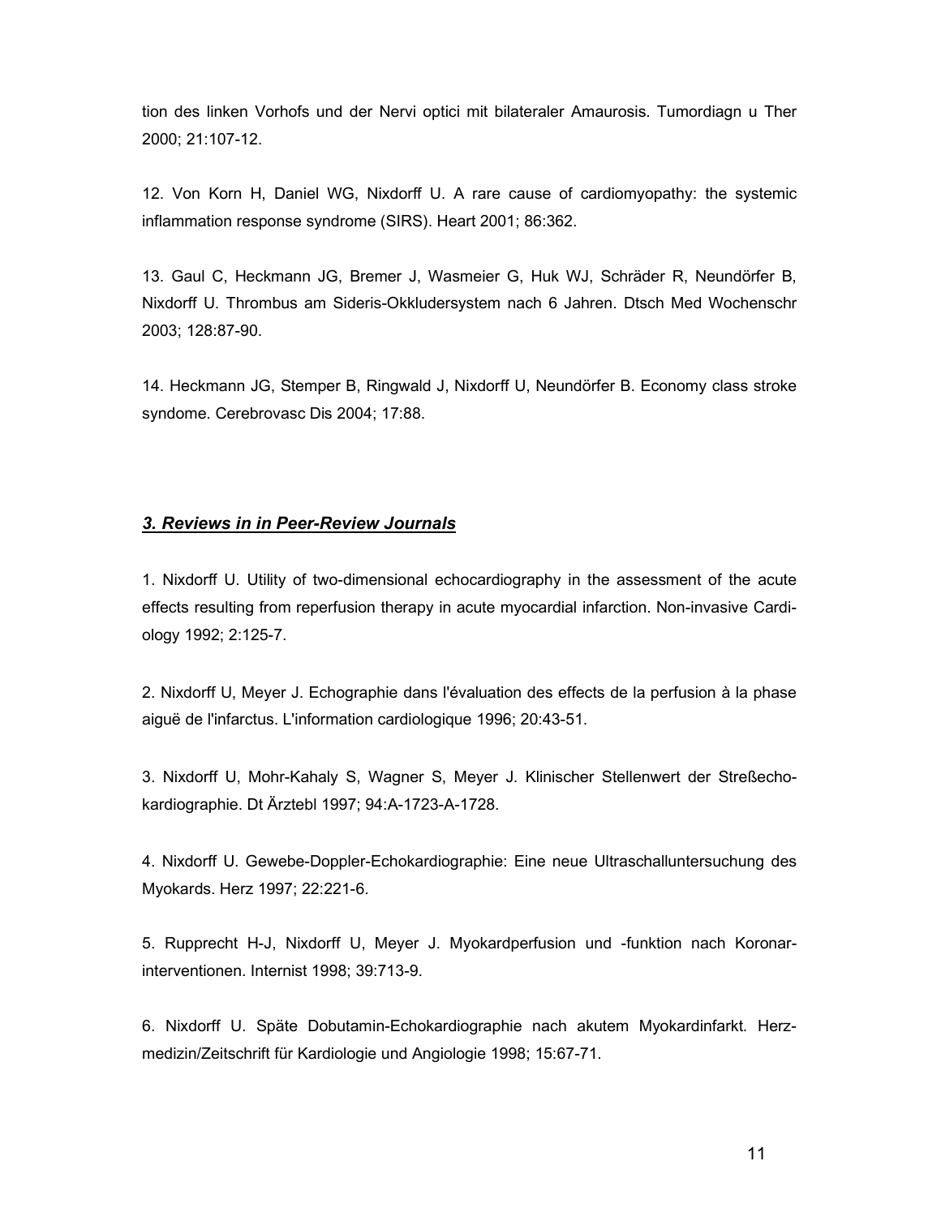tion des linken Vorhofs und der Nervi optici mit bilateraler Amaurosis. Tumordiagn u Ther 2000; 21:107-12.

12. Von Korn H, Daniel WG, Nixdorff U. A rare cause of cardiomyopathy: the systemic inflammation response syndrome (SIRS). Heart 2001; 86:362.

13. Gaul C, Heckmann JG, Bremer J, Wasmeier G, Huk WJ, Schräder R, Neundörfer B, Nixdorff U. Thrombus am Sideris-Okkludersystem nach 6 Jahren. Dtsch Med Wochenschr 2003; 128:87-90.

14. Heckmann JG, Stemper B, Ringwald J, Nixdorff U, Neundörfer B. Economy class stroke syndome. Cerebrovasc Dis 2004; 17:88.

### ***3. Reviews in in Peer-Review Journals***

1. Nixdorff U. Utility of two-dimensional echocardiography in the assessment of the acute effects resulting from reperfusion therapy in acute myocardial infarction. Non-invasive Cardiology 1992; 2:125-7.

2. Nixdorff U, Meyer J. Echographie dans l'évaluation des effects de la perfusion à la phase aiguë de l'infarctus. L'information cardiologique 1996; 20:43-51.

3. Nixdorff U, Mohr-Kahaly S, Wagner S, Meyer J. Klinischer Stellenwert der Streßechokardiographie. Dt Ärztebl 1997; 94:A-1723-A-1728.

4. Nixdorff U. Gewebe-Doppler-Echokardiographie: Eine neue Ultraschalluntersuchung des Myokards. Herz 1997; 22:221-6.

5. Rupprecht H-J, Nixdorff U, Meyer J. Myokardperfusion und -funktion nach Koronarinterventionen. Internist 1998; 39:713-9.

6. Nixdorff U. Späte Dobutamin-Echokardiographie nach akutem Myokardinfarkt. Herzmedizin/Zeitschrift für Kardiologie und Angiologie 1998; 15:67-71.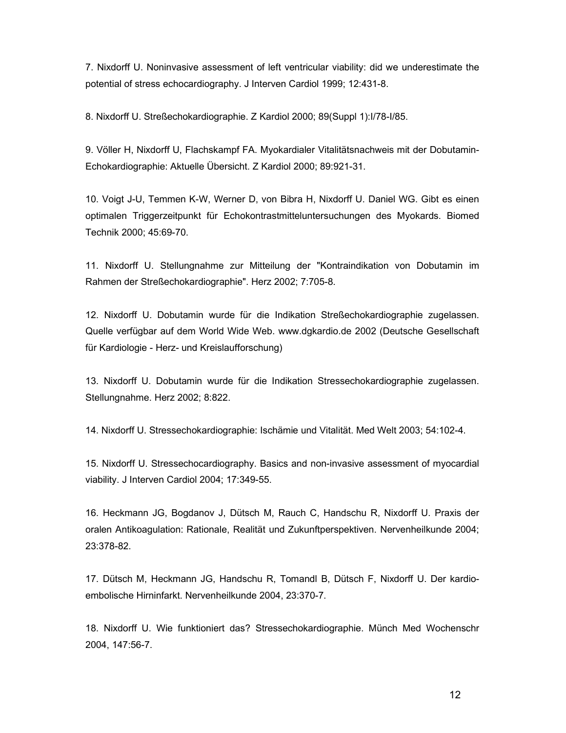7. Nixdorff U. Noninvasive assessment of left ventricular viability: did we underestimate the potential of stress echocardiography. J Interven Cardiol 1999; 12:431-8.

8. Nixdorff U. Streßechokardiographie. Z Kardiol 2000; 89(Suppl 1):I/78-I/85.

9. Völler H, Nixdorff U, Flachskampf FA. Myokardialer Vitalitätsnachweis mit der Dobutamin-Echokardiographie: Aktuelle Übersicht. Z Kardiol 2000; 89:921-31.

10. Voigt J-U, Temmen K-W, Werner D, von Bibra H, Nixdorff U. Daniel WG. Gibt es einen optimalen Triggerzeitpunkt für Echokontrastmitteluntersuchungen des Myokards. Biomed Technik 2000; 45:69-70.

11. Nixdorff U. Stellungnahme zur Mitteilung der "Kontraindikation von Dobutamin im Rahmen der Streßechokardiographie". Herz 2002; 7:705-8.

12. Nixdorff U. Dobutamin wurde für die Indikation Streßechokardiographie zugelassen. Quelle verfügbar auf dem World Wide Web. www.dgkardio.de 2002 (Deutsche Gesellschaft für Kardiologie - Herz- und Kreislaufforschung)

13. Nixdorff U. Dobutamin wurde für die Indikation Stressechokardiographie zugelassen. Stellungnahme. Herz 2002; 8:822.

14. Nixdorff U. Stressechokardiographie: Ischämie und Vitalität. Med Welt 2003; 54:102-4.

15. Nixdorff U. Stressechocardiography. Basics and non-invasive assessment of myocardial viability. J Interven Cardiol 2004; 17:349-55.

16. Heckmann JG, Bogdanov J, Dütsch M, Rauch C, Handschu R, Nixdorff U. Praxis der oralen Antikoagulation: Rationale, Realität und Zukunftperspektiven. Nervenheilkunde 2004; 23:378-82.

17. Dütsch M, Heckmann JG, Handschu R, Tomandl B, Dütsch F, Nixdorff U. Der kardio-embolische Hirninfarkt. Nervenheilkunde 2004, 23:370-7.

18. Nixdorff U. Wie funktioniert das? Stressechokardiographie. Münch Med Wochenschr 2004, 147:56-7.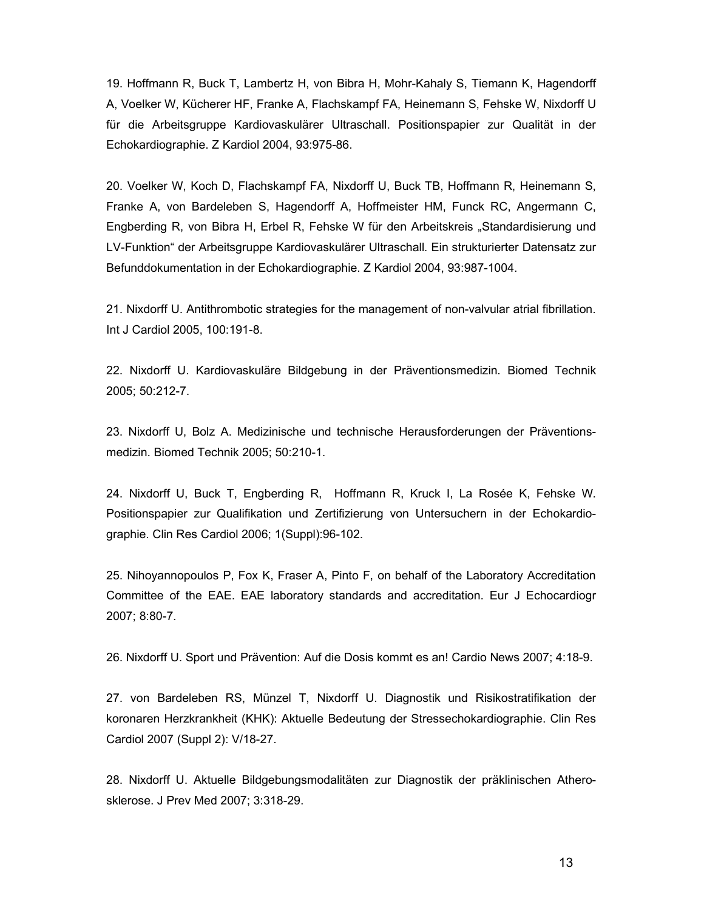19. Hoffmann R, Buck T, Lambertz H, von Bibra H, Mohr-Kahaly S, Tiemann K, Hagendorff A, Voelker W, Kücherer HF, Franke A, Flachskampf FA, Heinemann S, Fehske W, Nixdorff U für die Arbeitsgruppe Kardiovaskulärer Ultraschall. Positionspapier zur Qualität in der Echokardiographie. Z Kardiol 2004, 93:975-86.

20. Voelker W, Koch D, Flachskampf FA, Nixdorff U, Buck TB, Hoffmann R, Heinemann S, Franke A, von Bardeleben S, Hagendorff A, Hoffmeister HM, Funck RC, Angermann C, Engberding R, von Bibra H, Erbel R, Fehske W für den Arbeitskreis „Standardisierung und LV-Funktion" der Arbeitsgruppe Kardiovaskulärer Ultraschall. Ein strukturierter Datensatz zur Befunddokumentation in der Echokardiographie. Z Kardiol 2004, 93:987-1004.

21. Nixdorff U. Antithrombotic strategies for the management of non-valvular atrial fibrillation. Int J Cardiol 2005, 100:191-8.

22. Nixdorff U. Kardiovaskuläre Bildgebung in der Präventionsmedizin. Biomed Technik 2005; 50:212-7.

23. Nixdorff U, Bolz A. Medizinische und technische Herausforderungen der Präventionsmedizin. Biomed Technik 2005; 50:210-1.

24. Nixdorff U, Buck T, Engberding R, Hoffmann R, Kruck I, La Rosée K, Fehske W. Positionspapier zur Qualifikation und Zertifizierung von Untersuchern in der Echokardiographie. Clin Res Cardiol 2006; 1(Suppl):96-102.

25. Nihoyannopoulos P, Fox K, Fraser A, Pinto F, on behalf of the Laboratory Accreditation Committee of the EAE. EAE laboratory standards and accreditation. Eur J Echocardiogr 2007; 8:80-7.

26. Nixdorff U. Sport und Prävention: Auf die Dosis kommt es an! Cardio News 2007; 4:18-9.

27. von Bardeleben RS, Münzel T, Nixdorff U. Diagnostik und Risikostratifikation der koronaren Herzkrankheit (KHK): Aktuelle Bedeutung der Stressechokardiographie. Clin Res Cardiol 2007 (Suppl 2): V/18-27.

28. Nixdorff U. Aktuelle Bildgebungsmodalitäten zur Diagnostik der präklinischen Atherosklerose. J Prev Med 2007; 3:318-29.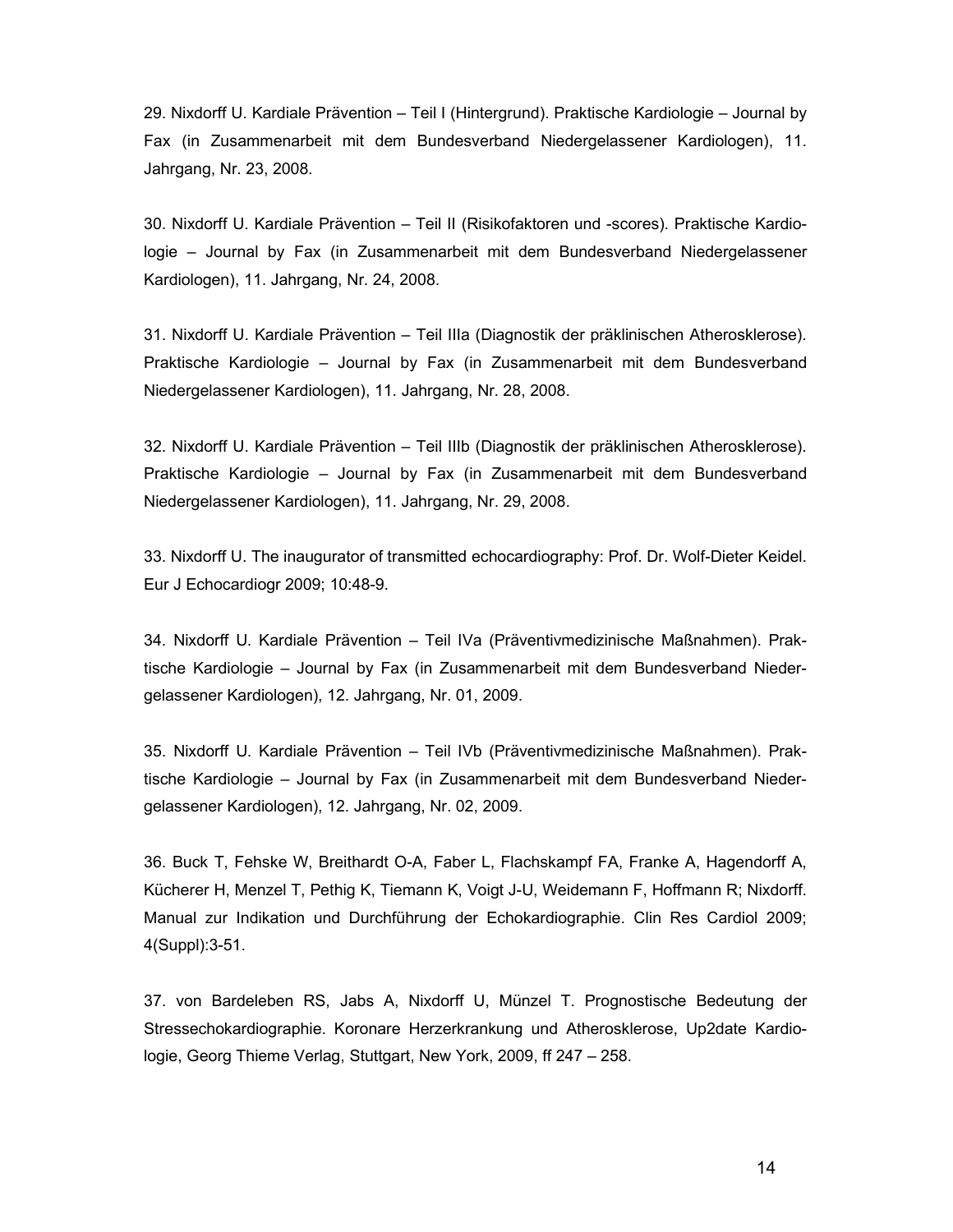29. Nixdorff U. Kardiale Prävention – Teil I (Hintergrund). Praktische Kardiologie – Journal by Fax (in Zusammenarbeit mit dem Bundesverband Niedergelassener Kardiologen), 11. Jahrgang, Nr. 23, 2008.

30. Nixdorff U. Kardiale Prävention – Teil II (Risikofaktoren und -scores). Praktische Kardiologie – Journal by Fax (in Zusammenarbeit mit dem Bundesverband Niedergelassener Kardiologen), 11. Jahrgang, Nr. 24, 2008.

31. Nixdorff U. Kardiale Prävention – Teil IIIa (Diagnostik der präklinischen Atherosklerose). Praktische Kardiologie – Journal by Fax (in Zusammenarbeit mit dem Bundesverband Niedergelassener Kardiologen), 11. Jahrgang, Nr. 28, 2008.

32. Nixdorff U. Kardiale Prävention – Teil IIIb (Diagnostik der präklinischen Atherosklerose). Praktische Kardiologie – Journal by Fax (in Zusammenarbeit mit dem Bundesverband Niedergelassener Kardiologen), 11. Jahrgang, Nr. 29, 2008.

33. Nixdorff U. The inaugurator of transmitted echocardiography: Prof. Dr. Wolf-Dieter Keidel. Eur J Echocardiogr 2009; 10:48-9.

34. Nixdorff U. Kardiale Prävention – Teil IVa (Präventivmedizinische Maßnahmen). Praktische Kardiologie – Journal by Fax (in Zusammenarbeit mit dem Bundesverband Niedergelassener Kardiologen), 12. Jahrgang, Nr. 01, 2009.

35. Nixdorff U. Kardiale Prävention – Teil IVb (Präventivmedizinische Maßnahmen). Praktische Kardiologie – Journal by Fax (in Zusammenarbeit mit dem Bundesverband Niedergelassener Kardiologen), 12. Jahrgang, Nr. 02, 2009.

36. Buck T, Fehske W, Breithardt O-A, Faber L, Flachskampf FA, Franke A, Hagendorff A, Kücherer H, Menzel T, Pethig K, Tiemann K, Voigt J-U, Weidemann F, Hoffmann R; Nixdorff. Manual zur Indikation und Durchführung der Echokardiographie. Clin Res Cardiol 2009; 4(Suppl):3-51.

37. von Bardeleben RS, Jabs A, Nixdorff U, Münzel T. Prognostische Bedeutung der Stressechokardiographie. Koronare Herzerkrankung und Atherosklerose, Up2date Kardiologie, Georg Thieme Verlag, Stuttgart, New York, 2009, ff 247 – 258.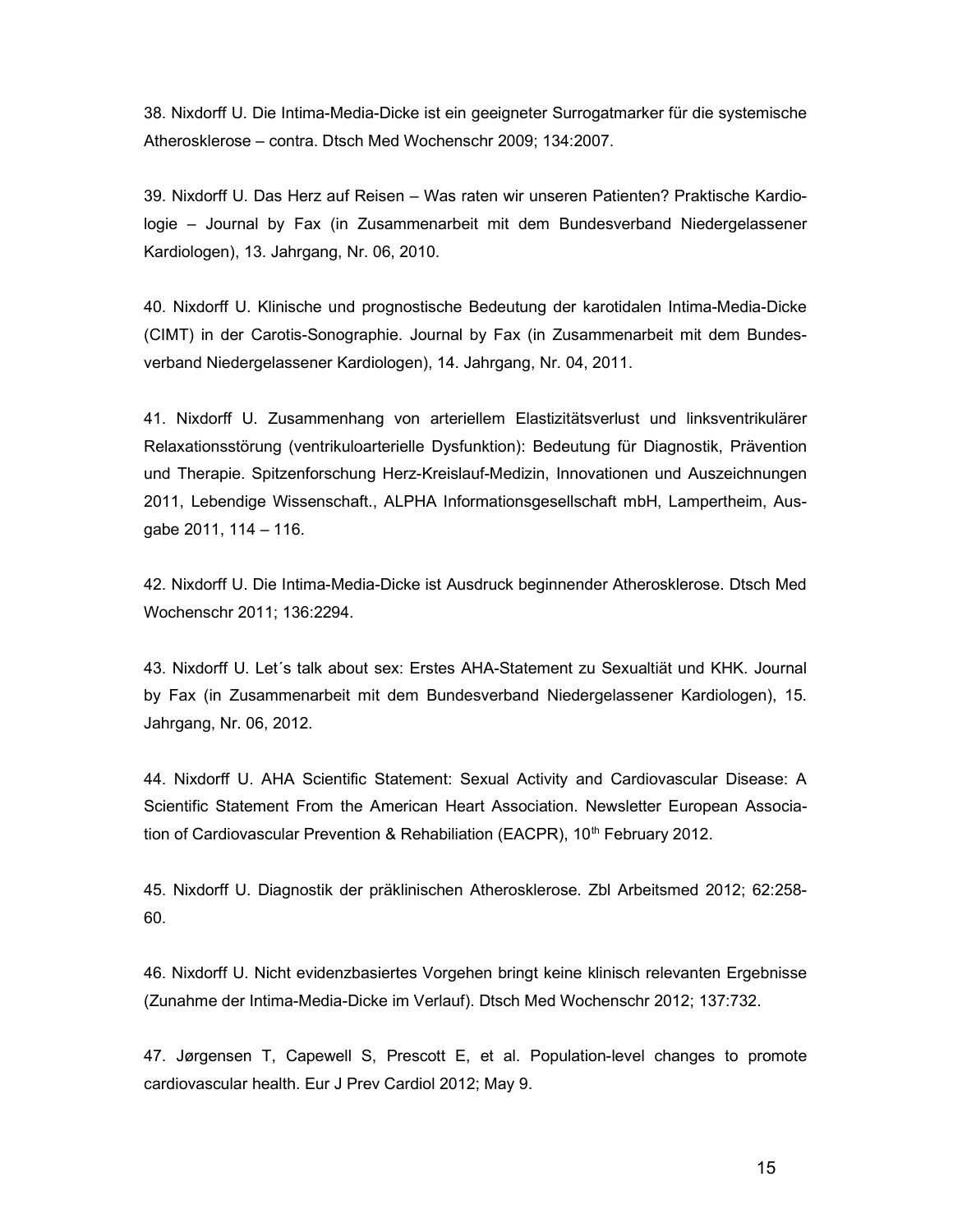38. Nixdorff U. Die Intima-Media-Dicke ist ein geeigneter Surrogatmarker für die systemische Atherosklerose – contra. Dtsch Med Wochenschr 2009; 134:2007.

39. Nixdorff U. Das Herz auf Reisen – Was raten wir unseren Patienten? Praktische Kardiologie – Journal by Fax (in Zusammenarbeit mit dem Bundesverband Niedergelassener Kardiologen), 13. Jahrgang, Nr. 06, 2010.

40. Nixdorff U. Klinische und prognostische Bedeutung der karotidalen Intima-Media-Dicke (CIMT) in der Carotis-Sonographie. Journal by Fax (in Zusammenarbeit mit dem Bundesverband Niedergelassener Kardiologen), 14. Jahrgang, Nr. 04, 2011.

41. Nixdorff U. Zusammenhang von arteriellem Elastizitätsverlust und linksventrikulärer Relaxationsstörung (ventrikuloarterielle Dysfunktion): Bedeutung für Diagnostik, Prävention und Therapie. Spitzenforschung Herz-Kreislauf-Medizin, Innovationen und Auszeichnungen 2011, Lebendige Wissenschaft., ALPHA Informationsgesellschaft mbH, Lampertheim, Ausgabe 2011, 114 – 116.

42. Nixdorff U. Die Intima-Media-Dicke ist Ausdruck beginnender Atherosklerose. Dtsch Med Wochenschr 2011; 136:2294.

43. Nixdorff U. Let´s talk about sex: Erstes AHA-Statement zu Sexualtiät und KHK. Journal by Fax (in Zusammenarbeit mit dem Bundesverband Niedergelassener Kardiologen), 15. Jahrgang, Nr. 06, 2012.

44. Nixdorff U. AHA Scientific Statement: Sexual Activity and Cardiovascular Disease: A Scientific Statement From the American Heart Association. Newsletter European Association of Cardiovascular Prevention & Rehabiliation (EACPR), 10th February 2012.

45. Nixdorff U. Diagnostik der präklinischen Atherosklerose. Zbl Arbeitsmed 2012; 62:258-60.

46. Nixdorff U. Nicht evidenzbasiertes Vorgehen bringt keine klinisch relevanten Ergebnisse (Zunahme der Intima-Media-Dicke im Verlauf). Dtsch Med Wochenschr 2012; 137:732.

47. Jørgensen T, Capewell S, Prescott E, et al. Population-level changes to promote cardiovascular health. Eur J Prev Cardiol 2012; May 9.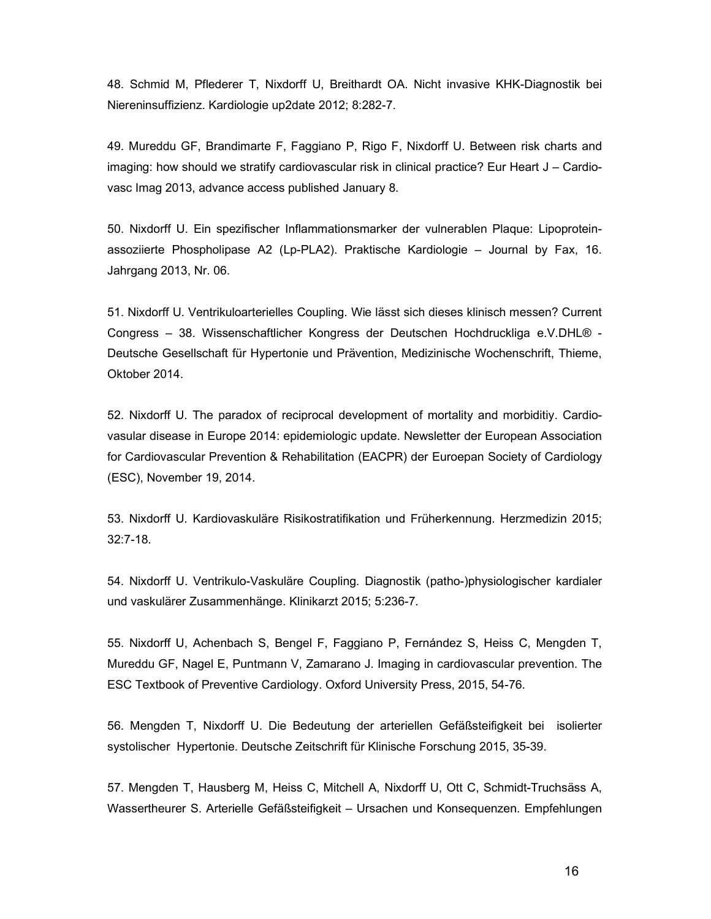48. Schmid M, Pflederer T, Nixdorff U, Breithardt OA. Nicht invasive KHK-Diagnostik bei Niereninsuffizienz. Kardiologie up2date 2012; 8:282-7.

49. Mureddu GF, Brandimarte F, Faggiano P, Rigo F, Nixdorff U. Between risk charts and imaging: how should we stratify cardiovascular risk in clinical practice? Eur Heart J – Cardiovasc Imag 2013, advance access published January 8.

50. Nixdorff U. Ein spezifischer Inflammationsmarker der vulnerablen Plaque: Lipoprotein-assoziierte Phospholipase A2 (Lp-PLA2). Praktische Kardiologie – Journal by Fax, 16. Jahrgang 2013, Nr. 06.

51. Nixdorff U. Ventrikuloarterielles Coupling. Wie lässt sich dieses klinisch messen? Current Congress – 38. Wissenschaftlicher Kongress der Deutschen Hochdruckliga e.V.DHL® - Deutsche Gesellschaft für Hypertonie und Prävention, Medizinische Wochenschrift, Thieme, Oktober 2014.

52. Nixdorff U. The paradox of reciprocal development of mortality and morbiditiy. Cardiovasular disease in Europe 2014: epidemiologic update. Newsletter der European Association for Cardiovascular Prevention & Rehabilitation (EACPR) der Euroepan Society of Cardiology (ESC), November 19, 2014.

53. Nixdorff U. Kardiovaskuläre Risikostratifikation und Früherkennung. Herzmedizin 2015; 32:7-18.

54. Nixdorff U. Ventrikulo-Vaskuläre Coupling. Diagnostik (patho-)physiologischer kardialer und vaskulärer Zusammenhänge. Klinikarzt 2015; 5:236-7.

55. Nixdorff U, Achenbach S, Bengel F, Faggiano P, Fernández S, Heiss C, Mengden T, Mureddu GF, Nagel E, Puntmann V, Zamarano J. Imaging in cardiovascular prevention. The ESC Textbook of Preventive Cardiology. Oxford University Press, 2015, 54-76.

56. Mengden T, Nixdorff U. Die Bedeutung der arteriellen Gefäßsteifigkeit bei isolierter systolischer Hypertonie. Deutsche Zeitschrift für Klinische Forschung 2015, 35-39.

57. Mengden T, Hausberg M, Heiss C, Mitchell A, Nixdorff U, Ott C, Schmidt-Truchsäss A, Wassertheurer S. Arterielle Gefäßsteifigkeit – Ursachen und Konsequenzen. Empfehlungen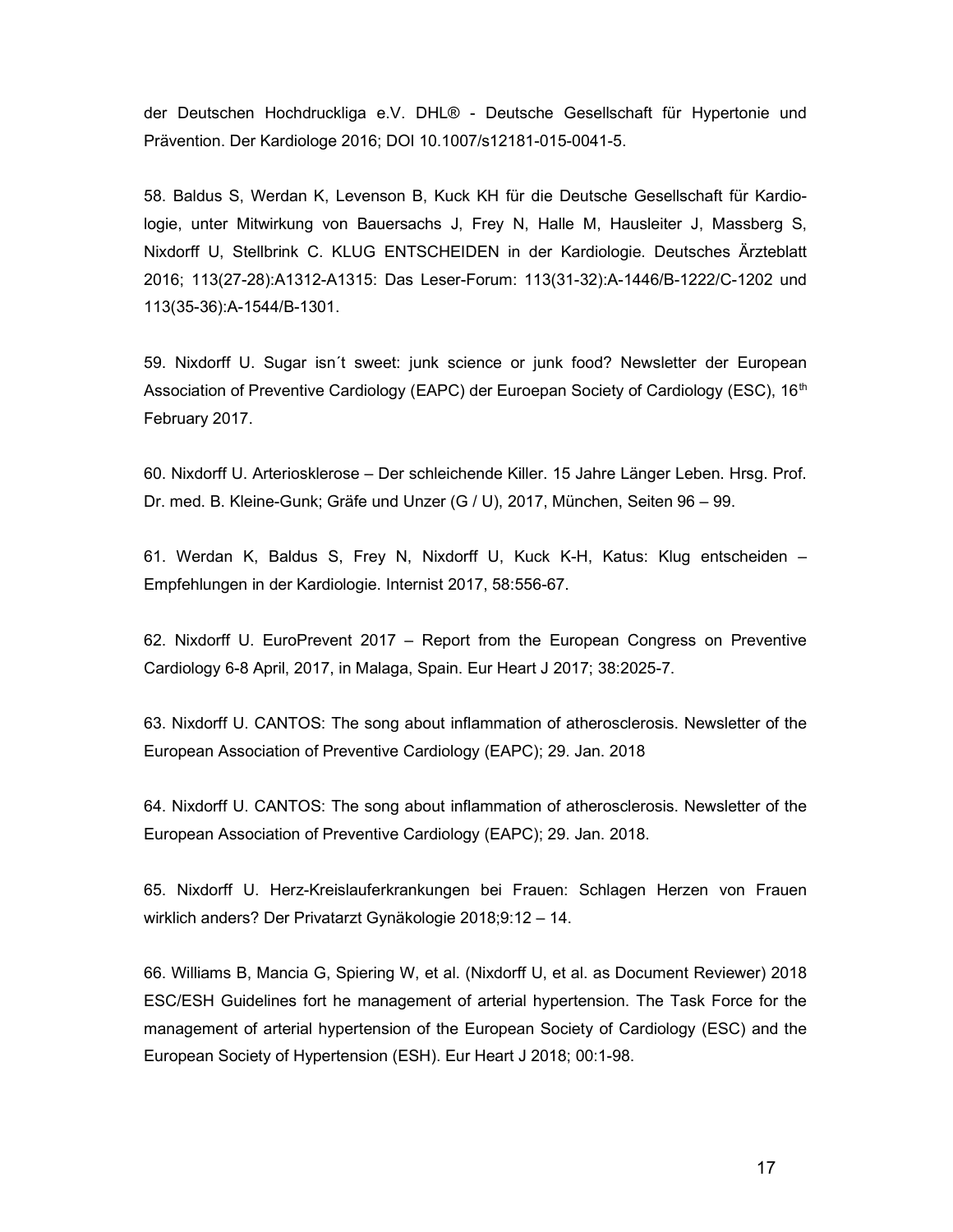der Deutschen Hochdruckliga e.V. DHL® - Deutsche Gesellschaft für Hypertonie und Prävention. Der Kardiologe 2016; DOI 10.1007/s12181-015-0041-5.

58. Baldus S, Werdan K, Levenson B, Kuck KH für die Deutsche Gesellschaft für Kardiologie, unter Mitwirkung von Bauersachs J, Frey N, Halle M, Hausleiter J, Massberg S, Nixdorff U, Stellbrink C. KLUG ENTSCHEIDEN in der Kardiologie. Deutsches Ärzteblatt 2016; 113(27-28):A1312-A1315: Das Leser-Forum: 113(31-32):A-1446/B-1222/C-1202 und 113(35-36):A-1544/B-1301.

59. Nixdorff U. Sugar isn´t sweet: junk science or junk food? Newsletter der European Association of Preventive Cardiology (EAPC) der Euroepan Society of Cardiology (ESC), 16th February 2017.

60. Nixdorff U. Arteriosklerose – Der schleichende Killer. 15 Jahre Länger Leben. Hrsg. Prof. Dr. med. B. Kleine-Gunk; Gräfe und Unzer (G / U), 2017, München, Seiten 96 – 99.

61. Werdan K, Baldus S, Frey N, Nixdorff U, Kuck K-H, Katus: Klug entscheiden – Empfehlungen in der Kardiologie. Internist 2017, 58:556-67.

62. Nixdorff U. EuroPrevent 2017 – Report from the European Congress on Preventive Cardiology 6-8 April, 2017, in Malaga, Spain. Eur Heart J 2017; 38:2025-7.

63. Nixdorff U. CANTOS: The song about inflammation of atherosclerosis. Newsletter of the European Association of Preventive Cardiology (EAPC); 29. Jan. 2018

64. Nixdorff U. CANTOS: The song about inflammation of atherosclerosis. Newsletter of the European Association of Preventive Cardiology (EAPC); 29. Jan. 2018.

65. Nixdorff U. Herz-Kreislauferkrankungen bei Frauen: Schlagen Herzen von Frauen wirklich anders? Der Privatarzt Gynäkologie 2018;9:12 – 14.

66. Williams B, Mancia G, Spiering W, et al. (Nixdorff U, et al. as Document Reviewer) 2018 ESC/ESH Guidelines fort he management of arterial hypertension. The Task Force for the management of arterial hypertension of the European Society of Cardiology (ESC) and the European Society of Hypertension (ESH). Eur Heart J 2018; 00:1-98.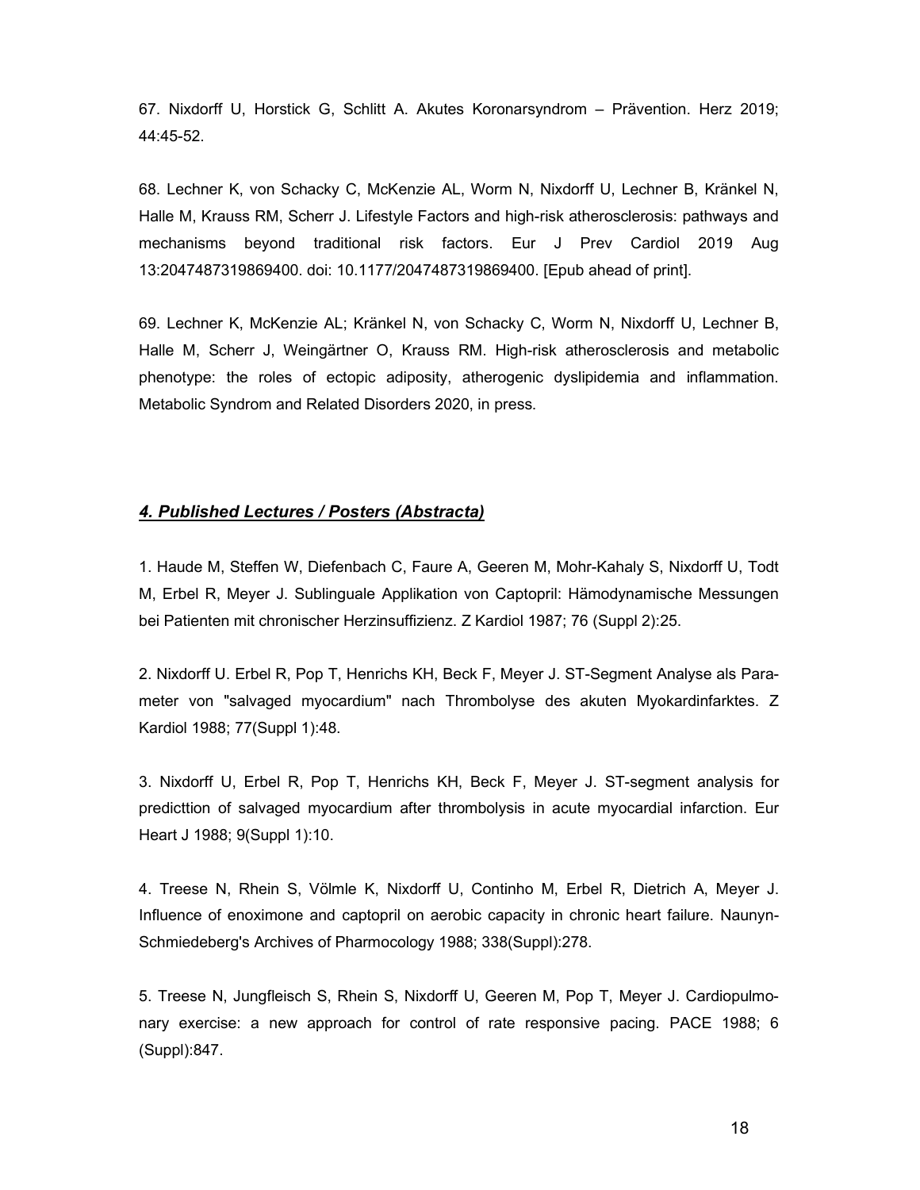67. Nixdorff U, Horstick G, Schlitt A. Akutes Koronarsyndrom – Prävention. Herz 2019; 44:45-52.

68. Lechner K, von Schacky C, McKenzie AL, Worm N, Nixdorff U, Lechner B, Kränkel N, Halle M, Krauss RM, Scherr J. Lifestyle Factors and high-risk atherosclerosis: pathways and mechanisms beyond traditional risk factors. Eur J Prev Cardiol 2019 Aug 13:2047487319869400. doi: 10.1177/2047487319869400. [Epub ahead of print].

69. Lechner K, McKenzie AL; Kränkel N, von Schacky C, Worm N, Nixdorff U, Lechner B, Halle M, Scherr J, Weingärtner O, Krauss RM. High-risk atherosclerosis and metabolic phenotype: the roles of ectopic adiposity, atherogenic dyslipidemia and inflammation. Metabolic Syndrom and Related Disorders 2020, in press.

## ***4. Published Lectures / Posters (Abstracta)***

1. Haude M, Steffen W, Diefenbach C, Faure A, Geeren M, Mohr-Kahaly S, Nixdorff U, Todt M, Erbel R, Meyer J. Sublinguale Applikation von Captopril: Hämodynamische Messungen bei Patienten mit chronischer Herzinsuffizienz. Z Kardiol 1987; 76 (Suppl 2):25.

2. Nixdorff U. Erbel R, Pop T, Henrichs KH, Beck F, Meyer J. ST-Segment Analyse als Parameter von "salvaged myocardium" nach Thrombolyse des akuten Myokardinfarktes. Z Kardiol 1988; 77(Suppl 1):48.

3. Nixdorff U, Erbel R, Pop T, Henrichs KH, Beck F, Meyer J. ST-segment analysis for predicttion of salvaged myocardium after thrombolysis in acute myocardial infarction. Eur Heart J 1988; 9(Suppl 1):10.

4. Treese N, Rhein S, Völmle K, Nixdorff U, Continho M, Erbel R, Dietrich A, Meyer J. Influence of enoximone and captopril on aerobic capacity in chronic heart failure. Naunyn-Schmiedeberg's Archives of Pharmocology 1988; 338(Suppl):278.

5. Treese N, Jungfleisch S, Rhein S, Nixdorff U, Geeren M, Pop T, Meyer J. Cardiopulmonary exercise: a new approach for control of rate responsive pacing. PACE 1988; 6 (Suppl):847.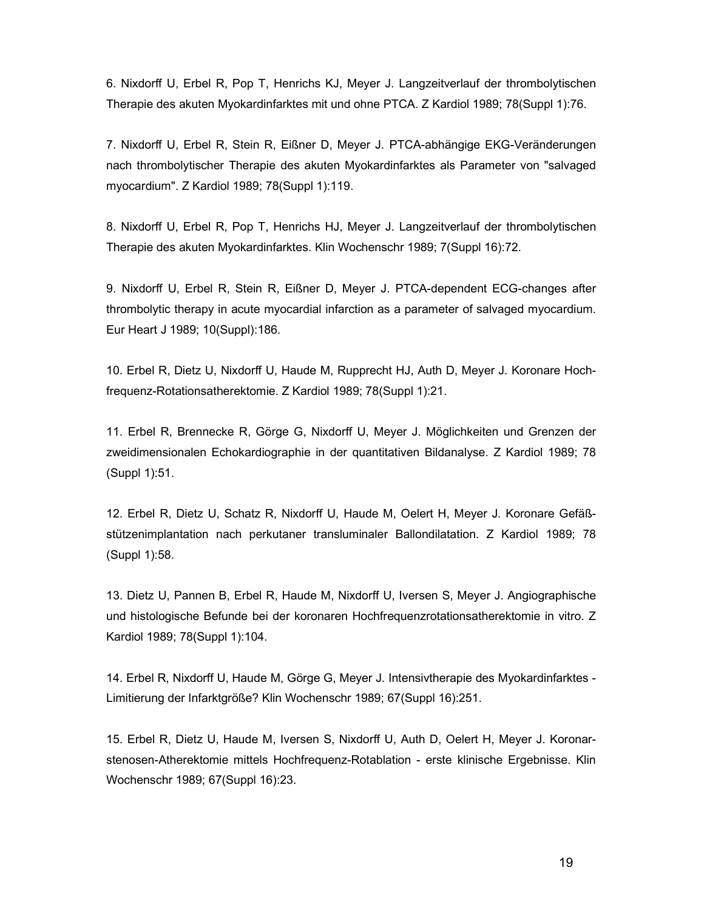6. Nixdorff U, Erbel R, Pop T, Henrichs KJ, Meyer J. Langzeitverlauf der thrombolytischen Therapie des akuten Myokardinfarktes mit und ohne PTCA. Z Kardiol 1989; 78(Suppl 1):76.

7. Nixdorff U, Erbel R, Stein R, Eißner D, Meyer J. PTCA-abhängige EKG-Veränderungen nach thrombolytischer Therapie des akuten Myokardinfarktes als Parameter von "salvaged myocardium". Z Kardiol 1989; 78(Suppl 1):119.

8. Nixdorff U, Erbel R, Pop T, Henrichs HJ, Meyer J. Langzeitverlauf der thrombolytischen Therapie des akuten Myokardinfarktes. Klin Wochenschr 1989; 7(Suppl 16):72.

9. Nixdorff U, Erbel R, Stein R, Eißner D, Meyer J. PTCA-dependent ECG-changes after thrombolytic therapy in acute myocardial infarction as a parameter of salvaged myocardium. Eur Heart J 1989; 10(Suppl):186.

10. Erbel R, Dietz U, Nixdorff U, Haude M, Rupprecht HJ, Auth D, Meyer J. Koronare Hochfrequenz-Rotationsatherektomie. Z Kardiol 1989; 78(Suppl 1):21.

11. Erbel R, Brennecke R, Görge G, Nixdorff U, Meyer J. Möglichkeiten und Grenzen der zweidimensionalen Echokardiographie in der quantitativen Bildanalyse. Z Kardiol 1989; 78 (Suppl 1):51.

12. Erbel R, Dietz U, Schatz R, Nixdorff U, Haude M, Oelert H, Meyer J. Koronare Gefäßstützenimplantation nach perkutaner transluminaler Ballondilatation. Z Kardiol 1989; 78 (Suppl 1):58.

13. Dietz U, Pannen B, Erbel R, Haude M, Nixdorff U, Iversen S, Meyer J. Angiographische und histologische Befunde bei der koronaren Hochfrequenzrotationsatherektomie in vitro. Z Kardiol 1989; 78(Suppl 1):104.

14. Erbel R, Nixdorff U, Haude M, Görge G, Meyer J. Intensivtherapie des Myokardinfarktes - Limitierung der Infarktgröße? Klin Wochenschr 1989; 67(Suppl 16):251.

15. Erbel R, Dietz U, Haude M, Iversen S, Nixdorff U, Auth D, Oelert H, Meyer J. Koronarstenosen-Atherektomie mittels Hochfrequenz-Rotablation - erste klinische Ergebnisse. Klin Wochenschr 1989; 67(Suppl 16):23.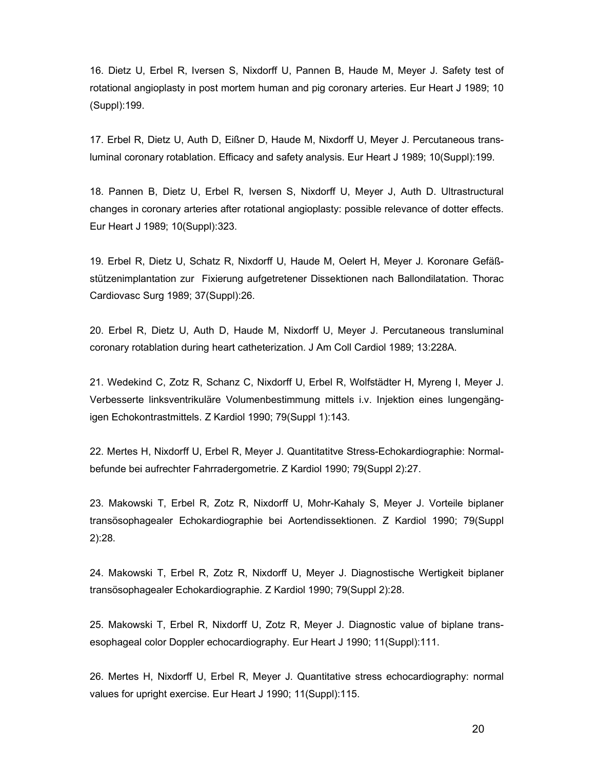16. Dietz U, Erbel R, Iversen S, Nixdorff U, Pannen B, Haude M, Meyer J. Safety test of rotational angioplasty in post mortem human and pig coronary arteries. Eur Heart J 1989; 10 (Suppl):199.

17. Erbel R, Dietz U, Auth D, Eißner D, Haude M, Nixdorff U, Meyer J. Percutaneous transluminal coronary rotablation. Efficacy and safety analysis. Eur Heart J 1989; 10(Suppl):199.

18. Pannen B, Dietz U, Erbel R, Iversen S, Nixdorff U, Meyer J, Auth D. Ultrastructural changes in coronary arteries after rotational angioplasty: possible relevance of dotter effects. Eur Heart J 1989; 10(Suppl):323.

19. Erbel R, Dietz U, Schatz R, Nixdorff U, Haude M, Oelert H, Meyer J. Koronare Gefäßstützenimplantation zur Fixierung aufgetretener Dissektionen nach Ballondilatation. Thorac Cardiovasc Surg 1989; 37(Suppl):26.

20. Erbel R, Dietz U, Auth D, Haude M, Nixdorff U, Meyer J. Percutaneous transluminal coronary rotablation during heart catheterization. J Am Coll Cardiol 1989; 13:228A.

21. Wedekind C, Zotz R, Schanz C, Nixdorff U, Erbel R, Wolfstädter H, Myreng I, Meyer J. Verbesserte linksventrikuläre Volumenbestimmung mittels i.v. Injektion eines lungengängigen Echokontrastmittels. Z Kardiol 1990; 79(Suppl 1):143.

22. Mertes H, Nixdorff U, Erbel R, Meyer J. Quantitatitve Stress-Echokardiographie: Normalbefunde bei aufrechter Fahrradergometrie. Z Kardiol 1990; 79(Suppl 2):27.

23. Makowski T, Erbel R, Zotz R, Nixdorff U, Mohr-Kahaly S, Meyer J. Vorteile biplaner transösophagealer Echokardiographie bei Aortendissektionen. Z Kardiol 1990; 79(Suppl 2):28.

24. Makowski T, Erbel R, Zotz R, Nixdorff U, Meyer J. Diagnostische Wertigkeit biplaner transösophagealer Echokardiographie. Z Kardiol 1990; 79(Suppl 2):28.

25. Makowski T, Erbel R, Nixdorff U, Zotz R, Meyer J. Diagnostic value of biplane transesophageal color Doppler echocardiography. Eur Heart J 1990; 11(Suppl):111.

26. Mertes H, Nixdorff U, Erbel R, Meyer J. Quantitative stress echocardiography: normal values for upright exercise. Eur Heart J 1990; 11(Suppl):115.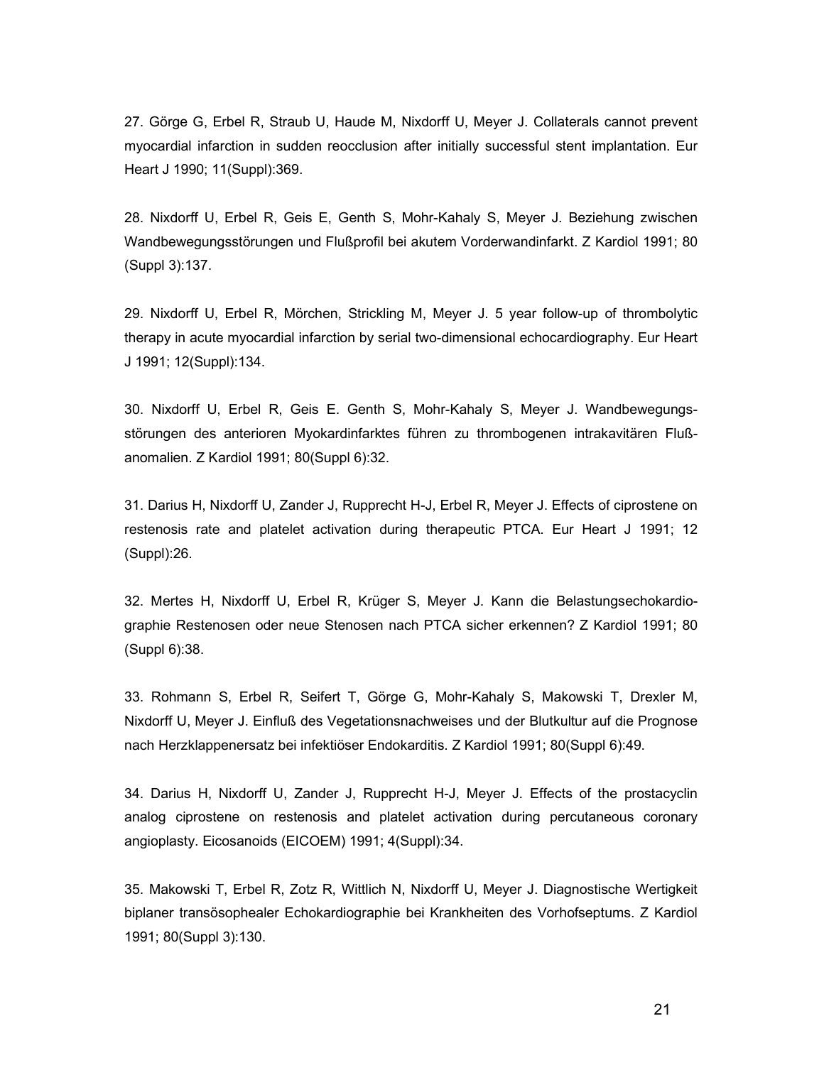27. Görge G, Erbel R, Straub U, Haude M, Nixdorff U, Meyer J. Collaterals cannot prevent myocardial infarction in sudden reocclusion after initially successful stent implantation. Eur Heart J 1990; 11(Suppl):369.

28. Nixdorff U, Erbel R, Geis E, Genth S, Mohr-Kahaly S, Meyer J. Beziehung zwischen Wandbewegungsstörungen und Flußprofil bei akutem Vorderwandinfarkt. Z Kardiol 1991; 80 (Suppl 3):137.

29. Nixdorff U, Erbel R, Mörchen, Strickling M, Meyer J. 5 year follow-up of thrombolytic therapy in acute myocardial infarction by serial two-dimensional echocardiography. Eur Heart J 1991; 12(Suppl):134.

30. Nixdorff U, Erbel R, Geis E. Genth S, Mohr-Kahaly S, Meyer J. Wandbewegungsstörungen des anterioren Myokardinfarktes führen zu thrombogenen intrakavitären Flußanomalien. Z Kardiol 1991; 80(Suppl 6):32.

31. Darius H, Nixdorff U, Zander J, Rupprecht H-J, Erbel R, Meyer J. Effects of ciprostene on restenosis rate and platelet activation during therapeutic PTCA. Eur Heart J 1991; 12 (Suppl):26.

32. Mertes H, Nixdorff U, Erbel R, Krüger S, Meyer J. Kann die Belastungsechokardiographie Restenosen oder neue Stenosen nach PTCA sicher erkennen? Z Kardiol 1991; 80 (Suppl 6):38.

33. Rohmann S, Erbel R, Seifert T, Görge G, Mohr-Kahaly S, Makowski T, Drexler M, Nixdorff U, Meyer J. Einfluß des Vegetationsnachweises und der Blutkultur auf die Prognose nach Herzklappenersatz bei infektiöser Endokarditis. Z Kardiol 1991; 80(Suppl 6):49.

34. Darius H, Nixdorff U, Zander J, Rupprecht H-J, Meyer J. Effects of the prostacyclin analog ciprostene on restenosis and platelet activation during percutaneous coronary angioplasty. Eicosanoids (EICOEM) 1991; 4(Suppl):34.

35. Makowski T, Erbel R, Zotz R, Wittlich N, Nixdorff U, Meyer J. Diagnostische Wertigkeit biplaner transösophealer Echokardiographie bei Krankheiten des Vorhofseptums. Z Kardiol 1991; 80(Suppl 3):130.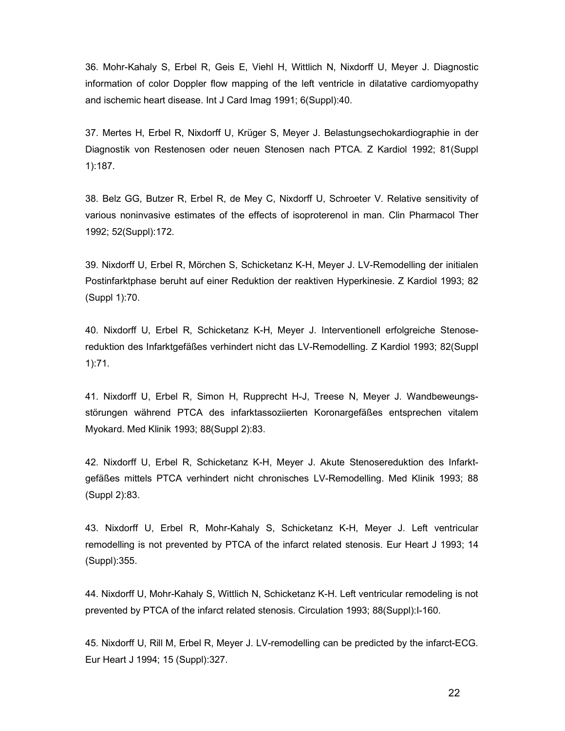36. Mohr-Kahaly S, Erbel R, Geis E, Viehl H, Wittlich N, Nixdorff U, Meyer J. Diagnostic information of color Doppler flow mapping of the left ventricle in dilatative cardiomyopathy and ischemic heart disease. Int J Card Imag 1991; 6(Suppl):40.

37. Mertes H, Erbel R, Nixdorff U, Krüger S, Meyer J. Belastungsechokardiographie in der Diagnostik von Restenosen oder neuen Stenosen nach PTCA. Z Kardiol 1992; 81(Suppl 1):187.

38. Belz GG, Butzer R, Erbel R, de Mey C, Nixdorff U, Schroeter V. Relative sensitivity of various noninvasive estimates of the effects of isoproterenol in man. Clin Pharmacol Ther 1992; 52(Suppl):172.

39. Nixdorff U, Erbel R, Mörchen S, Schicketanz K-H, Meyer J. LV-Remodelling der initialen Postinfarktphase beruht auf einer Reduktion der reaktiven Hyperkinesie. Z Kardiol 1993; 82 (Suppl 1):70.

40. Nixdorff U, Erbel R, Schicketanz K-H, Meyer J. Interventionell erfolgreiche Stenosereduktion des Infarktgefäßes verhindert nicht das LV-Remodelling. Z Kardiol 1993; 82(Suppl 1):71.

41. Nixdorff U, Erbel R, Simon H, Rupprecht H-J, Treese N, Meyer J. Wandbewegungsstörungen während PTCA des infarktassoziierten Koronargefäßes entsprechen vitalem Myokard. Med Klinik 1993; 88(Suppl 2):83.

42. Nixdorff U, Erbel R, Schicketanz K-H, Meyer J. Akute Stenosereduktion des Infarktgefäßes mittels PTCA verhindert nicht chronisches LV-Remodelling. Med Klinik 1993; 88 (Suppl 2):83.

43. Nixdorff U, Erbel R, Mohr-Kahaly S, Schicketanz K-H, Meyer J. Left ventricular remodelling is not prevented by PTCA of the infarct related stenosis. Eur Heart J 1993; 14 (Suppl):355.

44. Nixdorff U, Mohr-Kahaly S, Wittlich N, Schicketanz K-H. Left ventricular remodeling is not prevented by PTCA of the infarct related stenosis. Circulation 1993; 88(Suppl):I-160.

45. Nixdorff U, Rill M, Erbel R, Meyer J. LV-remodelling can be predicted by the infarct-ECG. Eur Heart J 1994; 15 (Suppl):327.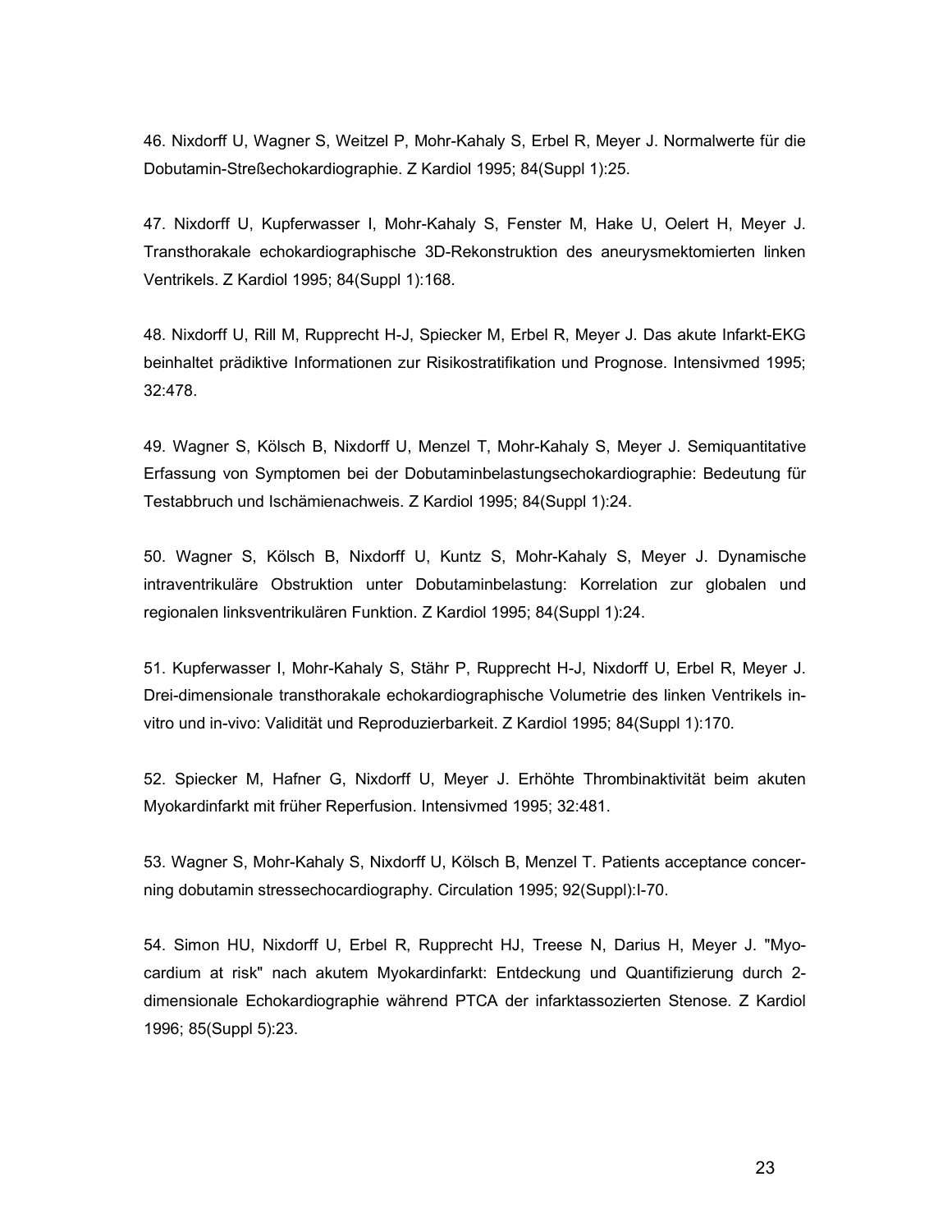46. Nixdorff U, Wagner S, Weitzel P, Mohr-Kahaly S, Erbel R, Meyer J. Normalwerte für die Dobutamin-Streßechokardiographie. Z Kardiol 1995; 84(Suppl 1):25.

47. Nixdorff U, Kupferwasser I, Mohr-Kahaly S, Fenster M, Hake U, Oelert H, Meyer J. Transthorakale echokardiographische 3D-Rekonstruktion des aneurysmektomierten linken Ventrikels. Z Kardiol 1995; 84(Suppl 1):168.

48. Nixdorff U, Rill M, Rupprecht H-J, Spiecker M, Erbel R, Meyer J. Das akute Infarkt-EKG beinhaltet prädiktive Informationen zur Risikostratifikation und Prognose. Intensivmed 1995; 32:478.

49. Wagner S, Kölsch B, Nixdorff U, Menzel T, Mohr-Kahaly S, Meyer J. Semiquantitative Erfassung von Symptomen bei der Dobutaminbelastungsechokardiographie: Bedeutung für Testabbruch und Ischämienachweis. Z Kardiol 1995; 84(Suppl 1):24.

50. Wagner S, Kölsch B, Nixdorff U, Kuntz S, Mohr-Kahaly S, Meyer J. Dynamische intraventrikuläre Obstruktion unter Dobutaminbelastung: Korrelation zur globalen und regionalen linksventrikulären Funktion. Z Kardiol 1995; 84(Suppl 1):24.

51. Kupferwasser I, Mohr-Kahaly S, Stähr P, Rupprecht H-J, Nixdorff U, Erbel R, Meyer J. Drei-dimensionale transthorakale echokardiographische Volumetrie des linken Ventrikels in-vitro und in-vivo: Validität und Reproduzierbarkeit. Z Kardiol 1995; 84(Suppl 1):170.

52. Spiecker M, Hafner G, Nixdorff U, Meyer J. Erhöhte Thrombinaktivität beim akuten Myokardinfarkt mit früher Reperfusion. Intensivmed 1995; 32:481.

53. Wagner S, Mohr-Kahaly S, Nixdorff U, Kölsch B, Menzel T. Patients acceptance concerning dobutamin stressechocardiography. Circulation 1995; 92(Suppl):I-70.

54. Simon HU, Nixdorff U, Erbel R, Rupprecht HJ, Treese N, Darius H, Meyer J. "Myocardium at risk" nach akutem Myokardinfarkt: Entdeckung und Quantifizierung durch 2-dimensionale Echokardiographie während PTCA der infarktassozierten Stenose. Z Kardiol 1996; 85(Suppl 5):23.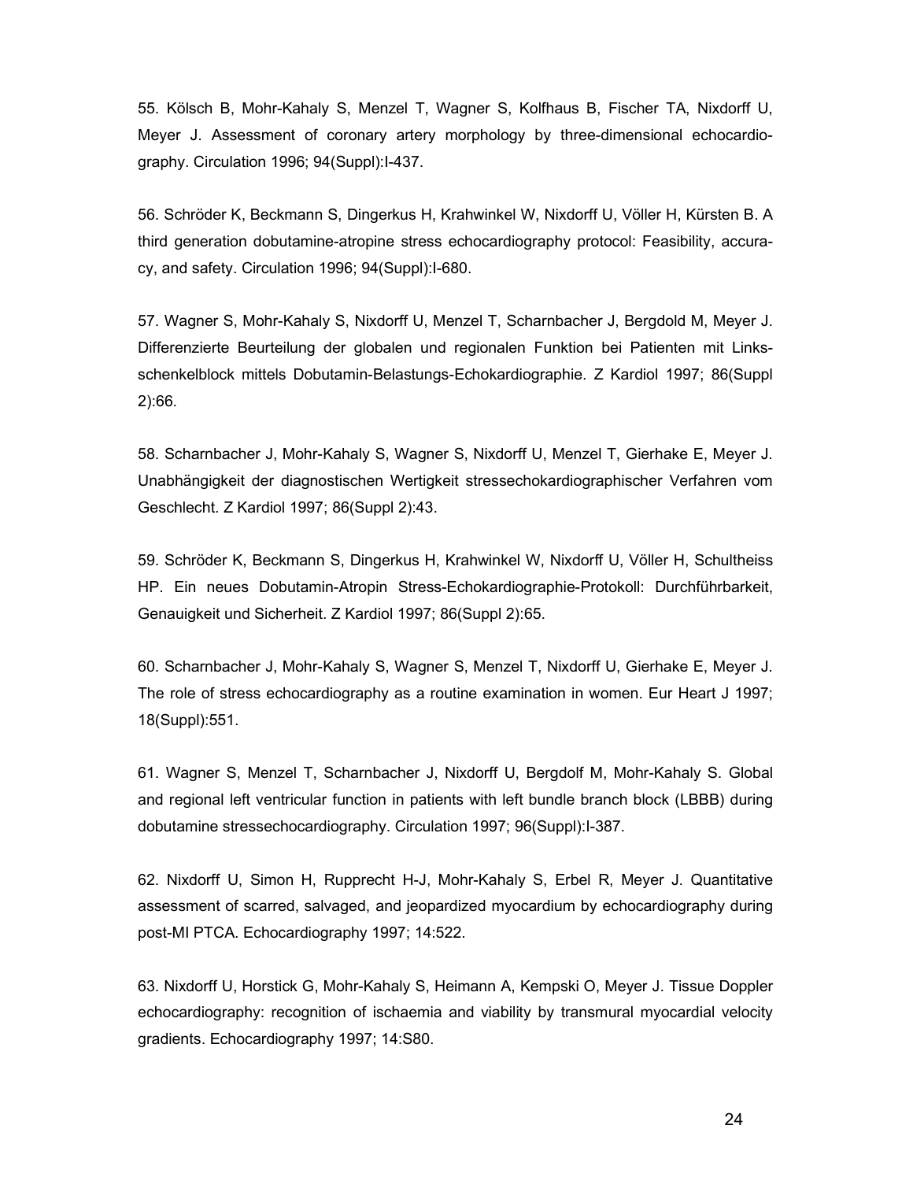55. Kölsch B, Mohr-Kahaly S, Menzel T, Wagner S, Kolfhaus B, Fischer TA, Nixdorff U, Meyer J. Assessment of coronary artery morphology by three-dimensional echocardiography. Circulation 1996; 94(Suppl):I-437.

56. Schröder K, Beckmann S, Dingerkus H, Krahwinkel W, Nixdorff U, Völler H, Kürsten B. A third generation dobutamine-atropine stress echocardiography protocol: Feasibility, accuracy, and safety. Circulation 1996; 94(Suppl):I-680.

57. Wagner S, Mohr-Kahaly S, Nixdorff U, Menzel T, Scharnbacher J, Bergdold M, Meyer J. Differenzierte Beurteilung der globalen und regionalen Funktion bei Patienten mit Linksschenkelblock mittels Dobutamin-Belastungs-Echokardiographie. Z Kardiol 1997; 86(Suppl 2):66.

58. Scharnbacher J, Mohr-Kahaly S, Wagner S, Nixdorff U, Menzel T, Gierhake E, Meyer J. Unabhängigkeit der diagnostischen Wertigkeit stressechokardiographischer Verfahren vom Geschlecht. Z Kardiol 1997; 86(Suppl 2):43.

59. Schröder K, Beckmann S, Dingerkus H, Krahwinkel W, Nixdorff U, Völler H, Schultheiss HP. Ein neues Dobutamin-Atropin Stress-Echokardiographie-Protokoll: Durchführbarkeit, Genauigkeit und Sicherheit. Z Kardiol 1997; 86(Suppl 2):65.

60. Scharnbacher J, Mohr-Kahaly S, Wagner S, Menzel T, Nixdorff U, Gierhake E, Meyer J. The role of stress echocardiography as a routine examination in women. Eur Heart J 1997; 18(Suppl):551.

61. Wagner S, Menzel T, Scharnbacher J, Nixdorff U, Bergdolf M, Mohr-Kahaly S. Global and regional left ventricular function in patients with left bundle branch block (LBBB) during dobutamine stressechocardiography. Circulation 1997; 96(Suppl):I-387.

62. Nixdorff U, Simon H, Rupprecht H-J, Mohr-Kahaly S, Erbel R, Meyer J. Quantitative assessment of scarred, salvaged, and jeopardized myocardium by echocardiography during post-MI PTCA. Echocardiography 1997; 14:522.

63. Nixdorff U, Horstick G, Mohr-Kahaly S, Heimann A, Kempski O, Meyer J. Tissue Doppler echocardiography: recognition of ischaemia and viability by transmural myocardial velocity gradients. Echocardiography 1997; 14:S80.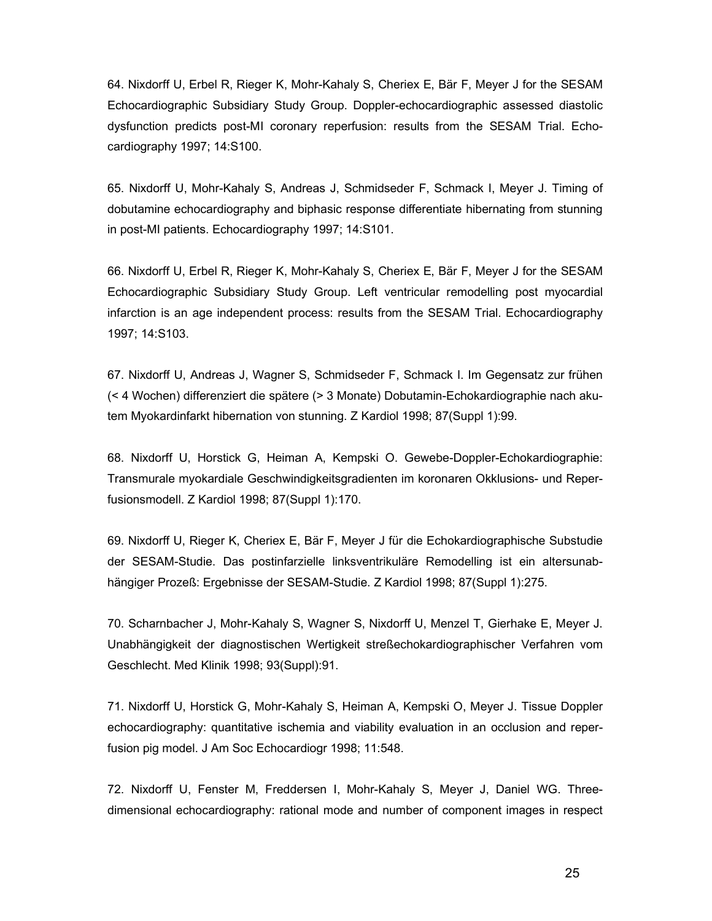64. Nixdorff U, Erbel R, Rieger K, Mohr-Kahaly S, Cheriex E, Bär F, Meyer J for the SESAM Echocardiographic Subsidiary Study Group. Doppler-echocardiographic assessed diastolic dysfunction predicts post-MI coronary reperfusion: results from the SESAM Trial. Echocardiography 1997; 14:S100.

65. Nixdorff U, Mohr-Kahaly S, Andreas J, Schmidseder F, Schmack I, Meyer J. Timing of dobutamine echocardiography and biphasic response differentiate hibernating from stunning in post-MI patients. Echocardiography 1997; 14:S101.

66. Nixdorff U, Erbel R, Rieger K, Mohr-Kahaly S, Cheriex E, Bär F, Meyer J for the SESAM Echocardiographic Subsidiary Study Group. Left ventricular remodelling post myocardial infarction is an age independent process: results from the SESAM Trial. Echocardiography 1997; 14:S103.

67. Nixdorff U, Andreas J, Wagner S, Schmidseder F, Schmack I. Im Gegensatz zur frühen (< 4 Wochen) differenziert die spätere (> 3 Monate) Dobutamin-Echokardiographie nach akutem Myokardinfarkt hibernation von stunning. Z Kardiol 1998; 87(Suppl 1):99.

68. Nixdorff U, Horstick G, Heiman A, Kempski O. Gewebe-Doppler-Echokardiographie: Transmurale myokardiale Geschwindigkeitsgradienten im koronaren Okklusions- und Reperfusionsmodell. Z Kardiol 1998; 87(Suppl 1):170.

69. Nixdorff U, Rieger K, Cheriex E, Bär F, Meyer J für die Echokardiographische Substudie der SESAM-Studie. Das postinfarzielle linksventrikuläre Remodelling ist ein altersunabhängiger Prozeß: Ergebnisse der SESAM-Studie. Z Kardiol 1998; 87(Suppl 1):275.

70. Scharnbacher J, Mohr-Kahaly S, Wagner S, Nixdorff U, Menzel T, Gierhake E, Meyer J. Unabhängigkeit der diagnostischen Wertigkeit streßechokardiographischer Verfahren vom Geschlecht. Med Klinik 1998; 93(Suppl):91.

71. Nixdorff U, Horstick G, Mohr-Kahaly S, Heiman A, Kempski O, Meyer J. Tissue Doppler echocardiography: quantitative ischemia and viability evaluation in an occlusion and reperfusion pig model. J Am Soc Echocardiogr 1998; 11:548.

72. Nixdorff U, Fenster M, Freddersen I, Mohr-Kahaly S, Meyer J, Daniel WG. Three-dimensional echocardiography: rational mode and number of component images in respect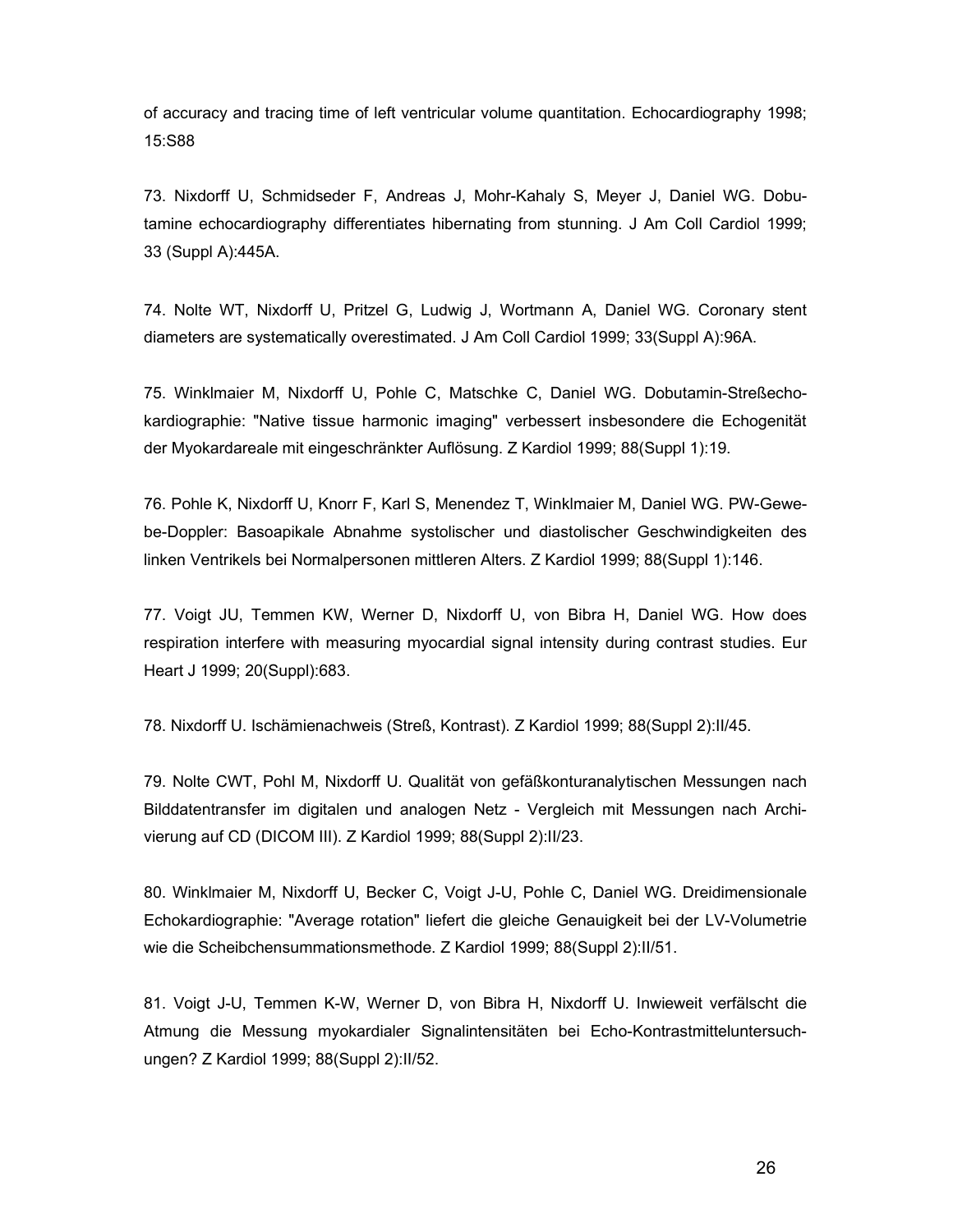of accuracy and tracing time of left ventricular volume quantitation. Echocardiography 1998; 15:S88

73. Nixdorff U, Schmidseder F, Andreas J, Mohr-Kahaly S, Meyer J, Daniel WG. Dobutamine echocardiography differentiates hibernating from stunning. J Am Coll Cardiol 1999; 33 (Suppl A):445A.

74. Nolte WT, Nixdorff U, Pritzel G, Ludwig J, Wortmann A, Daniel WG. Coronary stent diameters are systematically overestimated. J Am Coll Cardiol 1999; 33(Suppl A):96A.

75. Winklmaier M, Nixdorff U, Pohle C, Matschke C, Daniel WG. Dobutamin-Streßechokardiographie: "Native tissue harmonic imaging" verbessert insbesondere die Echogenität der Myokardareale mit eingeschränkter Auflösung. Z Kardiol 1999; 88(Suppl 1):19.

76. Pohle K, Nixdorff U, Knorr F, Karl S, Menendez T, Winklmaier M, Daniel WG. PW-Gewebe-Doppler: Basoapikale Abnahme systolischer und diastolischer Geschwindigkeiten des linken Ventrikels bei Normalpersonen mittleren Alters. Z Kardiol 1999; 88(Suppl 1):146.

77. Voigt JU, Temmen KW, Werner D, Nixdorff U, von Bibra H, Daniel WG. How does respiration interfere with measuring myocardial signal intensity during contrast studies. Eur Heart J 1999; 20(Suppl):683.

78. Nixdorff U. Ischämienachweis (Streß, Kontrast). Z Kardiol 1999; 88(Suppl 2):II/45.

79. Nolte CWT, Pohl M, Nixdorff U. Qualität von gefäßkonturanalytischen Messungen nach Bilddatentransfer im digitalen und analogen Netz - Vergleich mit Messungen nach Archivierung auf CD (DICOM III). Z Kardiol 1999; 88(Suppl 2):II/23.

80. Winklmaier M, Nixdorff U, Becker C, Voigt J-U, Pohle C, Daniel WG. Dreidimensionale Echokardiographie: "Average rotation" liefert die gleiche Genauigkeit bei der LV-Volumetrie wie die Scheibchensummationsmethode. Z Kardiol 1999; 88(Suppl 2):II/51.

81. Voigt J-U, Temmen K-W, Werner D, von Bibra H, Nixdorff U. Inwieweit verfälscht die Atmung die Messung myokardialer Signalintensitäten bei Echo-Kontrastmitteluntersuchungen? Z Kardiol 1999; 88(Suppl 2):II/52.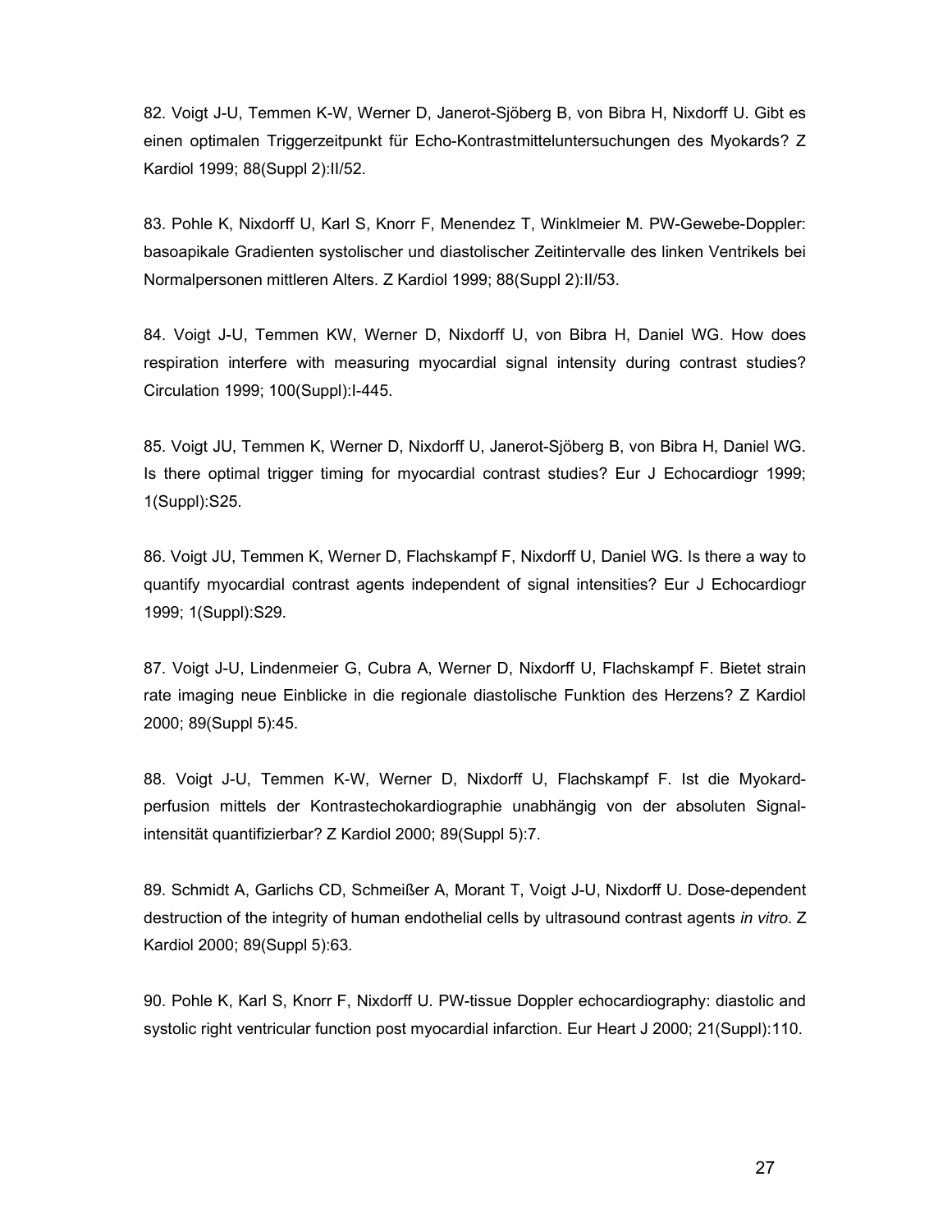82. Voigt J-U, Temmen K-W, Werner D, Janerot-Sjöberg B, von Bibra H, Nixdorff U. Gibt es einen optimalen Triggerzeitpunkt für Echo-Kontrastmitteluntersuchungen des Myokards? Z Kardiol 1999; 88(Suppl 2):II/52.

83. Pohle K, Nixdorff U, Karl S, Knorr F, Menendez T, Winklmeier M. PW-Gewebe-Doppler: basoapikale Gradienten systolischer und diastolischer Zeitintervalle des linken Ventrikels bei Normalpersonen mittleren Alters. Z Kardiol 1999; 88(Suppl 2):II/53.

84. Voigt J-U, Temmen KW, Werner D, Nixdorff U, von Bibra H, Daniel WG. How does respiration interfere with measuring myocardial signal intensity during contrast studies? Circulation 1999; 100(Suppl):I-445.

85. Voigt JU, Temmen K, Werner D, Nixdorff U, Janerot-Sjöberg B, von Bibra H, Daniel WG. Is there optimal trigger timing for myocardial contrast studies? Eur J Echocardiogr 1999; 1(Suppl):S25.

86. Voigt JU, Temmen K, Werner D, Flachskampf F, Nixdorff U, Daniel WG. Is there a way to quantify myocardial contrast agents independent of signal intensities? Eur J Echocardiogr 1999; 1(Suppl):S29.

87. Voigt J-U, Lindenmeier G, Cubra A, Werner D, Nixdorff U, Flachskampf F. Bietet strain rate imaging neue Einblicke in die regionale diastolische Funktion des Herzens? Z Kardiol 2000; 89(Suppl 5):45.

88. Voigt J-U, Temmen K-W, Werner D, Nixdorff U, Flachskampf F. Ist die Myokard-perfusion mittels der Kontrastechokardiographie unabhängig von der absoluten Signal-intensität quantifizierbar? Z Kardiol 2000; 89(Suppl 5):7.

89. Schmidt A, Garlichs CD, Schmeißer A, Morant T, Voigt J-U, Nixdorff U. Dose-dependent destruction of the integrity of human endothelial cells by ultrasound contrast agents *in vitro*. Z Kardiol 2000; 89(Suppl 5):63.

90. Pohle K, Karl S, Knorr F, Nixdorff U. PW-tissue Doppler echocardiography: diastolic and systolic right ventricular function post myocardial infarction. Eur Heart J 2000; 21(Suppl):110.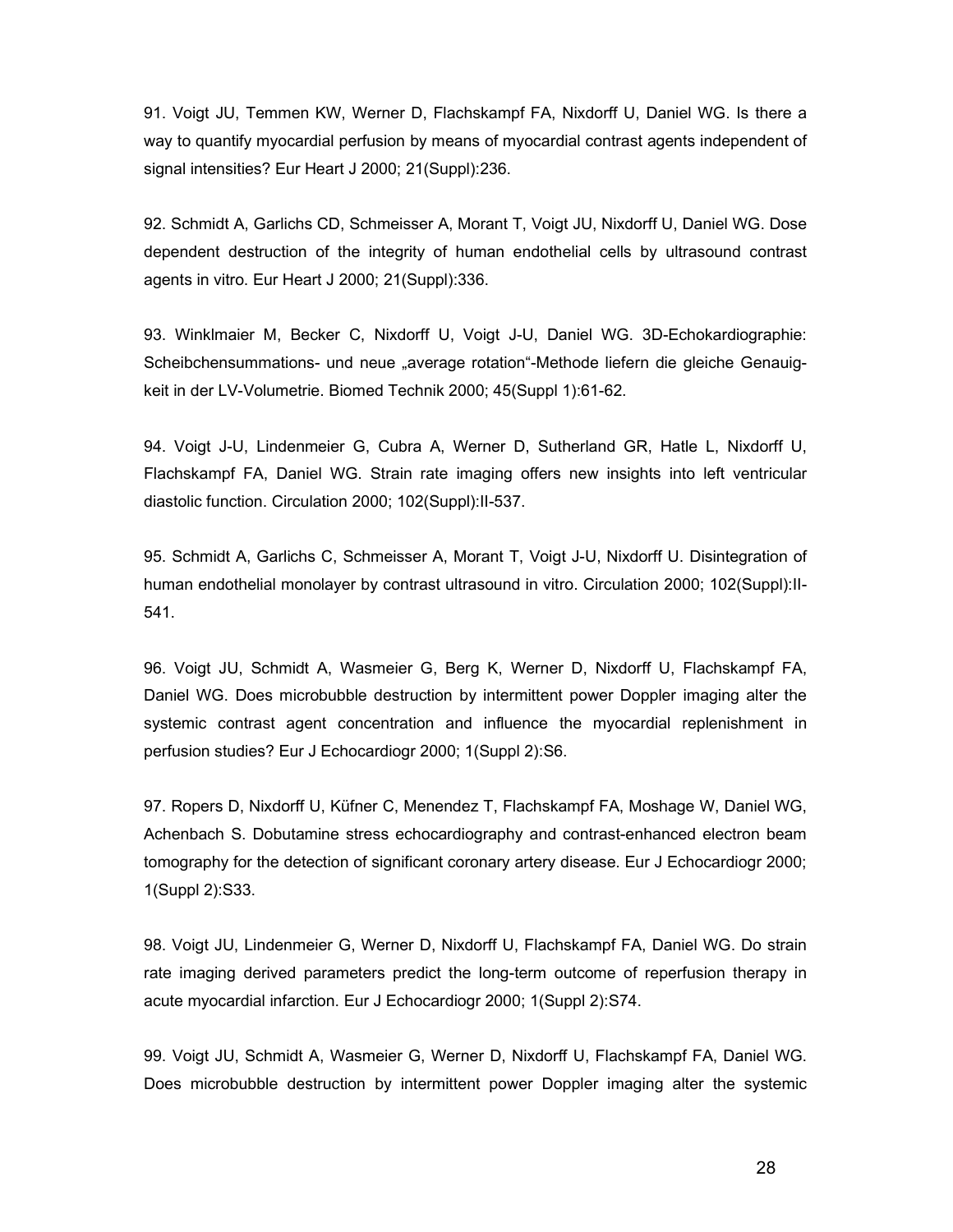91. Voigt JU, Temmen KW, Werner D, Flachskampf FA, Nixdorff U, Daniel WG. Is there a way to quantify myocardial perfusion by means of myocardial contrast agents independent of signal intensities? Eur Heart J 2000; 21(Suppl):236.

92. Schmidt A, Garlichs CD, Schmeisser A, Morant T, Voigt JU, Nixdorff U, Daniel WG. Dose dependent destruction of the integrity of human endothelial cells by ultrasound contrast agents in vitro. Eur Heart J 2000; 21(Suppl):336.

93. Winklmaier M, Becker C, Nixdorff U, Voigt J-U, Daniel WG. 3D-Echokardiographie: Scheibchensummations- und neue „average rotation"-Methode liefern die gleiche Genauigkeit in der LV-Volumetrie. Biomed Technik 2000; 45(Suppl 1):61-62.

94. Voigt J-U, Lindenmeier G, Cubra A, Werner D, Sutherland GR, Hatle L, Nixdorff U, Flachskampf FA, Daniel WG. Strain rate imaging offers new insights into left ventricular diastolic function. Circulation 2000; 102(Suppl):II-537.

95. Schmidt A, Garlichs C, Schmeisser A, Morant T, Voigt J-U, Nixdorff U. Disintegration of human endothelial monolayer by contrast ultrasound in vitro. Circulation 2000; 102(Suppl):II-541.

96. Voigt JU, Schmidt A, Wasmeier G, Berg K, Werner D, Nixdorff U, Flachskampf FA, Daniel WG. Does microbubble destruction by intermittent power Doppler imaging alter the systemic contrast agent concentration and influence the myocardial replenishment in perfusion studies? Eur J Echocardiogr 2000; 1(Suppl 2):S6.

97. Ropers D, Nixdorff U, Küfner C, Menendez T, Flachskampf FA, Moshage W, Daniel WG, Achenbach S. Dobutamine stress echocardiography and contrast-enhanced electron beam tomography for the detection of significant coronary artery disease. Eur J Echocardiogr 2000; 1(Suppl 2):S33.

98. Voigt JU, Lindenmeier G, Werner D, Nixdorff U, Flachskampf FA, Daniel WG. Do strain rate imaging derived parameters predict the long-term outcome of reperfusion therapy in acute myocardial infarction. Eur J Echocardiogr 2000; 1(Suppl 2):S74.

99. Voigt JU, Schmidt A, Wasmeier G, Werner D, Nixdorff U, Flachskampf FA, Daniel WG. Does microbubble destruction by intermittent power Doppler imaging alter the systemic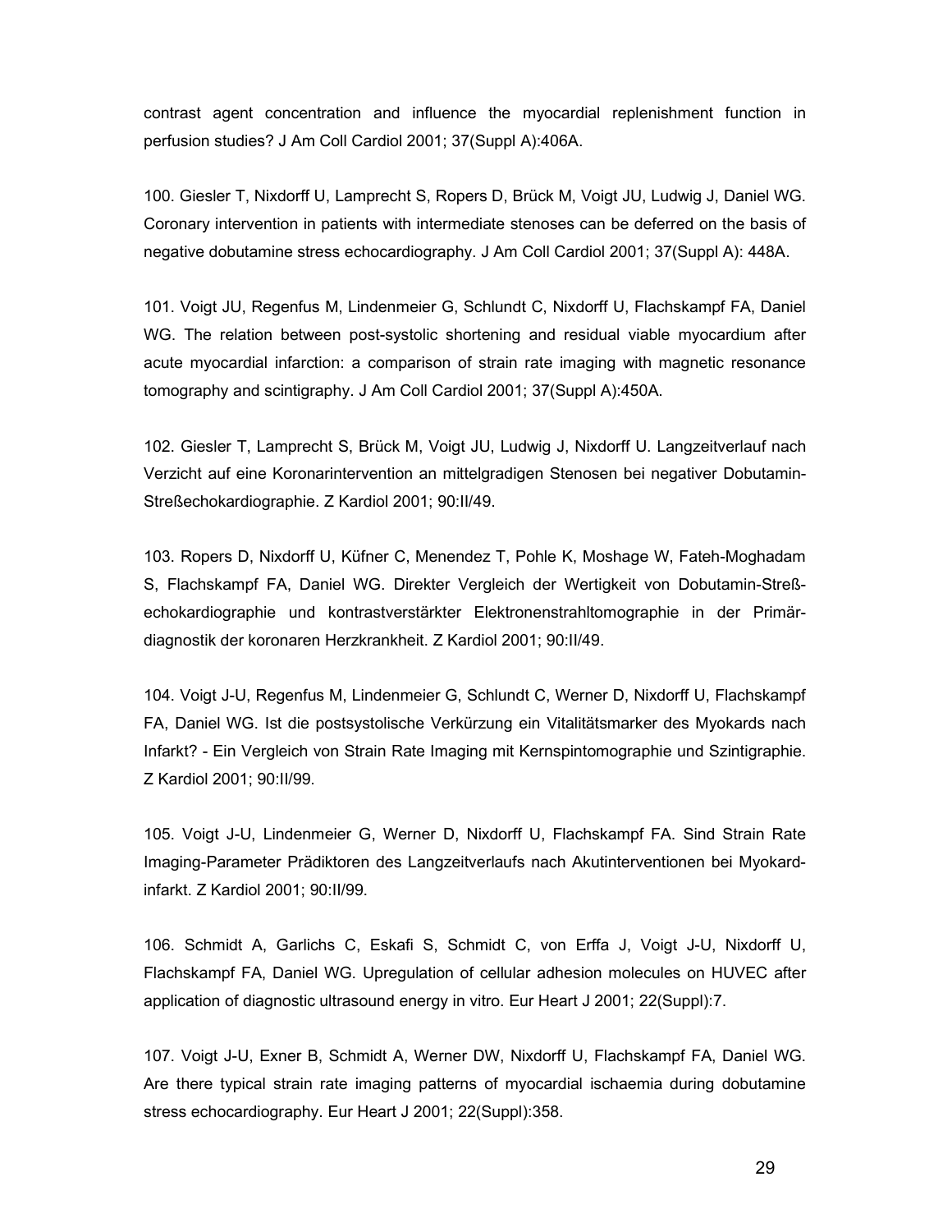contrast agent concentration and influence the myocardial replenishment function in perfusion studies? J Am Coll Cardiol 2001; 37(Suppl A):406A.

100. Giesler T, Nixdorff U, Lamprecht S, Ropers D, Brück M, Voigt JU, Ludwig J, Daniel WG. Coronary intervention in patients with intermediate stenoses can be deferred on the basis of negative dobutamine stress echocardiography. J Am Coll Cardiol 2001; 37(Suppl A): 448A.

101. Voigt JU, Regenfus M, Lindenmeier G, Schlundt C, Nixdorff U, Flachskampf FA, Daniel WG. The relation between post-systolic shortening and residual viable myocardium after acute myocardial infarction: a comparison of strain rate imaging with magnetic resonance tomography and scintigraphy. J Am Coll Cardiol 2001; 37(Suppl A):450A.

102. Giesler T, Lamprecht S, Brück M, Voigt JU, Ludwig J, Nixdorff U. Langzeitverlauf nach Verzicht auf eine Koronarintervention an mittelgradigen Stenosen bei negativer Dobutamin-Streßechokardiographie. Z Kardiol 2001; 90:II/49.

103. Ropers D, Nixdorff U, Küfner C, Menendez T, Pohle K, Moshage W, Fateh-Moghadam S, Flachskampf FA, Daniel WG. Direkter Vergleich der Wertigkeit von Dobutamin-Streß-echokardiographie und kontrastverstärkter Elektronenstrahltomographie in der Primär-diagnostik der koronaren Herzkrankheit. Z Kardiol 2001; 90:II/49.

104. Voigt J-U, Regenfus M, Lindenmeier G, Schlundt C, Werner D, Nixdorff U, Flachskampf FA, Daniel WG. Ist die postsystolische Verkürzung ein Vitalitätsmarker des Myokards nach Infarkt? - Ein Vergleich von Strain Rate Imaging mit Kernspintomographie und Szintigraphie. Z Kardiol 2001; 90:II/99.

105. Voigt J-U, Lindenmeier G, Werner D, Nixdorff U, Flachskampf FA. Sind Strain Rate Imaging-Parameter Prädiktoren des Langzeitverlaufs nach Akutinterventionen bei Myokard-infarkt. Z Kardiol 2001; 90:II/99.

106. Schmidt A, Garlichs C, Eskafi S, Schmidt C, von Erffa J, Voigt J-U, Nixdorff U, Flachskampf FA, Daniel WG. Upregulation of cellular adhesion molecules on HUVEC after application of diagnostic ultrasound energy in vitro. Eur Heart J 2001; 22(Suppl):7.

107. Voigt J-U, Exner B, Schmidt A, Werner DW, Nixdorff U, Flachskampf FA, Daniel WG. Are there typical strain rate imaging patterns of myocardial ischaemia during dobutamine stress echocardiography. Eur Heart J 2001; 22(Suppl):358.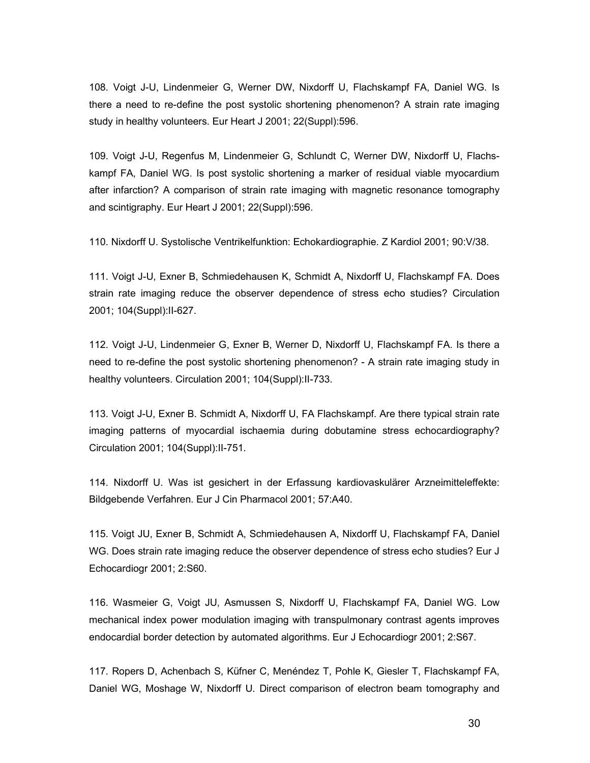108. Voigt J-U, Lindenmeier G, Werner DW, Nixdorff U, Flachskampf FA, Daniel WG. Is there a need to re-define the post systolic shortening phenomenon? A strain rate imaging study in healthy volunteers. Eur Heart J 2001; 22(Suppl):596.

109. Voigt J-U, Regenfus M, Lindenmeier G, Schlundt C, Werner DW, Nixdorff U, Flachskampf FA, Daniel WG. Is post systolic shortening a marker of residual viable myocardium after infarction? A comparison of strain rate imaging with magnetic resonance tomography and scintigraphy. Eur Heart J 2001; 22(Suppl):596.

110. Nixdorff U. Systolische Ventrikelfunktion: Echokardiographie. Z Kardiol 2001; 90:V/38.

111. Voigt J-U, Exner B, Schmiedehausen K, Schmidt A, Nixdorff U, Flachskampf FA. Does strain rate imaging reduce the observer dependence of stress echo studies? Circulation 2001; 104(Suppl):II-627.

112. Voigt J-U, Lindenmeier G, Exner B, Werner D, Nixdorff U, Flachskampf FA. Is there a need to re-define the post systolic shortening phenomenon? - A strain rate imaging study in healthy volunteers. Circulation 2001; 104(Suppl):II-733.

113. Voigt J-U, Exner B. Schmidt A, Nixdorff U, FA Flachskampf. Are there typical strain rate imaging patterns of myocardial ischaemia during dobutamine stress echocardiography? Circulation 2001; 104(Suppl):II-751.

114. Nixdorff U. Was ist gesichert in der Erfassung kardiovaskulärer Arzneimitteleffekte: Bildgebende Verfahren. Eur J Cin Pharmacol 2001; 57:A40.

115. Voigt JU, Exner B, Schmidt A, Schmiedehausen A, Nixdorff U, Flachskampf FA, Daniel WG. Does strain rate imaging reduce the observer dependence of stress echo studies? Eur J Echocardiogr 2001; 2:S60.

116. Wasmeier G, Voigt JU, Asmussen S, Nixdorff U, Flachskampf FA, Daniel WG. Low mechanical index power modulation imaging with transpulmonary contrast agents improves endocardial border detection by automated algorithms. Eur J Echocardiogr 2001; 2:S67.

117. Ropers D, Achenbach S, Küfner C, Menéndez T, Pohle K, Giesler T, Flachskampf FA, Daniel WG, Moshage W, Nixdorff U. Direct comparison of electron beam tomography and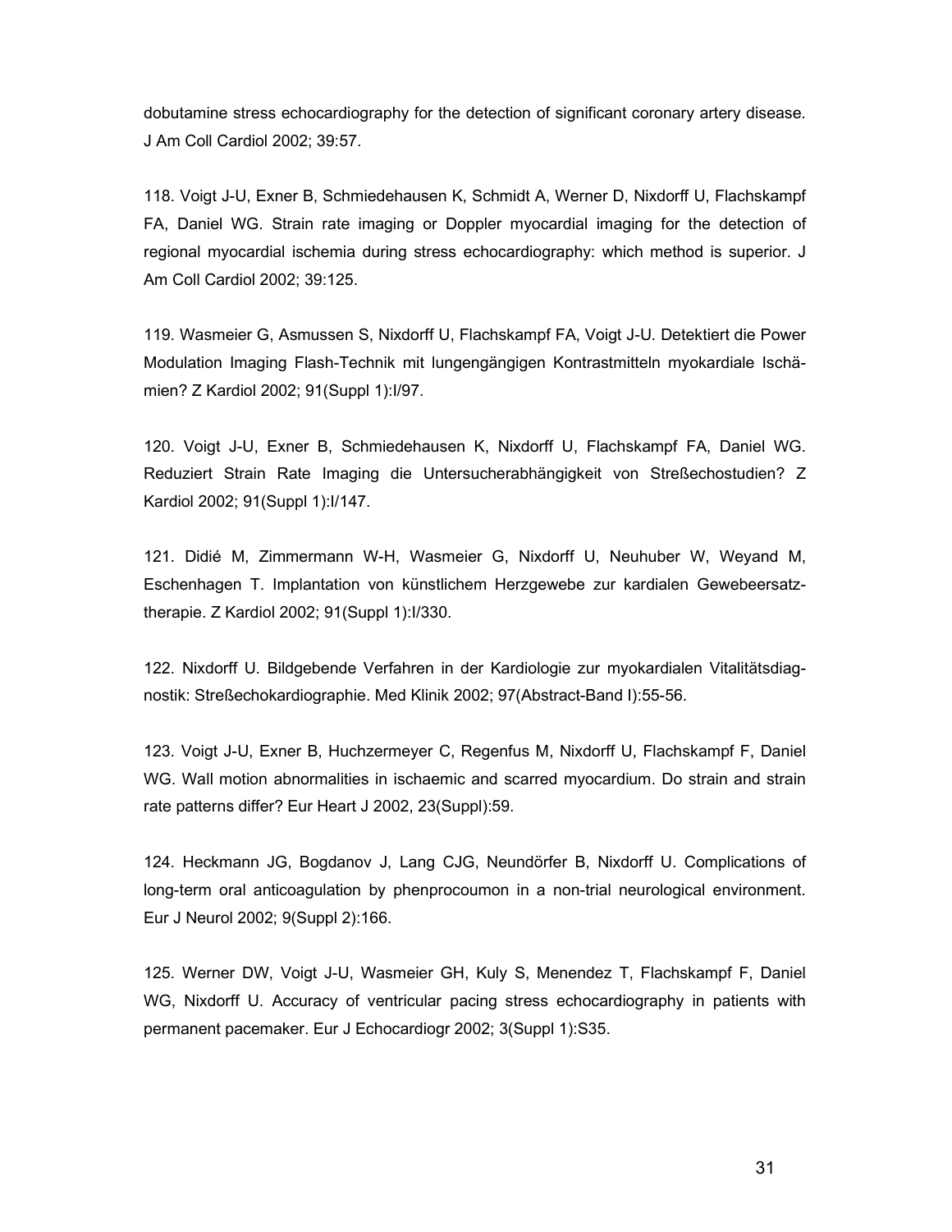dobutamine stress echocardiography for the detection of significant coronary artery disease. J Am Coll Cardiol 2002; 39:57.

118. Voigt J-U, Exner B, Schmiedehausen K, Schmidt A, Werner D, Nixdorff U, Flachskampf FA, Daniel WG. Strain rate imaging or Doppler myocardial imaging for the detection of regional myocardial ischemia during stress echocardiography: which method is superior. J Am Coll Cardiol 2002; 39:125.

119. Wasmeier G, Asmussen S, Nixdorff U, Flachskampf FA, Voigt J-U. Detektiert die Power Modulation Imaging Flash-Technik mit lungengängigen Kontrastmitteln myokardiale Ischämien? Z Kardiol 2002; 91(Suppl 1):I/97.

120. Voigt J-U, Exner B, Schmiedehausen K, Nixdorff U, Flachskampf FA, Daniel WG. Reduziert Strain Rate Imaging die Untersucherabhängigkeit von Streßechostudien? Z Kardiol 2002; 91(Suppl 1):I/147.

121. Didié M, Zimmermann W-H, Wasmeier G, Nixdorff U, Neuhuber W, Weyand M, Eschenhagen T. Implantation von künstlichem Herzgewebe zur kardialen Gewebeersatztherapie. Z Kardiol 2002; 91(Suppl 1):I/330.

122. Nixdorff U. Bildgebende Verfahren in der Kardiologie zur myokardialen Vitalitätsdiagnostik: Streßechokardiographie. Med Klinik 2002; 97(Abstract-Band I):55-56.

123. Voigt J-U, Exner B, Huchzermeyer C, Regenfus M, Nixdorff U, Flachskampf F, Daniel WG. Wall motion abnormalities in ischaemic and scarred myocardium. Do strain and strain rate patterns differ? Eur Heart J 2002, 23(Suppl):59.

124. Heckmann JG, Bogdanov J, Lang CJG, Neundörfer B, Nixdorff U. Complications of long-term oral anticoagulation by phenprocoumon in a non-trial neurological environment. Eur J Neurol 2002; 9(Suppl 2):166.

125. Werner DW, Voigt J-U, Wasmeier GH, Kuly S, Menendez T, Flachskampf F, Daniel WG, Nixdorff U. Accuracy of ventricular pacing stress echocardiography in patients with permanent pacemaker. Eur J Echocardiogr 2002; 3(Suppl 1):S35.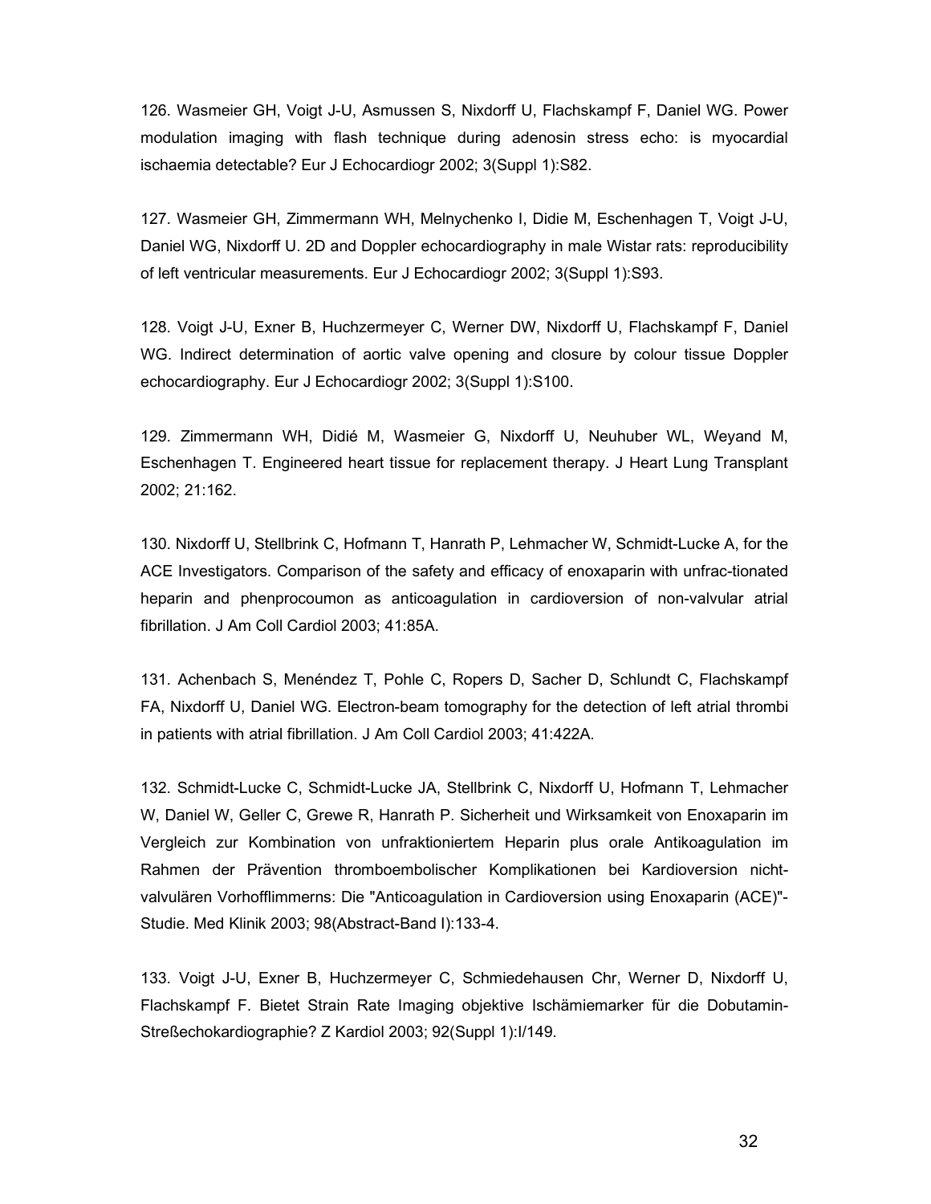126. Wasmeier GH, Voigt J-U, Asmussen S, Nixdorff U, Flachskampf F, Daniel WG. Power modulation imaging with flash technique during adenosin stress echo: is myocardial ischaemia detectable? Eur J Echocardiogr 2002; 3(Suppl 1):S82.

127. Wasmeier GH, Zimmermann WH, Melnychenko I, Didie M, Eschenhagen T, Voigt J-U, Daniel WG, Nixdorff U. 2D and Doppler echocardiography in male Wistar rats: reproducibility of left ventricular measurements. Eur J Echocardiogr 2002; 3(Suppl 1):S93.

128. Voigt J-U, Exner B, Huchzermeyer C, Werner DW, Nixdorff U, Flachskampf F, Daniel WG. Indirect determination of aortic valve opening and closure by colour tissue Doppler echocardiography. Eur J Echocardiogr 2002; 3(Suppl 1):S100.

129. Zimmermann WH, Didié M, Wasmeier G, Nixdorff U, Neuhuber WL, Weyand M, Eschenhagen T. Engineered heart tissue for replacement therapy. J Heart Lung Transplant 2002; 21:162.

130. Nixdorff U, Stellbrink C, Hofmann T, Hanrath P, Lehmacher W, Schmidt-Lucke A, for the ACE Investigators. Comparison of the safety and efficacy of enoxaparin with unfrac-tionated heparin and phenprocoumon as anticoagulation in cardioversion of non-valvular atrial fibrillation. J Am Coll Cardiol 2003; 41:85A.

131. Achenbach S, Menéndez T, Pohle C, Ropers D, Sacher D, Schlundt C, Flachskampf FA, Nixdorff U, Daniel WG. Electron-beam tomography for the detection of left atrial thrombi in patients with atrial fibrillation. J Am Coll Cardiol 2003; 41:422A.

132. Schmidt-Lucke C, Schmidt-Lucke JA, Stellbrink C, Nixdorff U, Hofmann T, Lehmacher W, Daniel W, Geller C, Grewe R, Hanrath P. Sicherheit und Wirksamkeit von Enoxaparin im Vergleich zur Kombination von unfraktioniertem Heparin plus orale Antikoagulation im Rahmen der Prävention thromboembolischer Komplikationen bei Kardioversion nicht-valvulären Vorhofflimmerns: Die "Anticoagulation in Cardioversion using Enoxaparin (ACE)"-Studie. Med Klinik 2003; 98(Abstract-Band I):133-4.

133. Voigt J-U, Exner B, Huchzermeyer C, Schmiedehausen Chr, Werner D, Nixdorff U, Flachskampf F. Bietet Strain Rate Imaging objektive Ischämiemarker für die Dobutamin-Streßechokardiographie? Z Kardiol 2003; 92(Suppl 1):I/149.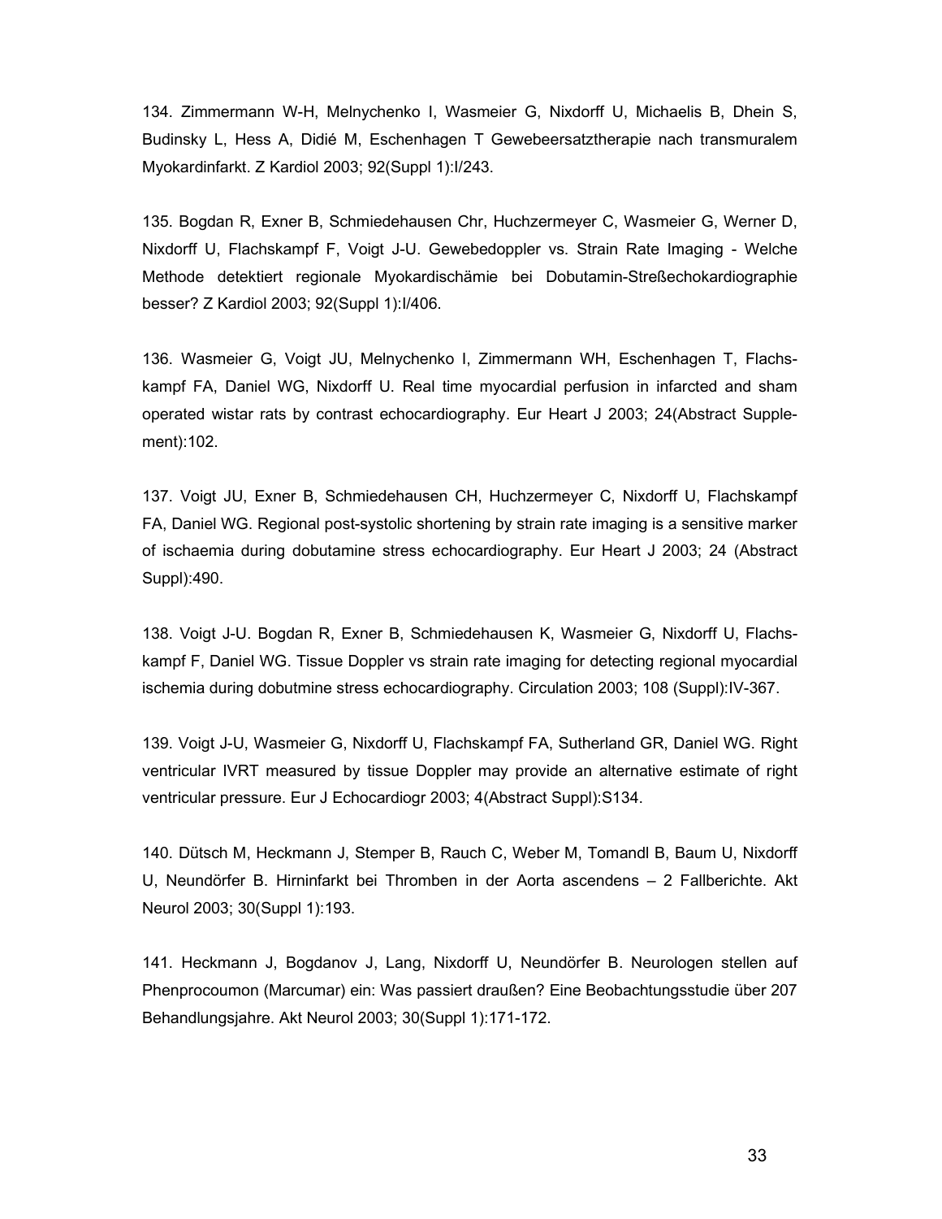134. Zimmermann W-H, Melnychenko I, Wasmeier G, Nixdorff U, Michaelis B, Dhein S, Budinsky L, Hess A, Didié M, Eschenhagen T Gewebeersatztherapie nach transmuralem Myokardinfarkt. Z Kardiol 2003; 92(Suppl 1):I/243.

135. Bogdan R, Exner B, Schmiedehausen Chr, Huchzermeyer C, Wasmeier G, Werner D, Nixdorff U, Flachskampf F, Voigt J-U. Gewebedoppler vs. Strain Rate Imaging - Welche Methode detektiert regionale Myokardischämie bei Dobutamin-Streßechokardiographie besser? Z Kardiol 2003; 92(Suppl 1):I/406.

136. Wasmeier G, Voigt JU, Melnychenko I, Zimmermann WH, Eschenhagen T, Flachskampf FA, Daniel WG, Nixdorff U. Real time myocardial perfusion in infarcted and sham operated wistar rats by contrast echocardiography. Eur Heart J 2003; 24(Abstract Supplement):102.

137. Voigt JU, Exner B, Schmiedehausen CH, Huchzermeyer C, Nixdorff U, Flachskampf FA, Daniel WG. Regional post-systolic shortening by strain rate imaging is a sensitive marker of ischaemia during dobutamine stress echocardiography. Eur Heart J 2003; 24 (Abstract Suppl):490.

138. Voigt J-U. Bogdan R, Exner B, Schmiedehausen K, Wasmeier G, Nixdorff U, Flachskampf F, Daniel WG. Tissue Doppler vs strain rate imaging for detecting regional myocardial ischemia during dobutmine stress echocardiography. Circulation 2003; 108 (Suppl):IV-367.

139. Voigt J-U, Wasmeier G, Nixdorff U, Flachskampf FA, Sutherland GR, Daniel WG. Right ventricular IVRT measured by tissue Doppler may provide an alternative estimate of right ventricular pressure. Eur J Echocardiogr 2003; 4(Abstract Suppl):S134.

140. Dütsch M, Heckmann J, Stemper B, Rauch C, Weber M, Tomandl B, Baum U, Nixdorff U, Neundörfer B. Hirninfarkt bei Thromben in der Aorta ascendens – 2 Fallberichte. Akt Neurol 2003; 30(Suppl 1):193.

141. Heckmann J, Bogdanov J, Lang, Nixdorff U, Neundörfer B. Neurologen stellen auf Phenprocoumon (Marcumar) ein: Was passiert draußen? Eine Beobachtungsstudie über 207 Behandlungsjahre. Akt Neurol 2003; 30(Suppl 1):171-172.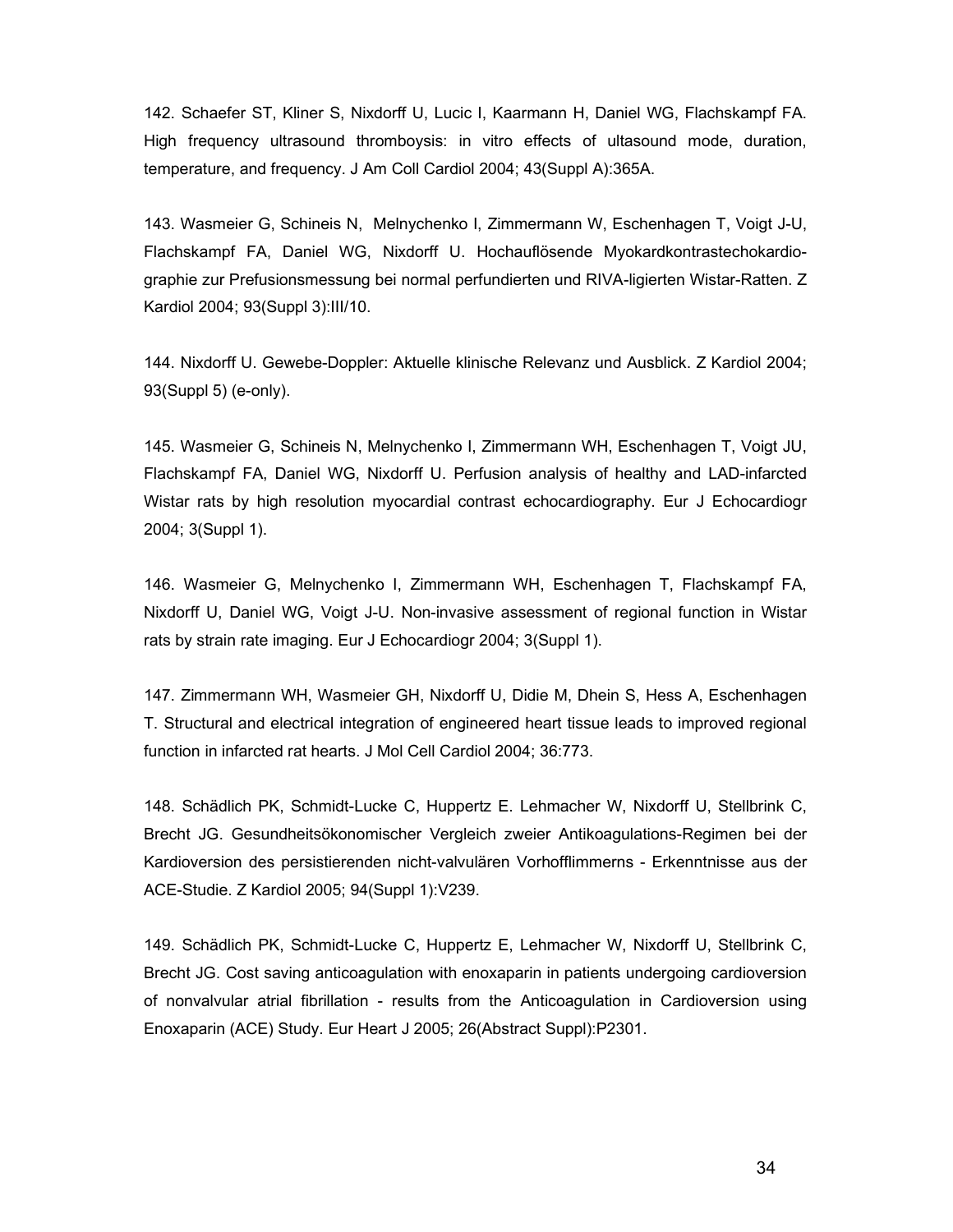142. Schaefer ST, Kliner S, Nixdorff U, Lucic I, Kaarmann H, Daniel WG, Flachskampf FA. High frequency ultrasound thromboysis: in vitro effects of ultasound mode, duration, temperature, and frequency. J Am Coll Cardiol 2004; 43(Suppl A):365A.

143. Wasmeier G, Schineis N, Melnychenko I, Zimmermann W, Eschenhagen T, Voigt J-U, Flachskampf FA, Daniel WG, Nixdorff U. Hochauflösende Myokardkontrastechokardiographie zur Prefusionsmessung bei normal perfundierten und RIVA-ligierten Wistar-Ratten. Z Kardiol 2004; 93(Suppl 3):III/10.

144. Nixdorff U. Gewebe-Doppler: Aktuelle klinische Relevanz und Ausblick. Z Kardiol 2004; 93(Suppl 5) (e-only).

145. Wasmeier G, Schineis N, Melnychenko I, Zimmermann WH, Eschenhagen T, Voigt JU, Flachskampf FA, Daniel WG, Nixdorff U. Perfusion analysis of healthy and LAD-infarcted Wistar rats by high resolution myocardial contrast echocardiography. Eur J Echocardiogr 2004; 3(Suppl 1).

146. Wasmeier G, Melnychenko I, Zimmermann WH, Eschenhagen T, Flachskampf FA, Nixdorff U, Daniel WG, Voigt J-U. Non-invasive assessment of regional function in Wistar rats by strain rate imaging. Eur J Echocardiogr 2004; 3(Suppl 1).

147. Zimmermann WH, Wasmeier GH, Nixdorff U, Didie M, Dhein S, Hess A, Eschenhagen T. Structural and electrical integration of engineered heart tissue leads to improved regional function in infarcted rat hearts. J Mol Cell Cardiol 2004; 36:773.

148. Schädlich PK, Schmidt-Lucke C, Huppertz E. Lehmacher W, Nixdorff U, Stellbrink C, Brecht JG. Gesundheitsökonomischer Vergleich zweier Antikoagulations-Regimen bei der Kardioversion des persistierenden nicht-valvulären Vorhofflimmerns - Erkenntnisse aus der ACE-Studie. Z Kardiol 2005; 94(Suppl 1):V239.

149. Schädlich PK, Schmidt-Lucke C, Huppertz E, Lehmacher W, Nixdorff U, Stellbrink C, Brecht JG. Cost saving anticoagulation with enoxaparin in patients undergoing cardioversion of nonvalvular atrial fibrillation - results from the Anticoagulation in Cardioversion using Enoxaparin (ACE) Study. Eur Heart J 2005; 26(Abstract Suppl):P2301.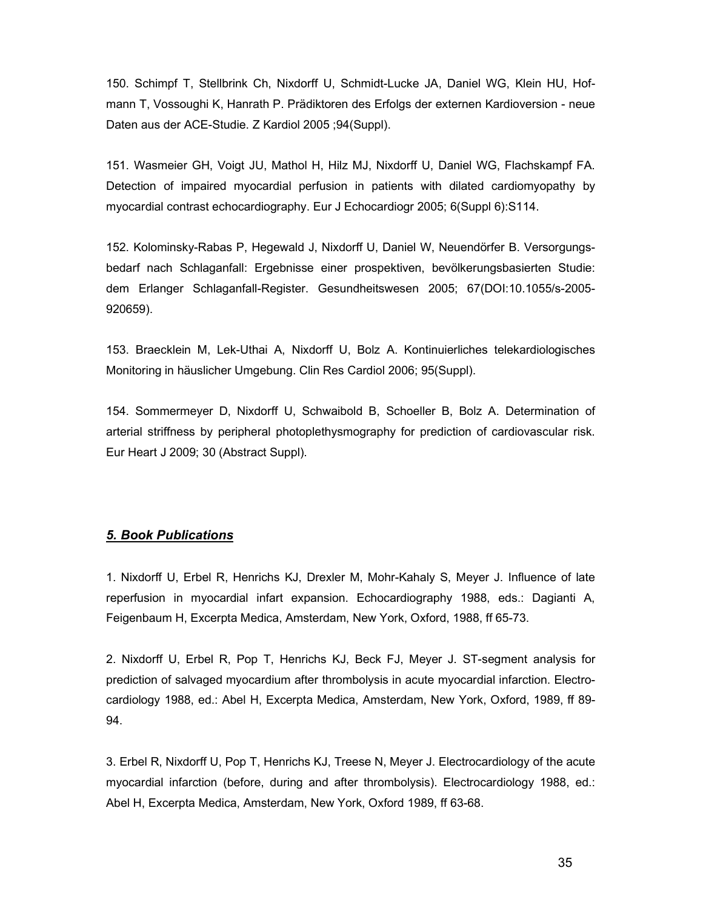150. Schimpf T, Stellbrink Ch, Nixdorff U, Schmidt-Lucke JA, Daniel WG, Klein HU, Hofmann T, Vossoughi K, Hanrath P. Prädiktoren des Erfolgs der externen Kardioversion - neue Daten aus der ACE-Studie. Z Kardiol 2005 ;94(Suppl).

151. Wasmeier GH, Voigt JU, Mathol H, Hilz MJ, Nixdorff U, Daniel WG, Flachskampf FA. Detection of impaired myocardial perfusion in patients with dilated cardiomyopathy by myocardial contrast echocardiography. Eur J Echocardiogr 2005; 6(Suppl 6):S114.

152. Kolominsky-Rabas P, Hegewald J, Nixdorff U, Daniel W, Neuendörfer B. Versorgungsbedarf nach Schlaganfall: Ergebnisse einer prospektiven, bevölkerungsbasierten Studie: dem Erlanger Schlaganfall-Register. Gesundheitswesen 2005; 67(DOI:10.1055/s-2005-920659).

153. Braecklein M, Lek-Uthai A, Nixdorff U, Bolz A. Kontinuierliches telekardiologisches Monitoring in häuslicher Umgebung. Clin Res Cardiol 2006; 95(Suppl).

154. Sommermeyer D, Nixdorff U, Schwaibold B, Schoeller B, Bolz A. Determination of arterial striffness by peripheral photoplethysmography for prediction of cardiovascular risk. Eur Heart J 2009; 30 (Abstract Suppl).

## ***5. Book Publications***

1. Nixdorff U, Erbel R, Henrichs KJ, Drexler M, Mohr-Kahaly S, Meyer J. Influence of late reperfusion in myocardial infart expansion. Echocardiography 1988, eds.: Dagianti A, Feigenbaum H, Excerpta Medica, Amsterdam, New York, Oxford, 1988, ff 65-73.

2. Nixdorff U, Erbel R, Pop T, Henrichs KJ, Beck FJ, Meyer J. ST-segment analysis for prediction of salvaged myocardium after thrombolysis in acute myocardial infarction. Electrocardiology 1988, ed.: Abel H, Excerpta Medica, Amsterdam, New York, Oxford, 1989, ff 89-94.

3. Erbel R, Nixdorff U, Pop T, Henrichs KJ, Treese N, Meyer J. Electrocardiology of the acute myocardial infarction (before, during and after thrombolysis). Electrocardiology 1988, ed.: Abel H, Excerpta Medica, Amsterdam, New York, Oxford 1989, ff 63-68.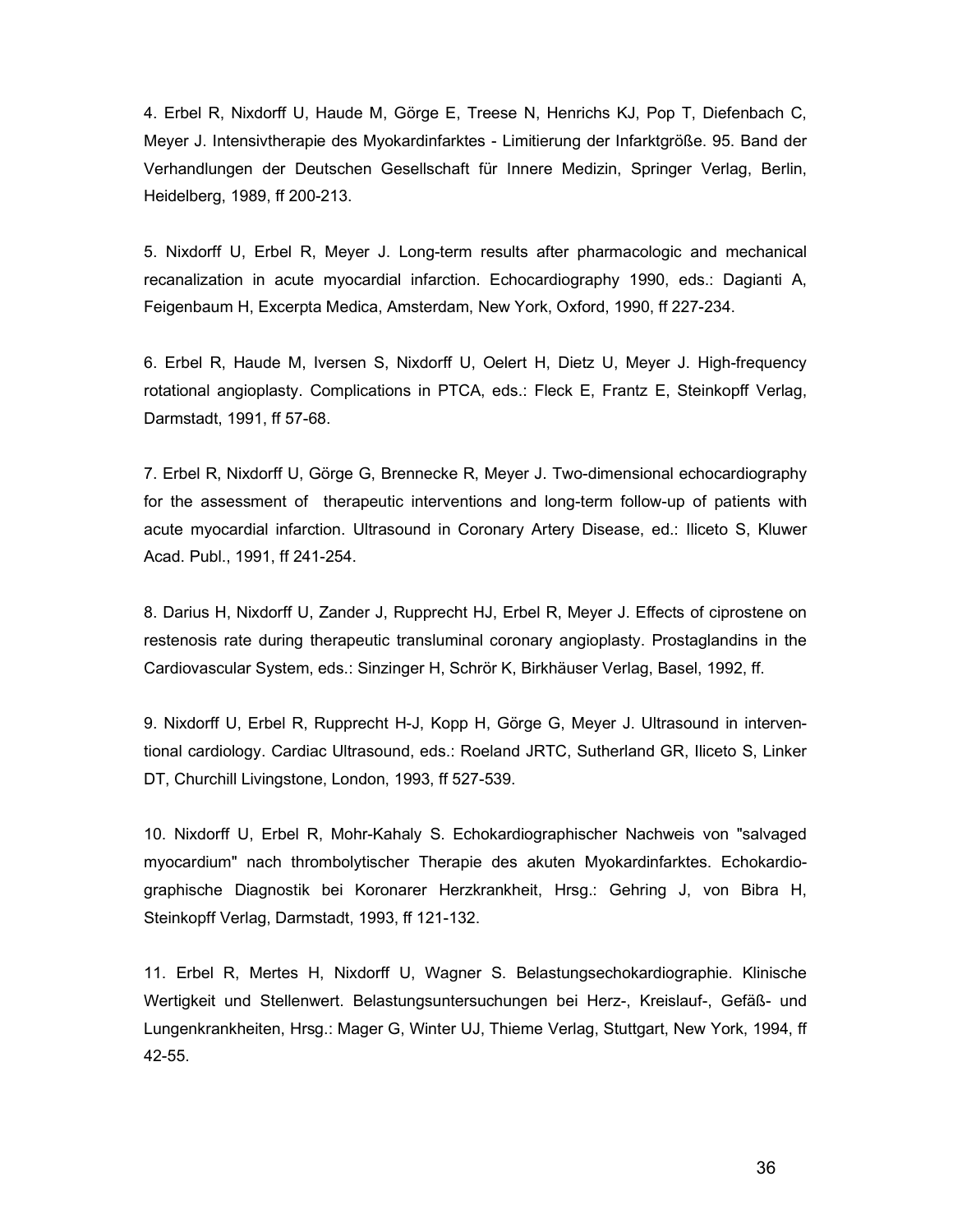4. Erbel R, Nixdorff U, Haude M, Görge E, Treese N, Henrichs KJ, Pop T, Diefenbach C, Meyer J. Intensivtherapie des Myokardinfarktes - Limitierung der Infarktgröße. 95. Band der Verhandlungen der Deutschen Gesellschaft für Innere Medizin, Springer Verlag, Berlin, Heidelberg, 1989, ff 200-213.

5. Nixdorff U, Erbel R, Meyer J. Long-term results after pharmacologic and mechanical recanalization in acute myocardial infarction. Echocardiography 1990, eds.: Dagianti A, Feigenbaum H, Excerpta Medica, Amsterdam, New York, Oxford, 1990, ff 227-234.

6. Erbel R, Haude M, Iversen S, Nixdorff U, Oelert H, Dietz U, Meyer J. High-frequency rotational angioplasty. Complications in PTCA, eds.: Fleck E, Frantz E, Steinkopff Verlag, Darmstadt, 1991, ff 57-68.

7. Erbel R, Nixdorff U, Görge G, Brennecke R, Meyer J. Two-dimensional echocardiography for the assessment of therapeutic interventions and long-term follow-up of patients with acute myocardial infarction. Ultrasound in Coronary Artery Disease, ed.: Iliceto S, Kluwer Acad. Publ., 1991, ff 241-254.

8. Darius H, Nixdorff U, Zander J, Rupprecht HJ, Erbel R, Meyer J. Effects of ciprostene on restenosis rate during therapeutic transluminal coronary angioplasty. Prostaglandins in the Cardiovascular System, eds.: Sinzinger H, Schrör K, Birkhäuser Verlag, Basel, 1992, ff.

9. Nixdorff U, Erbel R, Rupprecht H-J, Kopp H, Görge G, Meyer J. Ultrasound in interventional cardiology. Cardiac Ultrasound, eds.: Roeland JRTC, Sutherland GR, Iliceto S, Linker DT, Churchill Livingstone, London, 1993, ff 527-539.

10. Nixdorff U, Erbel R, Mohr-Kahaly S. Echokardiographischer Nachweis von "salvaged myocardium" nach thrombolytischer Therapie des akuten Myokardinfarktes. Echokardiographische Diagnostik bei Koronarer Herzkrankheit, Hrsg.: Gehring J, von Bibra H, Steinkopff Verlag, Darmstadt, 1993, ff 121-132.

11. Erbel R, Mertes H, Nixdorff U, Wagner S. Belastungsechokardiographie. Klinische Wertigkeit und Stellenwert. Belastungsuntersuchungen bei Herz-, Kreislauf-, Gefäß- und Lungenkrankheiten, Hrsg.: Mager G, Winter UJ, Thieme Verlag, Stuttgart, New York, 1994, ff 42-55.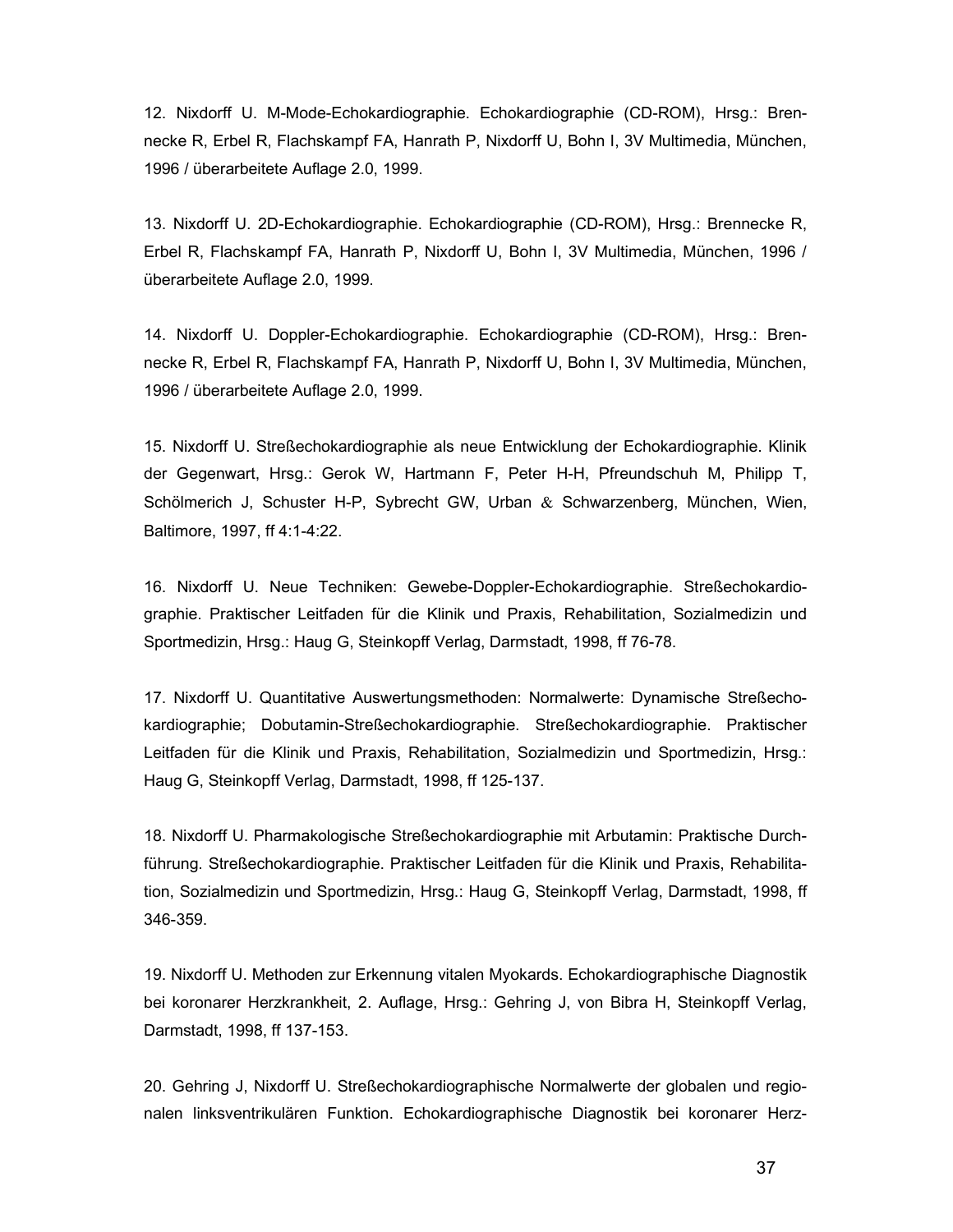12. Nixdorff U. M-Mode-Echokardiographie. Echokardiographie (CD-ROM), Hrsg.: Brennecke R, Erbel R, Flachskampf FA, Hanrath P, Nixdorff U, Bohn I, 3V Multimedia, München, 1996 / überarbeitete Auflage 2.0, 1999.

13. Nixdorff U. 2D-Echokardiographie. Echokardiographie (CD-ROM), Hrsg.: Brennecke R, Erbel R, Flachskampf FA, Hanrath P, Nixdorff U, Bohn I, 3V Multimedia, München, 1996 / überarbeitete Auflage 2.0, 1999.

14. Nixdorff U. Doppler-Echokardiographie. Echokardiographie (CD-ROM), Hrsg.: Brennecke R, Erbel R, Flachskampf FA, Hanrath P, Nixdorff U, Bohn I, 3V Multimedia, München, 1996 / überarbeitete Auflage 2.0, 1999.

15. Nixdorff U. Streßechokardiographie als neue Entwicklung der Echokardiographie. Klinik der Gegenwart, Hrsg.: Gerok W, Hartmann F, Peter H-H, Pfreundschuh M, Philipp T, Schölmerich J, Schuster H-P, Sybrecht GW, Urban & Schwarzenberg, München, Wien, Baltimore, 1997, ff 4:1-4:22.

16. Nixdorff U. Neue Techniken: Gewebe-Doppler-Echokardiographie. Streßechokardiographie. Praktischer Leitfaden für die Klinik und Praxis, Rehabilitation, Sozialmedizin und Sportmedizin, Hrsg.: Haug G, Steinkopff Verlag, Darmstadt, 1998, ff 76-78.

17. Nixdorff U. Quantitative Auswertungsmethoden: Normalwerte: Dynamische Streßechokardiographie; Dobutamin-Streßechokardiographie. Streßechokardiographie. Praktischer Leitfaden für die Klinik und Praxis, Rehabilitation, Sozialmedizin und Sportmedizin, Hrsg.: Haug G, Steinkopff Verlag, Darmstadt, 1998, ff 125-137.

18. Nixdorff U. Pharmakologische Streßechokardiographie mit Arbutamin: Praktische Durchführung. Streßechokardiographie. Praktischer Leitfaden für die Klinik und Praxis, Rehabilitation, Sozialmedizin und Sportmedizin, Hrsg.: Haug G, Steinkopff Verlag, Darmstadt, 1998, ff 346-359.

19. Nixdorff U. Methoden zur Erkennung vitalen Myokards. Echokardiographische Diagnostik bei koronarer Herzkrankheit, 2. Auflage, Hrsg.: Gehring J, von Bibra H, Steinkopff Verlag, Darmstadt, 1998, ff 137-153.

20. Gehring J, Nixdorff U. Streßechokardiographische Normalwerte der globalen und regionalen linksventrikulären Funktion. Echokardiographische Diagnostik bei koronarer Herz-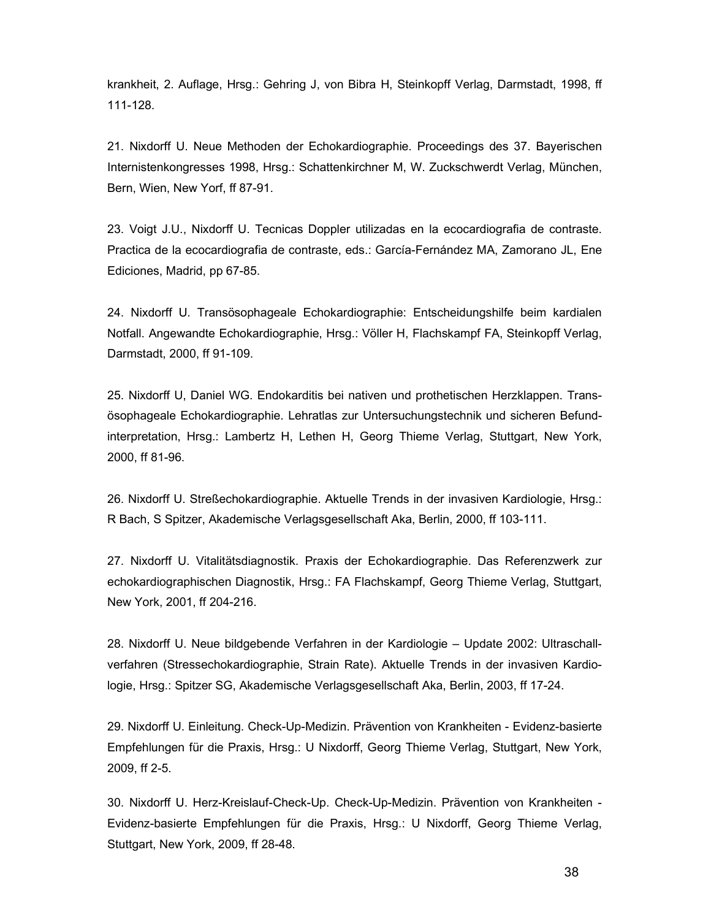krankheit, 2. Auflage, Hrsg.: Gehring J, von Bibra H, Steinkopff Verlag, Darmstadt, 1998, ff 111-128.

21. Nixdorff U. Neue Methoden der Echokardiographie. Proceedings des 37. Bayerischen Internistenkongresses 1998, Hrsg.: Schattenkirchner M, W. Zuckschwerdt Verlag, München, Bern, Wien, New Yorf, ff 87-91.

23. Voigt J.U., Nixdorff U. Tecnicas Doppler utilizadas en la ecocardiografia de contraste. Practica de la ecocardiografia de contraste, eds.: García-Fernández MA, Zamorano JL, Ene Ediciones, Madrid, pp 67-85.

24. Nixdorff U. Transösophageale Echokardiographie: Entscheidungshilfe beim kardialen Notfall. Angewandte Echokardiographie, Hrsg.: Völler H, Flachskampf FA, Steinkopff Verlag, Darmstadt, 2000, ff 91-109.

25. Nixdorff U, Daniel WG. Endokarditis bei nativen und prothetischen Herzklappen. Transösophageale Echokardiographie. Lehratlas zur Untersuchungstechnik und sicheren Befundinterpretation, Hrsg.: Lambertz H, Lethen H, Georg Thieme Verlag, Stuttgart, New York, 2000, ff 81-96.

26. Nixdorff U. Streßechokardiographie. Aktuelle Trends in der invasiven Kardiologie, Hrsg.: R Bach, S Spitzer, Akademische Verlagsgesellschaft Aka, Berlin, 2000, ff 103-111.

27. Nixdorff U. Vitalitätsdiagnostik. Praxis der Echokardiographie. Das Referenzwerk zur echokardiographischen Diagnostik, Hrsg.: FA Flachskampf, Georg Thieme Verlag, Stuttgart, New York, 2001, ff 204-216.

28. Nixdorff U. Neue bildgebende Verfahren in der Kardiologie – Update 2002: Ultraschallverfahren (Stressechokardiographie, Strain Rate). Aktuelle Trends in der invasiven Kardiologie, Hrsg.: Spitzer SG, Akademische Verlagsgesellschaft Aka, Berlin, 2003, ff 17-24.

29. Nixdorff U. Einleitung. Check-Up-Medizin. Prävention von Krankheiten - Evidenz-basierte Empfehlungen für die Praxis, Hrsg.: U Nixdorff, Georg Thieme Verlag, Stuttgart, New York, 2009, ff 2-5.

30. Nixdorff U. Herz-Kreislauf-Check-Up. Check-Up-Medizin. Prävention von Krankheiten - Evidenz-basierte Empfehlungen für die Praxis, Hrsg.: U Nixdorff, Georg Thieme Verlag, Stuttgart, New York, 2009, ff 28-48.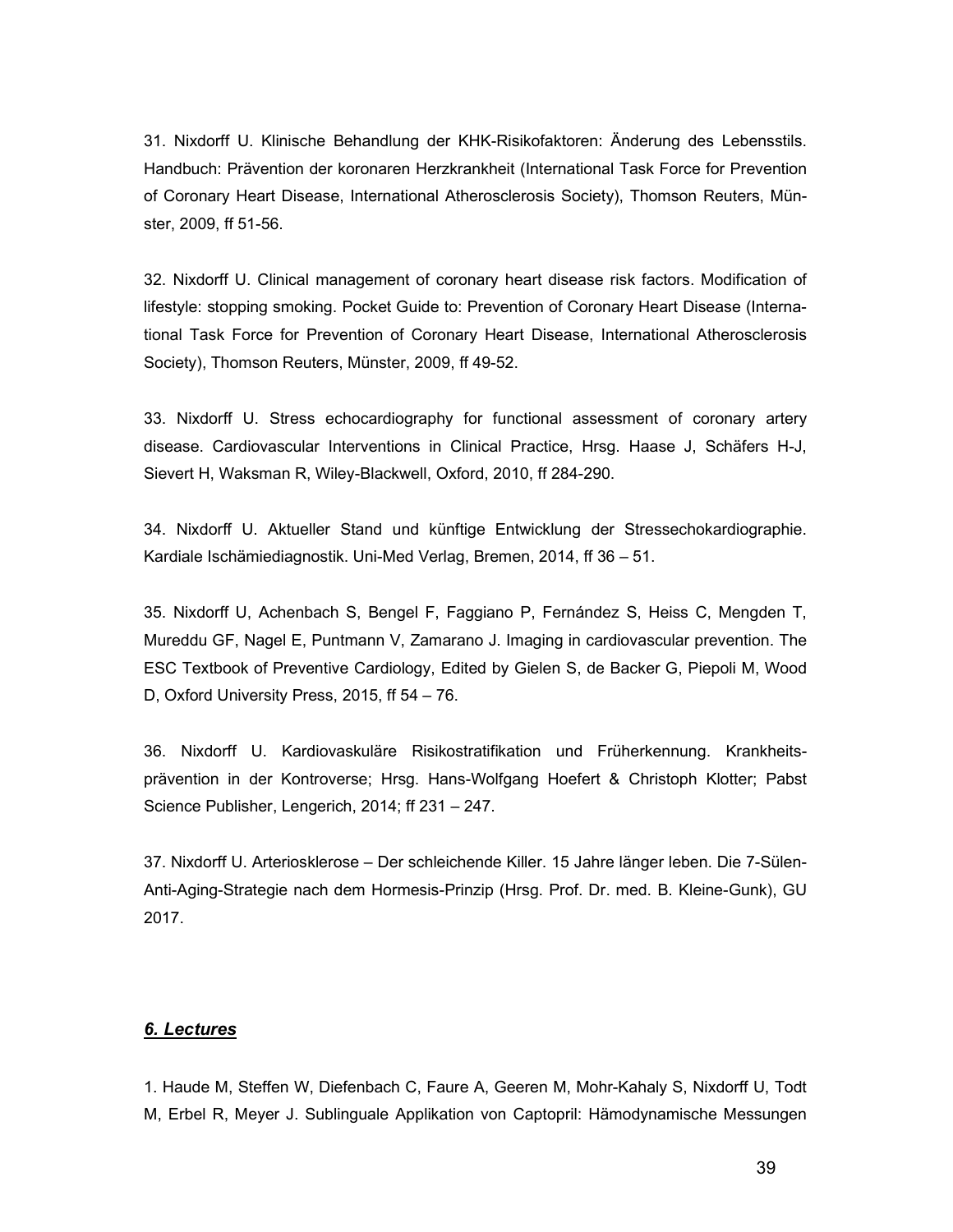31. Nixdorff U. Klinische Behandlung der KHK-Risikofaktoren: Änderung des Lebensstils. Handbuch: Prävention der koronaren Herzkrankheit (International Task Force for Prevention of Coronary Heart Disease, International Atherosclerosis Society), Thomson Reuters, Münster, 2009, ff 51-56.

32. Nixdorff U. Clinical management of coronary heart disease risk factors. Modification of lifestyle: stopping smoking. Pocket Guide to: Prevention of Coronary Heart Disease (International Task Force for Prevention of Coronary Heart Disease, International Atherosclerosis Society), Thomson Reuters, Münster, 2009, ff 49-52.

33. Nixdorff U. Stress echocardiography for functional assessment of coronary artery disease. Cardiovascular Interventions in Clinical Practice, Hrsg. Haase J, Schäfers H-J, Sievert H, Waksman R, Wiley-Blackwell, Oxford, 2010, ff 284-290.

34. Nixdorff U. Aktueller Stand und künftige Entwicklung der Stressechokardiographie. Kardiale Ischämiediagnostik. Uni-Med Verlag, Bremen, 2014, ff 36 – 51.

35. Nixdorff U, Achenbach S, Bengel F, Faggiano P, Fernández S, Heiss C, Mengden T, Mureddu GF, Nagel E, Puntmann V, Zamarano J. Imaging in cardiovascular prevention. The ESC Textbook of Preventive Cardiology, Edited by Gielen S, de Backer G, Piepoli M, Wood D, Oxford University Press, 2015, ff 54 – 76.

36. Nixdorff U. Kardiovaskuläre Risikostratifikation und Früherkennung. Krankheitsprävention in der Kontroverse; Hrsg. Hans-Wolfgang Hoefert & Christoph Klotter; Pabst Science Publisher, Lengerich, 2014; ff 231 – 247.

37. Nixdorff U. Arteriosklerose – Der schleichende Killer. 15 Jahre länger leben. Die 7-Sülen-Anti-Aging-Strategie nach dem Hormesis-Prinzip (Hrsg. Prof. Dr. med. B. Kleine-Gunk), GU 2017.

## *6. Lectures*

1. Haude M, Steffen W, Diefenbach C, Faure A, Geeren M, Mohr-Kahaly S, Nixdorff U, Todt M, Erbel R, Meyer J. Sublinguale Applikation von Captopril: Hämodynamische Messungen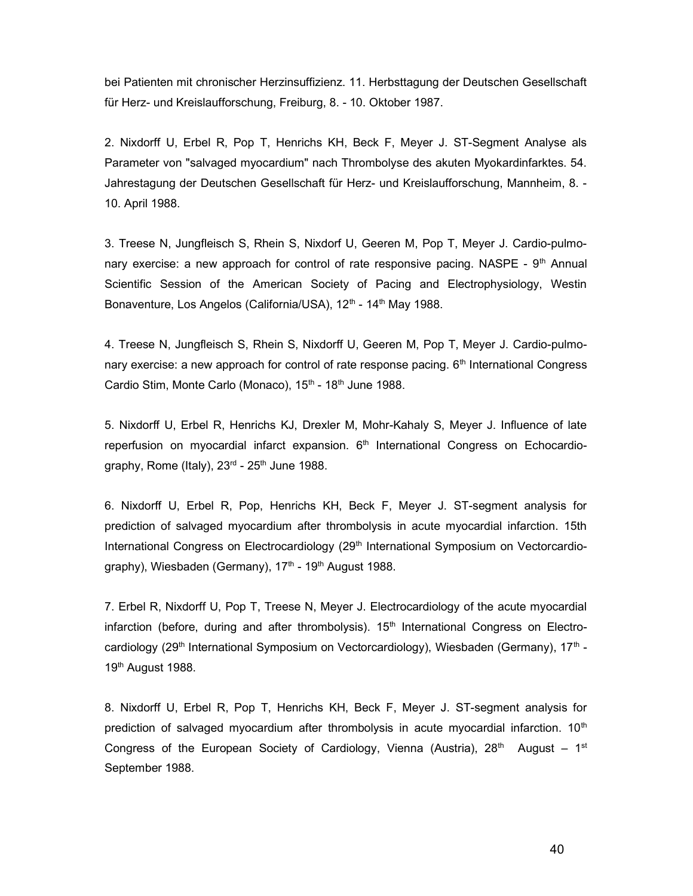bei Patienten mit chronischer Herzinsuffizienz. 11. Herbsttagung der Deutschen Gesellschaft für Herz- und Kreislaufforschung, Freiburg, 8. - 10. Oktober 1987.

2. Nixdorff U, Erbel R, Pop T, Henrichs KH, Beck F, Meyer J. ST-Segment Analyse als Parameter von "salvaged myocardium" nach Thrombolyse des akuten Myokardinfarktes. 54. Jahrestagung der Deutschen Gesellschaft für Herz- und Kreislaufforschung, Mannheim, 8. - 10. April 1988.

3. Treese N, Jungfleisch S, Rhein S, Nixdorf U, Geeren M, Pop T, Meyer J. Cardio-pulmonary exercise: a new approach for control of rate responsive pacing. NASPE - 9th Annual Scientific Session of the American Society of Pacing and Electrophysiology, Westin Bonaventure, Los Angelos (California/USA), 12th - 14th May 1988.

4. Treese N, Jungfleisch S, Rhein S, Nixdorff U, Geeren M, Pop T, Meyer J. Cardio-pulmonary exercise: a new approach for control of rate response pacing. 6th International Congress Cardio Stim, Monte Carlo (Monaco), 15th - 18th June 1988.

5. Nixdorff U, Erbel R, Henrichs KJ, Drexler M, Mohr-Kahaly S, Meyer J. Influence of late reperfusion on myocardial infarct expansion. 6th International Congress on Echocardiography, Rome (Italy), 23rd - 25th June 1988.

6. Nixdorff U, Erbel R, Pop, Henrichs KH, Beck F, Meyer J. ST-segment analysis for prediction of salvaged myocardium after thrombolysis in acute myocardial infarction. 15th International Congress on Electrocardiology (29th International Symposium on Vectorcardiography), Wiesbaden (Germany), 17th - 19th August 1988.

7. Erbel R, Nixdorff U, Pop T, Treese N, Meyer J. Electrocardiology of the acute myocardial infarction (before, during and after thrombolysis). 15th International Congress on Electrocardiology (29th International Symposium on Vectorcardiology), Wiesbaden (Germany), 17th - 19th August 1988.

8. Nixdorff U, Erbel R, Pop T, Henrichs KH, Beck F, Meyer J. ST-segment analysis for prediction of salvaged myocardium after thrombolysis in acute myocardial infarction. 10th Congress of the European Society of Cardiology, Vienna (Austria), 28th August – 1st September 1988.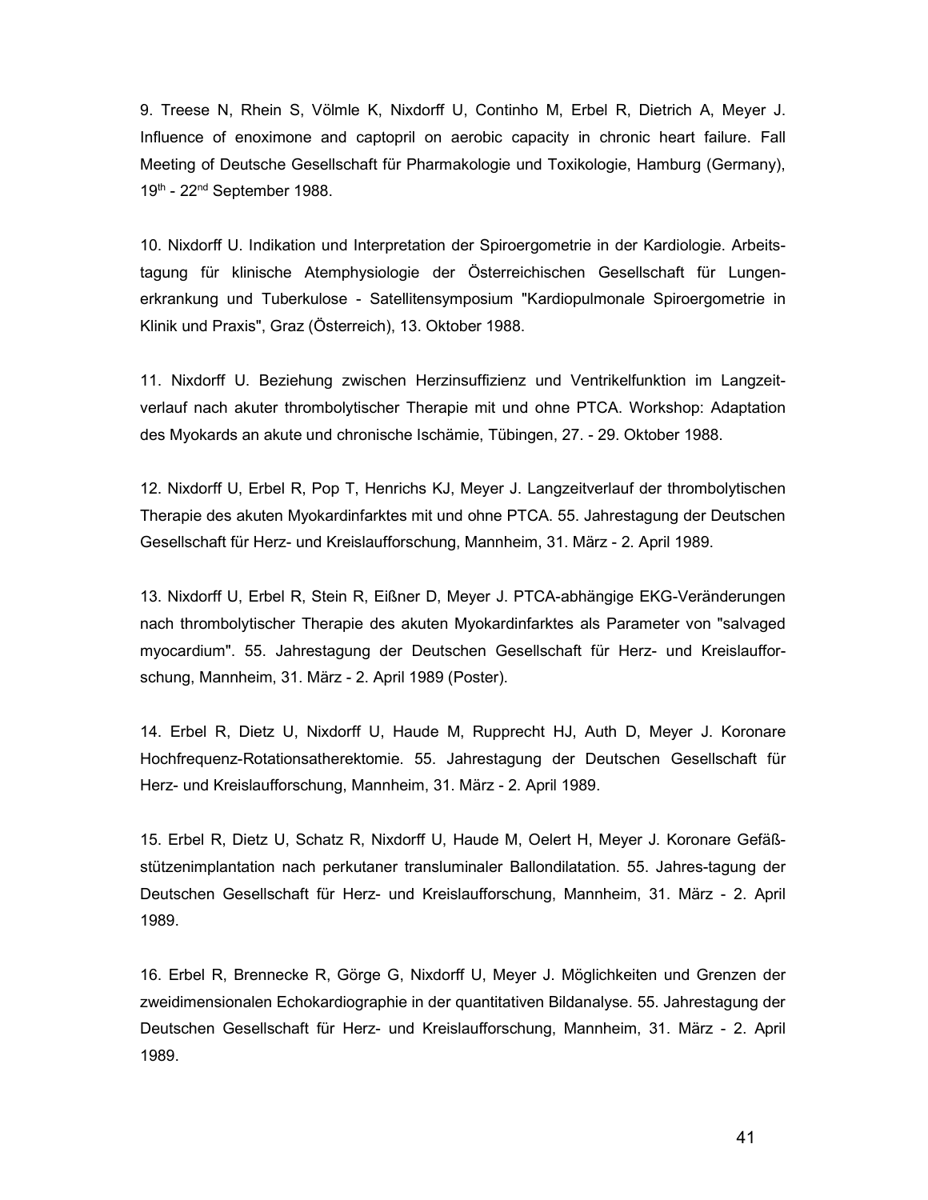9. Treese N, Rhein S, Völmle K, Nixdorff U, Continho M, Erbel R, Dietrich A, Meyer J. Influence of enoximone and captopril on aerobic capacity in chronic heart failure. Fall Meeting of Deutsche Gesellschaft für Pharmakologie und Toxikologie, Hamburg (Germany), 19th - 22nd September 1988.

10. Nixdorff U. Indikation und Interpretation der Spiroergometrie in der Kardiologie. Arbeitstagung für klinische Atemphysiologie der Österreichischen Gesellschaft für Lungenerkrankung und Tuberkulose - Satellitensymposium "Kardiopulmonale Spiroergometrie in Klinik und Praxis", Graz (Österreich), 13. Oktober 1988.

11. Nixdorff U. Beziehung zwischen Herzinsuffizienz und Ventrikelfunktion im Langzeitverlauf nach akuter thrombolytischer Therapie mit und ohne PTCA. Workshop: Adaptation des Myokards an akute und chronische Ischämie, Tübingen, 27. - 29. Oktober 1988.

12. Nixdorff U, Erbel R, Pop T, Henrichs KJ, Meyer J. Langzeitverlauf der thrombolytischen Therapie des akuten Myokardinfarktes mit und ohne PTCA. 55. Jahrestagung der Deutschen Gesellschaft für Herz- und Kreislaufforschung, Mannheim, 31. März - 2. April 1989.

13. Nixdorff U, Erbel R, Stein R, Eißner D, Meyer J. PTCA-abhängige EKG-Veränderungen nach thrombolytischer Therapie des akuten Myokardinfarktes als Parameter von "salvaged myocardium". 55. Jahrestagung der Deutschen Gesellschaft für Herz- und Kreislaufforschung, Mannheim, 31. März - 2. April 1989 (Poster).

14. Erbel R, Dietz U, Nixdorff U, Haude M, Rupprecht HJ, Auth D, Meyer J. Koronare Hochfrequenz-Rotationsatherektomie. 55. Jahrestagung der Deutschen Gesellschaft für Herz- und Kreislaufforschung, Mannheim, 31. März - 2. April 1989.

15. Erbel R, Dietz U, Schatz R, Nixdorff U, Haude M, Oelert H, Meyer J. Koronare Gefäßstützenimplantation nach perkutaner transluminaler Ballondilatation. 55. Jahres-tagung der Deutschen Gesellschaft für Herz- und Kreislaufforschung, Mannheim, 31. März - 2. April 1989.

16. Erbel R, Brennecke R, Görge G, Nixdorff U, Meyer J. Möglichkeiten und Grenzen der zweidimensionalen Echokardiographie in der quantitativen Bildanalyse. 55. Jahrestagung der Deutschen Gesellschaft für Herz- und Kreislaufforschung, Mannheim, 31. März - 2. April 1989.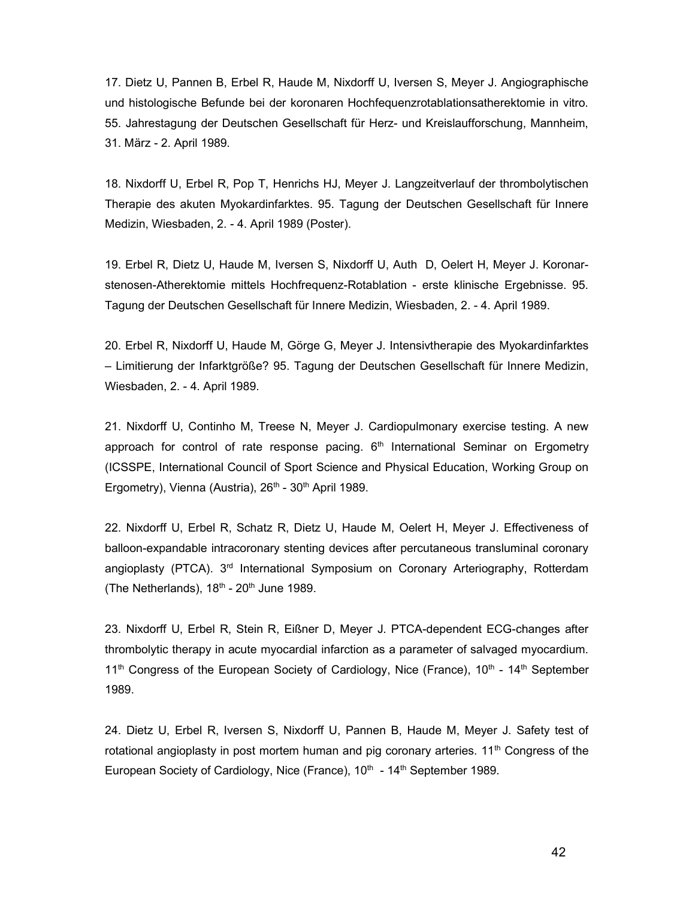17. Dietz U, Pannen B, Erbel R, Haude M, Nixdorff U, Iversen S, Meyer J. Angiographische und histologische Befunde bei der koronaren Hochfequenzrotablationsatherektomie in vitro. 55. Jahrestagung der Deutschen Gesellschaft für Herz- und Kreislaufforschung, Mannheim, 31. März - 2. April 1989.

18. Nixdorff U, Erbel R, Pop T, Henrichs HJ, Meyer J. Langzeitverlauf der thrombolytischen Therapie des akuten Myokardinfarktes. 95. Tagung der Deutschen Gesellschaft für Innere Medizin, Wiesbaden, 2. - 4. April 1989 (Poster).

19. Erbel R, Dietz U, Haude M, Iversen S, Nixdorff U, Auth D, Oelert H, Meyer J. Koronarstenosen-Atherektomie mittels Hochfrequenz-Rotablation - erste klinische Ergebnisse. 95. Tagung der Deutschen Gesellschaft für Innere Medizin, Wiesbaden, 2. - 4. April 1989.

20. Erbel R, Nixdorff U, Haude M, Görge G, Meyer J. Intensivtherapie des Myokardinfarktes – Limitierung der Infarktgröße? 95. Tagung der Deutschen Gesellschaft für Innere Medizin, Wiesbaden, 2. - 4. April 1989.

21. Nixdorff U, Continho M, Treese N, Meyer J. Cardiopulmonary exercise testing. A new approach for control of rate response pacing. 6th International Seminar on Ergometry (ICSSPE, International Council of Sport Science and Physical Education, Working Group on Ergometry), Vienna (Austria), 26th - 30th April 1989.

22. Nixdorff U, Erbel R, Schatz R, Dietz U, Haude M, Oelert H, Meyer J. Effectiveness of balloon-expandable intracoronary stenting devices after percutaneous transluminal coronary angioplasty (PTCA). 3rd International Symposium on Coronary Arteriography, Rotterdam (The Netherlands), 18th - 20th June 1989.

23. Nixdorff U, Erbel R, Stein R, Eißner D, Meyer J. PTCA-dependent ECG-changes after thrombolytic therapy in acute myocardial infarction as a parameter of salvaged myocardium. 11th Congress of the European Society of Cardiology, Nice (France), 10th - 14th September 1989.

24. Dietz U, Erbel R, Iversen S, Nixdorff U, Pannen B, Haude M, Meyer J. Safety test of rotational angioplasty in post mortem human and pig coronary arteries. 11th Congress of the European Society of Cardiology, Nice (France), 10th - 14th September 1989.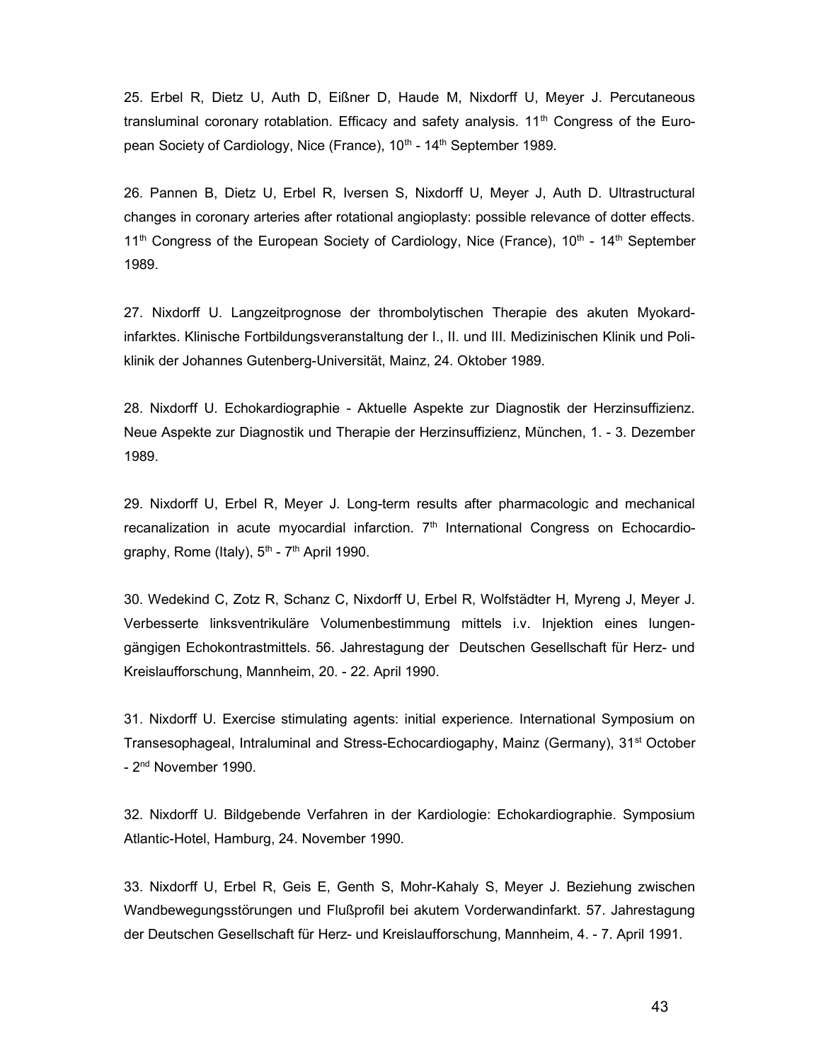25. Erbel R, Dietz U, Auth D, Eißner D, Haude M, Nixdorff U, Meyer J. Percutaneous transluminal coronary rotablation. Efficacy and safety analysis. 11th Congress of the European Society of Cardiology, Nice (France), 10th - 14th September 1989.

26. Pannen B, Dietz U, Erbel R, Iversen S, Nixdorff U, Meyer J, Auth D. Ultrastructural changes in coronary arteries after rotational angioplasty: possible relevance of dotter effects. 11th Congress of the European Society of Cardiology, Nice (France), 10th - 14th September 1989.

27. Nixdorff U. Langzeitprognose der thrombolytischen Therapie des akuten Myokardinfarktes. Klinische Fortbildungsveranstaltung der I., II. und III. Medizinischen Klinik und Poliklinik der Johannes Gutenberg-Universität, Mainz, 24. Oktober 1989.

28. Nixdorff U. Echokardiographie - Aktuelle Aspekte zur Diagnostik der Herzinsuffizienz. Neue Aspekte zur Diagnostik und Therapie der Herzinsuffizienz, München, 1. - 3. Dezember 1989.

29. Nixdorff U, Erbel R, Meyer J. Long-term results after pharmacologic and mechanical recanalization in acute myocardial infarction. 7th International Congress on Echocardiography, Rome (Italy), 5th - 7th April 1990.

30. Wedekind C, Zotz R, Schanz C, Nixdorff U, Erbel R, Wolfstädter H, Myreng J, Meyer J. Verbesserte linksventrikuläre Volumenbestimmung mittels i.v. Injektion eines lungengängigen Echokontrastmittels. 56. Jahrestagung der Deutschen Gesellschaft für Herz- und Kreislaufforschung, Mannheim, 20. - 22. April 1990.

31. Nixdorff U. Exercise stimulating agents: initial experience. International Symposium on Transesophageal, Intraluminal and Stress-Echocardiogaphy, Mainz (Germany), 31st October - 2nd November 1990.

32. Nixdorff U. Bildgebende Verfahren in der Kardiologie: Echokardiographie. Symposium Atlantic-Hotel, Hamburg, 24. November 1990.

33. Nixdorff U, Erbel R, Geis E, Genth S, Mohr-Kahaly S, Meyer J. Beziehung zwischen Wandbewegungsstörungen und Flußprofil bei akutem Vorderwandinfarkt. 57. Jahrestagung der Deutschen Gesellschaft für Herz- und Kreislaufforschung, Mannheim, 4. - 7. April 1991.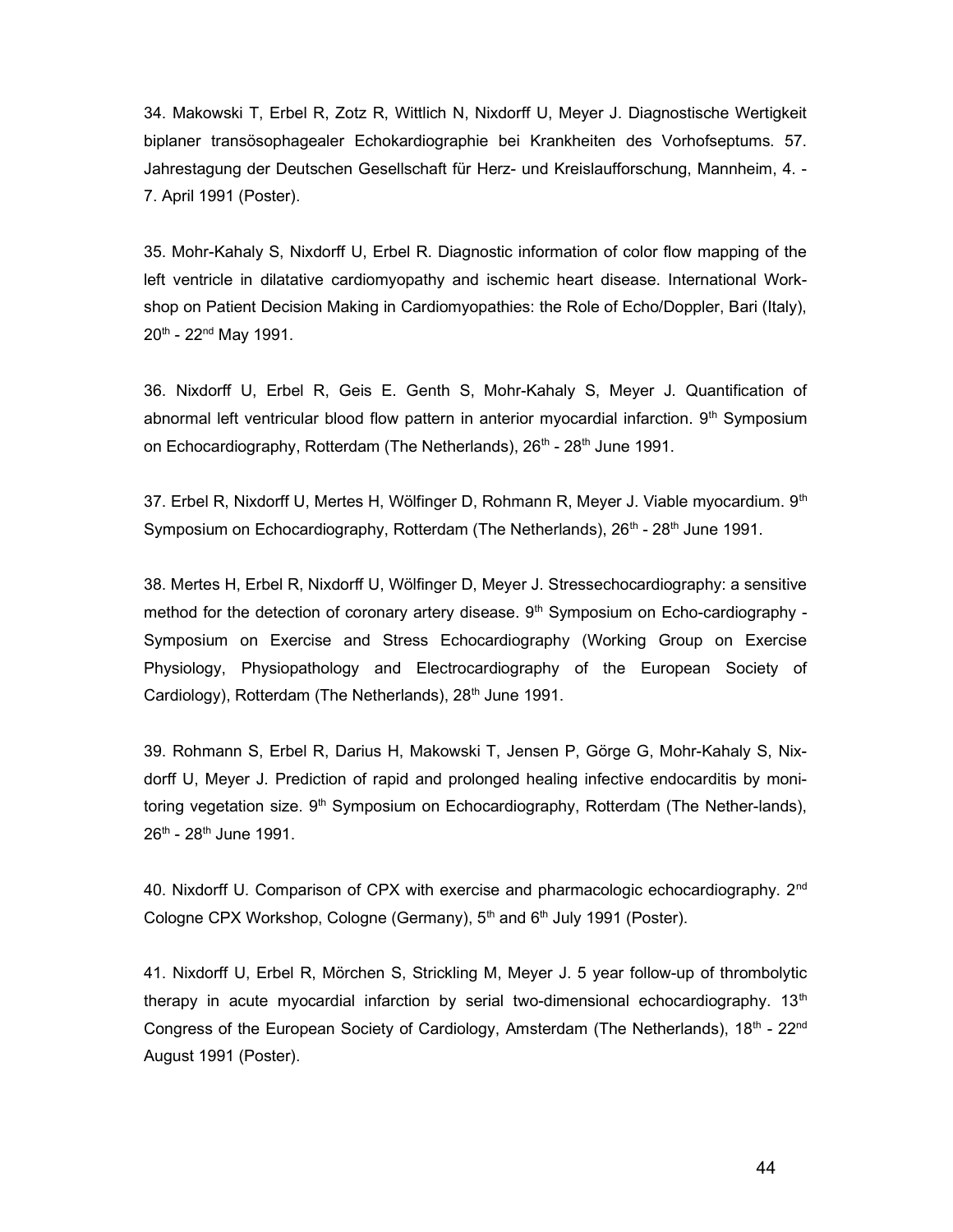34. Makowski T, Erbel R, Zotz R, Wittlich N, Nixdorff U, Meyer J. Diagnostische Wertigkeit biplaner transösophagealer Echokardiographie bei Krankheiten des Vorhofseptums. 57. Jahrestagung der Deutschen Gesellschaft für Herz- und Kreislaufforschung, Mannheim, 4. - 7. April 1991 (Poster).

35. Mohr-Kahaly S, Nixdorff U, Erbel R. Diagnostic information of color flow mapping of the left ventricle in dilatative cardiomyopathy and ischemic heart disease. International Workshop on Patient Decision Making in Cardiomyopathies: the Role of Echo/Doppler, Bari (Italy), 20th - 22nd May 1991.

36. Nixdorff U, Erbel R, Geis E. Genth S, Mohr-Kahaly S, Meyer J. Quantification of abnormal left ventricular blood flow pattern in anterior myocardial infarction. 9th Symposium on Echocardiography, Rotterdam (The Netherlands), 26th - 28th June 1991.

37. Erbel R, Nixdorff U, Mertes H, Wölfinger D, Rohmann R, Meyer J. Viable myocardium. 9th Symposium on Echocardiography, Rotterdam (The Netherlands), 26th - 28th June 1991.

38. Mertes H, Erbel R, Nixdorff U, Wölfinger D, Meyer J. Stressechocardiography: a sensitive method for the detection of coronary artery disease. 9th Symposium on Echo-cardiography - Symposium on Exercise and Stress Echocardiography (Working Group on Exercise Physiology, Physiopathology and Electrocardiography of the European Society of Cardiology), Rotterdam (The Netherlands), 28th June 1991.

39. Rohmann S, Erbel R, Darius H, Makowski T, Jensen P, Görge G, Mohr-Kahaly S, Nixdorff U, Meyer J. Prediction of rapid and prolonged healing infective endocarditis by monitoring vegetation size. 9th Symposium on Echocardiography, Rotterdam (The Nether-lands), 26th - 28th June 1991.

40. Nixdorff U. Comparison of CPX with exercise and pharmacologic echocardiography. 2nd Cologne CPX Workshop, Cologne (Germany), 5th and 6th July 1991 (Poster).

41. Nixdorff U, Erbel R, Mörchen S, Strickling M, Meyer J. 5 year follow-up of thrombolytic therapy in acute myocardial infarction by serial two-dimensional echocardiography. 13th Congress of the European Society of Cardiology, Amsterdam (The Netherlands), 18th - 22nd August 1991 (Poster).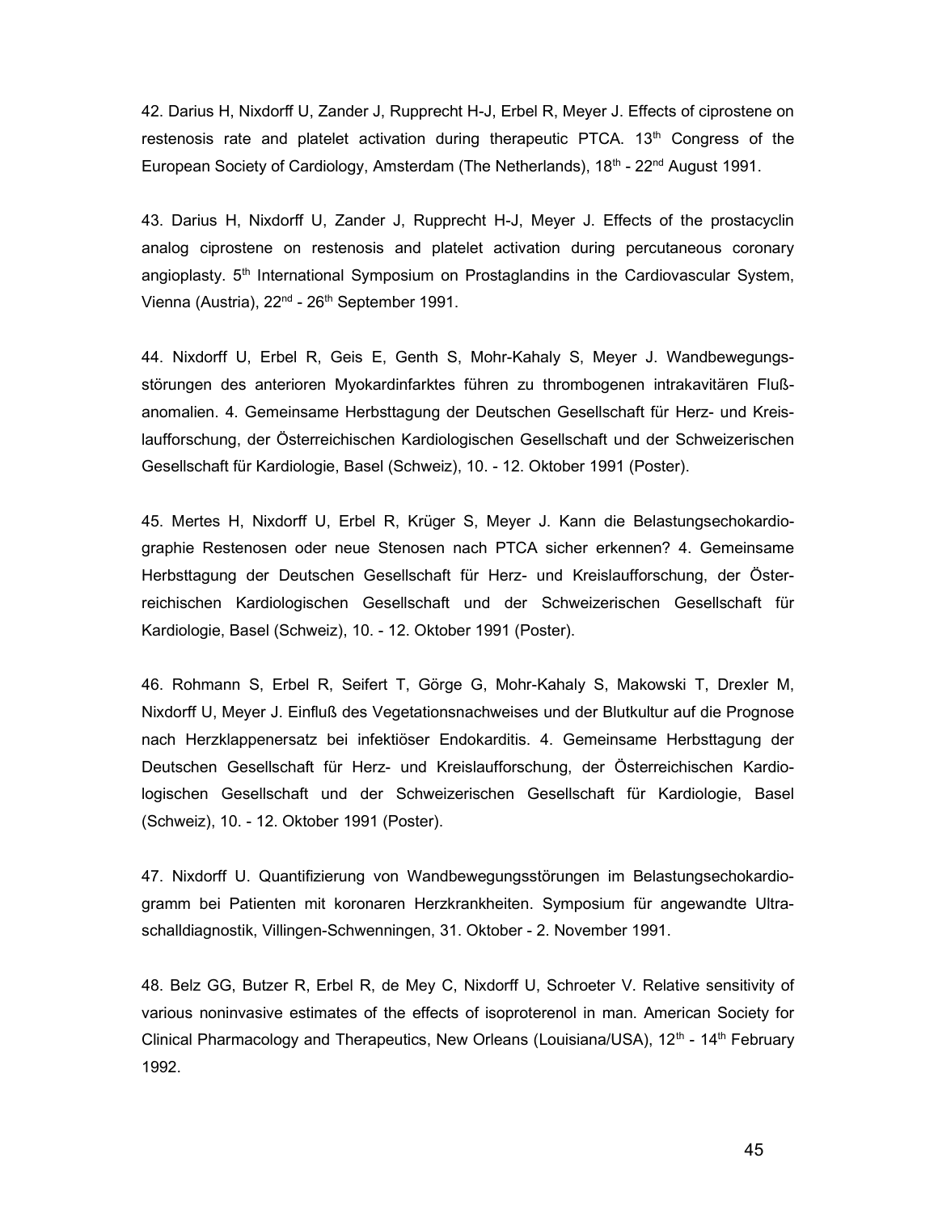42. Darius H, Nixdorff U, Zander J, Rupprecht H-J, Erbel R, Meyer J. Effects of ciprostene on restenosis rate and platelet activation during therapeutic PTCA. 13th Congress of the European Society of Cardiology, Amsterdam (The Netherlands), 18th - 22nd August 1991.

43. Darius H, Nixdorff U, Zander J, Rupprecht H-J, Meyer J. Effects of the prostacyclin analog ciprostene on restenosis and platelet activation during percutaneous coronary angioplasty. 5th International Symposium on Prostaglandins in the Cardiovascular System, Vienna (Austria), 22nd - 26th September 1991.

44. Nixdorff U, Erbel R, Geis E, Genth S, Mohr-Kahaly S, Meyer J. Wandbewegungsstörungen des anterioren Myokardinfarktes führen zu thrombogenen intrakavitären Flußanomalien. 4. Gemeinsame Herbsttagung der Deutschen Gesellschaft für Herz- und Kreislaufforschung, der Österreichischen Kardiologischen Gesellschaft und der Schweizerischen Gesellschaft für Kardiologie, Basel (Schweiz), 10. - 12. Oktober 1991 (Poster).

45. Mertes H, Nixdorff U, Erbel R, Krüger S, Meyer J. Kann die Belastungsechokardiographie Restenosen oder neue Stenosen nach PTCA sicher erkennen? 4. Gemeinsame Herbsttagung der Deutschen Gesellschaft für Herz- und Kreislaufforschung, der Österreichischen Kardiologischen Gesellschaft und der Schweizerischen Gesellschaft für Kardiologie, Basel (Schweiz), 10. - 12. Oktober 1991 (Poster).

46. Rohmann S, Erbel R, Seifert T, Görge G, Mohr-Kahaly S, Makowski T, Drexler M, Nixdorff U, Meyer J. Einfluß des Vegetationsnachweises und der Blutkultur auf die Prognose nach Herzklappenersatz bei infektiöser Endokarditis. 4. Gemeinsame Herbsttagung der Deutschen Gesellschaft für Herz- und Kreislaufforschung, der Österreichischen Kardiologischen Gesellschaft und der Schweizerischen Gesellschaft für Kardiologie, Basel (Schweiz), 10. - 12. Oktober 1991 (Poster).

47. Nixdorff U. Quantifizierung von Wandbewegungsstörungen im Belastungsechokardiogramm bei Patienten mit koronaren Herzkrankheiten. Symposium für angewandte Ultraschalldiagnostik, Villingen-Schwenningen, 31. Oktober - 2. November 1991.

48. Belz GG, Butzer R, Erbel R, de Mey C, Nixdorff U, Schroeter V. Relative sensitivity of various noninvasive estimates of the effects of isoproterenol in man. American Society for Clinical Pharmacology and Therapeutics, New Orleans (Louisiana/USA), 12th - 14th February 1992.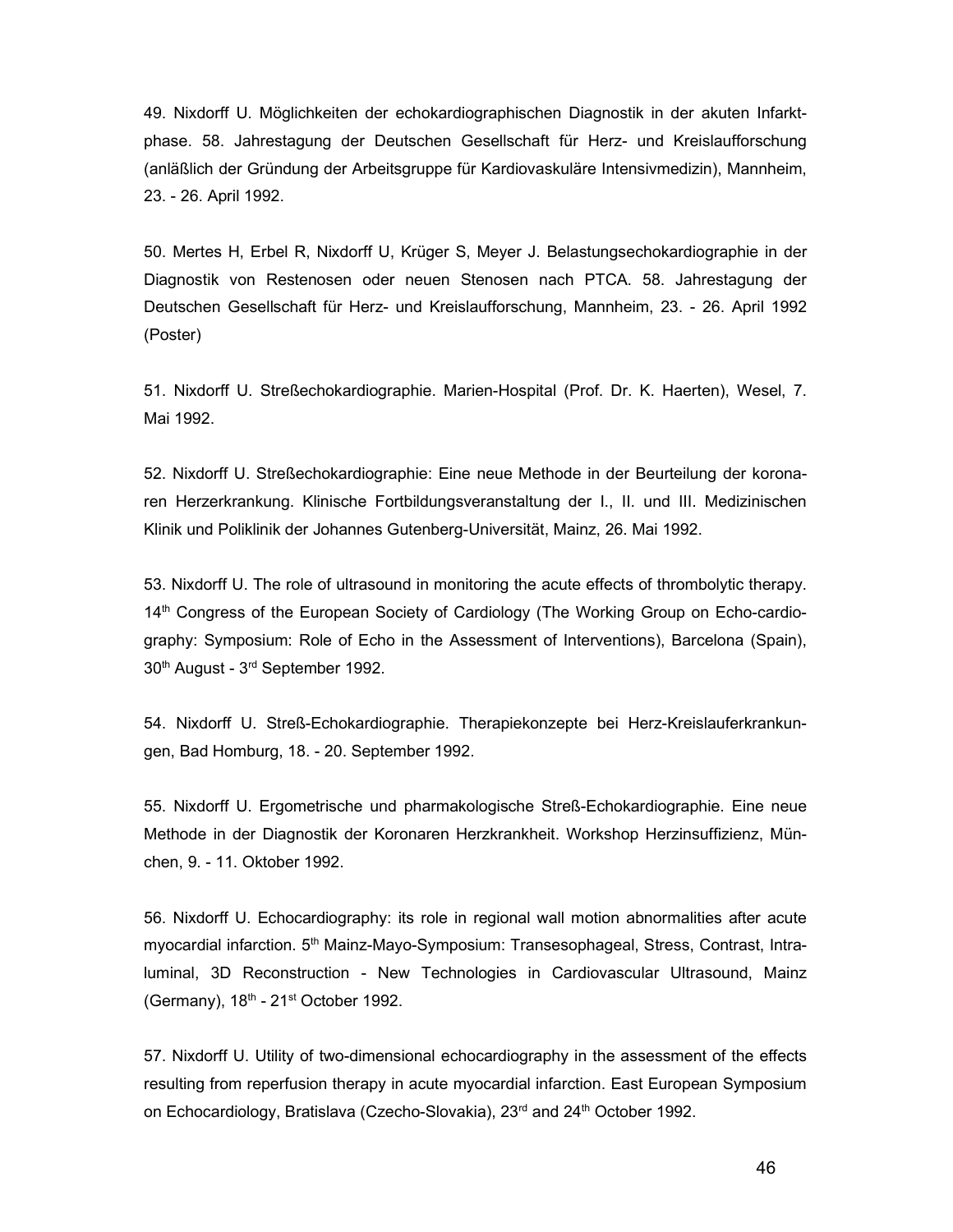49. Nixdorff U. Möglichkeiten der echokardiographischen Diagnostik in der akuten Infarktphase. 58. Jahrestagung der Deutschen Gesellschaft für Herz- und Kreislaufforschung (anläßlich der Gründung der Arbeitsgruppe für Kardiovaskuläre Intensivmedizin), Mannheim, 23. - 26. April 1992.

50. Mertes H, Erbel R, Nixdorff U, Krüger S, Meyer J. Belastungsechokardiographie in der Diagnostik von Restenosen oder neuen Stenosen nach PTCA. 58. Jahrestagung der Deutschen Gesellschaft für Herz- und Kreislaufforschung, Mannheim, 23. - 26. April 1992 (Poster)

51. Nixdorff U. Streßechokardiographie. Marien-Hospital (Prof. Dr. K. Haerten), Wesel, 7. Mai 1992.

52. Nixdorff U. Streßechokardiographie: Eine neue Methode in der Beurteilung der koronaren Herzerkrankung. Klinische Fortbildungsveranstaltung der I., II. und III. Medizinischen Klinik und Poliklinik der Johannes Gutenberg-Universität, Mainz, 26. Mai 1992.

53. Nixdorff U. The role of ultrasound in monitoring the acute effects of thrombolytic therapy. 14th Congress of the European Society of Cardiology (The Working Group on Echo-cardiography: Symposium: Role of Echo in the Assessment of Interventions), Barcelona (Spain), 30th August - 3rd September 1992.

54. Nixdorff U. Streß-Echokardiographie. Therapiekonzepte bei Herz-Kreislauferkrankungen, Bad Homburg, 18. - 20. September 1992.

55. Nixdorff U. Ergometrische und pharmakologische Streß-Echokardiographie. Eine neue Methode in der Diagnostik der Koronaren Herzkrankheit. Workshop Herzinsuffizienz, München, 9. - 11. Oktober 1992.

56. Nixdorff U. Echocardiography: its role in regional wall motion abnormalities after acute myocardial infarction. 5th Mainz-Mayo-Symposium: Transesophageal, Stress, Contrast, Intraluminal, 3D Reconstruction - New Technologies in Cardiovascular Ultrasound, Mainz (Germany), 18th - 21st October 1992.

57. Nixdorff U. Utility of two-dimensional echocardiography in the assessment of the effects resulting from reperfusion therapy in acute myocardial infarction. East European Symposium on Echocardiology, Bratislava (Czecho-Slovakia), 23rd and 24th October 1992.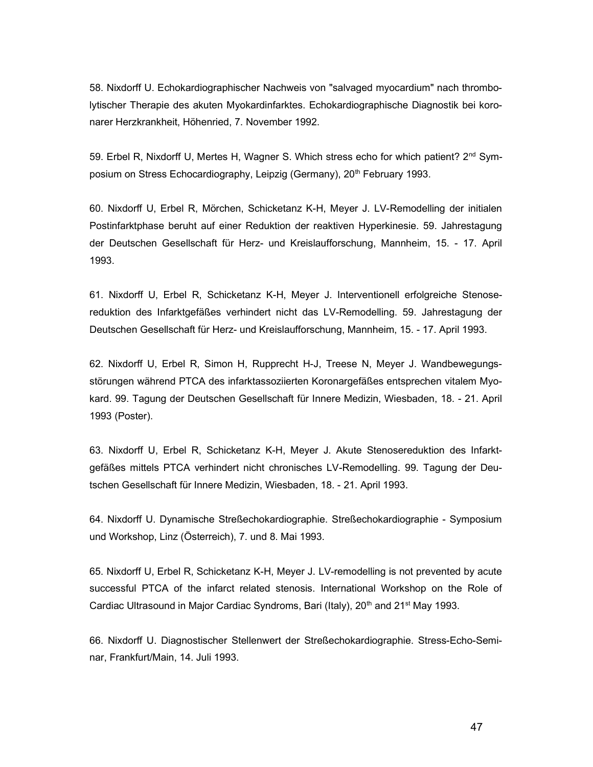58. Nixdorff U. Echokardiographischer Nachweis von "salvaged myocardium" nach thrombolytischer Therapie des akuten Myokardinfarktes. Echokardiographische Diagnostik bei koronarer Herzkrankheit, Höhenried, 7. November 1992.

59. Erbel R, Nixdorff U, Mertes H, Wagner S. Which stress echo for which patient? 2nd Symposium on Stress Echocardiography, Leipzig (Germany), 20th February 1993.

60. Nixdorff U, Erbel R, Mörchen, Schicketanz K-H, Meyer J. LV-Remodelling der initialen Postinfarktphase beruht auf einer Reduktion der reaktiven Hyperkinesie. 59. Jahrestagung der Deutschen Gesellschaft für Herz- und Kreislaufforschung, Mannheim, 15. - 17. April 1993.

61. Nixdorff U, Erbel R, Schicketanz K-H, Meyer J. Interventionell erfolgreiche Stenosereduktion des Infarktgefäßes verhindert nicht das LV-Remodelling. 59. Jahrestagung der Deutschen Gesellschaft für Herz- und Kreislaufforschung, Mannheim, 15. - 17. April 1993.

62. Nixdorff U, Erbel R, Simon H, Rupprecht H-J, Treese N, Meyer J. Wandbewegungsstörungen während PTCA des infarktassoziierten Koronargefäßes entsprechen vitalem Myokard. 99. Tagung der Deutschen Gesellschaft für Innere Medizin, Wiesbaden, 18. - 21. April 1993 (Poster).

63. Nixdorff U, Erbel R, Schicketanz K-H, Meyer J. Akute Stenosereduktion des Infarktgefäßes mittels PTCA verhindert nicht chronisches LV-Remodelling. 99. Tagung der Deutschen Gesellschaft für Innere Medizin, Wiesbaden, 18. - 21. April 1993.

64. Nixdorff U. Dynamische Streßechokardiographie. Streßechokardiographie - Symposium und Workshop, Linz (Österreich), 7. und 8. Mai 1993.

65. Nixdorff U, Erbel R, Schicketanz K-H, Meyer J. LV-remodelling is not prevented by acute successful PTCA of the infarct related stenosis. International Workshop on the Role of Cardiac Ultrasound in Major Cardiac Syndroms, Bari (Italy), 20th and 21st May 1993.

66. Nixdorff U. Diagnostischer Stellenwert der Streßechokardiographie. Stress-Echo-Seminar, Frankfurt/Main, 14. Juli 1993.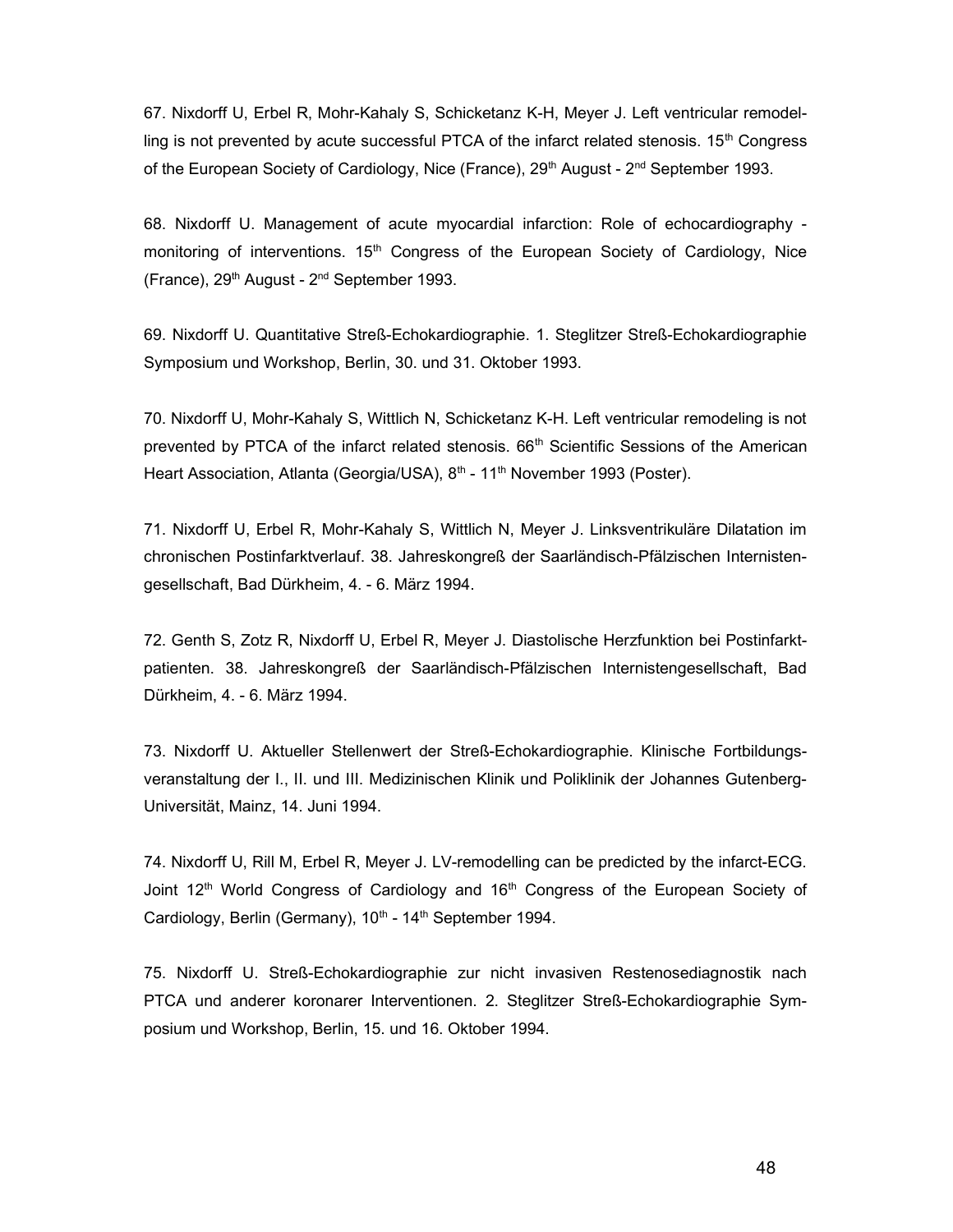67. Nixdorff U, Erbel R, Mohr-Kahaly S, Schicketanz K-H, Meyer J. Left ventricular remodelling is not prevented by acute successful PTCA of the infarct related stenosis. 15th Congress of the European Society of Cardiology, Nice (France), 29th August - 2nd September 1993.

68. Nixdorff U. Management of acute myocardial infarction: Role of echocardiography - monitoring of interventions. 15th Congress of the European Society of Cardiology, Nice (France), 29th August - 2nd September 1993.

69. Nixdorff U. Quantitative Streß-Echokardiographie. 1. Steglitzer Streß-Echokardiographie Symposium und Workshop, Berlin, 30. und 31. Oktober 1993.

70. Nixdorff U, Mohr-Kahaly S, Wittlich N, Schicketanz K-H. Left ventricular remodeling is not prevented by PTCA of the infarct related stenosis. 66th Scientific Sessions of the American Heart Association, Atlanta (Georgia/USA), 8th - 11th November 1993 (Poster).

71. Nixdorff U, Erbel R, Mohr-Kahaly S, Wittlich N, Meyer J. Linksventrikuläre Dilatation im chronischen Postinfarktverlauf. 38. Jahreskongreß der Saarländisch-Pfälzischen Internistengesellschaft, Bad Dürkheim, 4. - 6. März 1994.

72. Genth S, Zotz R, Nixdorff U, Erbel R, Meyer J. Diastolische Herzfunktion bei Postinfarktpatienten. 38. Jahreskongreß der Saarländisch-Pfälzischen Internistengesellschaft, Bad Dürkheim, 4. - 6. März 1994.

73. Nixdorff U. Aktueller Stellenwert der Streß-Echokardiographie. Klinische Fortbildungsveranstaltung der I., II. und III. Medizinischen Klinik und Poliklinik der Johannes Gutenberg-Universität, Mainz, 14. Juni 1994.

74. Nixdorff U, Rill M, Erbel R, Meyer J. LV-remodelling can be predicted by the infarct-ECG. Joint 12th World Congress of Cardiology and 16th Congress of the European Society of Cardiology, Berlin (Germany), 10th - 14th September 1994.

75. Nixdorff U. Streß-Echokardiographie zur nicht invasiven Restenosediagnostik nach PTCA und anderer koronarer Interventionen. 2. Steglitzer Streß-Echokardiographie Symposium und Workshop, Berlin, 15. und 16. Oktober 1994.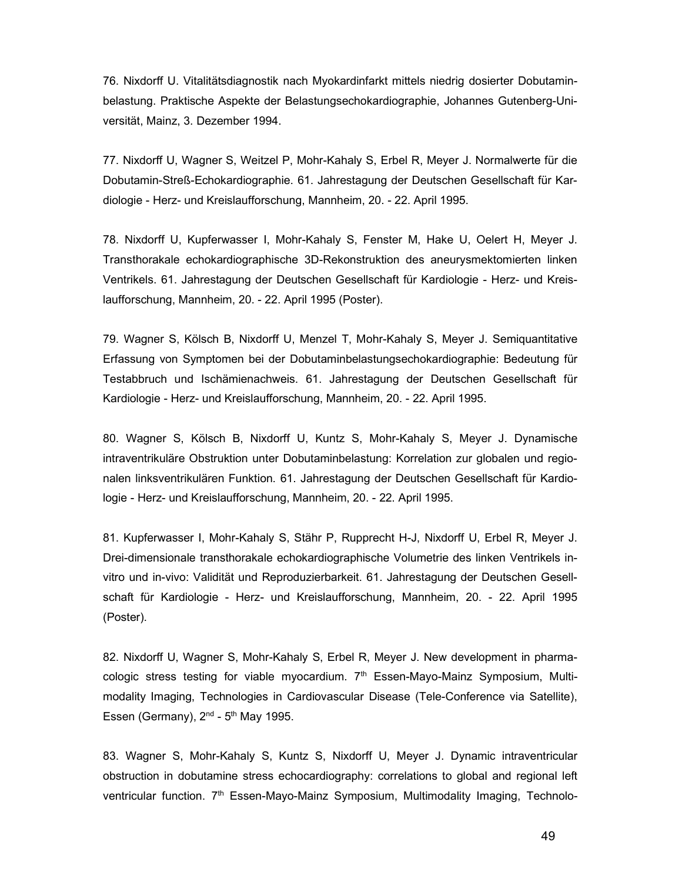76. Nixdorff U. Vitalitätsdiagnostik nach Myokardinfarkt mittels niedrig dosierter Dobutaminbelastung. Praktische Aspekte der Belastungsechokardiographie, Johannes Gutenberg-Universität, Mainz, 3. Dezember 1994.

77. Nixdorff U, Wagner S, Weitzel P, Mohr-Kahaly S, Erbel R, Meyer J. Normalwerte für die Dobutamin-Streß-Echokardiographie. 61. Jahrestagung der Deutschen Gesellschaft für Kardiologie - Herz- und Kreislaufforschung, Mannheim, 20. - 22. April 1995.

78. Nixdorff U, Kupferwasser I, Mohr-Kahaly S, Fenster M, Hake U, Oelert H, Meyer J. Transthorakale echokardiographische 3D-Rekonstruktion des aneurysmektomierten linken Ventrikels. 61. Jahrestagung der Deutschen Gesellschaft für Kardiologie - Herz- und Kreislaufforschung, Mannheim, 20. - 22. April 1995 (Poster).

79. Wagner S, Kölsch B, Nixdorff U, Menzel T, Mohr-Kahaly S, Meyer J. Semiquantitative Erfassung von Symptomen bei der Dobutaminbelastungsechokardiographie: Bedeutung für Testabbruch und Ischämienachweis. 61. Jahrestagung der Deutschen Gesellschaft für Kardiologie - Herz- und Kreislaufforschung, Mannheim, 20. - 22. April 1995.

80. Wagner S, Kölsch B, Nixdorff U, Kuntz S, Mohr-Kahaly S, Meyer J. Dynamische intraventrikuläre Obstruktion unter Dobutaminbelastung: Korrelation zur globalen und regionalen linksventrikulären Funktion. 61. Jahrestagung der Deutschen Gesellschaft für Kardiologie - Herz- und Kreislaufforschung, Mannheim, 20. - 22. April 1995.

81. Kupferwasser I, Mohr-Kahaly S, Stähr P, Rupprecht H-J, Nixdorff U, Erbel R, Meyer J. Drei-dimensionale transthorakale echokardiographische Volumetrie des linken Ventrikels in-vitro und in-vivo: Validität und Reproduzierbarkeit. 61. Jahrestagung der Deutschen Gesellschaft für Kardiologie - Herz- und Kreislaufforschung, Mannheim, 20. - 22. April 1995 (Poster).

82. Nixdorff U, Wagner S, Mohr-Kahaly S, Erbel R, Meyer J. New development in pharmacologic stress testing for viable myocardium. 7th Essen-Mayo-Mainz Symposium, Multimodality Imaging, Technologies in Cardiovascular Disease (Tele-Conference via Satellite), Essen (Germany), 2nd - 5th May 1995.

83. Wagner S, Mohr-Kahaly S, Kuntz S, Nixdorff U, Meyer J. Dynamic intraventricular obstruction in dobutamine stress echocardiography: correlations to global and regional left ventricular function. 7th Essen-Mayo-Mainz Symposium, Multimodality Imaging, Technolo-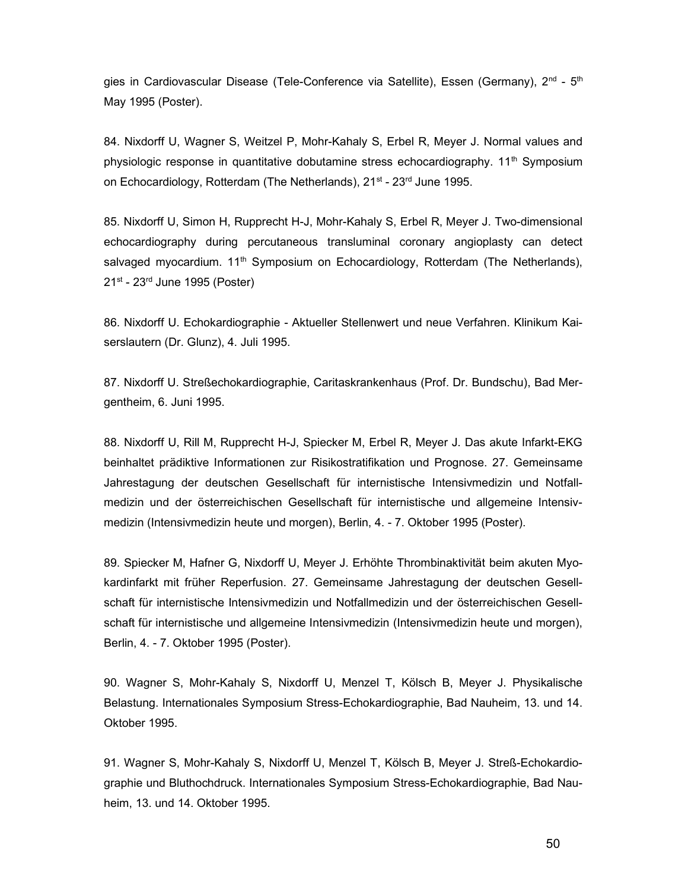gies in Cardiovascular Disease (Tele-Conference via Satellite), Essen (Germany), 2nd - 5th May 1995 (Poster).

84. Nixdorff U, Wagner S, Weitzel P, Mohr-Kahaly S, Erbel R, Meyer J. Normal values and physiologic response in quantitative dobutamine stress echocardiography. 11th Symposium on Echocardiology, Rotterdam (The Netherlands), 21st - 23rd June 1995.

85. Nixdorff U, Simon H, Rupprecht H-J, Mohr-Kahaly S, Erbel R, Meyer J. Two-dimensional echocardiography during percutaneous transluminal coronary angioplasty can detect salvaged myocardium. 11th Symposium on Echocardiology, Rotterdam (The Netherlands), 21st - 23rd June 1995 (Poster)

86. Nixdorff U. Echokardiographie - Aktueller Stellenwert und neue Verfahren. Klinikum Kaiserslautern (Dr. Glunz), 4. Juli 1995.

87. Nixdorff U. Streßechokardiographie, Caritaskrankenhaus (Prof. Dr. Bundschu), Bad Mergentheim, 6. Juni 1995.

88. Nixdorff U, Rill M, Rupprecht H-J, Spiecker M, Erbel R, Meyer J. Das akute Infarkt-EKG beinhaltet prädiktive Informationen zur Risikostratifikation und Prognose. 27. Gemeinsame Jahrestagung der deutschen Gesellschaft für internistische Intensivmedizin und Notfallmedizin und der österreichischen Gesellschaft für internistische und allgemeine Intensivmedizin (Intensivmedizin heute und morgen), Berlin, 4. - 7. Oktober 1995 (Poster).

89. Spiecker M, Hafner G, Nixdorff U, Meyer J. Erhöhte Thrombinaktivität beim akuten Myokardinfarkt mit früher Reperfusion. 27. Gemeinsame Jahrestagung der deutschen Gesellschaft für internistische Intensivmedizin und Notfallmedizin und der österreichischen Gesellschaft für internistische und allgemeine Intensivmedizin (Intensivmedizin heute und morgen), Berlin, 4. - 7. Oktober 1995 (Poster).

90. Wagner S, Mohr-Kahaly S, Nixdorff U, Menzel T, Kölsch B, Meyer J. Physikalische Belastung. Internationales Symposium Stress-Echokardiographie, Bad Nauheim, 13. und 14. Oktober 1995.

91. Wagner S, Mohr-Kahaly S, Nixdorff U, Menzel T, Kölsch B, Meyer J. Streß-Echokardiographie und Bluthochdruck. Internationales Symposium Stress-Echokardiographie, Bad Nauheim, 13. und 14. Oktober 1995.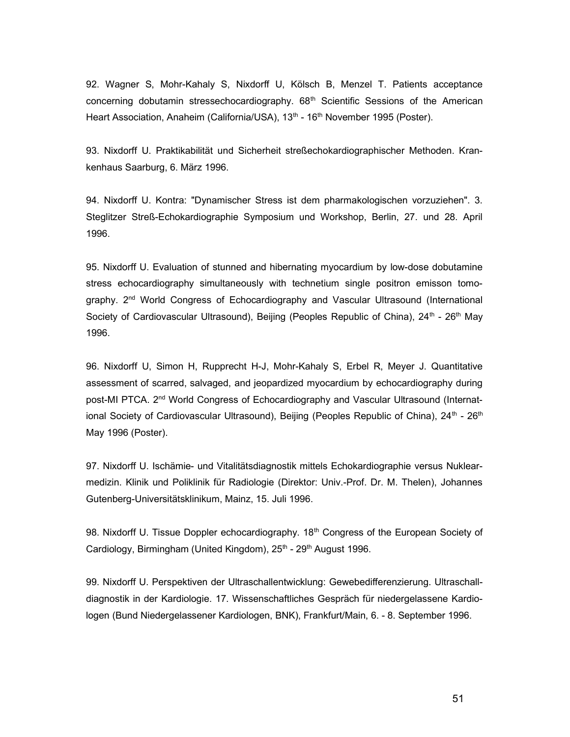92. Wagner S, Mohr-Kahaly S, Nixdorff U, Kölsch B, Menzel T. Patients acceptance concerning dobutamin stressechocardiography. 68th Scientific Sessions of the American Heart Association, Anaheim (California/USA), 13th - 16th November 1995 (Poster).

93. Nixdorff U. Praktikabilität und Sicherheit streßechokardiographischer Methoden. Krankenhaus Saarburg, 6. März 1996.

94. Nixdorff U. Kontra: "Dynamischer Stress ist dem pharmakologischen vorzuziehen". 3. Steglitzer Streß-Echokardiographie Symposium und Workshop, Berlin, 27. und 28. April 1996.

95. Nixdorff U. Evaluation of stunned and hibernating myocardium by low-dose dobutamine stress echocardiography simultaneously with technetium single positron emisson tomography. 2nd World Congress of Echocardiography and Vascular Ultrasound (International Society of Cardiovascular Ultrasound), Beijing (Peoples Republic of China), 24th - 26th May 1996.

96. Nixdorff U, Simon H, Rupprecht H-J, Mohr-Kahaly S, Erbel R, Meyer J. Quantitative assessment of scarred, salvaged, and jeopardized myocardium by echocardiography during post-MI PTCA. 2nd World Congress of Echocardiography and Vascular Ultrasound (International Society of Cardiovascular Ultrasound), Beijing (Peoples Republic of China), 24th - 26th May 1996 (Poster).

97. Nixdorff U. Ischämie- und Vitalitätsdiagnostik mittels Echokardiographie versus Nuklearmedizin. Klinik und Poliklinik für Radiologie (Direktor: Univ.-Prof. Dr. M. Thelen), Johannes Gutenberg-Universitätsklinikum, Mainz, 15. Juli 1996.

98. Nixdorff U. Tissue Doppler echocardiography. 18th Congress of the European Society of Cardiology, Birmingham (United Kingdom), 25th - 29th August 1996.

99. Nixdorff U. Perspektiven der Ultraschallentwicklung: Gewebedifferenzierung. Ultraschalldiagnostik in der Kardiologie. 17. Wissenschaftliches Gespräch für niedergelassene Kardiologen (Bund Niedergelassener Kardiologen, BNK), Frankfurt/Main, 6. - 8. September 1996.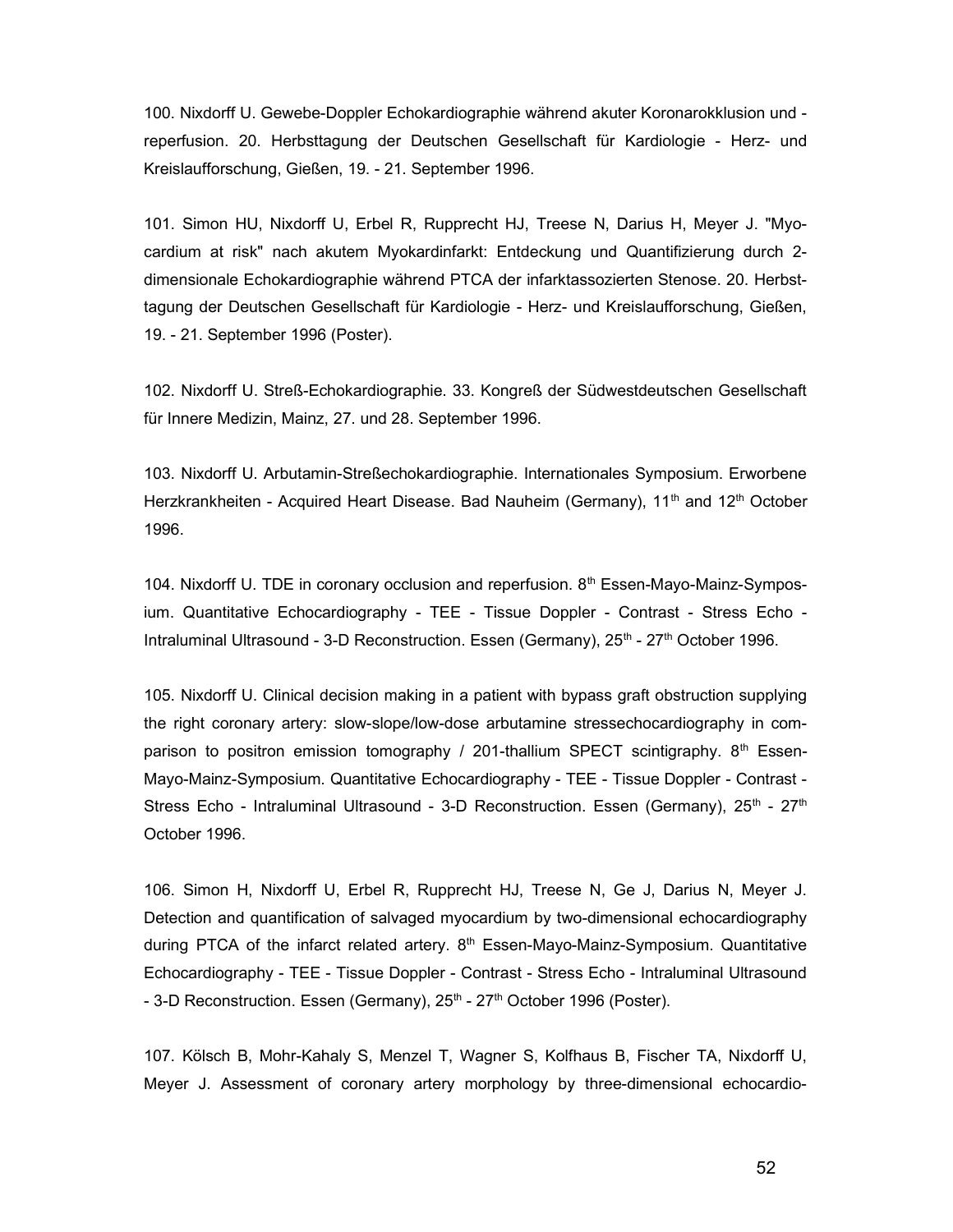100. Nixdorff U. Gewebe-Doppler Echokardiographie während akuter Koronarokklusion und -reperfusion. 20. Herbsttagung der Deutschen Gesellschaft für Kardiologie - Herz- und Kreislaufforschung, Gießen, 19. - 21. September 1996.

101. Simon HU, Nixdorff U, Erbel R, Rupprecht HJ, Treese N, Darius H, Meyer J. "Myocardium at risk" nach akutem Myokardinfarkt: Entdeckung und Quantifizierung durch 2-dimensionale Echokardiographie während PTCA der infarktassozierten Stenose. 20. Herbsttagung der Deutschen Gesellschaft für Kardiologie - Herz- und Kreislaufforschung, Gießen, 19. - 21. September 1996 (Poster).

102. Nixdorff U. Streß-Echokardiographie. 33. Kongreß der Südwestdeutschen Gesellschaft für Innere Medizin, Mainz, 27. und 28. September 1996.

103. Nixdorff U. Arbutamin-Streßechokardiographie. Internationales Symposium. Erworbene Herzkrankheiten - Acquired Heart Disease. Bad Nauheim (Germany), 11th and 12th October 1996.

104. Nixdorff U. TDE in coronary occlusion and reperfusion. 8th Essen-Mayo-Mainz-Symposium. Quantitative Echocardiography - TEE - Tissue Doppler - Contrast - Stress Echo - Intraluminal Ultrasound - 3-D Reconstruction. Essen (Germany), 25th - 27th October 1996.

105. Nixdorff U. Clinical decision making in a patient with bypass graft obstruction supplying the right coronary artery: slow-slope/low-dose arbutamine stressechocardiography in comparison to positron emission tomography / 201-thallium SPECT scintigraphy. 8th Essen-Mayo-Mainz-Symposium. Quantitative Echocardiography - TEE - Tissue Doppler - Contrast - Stress Echo - Intraluminal Ultrasound - 3-D Reconstruction. Essen (Germany), 25th - 27th October 1996.

106. Simon H, Nixdorff U, Erbel R, Rupprecht HJ, Treese N, Ge J, Darius N, Meyer J. Detection and quantification of salvaged myocardium by two-dimensional echocardiography during PTCA of the infarct related artery. 8th Essen-Mayo-Mainz-Symposium. Quantitative Echocardiography - TEE - Tissue Doppler - Contrast - Stress Echo - Intraluminal Ultrasound - 3-D Reconstruction. Essen (Germany), 25th - 27th October 1996 (Poster).

107. Kölsch B, Mohr-Kahaly S, Menzel T, Wagner S, Kolfhaus B, Fischer TA, Nixdorff U, Meyer J. Assessment of coronary artery morphology by three-dimensional echocardio-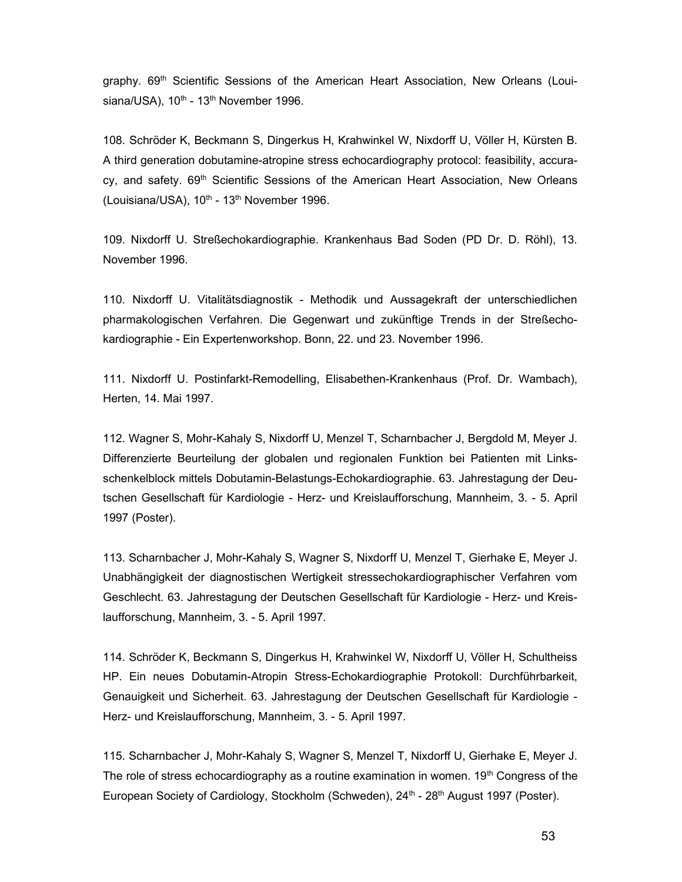graphy. 69th Scientific Sessions of the American Heart Association, New Orleans (Louisiana/USA), 10th - 13th November 1996.

108. Schröder K, Beckmann S, Dingerkus H, Krahwinkel W, Nixdorff U, Völler H, Kürsten B. A third generation dobutamine-atropine stress echocardiography protocol: feasibility, accuracy, and safety. 69th Scientific Sessions of the American Heart Association, New Orleans (Louisiana/USA), 10th - 13th November 1996.

109. Nixdorff U. Streßechokardiographie. Krankenhaus Bad Soden (PD Dr. D. Röhl), 13. November 1996.

110. Nixdorff U. Vitalitätsdiagnostik - Methodik und Aussagekraft der unterschiedlichen pharmakologischen Verfahren. Die Gegenwart und zukünftige Trends in der Streßechokardiographie - Ein Expertenworkshop. Bonn, 22. und 23. November 1996.

111. Nixdorff U. Postinfarkt-Remodelling, Elisabethen-Krankenhaus (Prof. Dr. Wambach), Herten, 14. Mai 1997.

112. Wagner S, Mohr-Kahaly S, Nixdorff U, Menzel T, Scharnbacher J, Bergdold M, Meyer J. Differenzierte Beurteilung der globalen und regionalen Funktion bei Patienten mit Linksschenkelblock mittels Dobutamin-Belastungs-Echokardiographie. 63. Jahrestagung der Deutschen Gesellschaft für Kardiologie - Herz- und Kreislaufforschung, Mannheim, 3. - 5. April 1997 (Poster).

113. Scharnbacher J, Mohr-Kahaly S, Wagner S, Nixdorff U, Menzel T, Gierhake E, Meyer J. Unabhängigkeit der diagnostischen Wertigkeit stressechokardiographischer Verfahren vom Geschlecht. 63. Jahrestagung der Deutschen Gesellschaft für Kardiologie - Herz- und Kreislaufforschung, Mannheim, 3. - 5. April 1997.

114. Schröder K, Beckmann S, Dingerkus H, Krahwinkel W, Nixdorff U, Völler H, Schultheiss HP. Ein neues Dobutamin-Atropin Stress-Echokardiographie Protokoll: Durchführbarkeit, Genauigkeit und Sicherheit. 63. Jahrestagung der Deutschen Gesellschaft für Kardiologie - Herz- und Kreislaufforschung, Mannheim, 3. - 5. April 1997.

115. Scharnbacher J, Mohr-Kahaly S, Wagner S, Menzel T, Nixdorff U, Gierhake E, Meyer J. The role of stress echocardiography as a routine examination in women. 19th Congress of the European Society of Cardiology, Stockholm (Schweden), 24th - 28th August 1997 (Poster).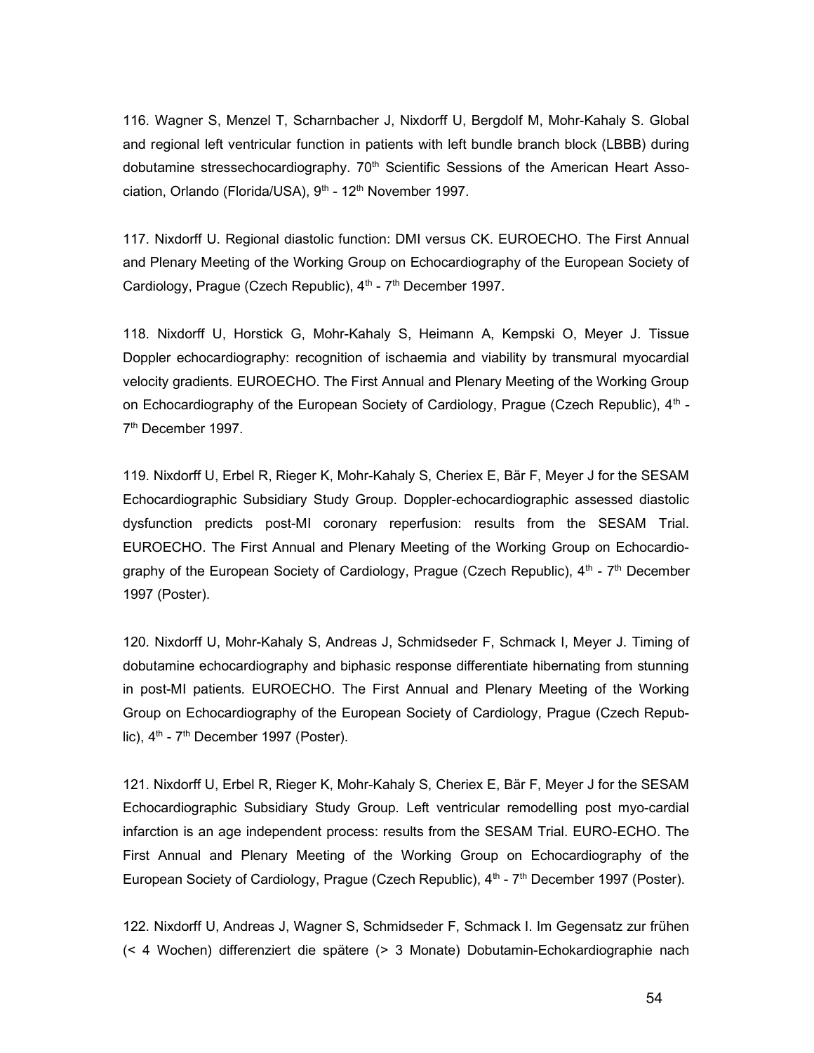116. Wagner S, Menzel T, Scharnbacher J, Nixdorff U, Bergdolf M, Mohr-Kahaly S. Global and regional left ventricular function in patients with left bundle branch block (LBBB) during dobutamine stressechocardiography. 70th Scientific Sessions of the American Heart Association, Orlando (Florida/USA), 9th - 12th November 1997.

117. Nixdorff U. Regional diastolic function: DMI versus CK. EUROECHO. The First Annual and Plenary Meeting of the Working Group on Echocardiography of the European Society of Cardiology, Prague (Czech Republic), 4th - 7th December 1997.

118. Nixdorff U, Horstick G, Mohr-Kahaly S, Heimann A, Kempski O, Meyer J. Tissue Doppler echocardiography: recognition of ischaemia and viability by transmural myocardial velocity gradients. EUROECHO. The First Annual and Plenary Meeting of the Working Group on Echocardiography of the European Society of Cardiology, Prague (Czech Republic), 4th - 7th December 1997.

119. Nixdorff U, Erbel R, Rieger K, Mohr-Kahaly S, Cheriex E, Bär F, Meyer J for the SESAM Echocardiographic Subsidiary Study Group. Doppler-echocardiographic assessed diastolic dysfunction predicts post-MI coronary reperfusion: results from the SESAM Trial. EUROECHO. The First Annual and Plenary Meeting of the Working Group on Echocardiography of the European Society of Cardiology, Prague (Czech Republic), 4th - 7th December 1997 (Poster).

120. Nixdorff U, Mohr-Kahaly S, Andreas J, Schmidseder F, Schmack I, Meyer J. Timing of dobutamine echocardiography and biphasic response differentiate hibernating from stunning in post-MI patients. EUROECHO. The First Annual and Plenary Meeting of the Working Group on Echocardiography of the European Society of Cardiology, Prague (Czech Republic), 4th - 7th December 1997 (Poster).

121. Nixdorff U, Erbel R, Rieger K, Mohr-Kahaly S, Cheriex E, Bär F, Meyer J for the SESAM Echocardiographic Subsidiary Study Group. Left ventricular remodelling post myo-cardial infarction is an age independent process: results from the SESAM Trial. EURO-ECHO. The First Annual and Plenary Meeting of the Working Group on Echocardiography of the European Society of Cardiology, Prague (Czech Republic), 4th - 7th December 1997 (Poster).

122. Nixdorff U, Andreas J, Wagner S, Schmidseder F, Schmack I. Im Gegensatz zur frühen (< 4 Wochen) differenziert die spätere (> 3 Monate) Dobutamin-Echokardiographie nach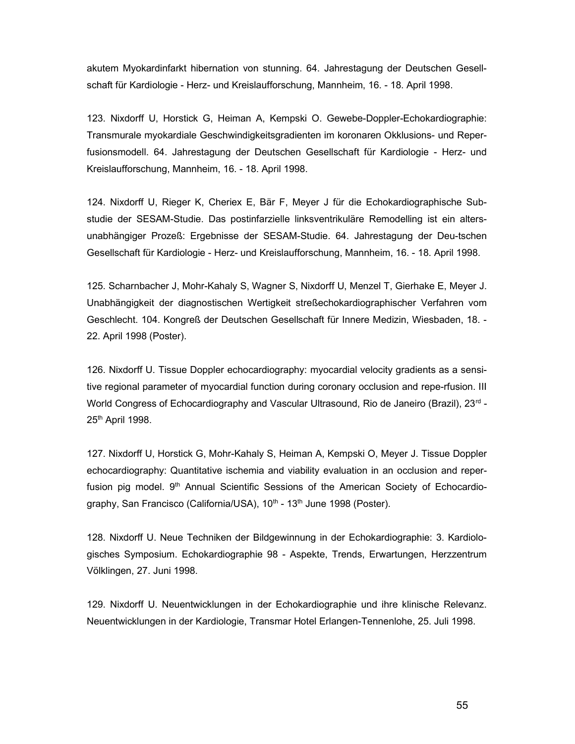akutem Myokardinfarkt hibernation von stunning. 64. Jahrestagung der Deutschen Gesellschaft für Kardiologie - Herz- und Kreislaufforschung, Mannheim, 16. - 18. April 1998.

123. Nixdorff U, Horstick G, Heiman A, Kempski O. Gewebe-Doppler-Echokardiographie: Transmurale myokardiale Geschwindigkeitsgradienten im koronaren Okklusions- und Reperfusionsmodell. 64. Jahrestagung der Deutschen Gesellschaft für Kardiologie - Herz- und Kreislaufforschung, Mannheim, 16. - 18. April 1998.

124. Nixdorff U, Rieger K, Cheriex E, Bär F, Meyer J für die Echokardiographische Substudie der SESAM-Studie. Das postinfarzielle linksventrikuläre Remodelling ist ein altersunabhängiger Prozeß: Ergebnisse der SESAM-Studie. 64. Jahrestagung der Deu-tschen Gesellschaft für Kardiologie - Herz- und Kreislaufforschung, Mannheim, 16. - 18. April 1998.

125. Scharnbacher J, Mohr-Kahaly S, Wagner S, Nixdorff U, Menzel T, Gierhake E, Meyer J. Unabhängigkeit der diagnostischen Wertigkeit streßechokardiographischer Verfahren vom Geschlecht. 104. Kongreß der Deutschen Gesellschaft für Innere Medizin, Wiesbaden, 18. - 22. April 1998 (Poster).

126. Nixdorff U. Tissue Doppler echocardiography: myocardial velocity gradients as a sensitive regional parameter of myocardial function during coronary occlusion and repe-rfusion. III World Congress of Echocardiography and Vascular Ultrasound, Rio de Janeiro (Brazil), 23rd - 25th April 1998.

127. Nixdorff U, Horstick G, Mohr-Kahaly S, Heiman A, Kempski O, Meyer J. Tissue Doppler echocardiography: Quantitative ischemia and viability evaluation in an occlusion and reperfusion pig model. 9th Annual Scientific Sessions of the American Society of Echocardiography, San Francisco (California/USA), 10th - 13th June 1998 (Poster).

128. Nixdorff U. Neue Techniken der Bildgewinnung in der Echokardiographie: 3. Kardiologisches Symposium. Echokardiographie 98 - Aspekte, Trends, Erwartungen, Herzzentrum Völklingen, 27. Juni 1998.

129. Nixdorff U. Neuentwicklungen in der Echokardiographie und ihre klinische Relevanz. Neuentwicklungen in der Kardiologie, Transmar Hotel Erlangen-Tennenlohe, 25. Juli 1998.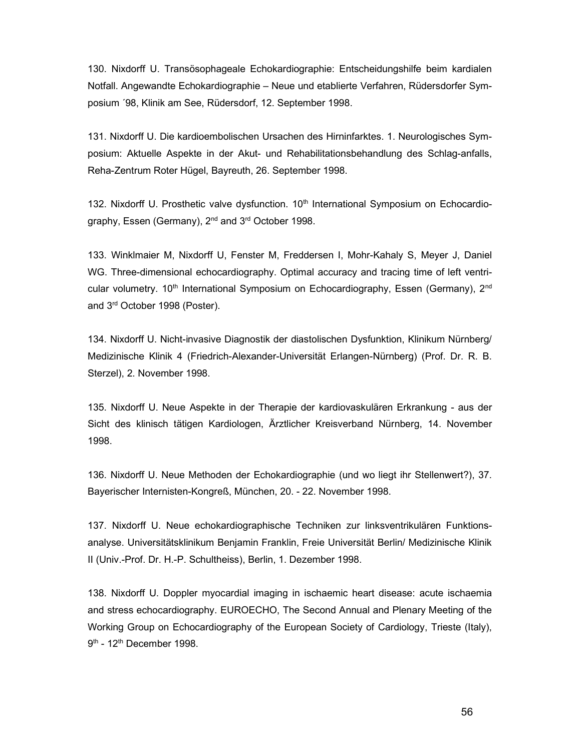130. Nixdorff U. Transösophageale Echokardiographie: Entscheidungshilfe beim kardialen Notfall. Angewandte Echokardiographie – Neue und etablierte Verfahren, Rüdersdorfer Symposium ´98, Klinik am See, Rüdersdorf, 12. September 1998.

131. Nixdorff U. Die kardioembolischen Ursachen des Hirninfarktes. 1. Neurologisches Symposium: Aktuelle Aspekte in der Akut- und Rehabilitationsbehandlung des Schlag-anfalls, Reha-Zentrum Roter Hügel, Bayreuth, 26. September 1998.

132. Nixdorff U. Prosthetic valve dysfunction. 10th International Symposium on Echocardiography, Essen (Germany), 2nd and 3rd October 1998.

133. Winklmaier M, Nixdorff U, Fenster M, Freddersen I, Mohr-Kahaly S, Meyer J, Daniel WG. Three-dimensional echocardiography. Optimal accuracy and tracing time of left ventricular volumetry. 10th International Symposium on Echocardiography, Essen (Germany), 2nd and 3rd October 1998 (Poster).

134. Nixdorff U. Nicht-invasive Diagnostik der diastolischen Dysfunktion, Klinikum Nürnberg/ Medizinische Klinik 4 (Friedrich-Alexander-Universität Erlangen-Nürnberg) (Prof. Dr. R. B. Sterzel), 2. November 1998.

135. Nixdorff U. Neue Aspekte in der Therapie der kardiovaskulären Erkrankung - aus der Sicht des klinisch tätigen Kardiologen, Ärztlicher Kreisverband Nürnberg, 14. November 1998.

136. Nixdorff U. Neue Methoden der Echokardiographie (und wo liegt ihr Stellenwert?), 37. Bayerischer Internisten-Kongreß, München, 20. - 22. November 1998.

137. Nixdorff U. Neue echokardiographische Techniken zur linksventrikulären Funktionsanalyse. Universitätsklinikum Benjamin Franklin, Freie Universität Berlin/ Medizinische Klinik II (Univ.-Prof. Dr. H.-P. Schultheiss), Berlin, 1. Dezember 1998.

138. Nixdorff U. Doppler myocardial imaging in ischaemic heart disease: acute ischaemia and stress echocardiography. EUROECHO, The Second Annual and Plenary Meeting of the Working Group on Echocardiography of the European Society of Cardiology, Trieste (Italy), 9th - 12th December 1998.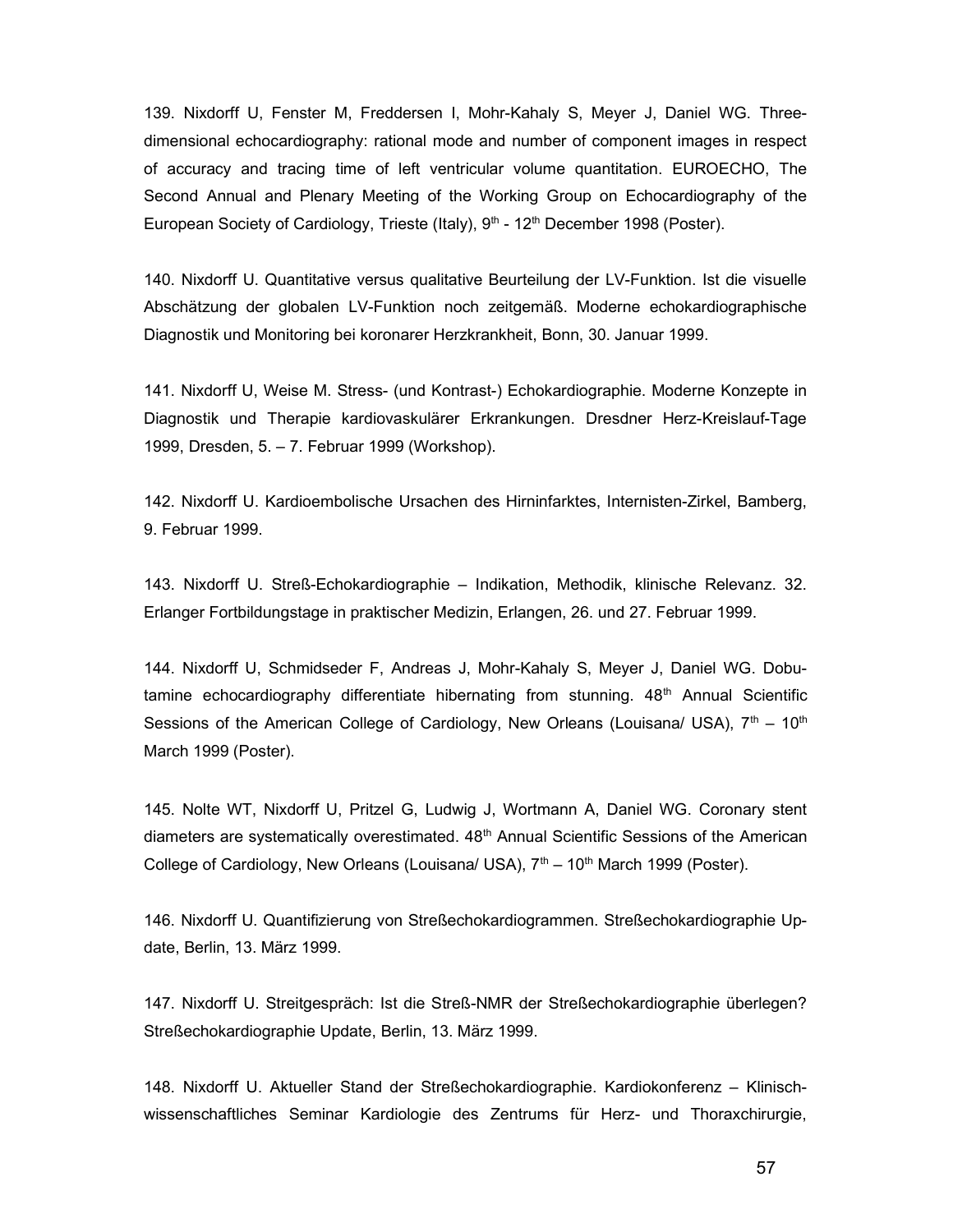139. Nixdorff U, Fenster M, Freddersen I, Mohr-Kahaly S, Meyer J, Daniel WG. Three-dimensional echocardiography: rational mode and number of component images in respect of accuracy and tracing time of left ventricular volume quantitation. EUROECHO, The Second Annual and Plenary Meeting of the Working Group on Echocardiography of the European Society of Cardiology, Trieste (Italy), 9th - 12th December 1998 (Poster).

140. Nixdorff U. Quantitative versus qualitative Beurteilung der LV-Funktion. Ist die visuelle Abschätzung der globalen LV-Funktion noch zeitgemäß. Moderne echokardiographische Diagnostik und Monitoring bei koronarer Herzkrankheit, Bonn, 30. Januar 1999.

141. Nixdorff U, Weise M. Stress- (und Kontrast-) Echokardiographie. Moderne Konzepte in Diagnostik und Therapie kardiovaskulärer Erkrankungen. Dresdner Herz-Kreislauf-Tage 1999, Dresden, 5. – 7. Februar 1999 (Workshop).

142. Nixdorff U. Kardioembolische Ursachen des Hirninfarktes, Internisten-Zirkel, Bamberg, 9. Februar 1999.

143. Nixdorff U. Streß-Echokardiographie – Indikation, Methodik, klinische Relevanz. 32. Erlanger Fortbildungstage in praktischer Medizin, Erlangen, 26. und 27. Februar 1999.

144. Nixdorff U, Schmidseder F, Andreas J, Mohr-Kahaly S, Meyer J, Daniel WG. Dobutamine echocardiography differentiate hibernating from stunning. 48th Annual Scientific Sessions of the American College of Cardiology, New Orleans (Louisana/ USA), 7th – 10th March 1999 (Poster).

145. Nolte WT, Nixdorff U, Pritzel G, Ludwig J, Wortmann A, Daniel WG. Coronary stent diameters are systematically overestimated. 48th Annual Scientific Sessions of the American College of Cardiology, New Orleans (Louisana/ USA), 7th – 10th March 1999 (Poster).

146. Nixdorff U. Quantifizierung von Streßechokardiogrammen. Streßechokardiographie Update, Berlin, 13. März 1999.

147. Nixdorff U. Streitgespräch: Ist die Streß-NMR der Streßechokardiographie überlegen? Streßechokardiographie Update, Berlin, 13. März 1999.

148. Nixdorff U. Aktueller Stand der Streßechokardiographie. Kardiokonferenz – Klinisch-wissenschaftliches Seminar Kardiologie des Zentrums für Herz- und Thoraxchirurgie,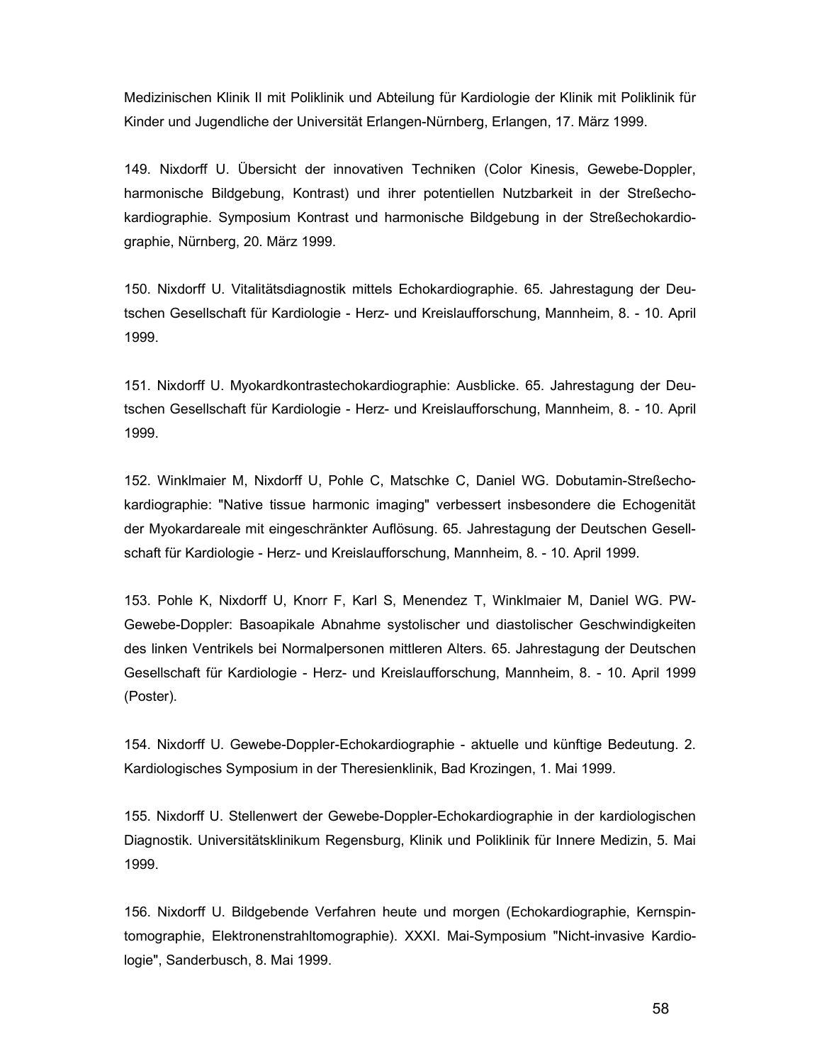Medizinischen Klinik II mit Poliklinik und Abteilung für Kardiologie der Klinik mit Poliklinik für Kinder und Jugendliche der Universität Erlangen-Nürnberg, Erlangen, 17. März 1999.

149. Nixdorff U. Übersicht der innovativen Techniken (Color Kinesis, Gewebe-Doppler, harmonische Bildgebung, Kontrast) und ihrer potentiellen Nutzbarkeit in der Streßechokardiographie. Symposium Kontrast und harmonische Bildgebung in der Streßechokardiographie, Nürnberg, 20. März 1999.

150. Nixdorff U. Vitalitätsdiagnostik mittels Echokardiographie. 65. Jahrestagung der Deutschen Gesellschaft für Kardiologie - Herz- und Kreislaufforschung, Mannheim, 8. - 10. April 1999.

151. Nixdorff U. Myokardkontrastechokardiographie: Ausblicke. 65. Jahrestagung der Deutschen Gesellschaft für Kardiologie - Herz- und Kreislaufforschung, Mannheim, 8. - 10. April 1999.

152. Winklmaier M, Nixdorff U, Pohle C, Matschke C, Daniel WG. Dobutamin-Streßechokardiographie: "Native tissue harmonic imaging" verbessert insbesondere die Echogenität der Myokardareale mit eingeschränkter Auflösung. 65. Jahrestagung der Deutschen Gesellschaft für Kardiologie - Herz- und Kreislaufforschung, Mannheim, 8. - 10. April 1999.

153. Pohle K, Nixdorff U, Knorr F, Karl S, Menendez T, Winklmaier M, Daniel WG. PW-Gewebe-Doppler: Basoapikale Abnahme systolischer und diastolischer Geschwindigkeiten des linken Ventrikels bei Normalpersonen mittleren Alters. 65. Jahrestagung der Deutschen Gesellschaft für Kardiologie - Herz- und Kreislaufforschung, Mannheim, 8. - 10. April 1999 (Poster).

154. Nixdorff U. Gewebe-Doppler-Echokardiographie - aktuelle und künftige Bedeutung. 2. Kardiologisches Symposium in der Theresienklinik, Bad Krozingen, 1. Mai 1999.

155. Nixdorff U. Stellenwert der Gewebe-Doppler-Echokardiographie in der kardiologischen Diagnostik. Universitätsklinikum Regensburg, Klinik und Poliklinik für Innere Medizin, 5. Mai 1999.

156. Nixdorff U. Bildgebende Verfahren heute und morgen (Echokardiographie, Kernspintomographie, Elektronenstrahltomographie). XXXI. Mai-Symposium "Nicht-invasive Kardiologie", Sanderbusch, 8. Mai 1999.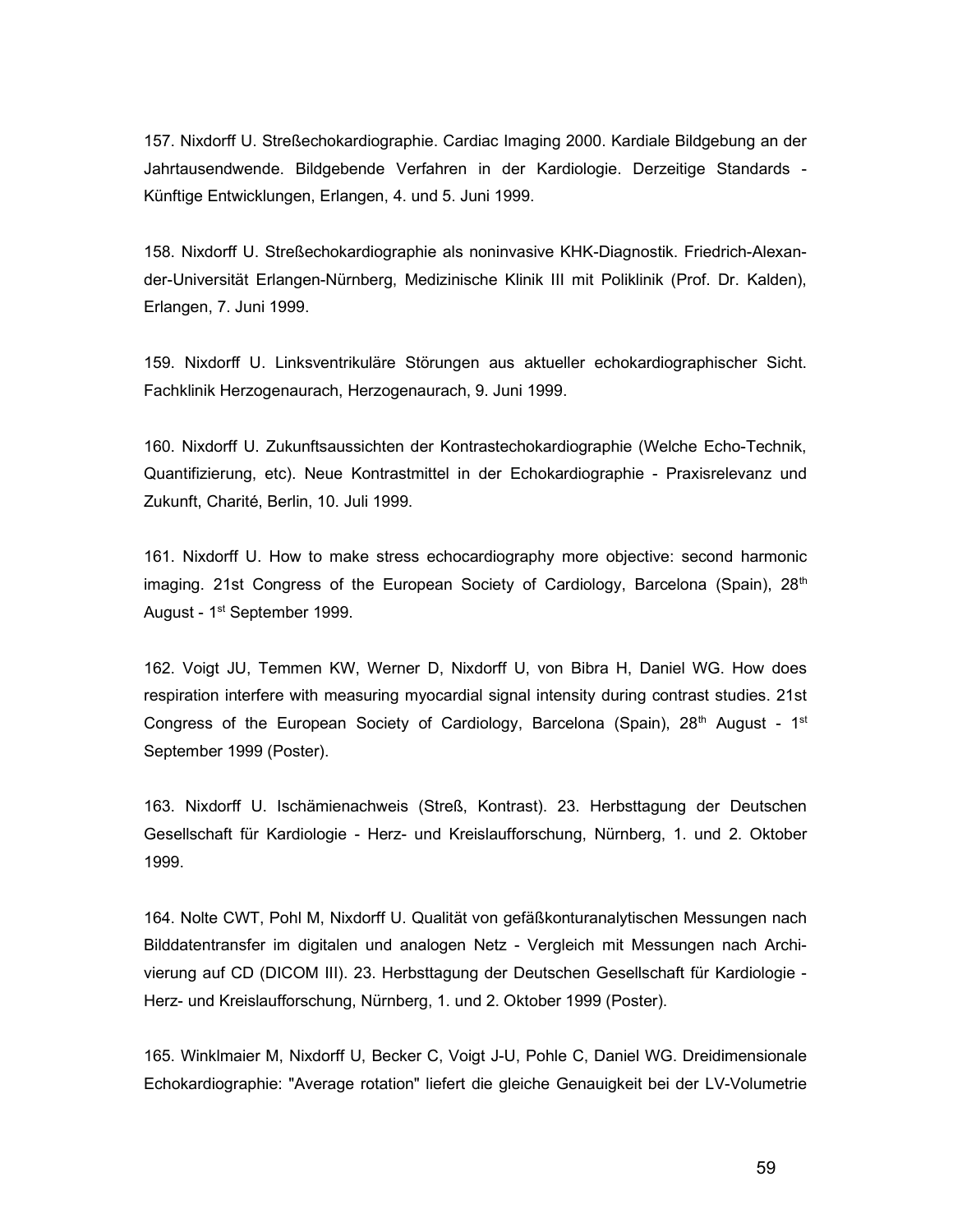157. Nixdorff U. Streßechokardiographie. Cardiac Imaging 2000. Kardiale Bildgebung an der Jahrtausendwende. Bildgebende Verfahren in der Kardiologie. Derzeitige Standards - Künftige Entwicklungen, Erlangen, 4. und 5. Juni 1999.

158. Nixdorff U. Streßechokardiographie als noninvasive KHK-Diagnostik. Friedrich-Alexander-Universität Erlangen-Nürnberg, Medizinische Klinik III mit Poliklinik (Prof. Dr. Kalden), Erlangen, 7. Juni 1999.

159. Nixdorff U. Linksventrikuläre Störungen aus aktueller echokardiographischer Sicht. Fachklinik Herzogenaurach, Herzogenaurach, 9. Juni 1999.

160. Nixdorff U. Zukunftsaussichten der Kontrastechokardiographie (Welche Echo-Technik, Quantifizierung, etc). Neue Kontrastmittel in der Echokardiographie - Praxisrelevanz und Zukunft, Charité, Berlin, 10. Juli 1999.

161. Nixdorff U. How to make stress echocardiography more objective: second harmonic imaging. 21st Congress of the European Society of Cardiology, Barcelona (Spain), 28th August - 1st September 1999.

162. Voigt JU, Temmen KW, Werner D, Nixdorff U, von Bibra H, Daniel WG. How does respiration interfere with measuring myocardial signal intensity during contrast studies. 21st Congress of the European Society of Cardiology, Barcelona (Spain), 28th August - 1st September 1999 (Poster).

163. Nixdorff U. Ischämienachweis (Streß, Kontrast). 23. Herbsttagung der Deutschen Gesellschaft für Kardiologie - Herz- und Kreislaufforschung, Nürnberg, 1. und 2. Oktober 1999.

164. Nolte CWT, Pohl M, Nixdorff U. Qualität von gefäßkonturanalytischen Messungen nach Bilddatentransfer im digitalen und analogen Netz - Vergleich mit Messungen nach Archivierung auf CD (DICOM III). 23. Herbsttagung der Deutschen Gesellschaft für Kardiologie - Herz- und Kreislaufforschung, Nürnberg, 1. und 2. Oktober 1999 (Poster).

165. Winklmaier M, Nixdorff U, Becker C, Voigt J-U, Pohle C, Daniel WG. Dreidimensionale Echokardiographie: "Average rotation" liefert die gleiche Genauigkeit bei der LV-Volumetrie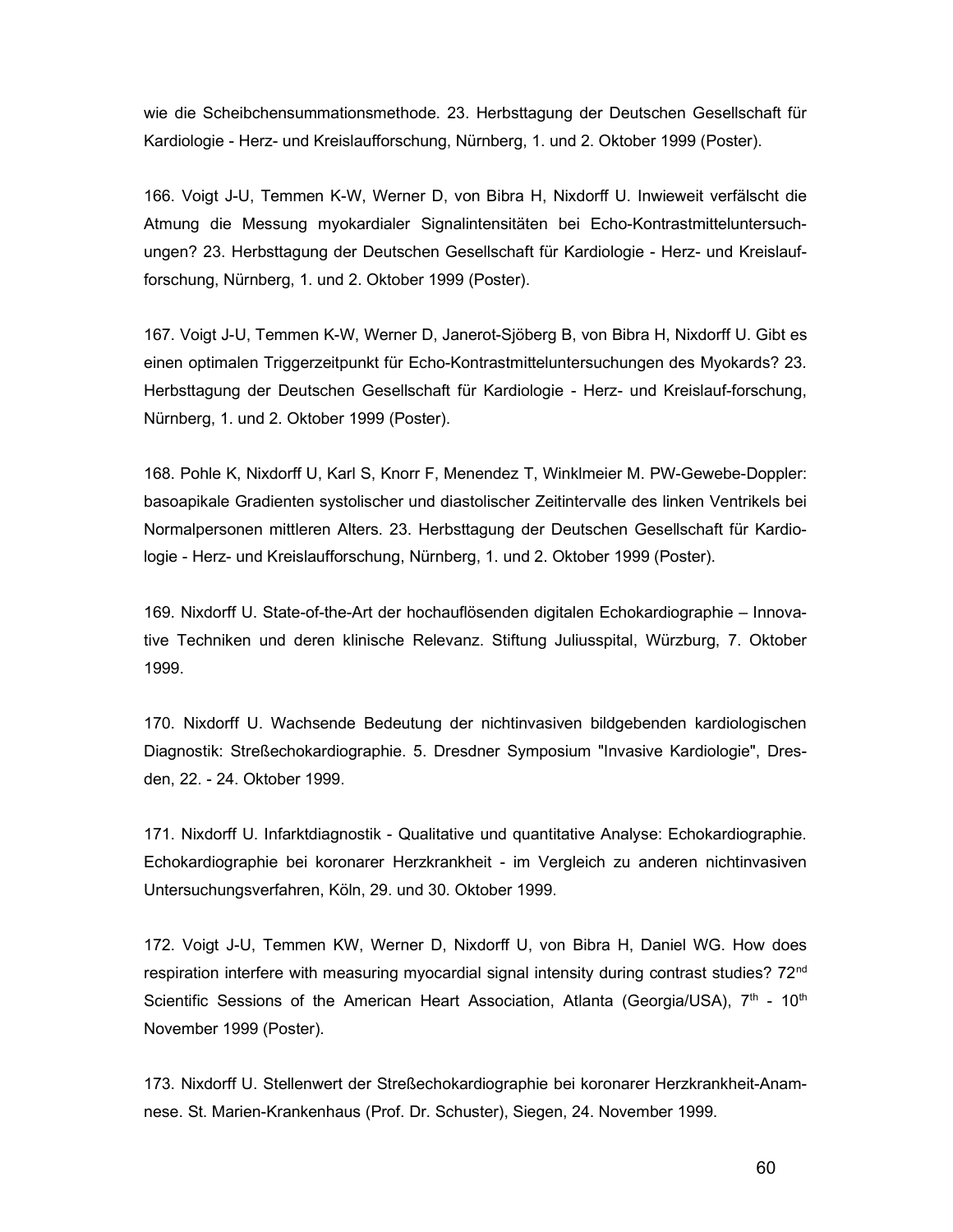wie die Scheibchensummationsmethode. 23. Herbsttagung der Deutschen Gesellschaft für Kardiologie - Herz- und Kreislaufforschung, Nürnberg, 1. und 2. Oktober 1999 (Poster).

166. Voigt J-U, Temmen K-W, Werner D, von Bibra H, Nixdorff U. Inwieweit verfälscht die Atmung die Messung myokardialer Signalintensitäten bei Echo-Kontrastmitteluntersuchungen? 23. Herbsttagung der Deutschen Gesellschaft für Kardiologie - Herz- und Kreislaufforschung, Nürnberg, 1. und 2. Oktober 1999 (Poster).

167. Voigt J-U, Temmen K-W, Werner D, Janerot-Sjöberg B, von Bibra H, Nixdorff U. Gibt es einen optimalen Triggerzeitpunkt für Echo-Kontrastmitteluntersuchungen des Myokards? 23. Herbsttagung der Deutschen Gesellschaft für Kardiologie - Herz- und Kreislauf-forschung, Nürnberg, 1. und 2. Oktober 1999 (Poster).

168. Pohle K, Nixdorff U, Karl S, Knorr F, Menendez T, Winklmeier M. PW-Gewebe-Doppler: basoapikale Gradienten systolischer und diastolischer Zeitintervalle des linken Ventrikels bei Normalpersonen mittleren Alters. 23. Herbsttagung der Deutschen Gesellschaft für Kardiologie - Herz- und Kreislaufforschung, Nürnberg, 1. und 2. Oktober 1999 (Poster).

169. Nixdorff U. State-of-the-Art der hochauflösenden digitalen Echokardiographie – Innovative Techniken und deren klinische Relevanz. Stiftung Juliusspital, Würzburg, 7. Oktober 1999.

170. Nixdorff U. Wachsende Bedeutung der nichtinvasiven bildgebenden kardiologischen Diagnostik: Streßechokardiographie. 5. Dresdner Symposium "Invasive Kardiologie", Dresden, 22. - 24. Oktober 1999.

171. Nixdorff U. Infarktdiagnostik - Qualitative und quantitative Analyse: Echokardiographie. Echokardiographie bei koronarer Herzkrankheit - im Vergleich zu anderen nichtinvasiven Untersuchungsverfahren, Köln, 29. und 30. Oktober 1999.

172. Voigt J-U, Temmen KW, Werner D, Nixdorff U, von Bibra H, Daniel WG. How does respiration interfere with measuring myocardial signal intensity during contrast studies? 72nd Scientific Sessions of the American Heart Association, Atlanta (Georgia/USA), 7th - 10th November 1999 (Poster).

173. Nixdorff U. Stellenwert der Streßechokardiographie bei koronarer Herzkrankheit-Anamnese. St. Marien-Krankenhaus (Prof. Dr. Schuster), Siegen, 24. November 1999.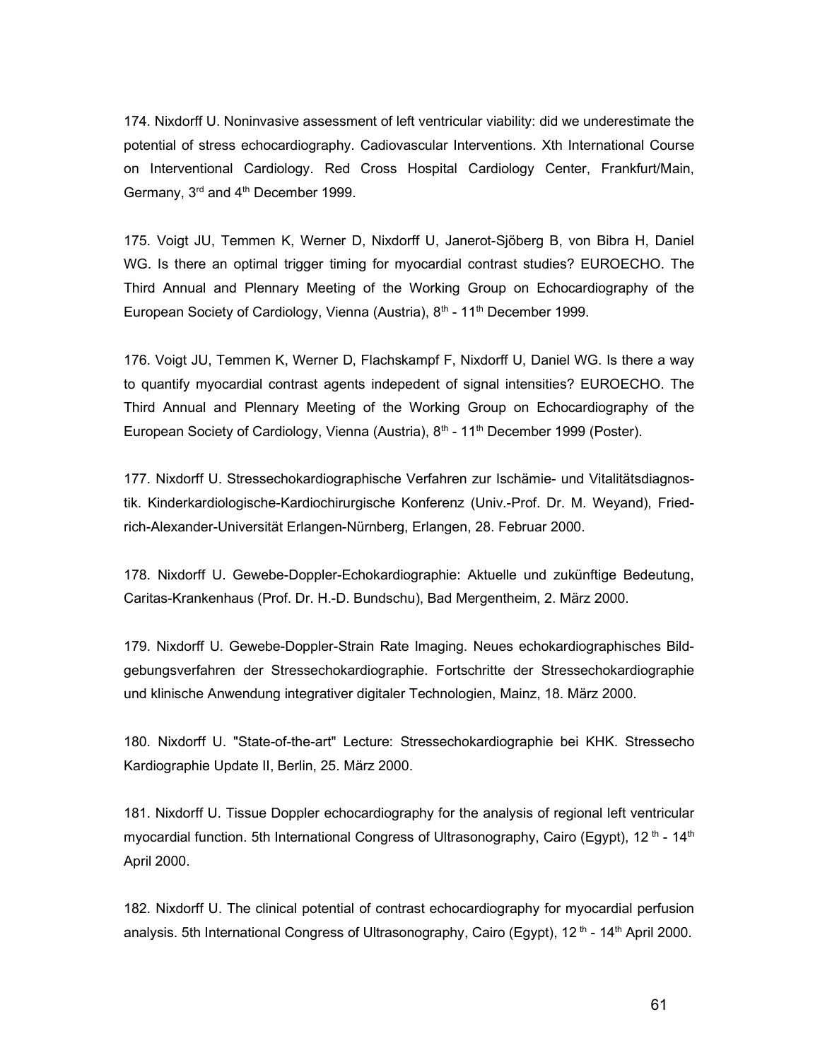174. Nixdorff U. Noninvasive assessment of left ventricular viability: did we underestimate the potential of stress echocardiography. Cadiovascular Interventions. Xth International Course on Interventional Cardiology. Red Cross Hospital Cardiology Center, Frankfurt/Main, Germany, 3rd and 4th December 1999.

175. Voigt JU, Temmen K, Werner D, Nixdorff U, Janerot-Sjöberg B, von Bibra H, Daniel WG. Is there an optimal trigger timing for myocardial contrast studies? EUROECHO. The Third Annual and Plennary Meeting of the Working Group on Echocardiography of the European Society of Cardiology, Vienna (Austria), 8th - 11th December 1999.

176. Voigt JU, Temmen K, Werner D, Flachskampf F, Nixdorff U, Daniel WG. Is there a way to quantify myocardial contrast agents indepedent of signal intensities? EUROECHO. The Third Annual and Plennary Meeting of the Working Group on Echocardiography of the European Society of Cardiology, Vienna (Austria), 8th - 11th December 1999 (Poster).

177. Nixdorff U. Stressechokardiographische Verfahren zur Ischämie- und Vitalitätsdiagnostik. Kinderkardiologische-Kardiochirurgische Konferenz (Univ.-Prof. Dr. M. Weyand), Friedrich-Alexander-Universität Erlangen-Nürnberg, Erlangen, 28. Februar 2000.

178. Nixdorff U. Gewebe-Doppler-Echokardiographie: Aktuelle und zukünftige Bedeutung, Caritas-Krankenhaus (Prof. Dr. H.-D. Bundschu), Bad Mergentheim, 2. März 2000.

179. Nixdorff U. Gewebe-Doppler-Strain Rate Imaging. Neues echokardiographisches Bildgebungsverfahren der Stressechokardiographie. Fortschritte der Stressechokardiographie und klinische Anwendung integrativer digitaler Technologien, Mainz, 18. März 2000.

180. Nixdorff U. "State-of-the-art" Lecture: Stressechokardiographie bei KHK. Stressecho Kardiographie Update II, Berlin, 25. März 2000.

181. Nixdorff U. Tissue Doppler echocardiography for the analysis of regional left ventricular myocardial function. 5th International Congress of Ultrasonography, Cairo (Egypt), 12 th - 14th April 2000.

182. Nixdorff U. The clinical potential of contrast echocardiography for myocardial perfusion analysis. 5th International Congress of Ultrasonography, Cairo (Egypt), 12 th - 14th April 2000.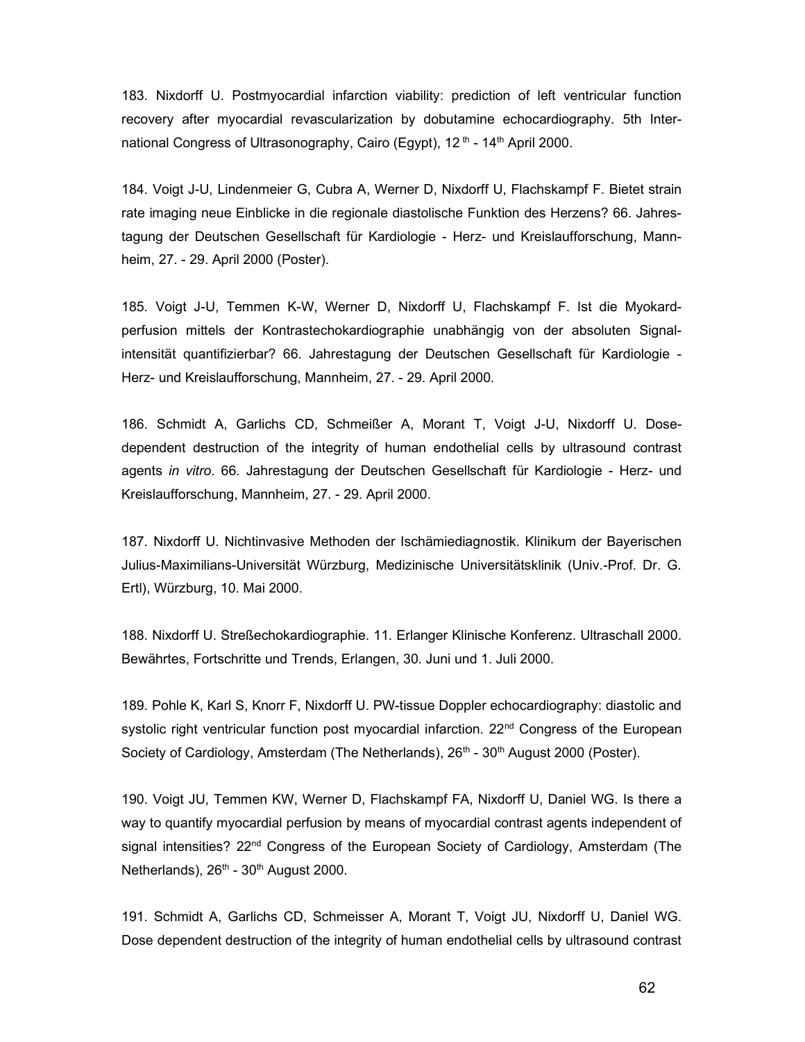183. Nixdorff U. Postmyocardial infarction viability: prediction of left ventricular function recovery after myocardial revascularization by dobutamine echocardiography. 5th International Congress of Ultrasonography, Cairo (Egypt), 12 th - 14th April 2000.

184. Voigt J-U, Lindenmeier G, Cubra A, Werner D, Nixdorff U, Flachskampf F. Bietet strain rate imaging neue Einblicke in die regionale diastolische Funktion des Herzens? 66. Jahrestagung der Deutschen Gesellschaft für Kardiologie - Herz- und Kreislaufforschung, Mannheim, 27. - 29. April 2000 (Poster).

185. Voigt J-U, Temmen K-W, Werner D, Nixdorff U, Flachskampf F. Ist die Myokardperfusion mittels der Kontrastechokardiographie unabhängig von der absoluten Signalintensität quantifizierbar? 66. Jahrestagung der Deutschen Gesellschaft für Kardiologie - Herz- und Kreislaufforschung, Mannheim, 27. - 29. April 2000.

186. Schmidt A, Garlichs CD, Schmeißer A, Morant T, Voigt J-U, Nixdorff U. Dose-dependent destruction of the integrity of human endothelial cells by ultrasound contrast agents *in vitro*. 66. Jahrestagung der Deutschen Gesellschaft für Kardiologie - Herz- und Kreislaufforschung, Mannheim, 27. - 29. April 2000.

187. Nixdorff U. Nichtinvasive Methoden der Ischämiediagnostik. Klinikum der Bayerischen Julius-Maximilians-Universität Würzburg, Medizinische Universitätsklinik (Univ.-Prof. Dr. G. Ertl), Würzburg, 10. Mai 2000.

188. Nixdorff U. Streßechokardiographie. 11. Erlanger Klinische Konferenz. Ultraschall 2000. Bewährtes, Fortschritte und Trends, Erlangen, 30. Juni und 1. Juli 2000.

189. Pohle K, Karl S, Knorr F, Nixdorff U. PW-tissue Doppler echocardiography: diastolic and systolic right ventricular function post myocardial infarction. 22nd Congress of the European Society of Cardiology, Amsterdam (The Netherlands), 26th - 30th August 2000 (Poster).

190. Voigt JU, Temmen KW, Werner D, Flachskampf FA, Nixdorff U, Daniel WG. Is there a way to quantify myocardial perfusion by means of myocardial contrast agents independent of signal intensities? 22nd Congress of the European Society of Cardiology, Amsterdam (The Netherlands), 26th - 30th August 2000.

191. Schmidt A, Garlichs CD, Schmeisser A, Morant T, Voigt JU, Nixdorff U, Daniel WG. Dose dependent destruction of the integrity of human endothelial cells by ultrasound contrast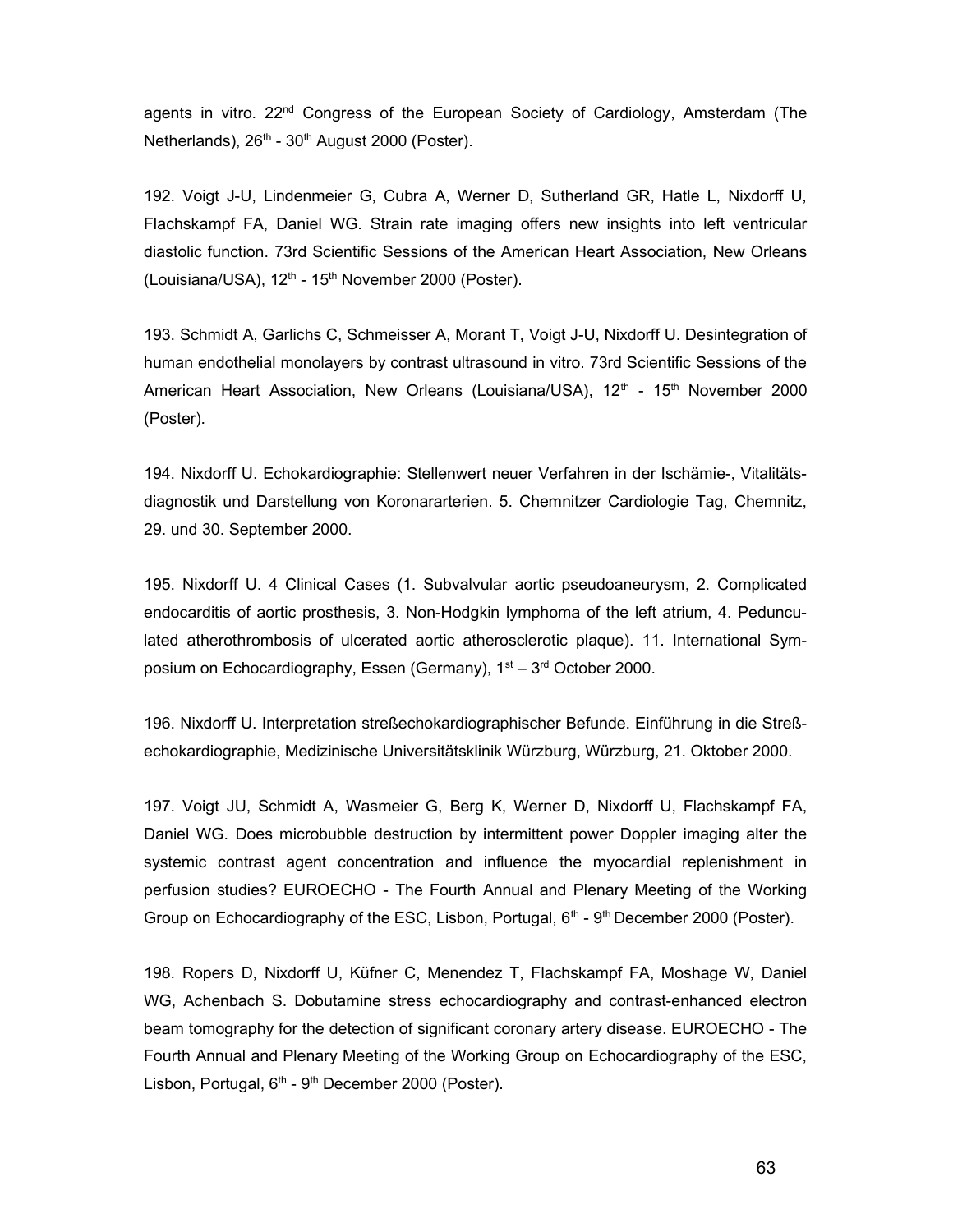agents in vitro. 22[nd] Congress of the European Society of Cardiology, Amsterdam (The Netherlands), 26[th] - 30[th] August 2000 (Poster).

192. Voigt J-U, Lindenmeier G, Cubra A, Werner D, Sutherland GR, Hatle L, Nixdorff U, Flachskampf FA, Daniel WG. Strain rate imaging offers new insights into left ventricular diastolic function. 73rd Scientific Sessions of the American Heart Association, New Orleans (Louisiana/USA), 12[th] - 15[th] November 2000 (Poster).

193. Schmidt A, Garlichs C, Schmeisser A, Morant T, Voigt J-U, Nixdorff U. Desintegration of human endothelial monolayers by contrast ultrasound in vitro. 73rd Scientific Sessions of the American Heart Association, New Orleans (Louisiana/USA), 12[th] - 15[th] November 2000 (Poster).

194. Nixdorff U. Echokardiographie: Stellenwert neuer Verfahren in der Ischämie-, Vitalitätsdiagnostik und Darstellung von Koronararterien. 5. Chemnitzer Cardiologie Tag, Chemnitz, 29. und 30. September 2000.

195. Nixdorff U. 4 Clinical Cases (1. Subvalvular aortic pseudoaneurysm, 2. Complicated endocarditis of aortic prosthesis, 3. Non-Hodgkin lymphoma of the left atrium, 4. Pedunculated atherothrombosis of ulcerated aortic atherosclerotic plaque). 11. International Symposium on Echocardiography, Essen (Germany), 1[st] – 3[rd] October 2000.

196. Nixdorff U. Interpretation streßechokardiographischer Befunde. Einführung in die Streßechokardiographie, Medizinische Universitätsklinik Würzburg, Würzburg, 21. Oktober 2000.

197. Voigt JU, Schmidt A, Wasmeier G, Berg K, Werner D, Nixdorff U, Flachskampf FA, Daniel WG. Does microbubble destruction by intermittent power Doppler imaging alter the systemic contrast agent concentration and influence the myocardial replenishment in perfusion studies? EUROECHO - The Fourth Annual and Plenary Meeting of the Working Group on Echocardiography of the ESC, Lisbon, Portugal, 6[th] - 9[th] December 2000 (Poster).

198. Ropers D, Nixdorff U, Küfner C, Menendez T, Flachskampf FA, Moshage W, Daniel WG, Achenbach S. Dobutamine stress echocardiography and contrast-enhanced electron beam tomography for the detection of significant coronary artery disease. EUROECHO - The Fourth Annual and Plenary Meeting of the Working Group on Echocardiography of the ESC, Lisbon, Portugal, 6[th] - 9[th] December 2000 (Poster).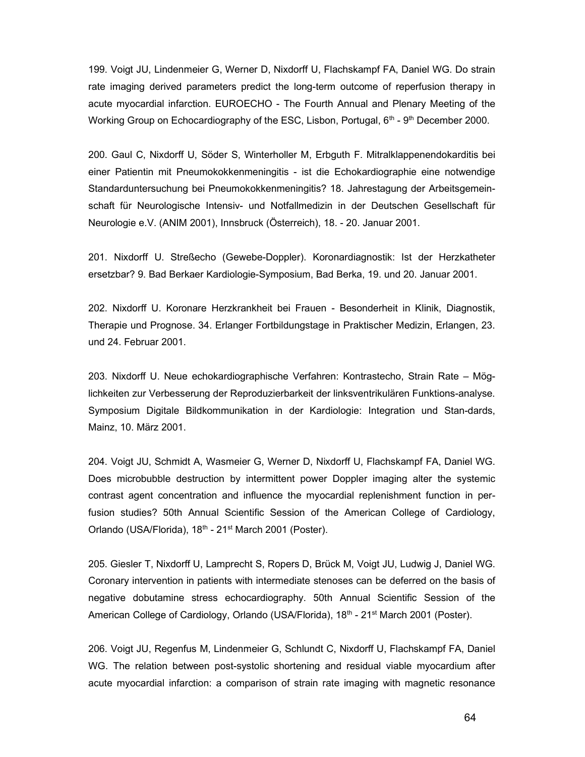199. Voigt JU, Lindenmeier G, Werner D, Nixdorff U, Flachskampf FA, Daniel WG. Do strain rate imaging derived parameters predict the long-term outcome of reperfusion therapy in acute myocardial infarction. EUROECHO - The Fourth Annual and Plenary Meeting of the Working Group on Echocardiography of the ESC, Lisbon, Portugal, 6th - 9th December 2000.

200. Gaul C, Nixdorff U, Söder S, Winterholler M, Erbguth F. Mitralklappenendokarditis bei einer Patientin mit Pneumokokkenmeningitis - ist die Echokardiographie eine notwendige Standarduntersuchung bei Pneumokokkenmeningitis? 18. Jahrestagung der Arbeitsgemeinschaft für Neurologische Intensiv- und Notfallmedizin in der Deutschen Gesellschaft für Neurologie e.V. (ANIM 2001), Innsbruck (Österreich), 18. - 20. Januar 2001.

201. Nixdorff U. Streßecho (Gewebe-Doppler). Koronardiagnostik: Ist der Herzkatheter ersetzbar? 9. Bad Berkaer Kardiologie-Symposium, Bad Berka, 19. und 20. Januar 2001.

202. Nixdorff U. Koronare Herzkrankheit bei Frauen - Besonderheit in Klinik, Diagnostik, Therapie und Prognose. 34. Erlanger Fortbildungstage in Praktischer Medizin, Erlangen, 23. und 24. Februar 2001.

203. Nixdorff U. Neue echokardiographische Verfahren: Kontrastecho, Strain Rate – Möglichkeiten zur Verbesserung der Reproduzierbarkeit der linksventrikulären Funktions-analyse. Symposium Digitale Bildkommunikation in der Kardiologie: Integration und Stan-dards, Mainz, 10. März 2001.

204. Voigt JU, Schmidt A, Wasmeier G, Werner D, Nixdorff U, Flachskampf FA, Daniel WG. Does microbubble destruction by intermittent power Doppler imaging alter the systemic contrast agent concentration and influence the myocardial replenishment function in perfusion studies? 50th Annual Scientific Session of the American College of Cardiology, Orlando (USA/Florida), 18th - 21st March 2001 (Poster).

205. Giesler T, Nixdorff U, Lamprecht S, Ropers D, Brück M, Voigt JU, Ludwig J, Daniel WG. Coronary intervention in patients with intermediate stenoses can be deferred on the basis of negative dobutamine stress echocardiography. 50th Annual Scientific Session of the American College of Cardiology, Orlando (USA/Florida), 18th - 21st March 2001 (Poster).

206. Voigt JU, Regenfus M, Lindenmeier G, Schlundt C, Nixdorff U, Flachskampf FA, Daniel WG. The relation between post-systolic shortening and residual viable myocardium after acute myocardial infarction: a comparison of strain rate imaging with magnetic resonance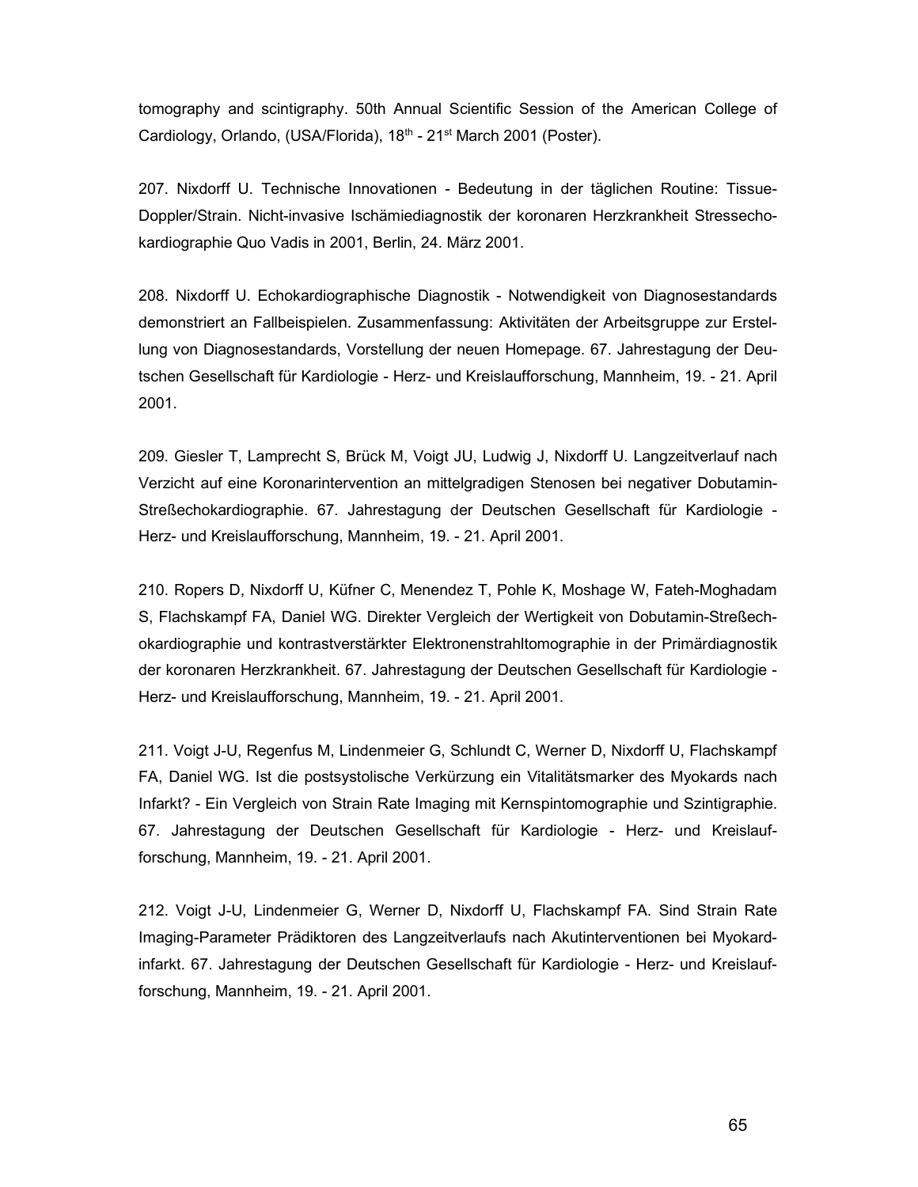tomography and scintigraphy. 50th Annual Scientific Session of the American College of Cardiology, Orlando, (USA/Florida), 18th - 21st March 2001 (Poster).

207. Nixdorff U. Technische Innovationen - Bedeutung in der täglichen Routine: Tissue-Doppler/Strain. Nicht-invasive Ischämiediagnostik der koronaren Herzkrankheit Stressechokardiographie Quo Vadis in 2001, Berlin, 24. März 2001.

208. Nixdorff U. Echokardiographische Diagnostik - Notwendigkeit von Diagnosestandards demonstriert an Fallbeispielen. Zusammenfassung: Aktivitäten der Arbeitsgruppe zur Erstellung von Diagnosestandards, Vorstellung der neuen Homepage. 67. Jahrestagung der Deutschen Gesellschaft für Kardiologie - Herz- und Kreislaufforschung, Mannheim, 19. - 21. April 2001.

209. Giesler T, Lamprecht S, Brück M, Voigt JU, Ludwig J, Nixdorff U. Langzeitverlauf nach Verzicht auf eine Koronarintervention an mittelgradigen Stenosen bei negativer Dobutamin-Streßechokardiographie. 67. Jahrestagung der Deutschen Gesellschaft für Kardiologie - Herz- und Kreislaufforschung, Mannheim, 19. - 21. April 2001.

210. Ropers D, Nixdorff U, Küfner C, Menendez T, Pohle K, Moshage W, Fateh-Moghadam S, Flachskampf FA, Daniel WG. Direkter Vergleich der Wertigkeit von Dobutamin-Streßechokardiographie und kontrastverstärkter Elektronenstrahltomographie in der Primärdiagnostik der koronaren Herzkrankheit. 67. Jahrestagung der Deutschen Gesellschaft für Kardiologie - Herz- und Kreislaufforschung, Mannheim, 19. - 21. April 2001.

211. Voigt J-U, Regenfus M, Lindenmeier G, Schlundt C, Werner D, Nixdorff U, Flachskampf FA, Daniel WG. Ist die postsystolische Verkürzung ein Vitalitätsmarker des Myokards nach Infarkt? - Ein Vergleich von Strain Rate Imaging mit Kernspintomographie und Szintigraphie. 67. Jahrestagung der Deutschen Gesellschaft für Kardiologie - Herz- und Kreislaufforschung, Mannheim, 19. - 21. April 2001.

212. Voigt J-U, Lindenmeier G, Werner D, Nixdorff U, Flachskampf FA. Sind Strain Rate Imaging-Parameter Prädiktoren des Langzeitverlaufs nach Akutinterventionen bei Myokardinfarkt. 67. Jahrestagung der Deutschen Gesellschaft für Kardiologie - Herz- und Kreislaufforschung, Mannheim, 19. - 21. April 2001.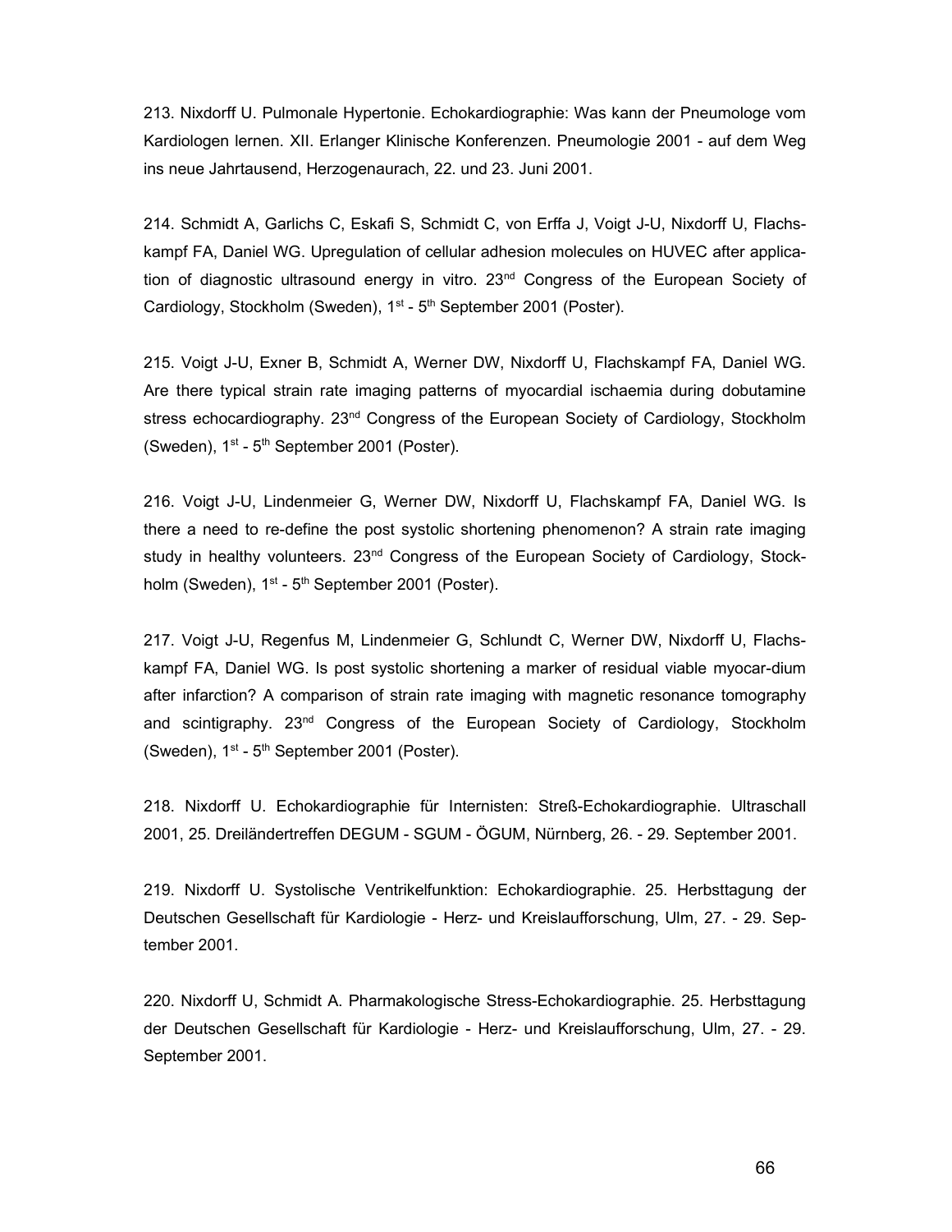213. Nixdorff U. Pulmonale Hypertonie. Echokardiographie: Was kann der Pneumologe vom Kardiologen lernen. XII. Erlanger Klinische Konferenzen. Pneumologie 2001 - auf dem Weg ins neue Jahrtausend, Herzogenaurach, 22. und 23. Juni 2001.

214. Schmidt A, Garlichs C, Eskafi S, Schmidt C, von Erffa J, Voigt J-U, Nixdorff U, Flachskampf FA, Daniel WG. Upregulation of cellular adhesion molecules on HUVEC after application of diagnostic ultrasound energy in vitro. 23[nd] Congress of the European Society of Cardiology, Stockholm (Sweden), 1[st] - 5[th] September 2001 (Poster).

215. Voigt J-U, Exner B, Schmidt A, Werner DW, Nixdorff U, Flachskampf FA, Daniel WG. Are there typical strain rate imaging patterns of myocardial ischaemia during dobutamine stress echocardiography. 23[nd] Congress of the European Society of Cardiology, Stockholm (Sweden), 1[st] - 5[th] September 2001 (Poster).

216. Voigt J-U, Lindenmeier G, Werner DW, Nixdorff U, Flachskampf FA, Daniel WG. Is there a need to re-define the post systolic shortening phenomenon? A strain rate imaging study in healthy volunteers. 23[nd] Congress of the European Society of Cardiology, Stockholm (Sweden), 1[st] - 5[th] September 2001 (Poster).

217. Voigt J-U, Regenfus M, Lindenmeier G, Schlundt C, Werner DW, Nixdorff U, Flachskampf FA, Daniel WG. Is post systolic shortening a marker of residual viable myocar-dium after infarction? A comparison of strain rate imaging with magnetic resonance tomography and scintigraphy. 23[nd] Congress of the European Society of Cardiology, Stockholm (Sweden), 1[st] - 5[th] September 2001 (Poster).

218. Nixdorff U. Echokardiographie für Internisten: Streß-Echokardiographie. Ultraschall 2001, 25. Dreiländertreffen DEGUM - SGUM - ÖGUM, Nürnberg, 26. - 29. September 2001.

219. Nixdorff U. Systolische Ventrikelfunktion: Echokardiographie. 25. Herbsttagung der Deutschen Gesellschaft für Kardiologie - Herz- und Kreislaufforschung, Ulm, 27. - 29. September 2001.

220. Nixdorff U, Schmidt A. Pharmakologische Stress-Echokardiographie. 25. Herbsttagung der Deutschen Gesellschaft für Kardiologie - Herz- und Kreislaufforschung, Ulm, 27. - 29. September 2001.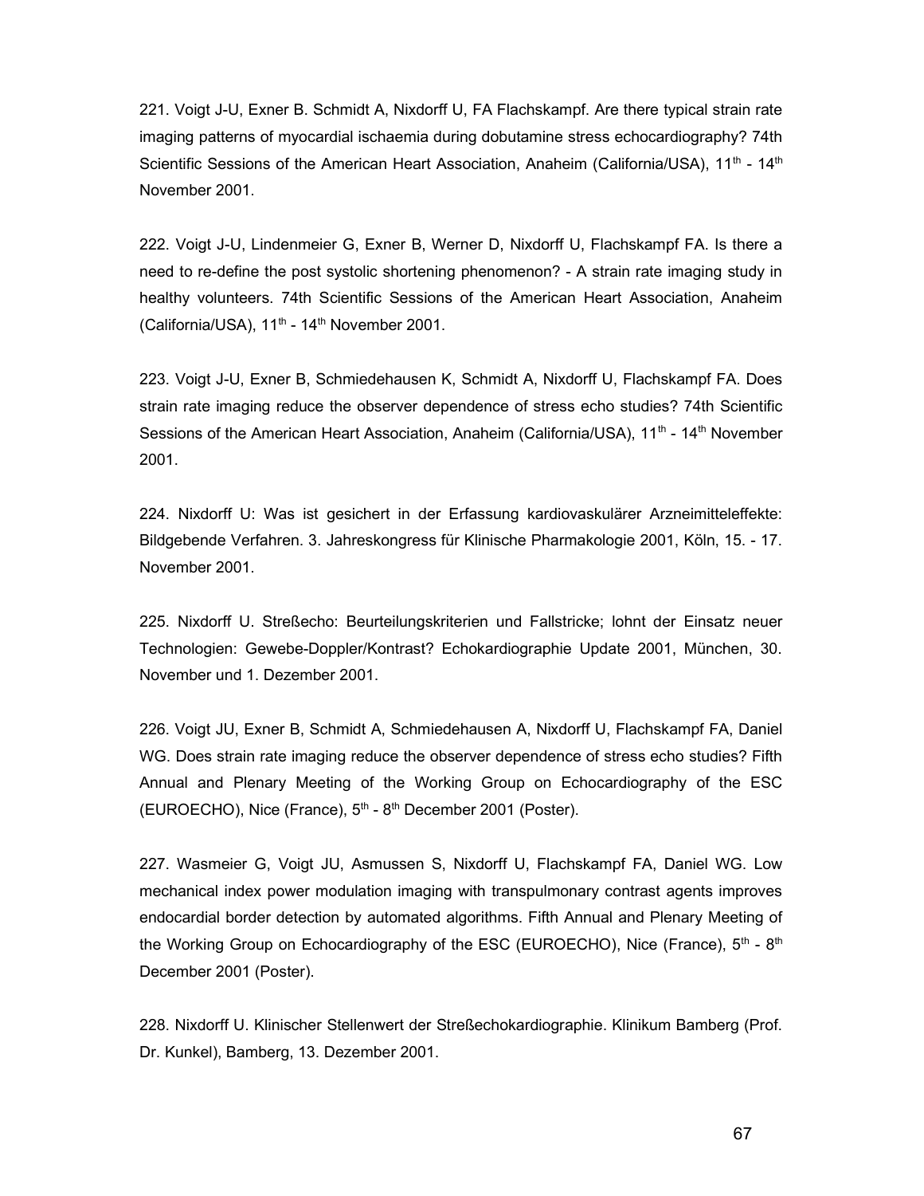221. Voigt J-U, Exner B. Schmidt A, Nixdorff U, FA Flachskampf. Are there typical strain rate imaging patterns of myocardial ischaemia during dobutamine stress echocardiography? 74th Scientific Sessions of the American Heart Association, Anaheim (California/USA), 11th - 14th November 2001.

222. Voigt J-U, Lindenmeier G, Exner B, Werner D, Nixdorff U, Flachskampf FA. Is there a need to re-define the post systolic shortening phenomenon? - A strain rate imaging study in healthy volunteers. 74th Scientific Sessions of the American Heart Association, Anaheim (California/USA), 11th - 14th November 2001.

223. Voigt J-U, Exner B, Schmiedehausen K, Schmidt A, Nixdorff U, Flachskampf FA. Does strain rate imaging reduce the observer dependence of stress echo studies? 74th Scientific Sessions of the American Heart Association, Anaheim (California/USA), 11th - 14th November 2001.

224. Nixdorff U: Was ist gesichert in der Erfassung kardiovaskulärer Arzneimitteleffekte: Bildgebende Verfahren. 3. Jahreskongress für Klinische Pharmakologie 2001, Köln, 15. - 17. November 2001.

225. Nixdorff U. Streßecho: Beurteilungskriterien und Fallstricke; lohnt der Einsatz neuer Technologien: Gewebe-Doppler/Kontrast? Echokardiographie Update 2001, München, 30. November und 1. Dezember 2001.

226. Voigt JU, Exner B, Schmidt A, Schmiedehausen A, Nixdorff U, Flachskampf FA, Daniel WG. Does strain rate imaging reduce the observer dependence of stress echo studies? Fifth Annual and Plenary Meeting of the Working Group on Echocardiography of the ESC (EUROECHO), Nice (France), 5th - 8th December 2001 (Poster).

227. Wasmeier G, Voigt JU, Asmussen S, Nixdorff U, Flachskampf FA, Daniel WG. Low mechanical index power modulation imaging with transpulmonary contrast agents improves endocardial border detection by automated algorithms. Fifth Annual and Plenary Meeting of the Working Group on Echocardiography of the ESC (EUROECHO), Nice (France), 5th - 8th December 2001 (Poster).

228. Nixdorff U. Klinischer Stellenwert der Streßechokardiographie. Klinikum Bamberg (Prof. Dr. Kunkel), Bamberg, 13. Dezember 2001.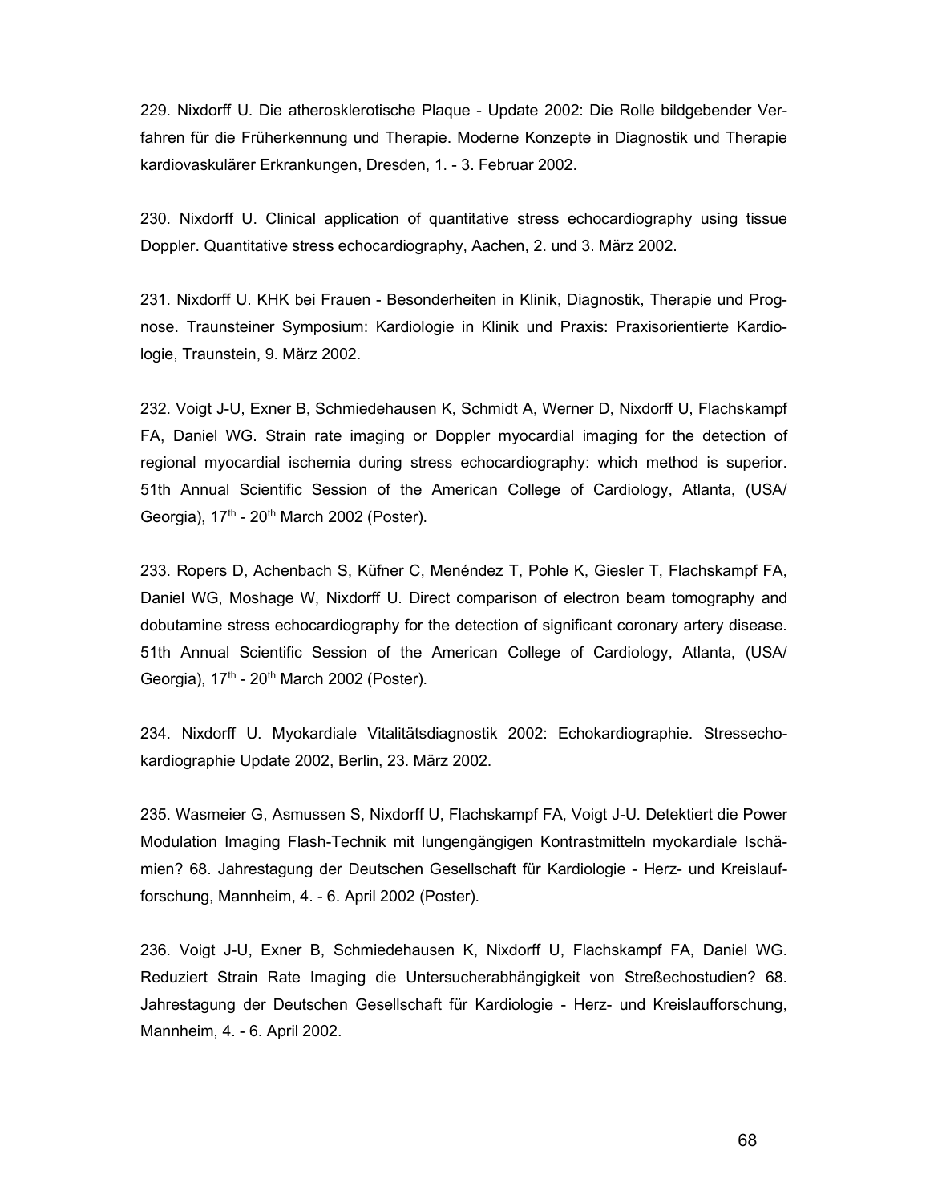229. Nixdorff U. Die atherosklerotische Plaque - Update 2002: Die Rolle bildgebender Verfahren für die Früherkennung und Therapie. Moderne Konzepte in Diagnostik und Therapie kardiovaskulärer Erkrankungen, Dresden, 1. - 3. Februar 2002.

230. Nixdorff U. Clinical application of quantitative stress echocardiography using tissue Doppler. Quantitative stress echocardiography, Aachen, 2. und 3. März 2002.

231. Nixdorff U. KHK bei Frauen - Besonderheiten in Klinik, Diagnostik, Therapie und Prognose. Traunsteiner Symposium: Kardiologie in Klinik und Praxis: Praxisorientierte Kardiologie, Traunstein, 9. März 2002.

232. Voigt J-U, Exner B, Schmiedehausen K, Schmidt A, Werner D, Nixdorff U, Flachskampf FA, Daniel WG. Strain rate imaging or Doppler myocardial imaging for the detection of regional myocardial ischemia during stress echocardiography: which method is superior. 51th Annual Scientific Session of the American College of Cardiology, Atlanta, (USA/ Georgia), 17th - 20th March 2002 (Poster).

233. Ropers D, Achenbach S, Küfner C, Menéndez T, Pohle K, Giesler T, Flachskampf FA, Daniel WG, Moshage W, Nixdorff U. Direct comparison of electron beam tomography and dobutamine stress echocardiography for the detection of significant coronary artery disease. 51th Annual Scientific Session of the American College of Cardiology, Atlanta, (USA/ Georgia), 17th - 20th March 2002 (Poster).

234. Nixdorff U. Myokardiale Vitalitätsdiagnostik 2002: Echokardiographie. Stressechokardiographie Update 2002, Berlin, 23. März 2002.

235. Wasmeier G, Asmussen S, Nixdorff U, Flachskampf FA, Voigt J-U. Detektiert die Power Modulation Imaging Flash-Technik mit lungengängigen Kontrastmitteln myokardiale Ischämien? 68. Jahrestagung der Deutschen Gesellschaft für Kardiologie - Herz- und Kreislaufforschung, Mannheim, 4. - 6. April 2002 (Poster).

236. Voigt J-U, Exner B, Schmiedehausen K, Nixdorff U, Flachskampf FA, Daniel WG. Reduziert Strain Rate Imaging die Untersucherabhängigkeit von Streßechostudien? 68. Jahrestagung der Deutschen Gesellschaft für Kardiologie - Herz- und Kreislaufforschung, Mannheim, 4. - 6. April 2002.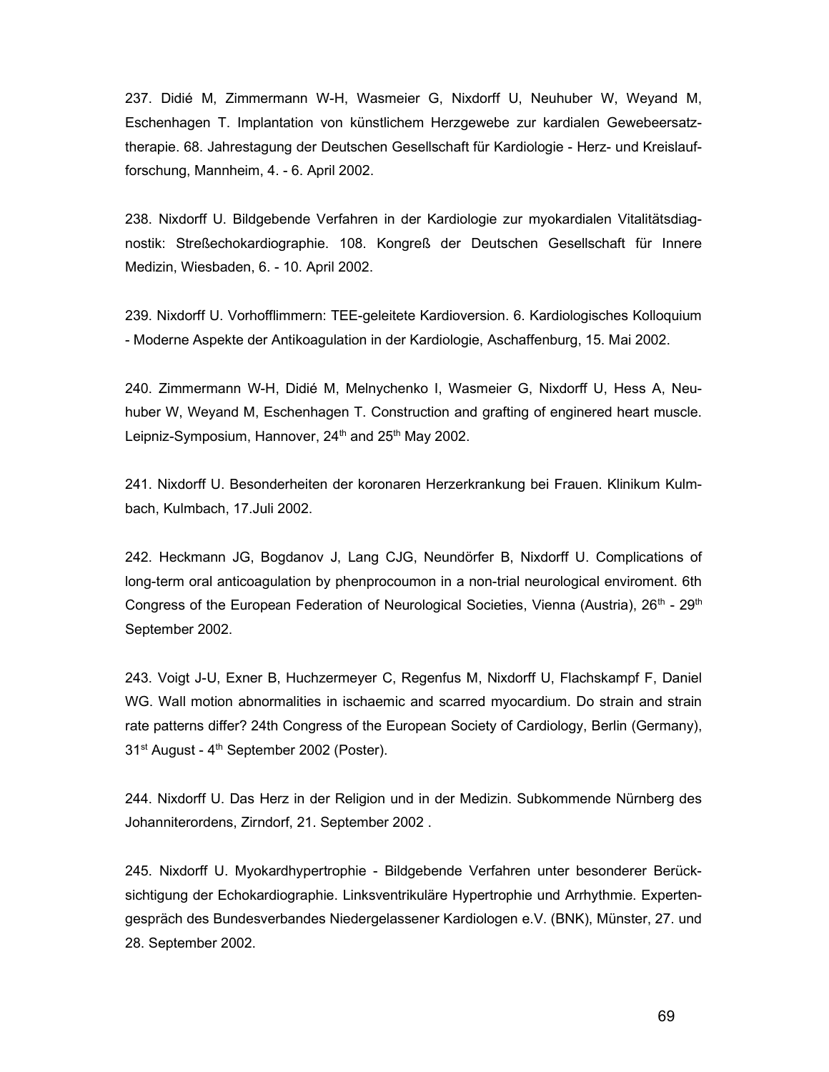237. Didié M, Zimmermann W-H, Wasmeier G, Nixdorff U, Neuhuber W, Weyand M, Eschenhagen T. Implantation von künstlichem Herzgewebe zur kardialen Gewebeersatztherapie. 68. Jahrestagung der Deutschen Gesellschaft für Kardiologie - Herz- und Kreislaufforschung, Mannheim, 4. - 6. April 2002.

238. Nixdorff U. Bildgebende Verfahren in der Kardiologie zur myokardialen Vitalitätsdiagnostik: Streßechokardiographie. 108. Kongreß der Deutschen Gesellschaft für Innere Medizin, Wiesbaden, 6. - 10. April 2002.

239. Nixdorff U. Vorhofflimmern: TEE-geleitete Kardioversion. 6. Kardiologisches Kolloquium - Moderne Aspekte der Antikoagulation in der Kardiologie, Aschaffenburg, 15. Mai 2002.

240. Zimmermann W-H, Didié M, Melnychenko I, Wasmeier G, Nixdorff U, Hess A, Neuhuber W, Weyand M, Eschenhagen T. Construction and grafting of enginered heart muscle. Leipniz-Symposium, Hannover, 24th and 25th May 2002.

241. Nixdorff U. Besonderheiten der koronaren Herzerkrankung bei Frauen. Klinikum Kulmbach, Kulmbach, 17.Juli 2002.

242. Heckmann JG, Bogdanov J, Lang CJG, Neundörfer B, Nixdorff U. Complications of long-term oral anticoagulation by phenprocoumon in a non-trial neurological enviroment. 6th Congress of the European Federation of Neurological Societies, Vienna (Austria), 26th - 29th September 2002.

243. Voigt J-U, Exner B, Huchzermeyer C, Regenfus M, Nixdorff U, Flachskampf F, Daniel WG. Wall motion abnormalities in ischaemic and scarred myocardium. Do strain and strain rate patterns differ? 24th Congress of the European Society of Cardiology, Berlin (Germany), 31st August - 4th September 2002 (Poster).

244. Nixdorff U. Das Herz in der Religion und in der Medizin. Subkommende Nürnberg des Johanniterordens, Zirndorf, 21. September 2002 .

245. Nixdorff U. Myokardhypertrophie - Bildgebende Verfahren unter besonderer Berücksichtigung der Echokardiographie. Linksventrikuläre Hypertrophie und Arrhythmie. Expertengespräch des Bundesverbandes Niedergelassener Kardiologen e.V. (BNK), Münster, 27. und 28. September 2002.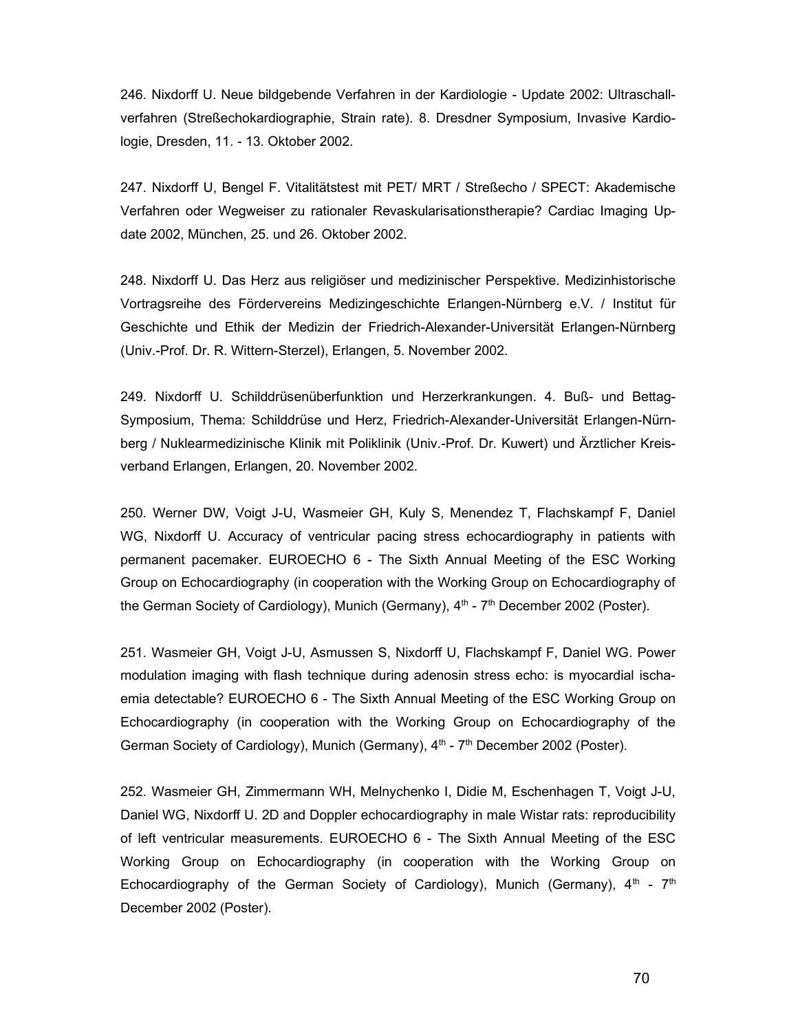246. Nixdorff U. Neue bildgebende Verfahren in der Kardiologie - Update 2002: Ultraschallverfahren (Streßechokardiographie, Strain rate). 8. Dresdner Symposium, Invasive Kardiologie, Dresden, 11. - 13. Oktober 2002.

247. Nixdorff U, Bengel F. Vitalitätstest mit PET/ MRT / Streßecho / SPECT: Akademische Verfahren oder Wegweiser zu rationaler Revaskularisationstherapie? Cardiac Imaging Update 2002, München, 25. und 26. Oktober 2002.

248. Nixdorff U. Das Herz aus religiöser und medizinischer Perspektive. Medizinhistorische Vortragsreihe des Fördervereins Medizingeschichte Erlangen-Nürnberg e.V. / Institut für Geschichte und Ethik der Medizin der Friedrich-Alexander-Universität Erlangen-Nürnberg (Univ.-Prof. Dr. R. Wittern-Sterzel), Erlangen, 5. November 2002.

249. Nixdorff U. Schilddrüsenüberfunktion und Herzerkrankungen. 4. Buß- und Bettag-Symposium, Thema: Schilddrüse und Herz, Friedrich-Alexander-Universität Erlangen-Nürnberg / Nuklearmedizinische Klinik mit Poliklinik (Univ.-Prof. Dr. Kuwert) und Ärztlicher Kreisverband Erlangen, Erlangen, 20. November 2002.

250. Werner DW, Voigt J-U, Wasmeier GH, Kuly S, Menendez T, Flachskampf F, Daniel WG, Nixdorff U. Accuracy of ventricular pacing stress echocardiography in patients with permanent pacemaker. EUROECHO 6 - The Sixth Annual Meeting of the ESC Working Group on Echocardiography (in cooperation with the Working Group on Echocardiography of the German Society of Cardiology), Munich (Germany), 4th - 7th December 2002 (Poster).

251. Wasmeier GH, Voigt J-U, Asmussen S, Nixdorff U, Flachskampf F, Daniel WG. Power modulation imaging with flash technique during adenosin stress echo: is myocardial ischaemia detectable? EUROECHO 6 - The Sixth Annual Meeting of the ESC Working Group on Echocardiography (in cooperation with the Working Group on Echocardiography of the German Society of Cardiology), Munich (Germany), 4th - 7th December 2002 (Poster).

252. Wasmeier GH, Zimmermann WH, Melnychenko I, Didie M, Eschenhagen T, Voigt J-U, Daniel WG, Nixdorff U. 2D and Doppler echocardiography in male Wistar rats: reproducibility of left ventricular measurements. EUROECHO 6 - The Sixth Annual Meeting of the ESC Working Group on Echocardiography (in cooperation with the Working Group on Echocardiography of the German Society of Cardiology), Munich (Germany), 4th - 7th December 2002 (Poster).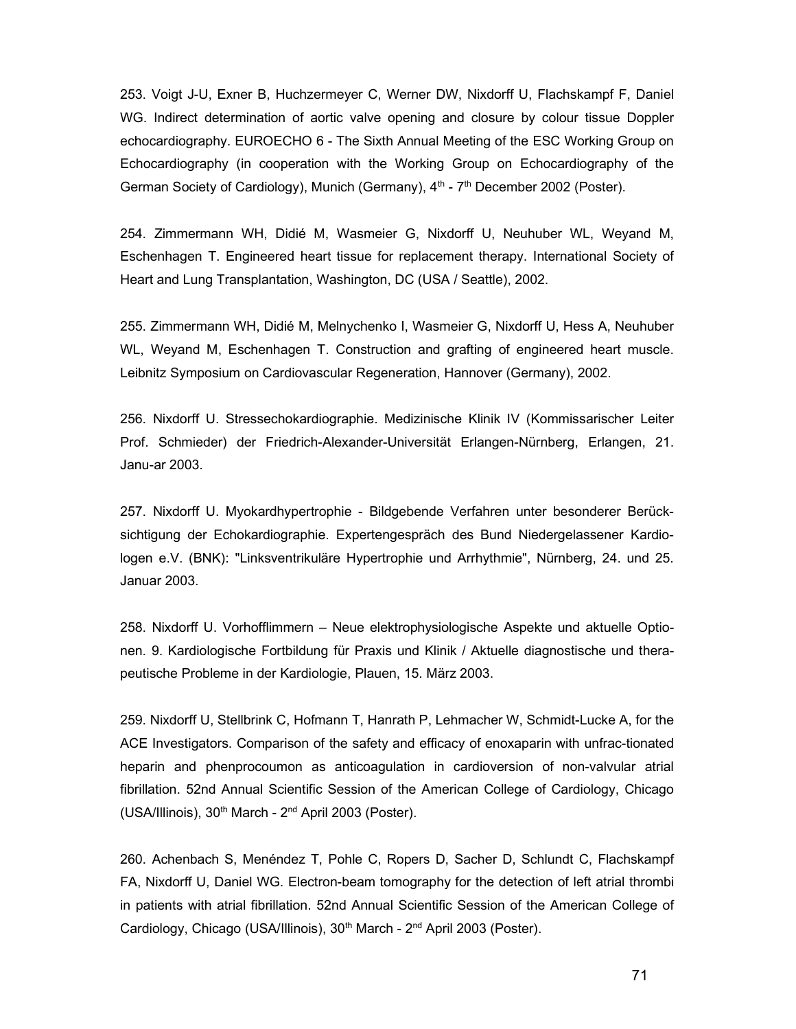253. Voigt J-U, Exner B, Huchzermeyer C, Werner DW, Nixdorff U, Flachskampf F, Daniel WG. Indirect determination of aortic valve opening and closure by colour tissue Doppler echocardiography. EUROECHO 6 - The Sixth Annual Meeting of the ESC Working Group on Echocardiography (in cooperation with the Working Group on Echocardiography of the German Society of Cardiology), Munich (Germany), 4th - 7th December 2002 (Poster).

254. Zimmermann WH, Didié M, Wasmeier G, Nixdorff U, Neuhuber WL, Weyand M, Eschenhagen T. Engineered heart tissue for replacement therapy. International Society of Heart and Lung Transplantation, Washington, DC (USA / Seattle), 2002.

255. Zimmermann WH, Didié M, Melnychenko I, Wasmeier G, Nixdorff U, Hess A, Neuhuber WL, Weyand M, Eschenhagen T. Construction and grafting of engineered heart muscle. Leibnitz Symposium on Cardiovascular Regeneration, Hannover (Germany), 2002.

256. Nixdorff U. Stressechokardiographie. Medizinische Klinik IV (Kommissarischer Leiter Prof. Schmieder) der Friedrich-Alexander-Universität Erlangen-Nürnberg, Erlangen, 21. Janu-ar 2003.

257. Nixdorff U. Myokardhypertrophie - Bildgebende Verfahren unter besonderer Berücksichtigung der Echokardiographie. Expertengespräch des Bund Niedergelassener Kardiologen e.V. (BNK): "Linksventrikuläre Hypertrophie und Arrhythmie", Nürnberg, 24. und 25. Januar 2003.

258. Nixdorff U. Vorhofflimmern – Neue elektrophysiologische Aspekte und aktuelle Optionen. 9. Kardiologische Fortbildung für Praxis und Klinik / Aktuelle diagnostische und therapeutische Probleme in der Kardiologie, Plauen, 15. März 2003.

259. Nixdorff U, Stellbrink C, Hofmann T, Hanrath P, Lehmacher W, Schmidt-Lucke A, for the ACE Investigators. Comparison of the safety and efficacy of enoxaparin with unfrac-tionated heparin and phenprocoumon as anticoagulation in cardioversion of non-valvular atrial fibrillation. 52nd Annual Scientific Session of the American College of Cardiology, Chicago (USA/Illinois), 30th March - 2nd April 2003 (Poster).

260. Achenbach S, Menéndez T, Pohle C, Ropers D, Sacher D, Schlundt C, Flachskampf FA, Nixdorff U, Daniel WG. Electron-beam tomography for the detection of left atrial thrombi in patients with atrial fibrillation. 52nd Annual Scientific Session of the American College of Cardiology, Chicago (USA/Illinois), 30th March - 2nd April 2003 (Poster).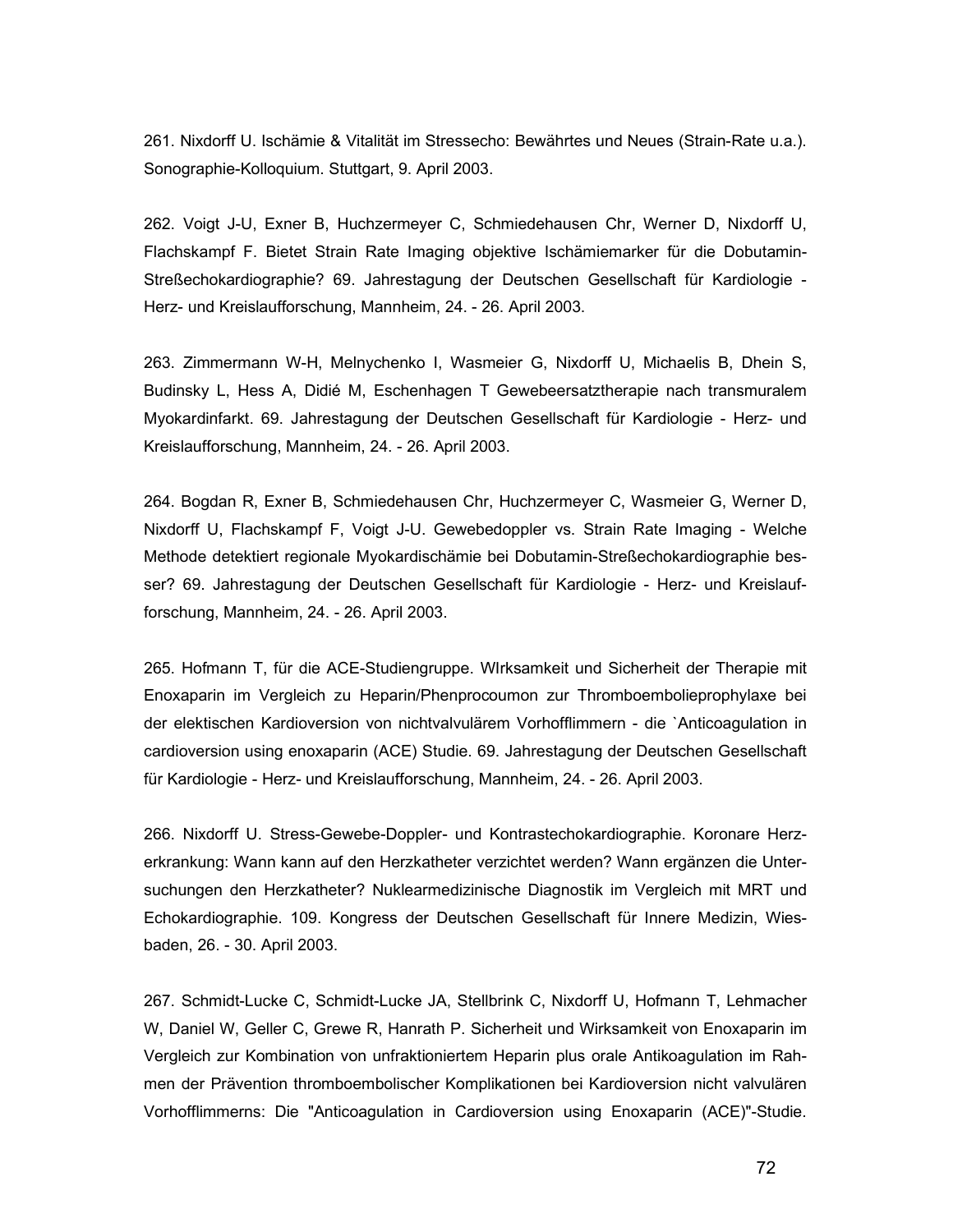261. Nixdorff U. Ischämie & Vitalität im Stressecho: Bewährtes und Neues (Strain-Rate u.a.). Sonographie-Kolloquium. Stuttgart, 9. April 2003.

262. Voigt J-U, Exner B, Huchzermeyer C, Schmiedehausen Chr, Werner D, Nixdorff U, Flachskampf F. Bietet Strain Rate Imaging objektive Ischämiemarker für die Dobutamin-Streßechokardiographie? 69. Jahrestagung der Deutschen Gesellschaft für Kardiologie - Herz- und Kreislaufforschung, Mannheim, 24. - 26. April 2003.

263. Zimmermann W-H, Melnychenko I, Wasmeier G, Nixdorff U, Michaelis B, Dhein S, Budinsky L, Hess A, Didié M, Eschenhagen T Gewebeersatztherapie nach transmuralem Myokardinfarkt. 69. Jahrestagung der Deutschen Gesellschaft für Kardiologie - Herz- und Kreislaufforschung, Mannheim, 24. - 26. April 2003.

264. Bogdan R, Exner B, Schmiedehausen Chr, Huchzermeyer C, Wasmeier G, Werner D, Nixdorff U, Flachskampf F, Voigt J-U. Gewebedoppler vs. Strain Rate Imaging - Welche Methode detektiert regionale Myokardischämie bei Dobutamin-Streßechokardiographie besser? 69. Jahrestagung der Deutschen Gesellschaft für Kardiologie - Herz- und Kreislaufforschung, Mannheim, 24. - 26. April 2003.

265. Hofmann T, für die ACE-Studiengruppe. WIrksamkeit und Sicherheit der Therapie mit Enoxaparin im Vergleich zu Heparin/Phenprocoumon zur Thromboembolieprophylaxe bei der elektischen Kardioversion von nichtvalvulärem Vorhofflimmern - die `Anticoagulation in cardioversion using enoxaparin (ACE) Studie. 69. Jahrestagung der Deutschen Gesellschaft für Kardiologie - Herz- und Kreislaufforschung, Mannheim, 24. - 26. April 2003.

266. Nixdorff U. Stress-Gewebe-Doppler- und Kontrastechokardiographie. Koronare Herzerkrankung: Wann kann auf den Herzkatheter verzichtet werden? Wann ergänzen die Untersuchungen den Herzkatheter? Nuklearmedizinische Diagnostik im Vergleich mit MRT und Echokardiographie. 109. Kongress der Deutschen Gesellschaft für Innere Medizin, Wiesbaden, 26. - 30. April 2003.

267. Schmidt-Lucke C, Schmidt-Lucke JA, Stellbrink C, Nixdorff U, Hofmann T, Lehmacher W, Daniel W, Geller C, Grewe R, Hanrath P. Sicherheit und Wirksamkeit von Enoxaparin im Vergleich zur Kombination von unfraktioniertem Heparin plus orale Antikoagulation im Rahmen der Prävention thromboembolischer Komplikationen bei Kardioversion nicht valvulären Vorhofflimmerns: Die "Anticoagulation in Cardioversion using Enoxaparin (ACE)"-Studie.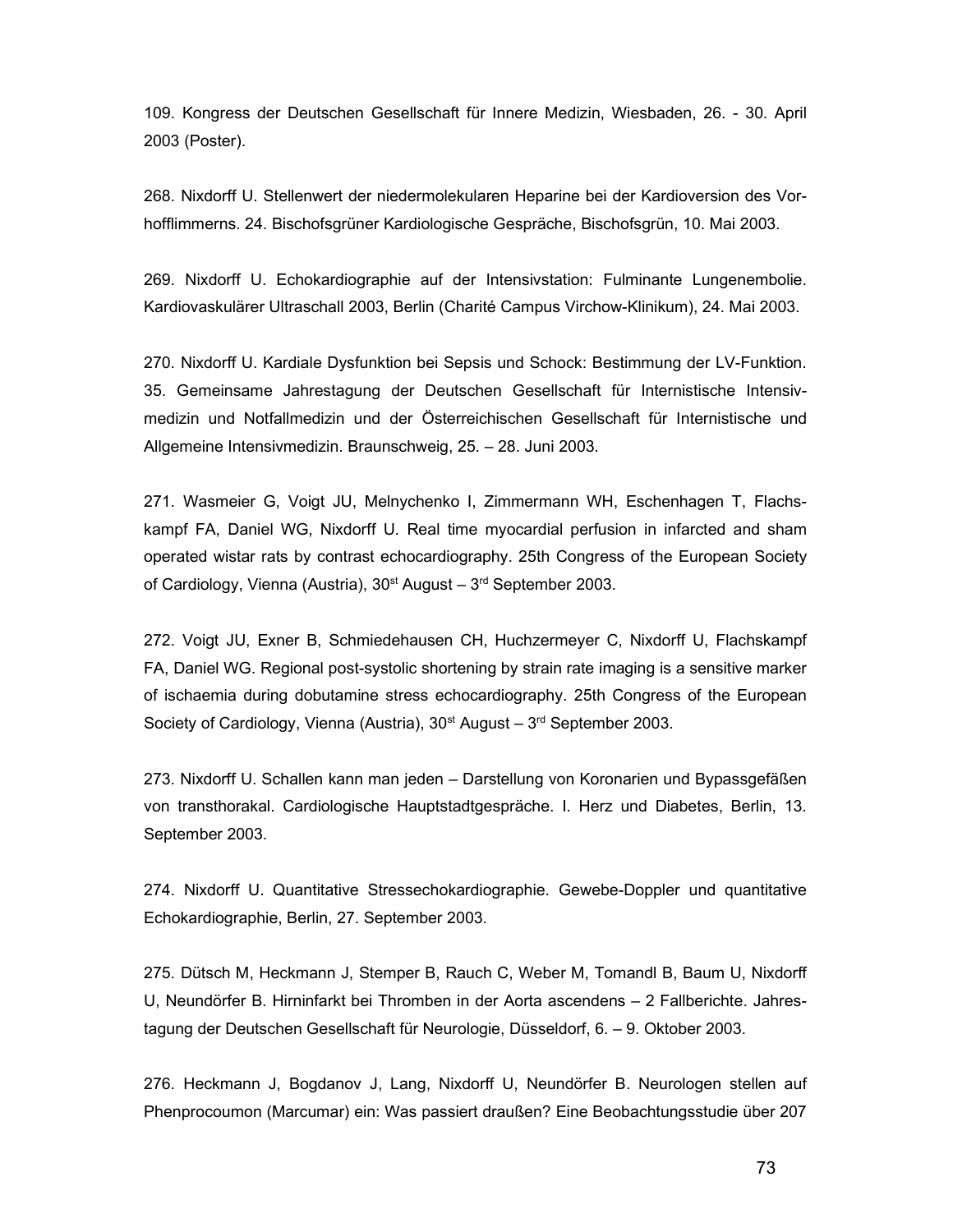109. Kongress der Deutschen Gesellschaft für Innere Medizin, Wiesbaden, 26. - 30. April 2003 (Poster).

268. Nixdorff U. Stellenwert der niedermolekularen Heparine bei der Kardioversion des Vorhofflimmerns. 24. Bischofsgrüner Kardiologische Gespräche, Bischofsgrün, 10. Mai 2003.

269. Nixdorff U. Echokardiographie auf der Intensivstation: Fulminante Lungenembolie. Kardiovaskulärer Ultraschall 2003, Berlin (Charité Campus Virchow-Klinikum), 24. Mai 2003.

270. Nixdorff U. Kardiale Dysfunktion bei Sepsis und Schock: Bestimmung der LV-Funktion. 35. Gemeinsame Jahrestagung der Deutschen Gesellschaft für Internistische Intensivmedizin und Notfallmedizin und der Österreichischen Gesellschaft für Internistische und Allgemeine Intensivmedizin. Braunschweig, 25. – 28. Juni 2003.

271. Wasmeier G, Voigt JU, Melnychenko I, Zimmermann WH, Eschenhagen T, Flachskampf FA, Daniel WG, Nixdorff U. Real time myocardial perfusion in infarcted and sham operated wistar rats by contrast echocardiography. 25th Congress of the European Society of Cardiology, Vienna (Austria), 30st August – 3rd September 2003.

272. Voigt JU, Exner B, Schmiedehausen CH, Huchzermeyer C, Nixdorff U, Flachskampf FA, Daniel WG. Regional post-systolic shortening by strain rate imaging is a sensitive marker of ischaemia during dobutamine stress echocardiography. 25th Congress of the European Society of Cardiology, Vienna (Austria), 30st August – 3rd September 2003.

273. Nixdorff U. Schallen kann man jeden – Darstellung von Koronarien und Bypassgefäßen von transthorakal. Cardiologische Hauptstadtgespräche. I. Herz und Diabetes, Berlin, 13. September 2003.

274. Nixdorff U. Quantitative Stressechokardiographie. Gewebe-Doppler und quantitative Echokardiographie, Berlin, 27. September 2003.

275. Dütsch M, Heckmann J, Stemper B, Rauch C, Weber M, Tomandl B, Baum U, Nixdorff U, Neundörfer B. Hirninfarkt bei Thromben in der Aorta ascendens – 2 Fallberichte. Jahrestagung der Deutschen Gesellschaft für Neurologie, Düsseldorf, 6. – 9. Oktober 2003.

276. Heckmann J, Bogdanov J, Lang, Nixdorff U, Neundörfer B. Neurologen stellen auf Phenprocoumon (Marcumar) ein: Was passiert draußen? Eine Beobachtungsstudie über 207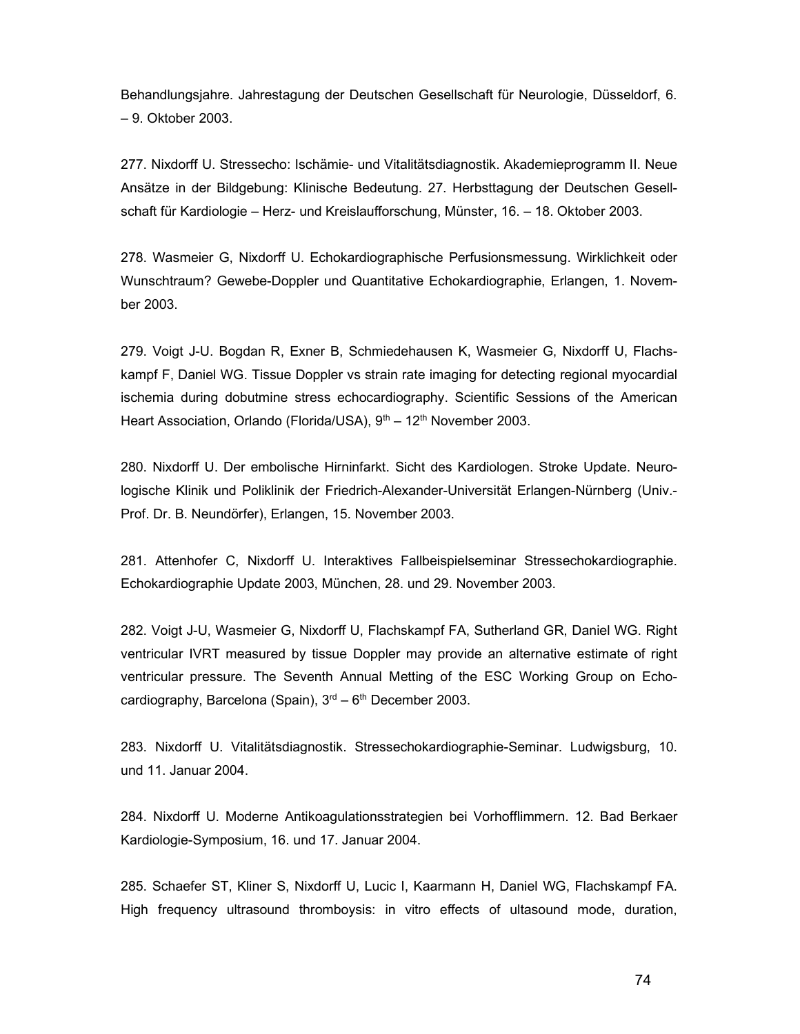Behandlungsjahre. Jahrestagung der Deutschen Gesellschaft für Neurologie, Düsseldorf, 6. – 9. Oktober 2003.

277. Nixdorff U. Stressecho: Ischämie- und Vitalitätsdiagnostik. Akademieprogramm II. Neue Ansätze in der Bildgebung: Klinische Bedeutung. 27. Herbsttagung der Deutschen Gesellschaft für Kardiologie – Herz- und Kreislaufforschung, Münster, 16. – 18. Oktober 2003.

278. Wasmeier G, Nixdorff U. Echokardiographische Perfusionsmessung. Wirklichkeit oder Wunschtraum? Gewebe-Doppler und Quantitative Echokardiographie, Erlangen, 1. November 2003.

279. Voigt J-U. Bogdan R, Exner B, Schmiedehausen K, Wasmeier G, Nixdorff U, Flachskampf F, Daniel WG. Tissue Doppler vs strain rate imaging for detecting regional myocardial ischemia during dobutmine stress echocardiography. Scientific Sessions of the American Heart Association, Orlando (Florida/USA), 9th – 12th November 2003.

280. Nixdorff U. Der embolische Hirninfarkt. Sicht des Kardiologen. Stroke Update. Neurologische Klinik und Poliklinik der Friedrich-Alexander-Universität Erlangen-Nürnberg (Univ.-Prof. Dr. B. Neundörfer), Erlangen, 15. November 2003.

281. Attenhofer C, Nixdorff U. Interaktives Fallbeispielseminar Stressechokardiographie. Echokardiographie Update 2003, München, 28. und 29. November 2003.

282. Voigt J-U, Wasmeier G, Nixdorff U, Flachskampf FA, Sutherland GR, Daniel WG. Right ventricular IVRT measured by tissue Doppler may provide an alternative estimate of right ventricular pressure. The Seventh Annual Metting of the ESC Working Group on Echocardiography, Barcelona (Spain), 3rd – 6th December 2003.

283. Nixdorff U. Vitalitätsdiagnostik. Stressechokardiographie-Seminar. Ludwigsburg, 10. und 11. Januar 2004.

284. Nixdorff U. Moderne Antikoagulationsstrategien bei Vorhofflimmern. 12. Bad Berkaer Kardiologie-Symposium, 16. und 17. Januar 2004.

285. Schaefer ST, Kliner S, Nixdorff U, Lucic I, Kaarmann H, Daniel WG, Flachskampf FA. High frequency ultrasound thromboysis: in vitro effects of ultasound mode, duration,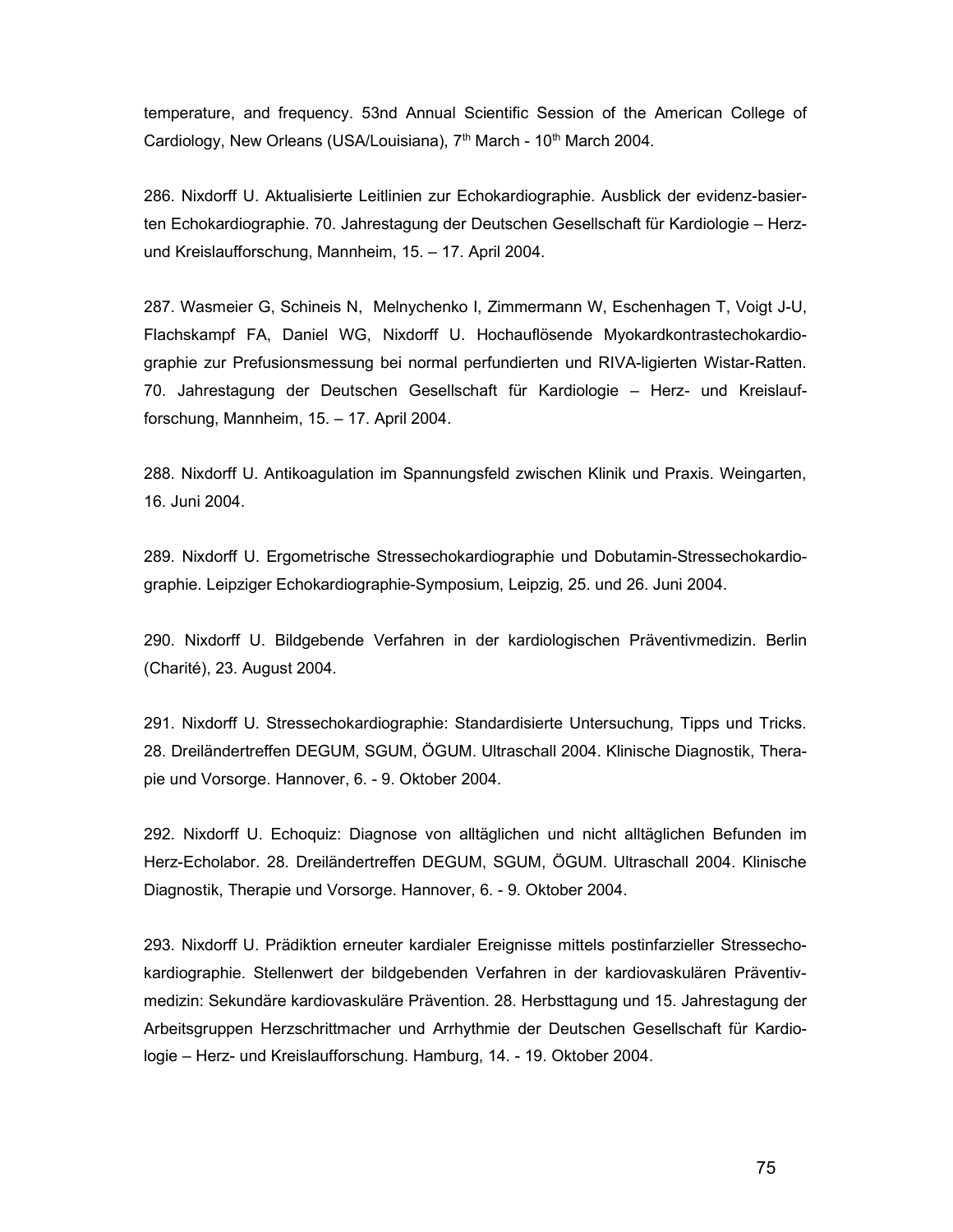temperature, and frequency. 53nd Annual Scientific Session of the American College of Cardiology, New Orleans (USA/Louisiana), 7th March - 10th March 2004.

286. Nixdorff U. Aktualisierte Leitlinien zur Echokardiographie. Ausblick der evidenz-basierten Echokardiographie. 70. Jahrestagung der Deutschen Gesellschaft für Kardiologie – Herz- und Kreislaufforschung, Mannheim, 15. – 17. April 2004.

287. Wasmeier G, Schineis N, Melnychenko I, Zimmermann W, Eschenhagen T, Voigt J-U, Flachskampf FA, Daniel WG, Nixdorff U. Hochauflösende Myokardkontrastechokardiographie zur Prefusionsmessung bei normal perfundierten und RIVA-ligierten Wistar-Ratten. 70. Jahrestagung der Deutschen Gesellschaft für Kardiologie – Herz- und Kreislaufforschung, Mannheim, 15. – 17. April 2004.

288. Nixdorff U. Antikoagulation im Spannungsfeld zwischen Klinik und Praxis. Weingarten, 16. Juni 2004.

289. Nixdorff U. Ergometrische Stressechokardiographie und Dobutamin-Stressechokardiographie. Leipziger Echokardiographie-Symposium, Leipzig, 25. und 26. Juni 2004.

290. Nixdorff U. Bildgebende Verfahren in der kardiologischen Präventivmedizin. Berlin (Charité), 23. August 2004.

291. Nixdorff U. Stressechokardiographie: Standardisierte Untersuchung, Tipps und Tricks. 28. Dreiländertreffen DEGUM, SGUM, ÖGUM. Ultraschall 2004. Klinische Diagnostik, Therapie und Vorsorge. Hannover, 6. - 9. Oktober 2004.

292. Nixdorff U. Echoquiz: Diagnose von alltäglichen und nicht alltäglichen Befunden im Herz-Echolabor. 28. Dreiländertreffen DEGUM, SGUM, ÖGUM. Ultraschall 2004. Klinische Diagnostik, Therapie und Vorsorge. Hannover, 6. - 9. Oktober 2004.

293. Nixdorff U. Prädiktion erneuter kardialer Ereignisse mittels postinfarzieller Stressechokardiographie. Stellenwert der bildgebenden Verfahren in der kardiovaskulären Präventivmedizin: Sekundäre kardiovaskuläre Prävention. 28. Herbsttagung und 15. Jahrestagung der Arbeitsgruppen Herzschrittmacher und Arrhythmie der Deutschen Gesellschaft für Kardiologie – Herz- und Kreislaufforschung. Hamburg, 14. - 19. Oktober 2004.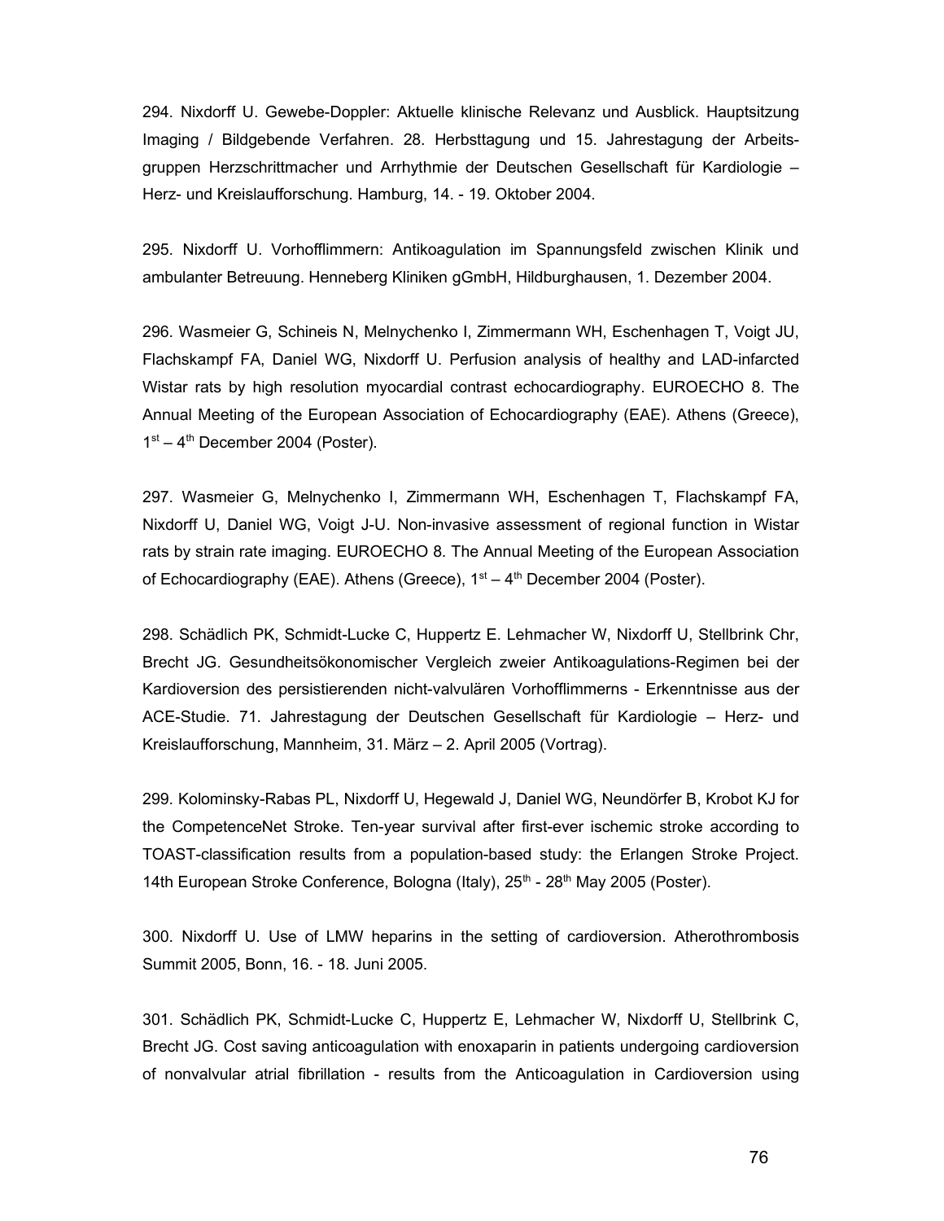294. Nixdorff U. Gewebe-Doppler: Aktuelle klinische Relevanz und Ausblick. Hauptsitzung Imaging / Bildgebende Verfahren. 28. Herbsttagung und 15. Jahrestagung der Arbeitsgruppen Herzschrittmacher und Arrhythmie der Deutschen Gesellschaft für Kardiologie – Herz- und Kreislaufforschung. Hamburg, 14. - 19. Oktober 2004.

295. Nixdorff U. Vorhofflimmern: Antikoagulation im Spannungsfeld zwischen Klinik und ambulanter Betreuung. Henneberg Kliniken gGmbH, Hildburghausen, 1. Dezember 2004.

296. Wasmeier G, Schineis N, Melnychenko I, Zimmermann WH, Eschenhagen T, Voigt JU, Flachskampf FA, Daniel WG, Nixdorff U. Perfusion analysis of healthy and LAD-infarcted Wistar rats by high resolution myocardial contrast echocardiography. EUROECHO 8. The Annual Meeting of the European Association of Echocardiography (EAE). Athens (Greece), 1st – 4th December 2004 (Poster).

297. Wasmeier G, Melnychenko I, Zimmermann WH, Eschenhagen T, Flachskampf FA, Nixdorff U, Daniel WG, Voigt J-U. Non-invasive assessment of regional function in Wistar rats by strain rate imaging. EUROECHO 8. The Annual Meeting of the European Association of Echocardiography (EAE). Athens (Greece), 1st – 4th December 2004 (Poster).

298. Schädlich PK, Schmidt-Lucke C, Huppertz E. Lehmacher W, Nixdorff U, Stellbrink Chr, Brecht JG. Gesundheitsökonomischer Vergleich zweier Antikoagulations-Regimen bei der Kardioversion des persistierenden nicht-valvulären Vorhofflimmerns - Erkenntnisse aus der ACE-Studie. 71. Jahrestagung der Deutschen Gesellschaft für Kardiologie – Herz- und Kreislaufforschung, Mannheim, 31. März – 2. April 2005 (Vortrag).

299. Kolominsky-Rabas PL, Nixdorff U, Hegewald J, Daniel WG, Neundörfer B, Krobot KJ for the CompetenceNet Stroke. Ten-year survival after first-ever ischemic stroke according to TOAST-classification results from a population-based study: the Erlangen Stroke Project. 14th European Stroke Conference, Bologna (Italy), 25th - 28th May 2005 (Poster).

300. Nixdorff U. Use of LMW heparins in the setting of cardioversion. Atherothrombosis Summit 2005, Bonn, 16. - 18. Juni 2005.

301. Schädlich PK, Schmidt-Lucke C, Huppertz E, Lehmacher W, Nixdorff U, Stellbrink C, Brecht JG. Cost saving anticoagulation with enoxaparin in patients undergoing cardioversion of nonvalvular atrial fibrillation - results from the Anticoagulation in Cardioversion using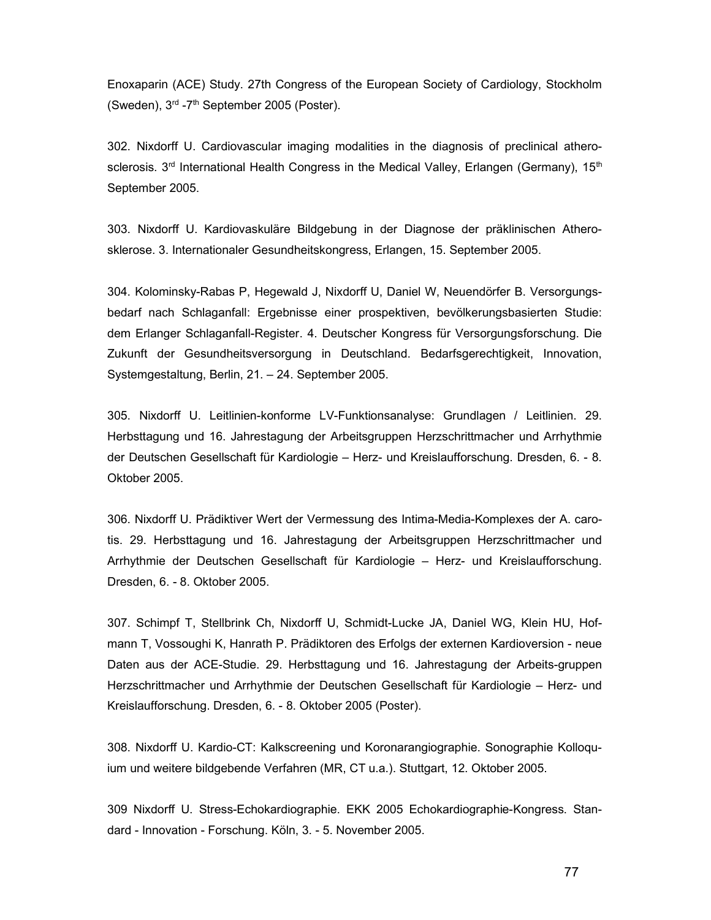Enoxaparin (ACE) Study. 27th Congress of the European Society of Cardiology, Stockholm (Sweden), 3rd -7th September 2005 (Poster).

302. Nixdorff U. Cardiovascular imaging modalities in the diagnosis of preclinical atherosclerosis. 3rd International Health Congress in the Medical Valley, Erlangen (Germany), 15th September 2005.

303. Nixdorff U. Kardiovaskuläre Bildgebung in der Diagnose der präklinischen Atherosklerose. 3. Internationaler Gesundheitskongress, Erlangen, 15. September 2005.

304. Kolominsky-Rabas P, Hegewald J, Nixdorff U, Daniel W, Neuendörfer B. Versorgungsbedarf nach Schlaganfall: Ergebnisse einer prospektiven, bevölkerungsbasierten Studie: dem Erlanger Schlaganfall-Register. 4. Deutscher Kongress für Versorgungsforschung. Die Zukunft der Gesundheitsversorgung in Deutschland. Bedarfsgerechtigkeit, Innovation, Systemgestaltung, Berlin, 21. – 24. September 2005.

305. Nixdorff U. Leitlinien-konforme LV-Funktionsanalyse: Grundlagen / Leitlinien. 29. Herbsttagung und 16. Jahrestagung der Arbeitsgruppen Herzschrittmacher und Arrhythmie der Deutschen Gesellschaft für Kardiologie – Herz- und Kreislaufforschung. Dresden, 6. - 8. Oktober 2005.

306. Nixdorff U. Prädiktiver Wert der Vermessung des Intima-Media-Komplexes der A. carotis. 29. Herbsttagung und 16. Jahrestagung der Arbeitsgruppen Herzschrittmacher und Arrhythmie der Deutschen Gesellschaft für Kardiologie – Herz- und Kreislaufforschung. Dresden, 6. - 8. Oktober 2005.

307. Schimpf T, Stellbrink Ch, Nixdorff U, Schmidt-Lucke JA, Daniel WG, Klein HU, Hofmann T, Vossoughi K, Hanrath P. Prädiktoren des Erfolgs der externen Kardioversion - neue Daten aus der ACE-Studie. 29. Herbsttagung und 16. Jahrestagung der Arbeits-gruppen Herzschrittmacher und Arrhythmie der Deutschen Gesellschaft für Kardiologie – Herz- und Kreislaufforschung. Dresden, 6. - 8. Oktober 2005 (Poster).

308. Nixdorff U. Kardio-CT: Kalkscreening und Koronarangiographie. Sonographie Kolloquium und weitere bildgebende Verfahren (MR, CT u.a.). Stuttgart, 12. Oktober 2005.

309 Nixdorff U. Stress-Echokardiographie. EKK 2005 Echokardiographie-Kongress. Standard - Innovation - Forschung. Köln, 3. - 5. November 2005.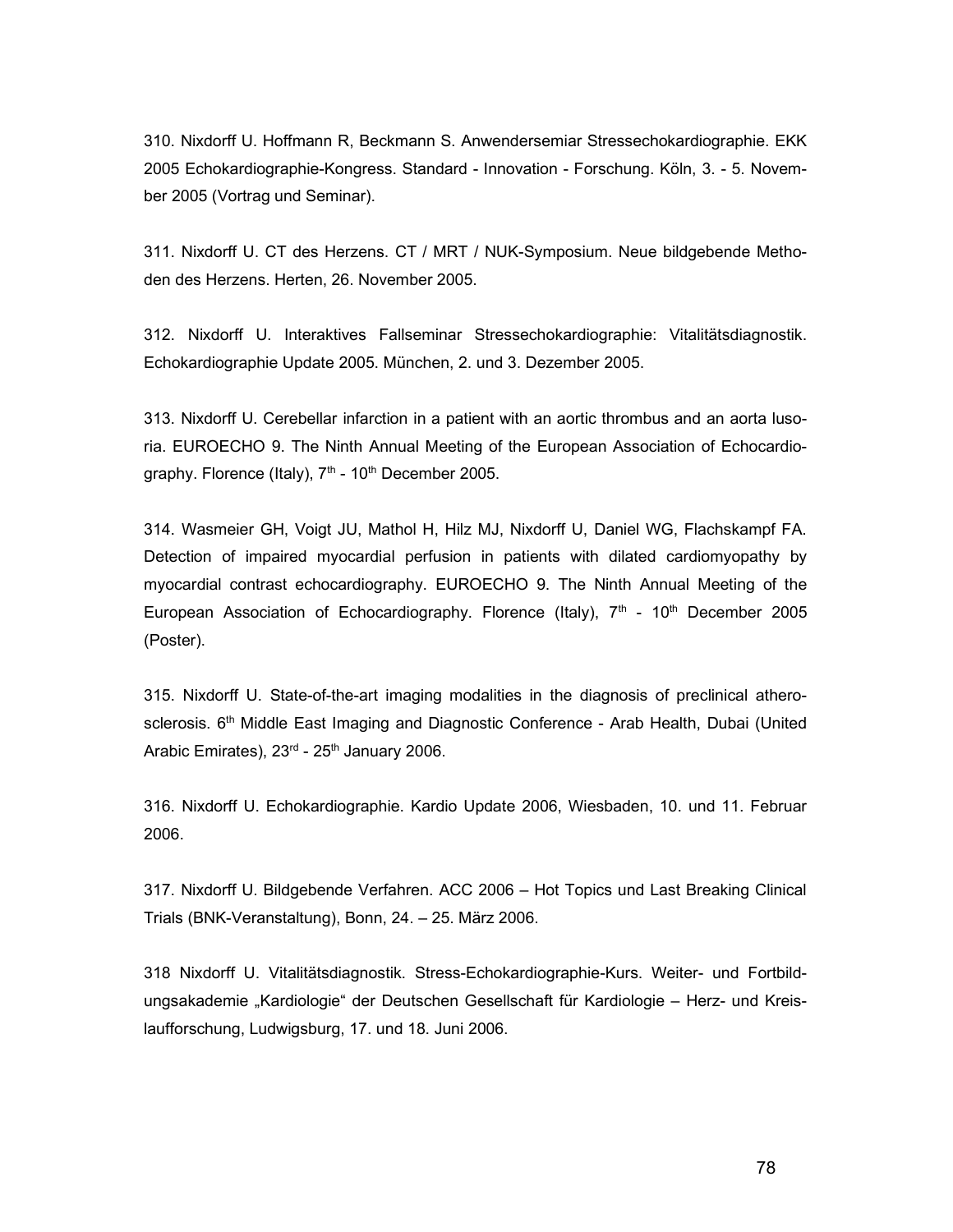310. Nixdorff U. Hoffmann R, Beckmann S. Anwendersemiar Stressechokardiographie. EKK 2005 Echokardiographie-Kongress. Standard - Innovation - Forschung. Köln, 3. - 5. November 2005 (Vortrag und Seminar).

311. Nixdorff U. CT des Herzens. CT / MRT / NUK-Symposium. Neue bildgebende Methoden des Herzens. Herten, 26. November 2005.

312. Nixdorff U. Interaktives Fallseminar Stressechokardiographie: Vitalitätsdiagnostik. Echokardiographie Update 2005. München, 2. und 3. Dezember 2005.

313. Nixdorff U. Cerebellar infarction in a patient with an aortic thrombus and an aorta lusoria. EUROECHO 9. The Ninth Annual Meeting of the European Association of Echocardiography. Florence (Italy), 7th - 10th December 2005.

314. Wasmeier GH, Voigt JU, Mathol H, Hilz MJ, Nixdorff U, Daniel WG, Flachskampf FA. Detection of impaired myocardial perfusion in patients with dilated cardiomyopathy by myocardial contrast echocardiography. EUROECHO 9. The Ninth Annual Meeting of the European Association of Echocardiography. Florence (Italy), 7th - 10th December 2005 (Poster).

315. Nixdorff U. State-of-the-art imaging modalities in the diagnosis of preclinical atherosclerosis. 6th Middle East Imaging and Diagnostic Conference - Arab Health, Dubai (United Arabic Emirates), 23rd - 25th January 2006.

316. Nixdorff U. Echokardiographie. Kardio Update 2006, Wiesbaden, 10. und 11. Februar 2006.

317. Nixdorff U. Bildgebende Verfahren. ACC 2006 – Hot Topics und Last Breaking Clinical Trials (BNK-Veranstaltung), Bonn, 24. – 25. März 2006.

318 Nixdorff U. Vitalitätsdiagnostik. Stress-Echokardiographie-Kurs. Weiter- und Fortbildungsakademie „Kardiologie" der Deutschen Gesellschaft für Kardiologie – Herz- und Kreislaufforschung, Ludwigsburg, 17. und 18. Juni 2006.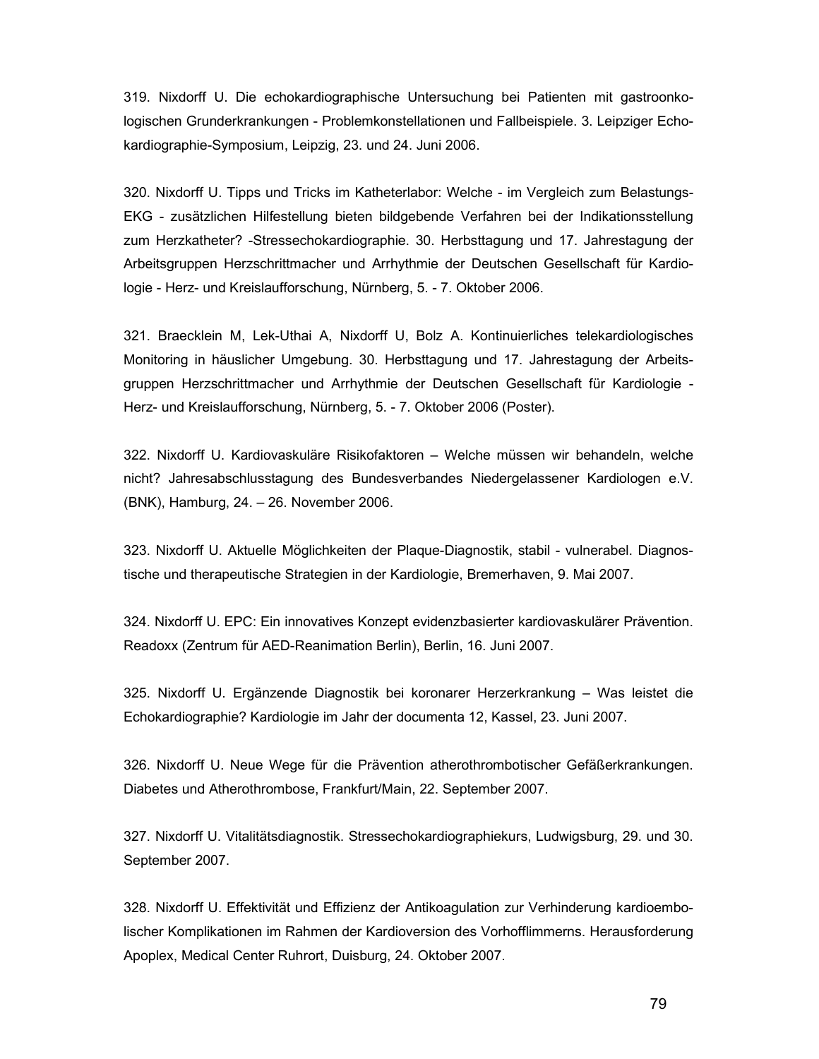319. Nixdorff U. Die echokardiographische Untersuchung bei Patienten mit gastroonkologischen Grunderkrankungen - Problemkonstellationen und Fallbeispiele. 3. Leipziger Echokardiographie-Symposium, Leipzig, 23. und 24. Juni 2006.

320. Nixdorff U. Tipps und Tricks im Katheterlabor: Welche - im Vergleich zum Belastungs-EKG - zusätzlichen Hilfestellung bieten bildgebende Verfahren bei der Indikationsstellung zum Herzkatheter? -Stressechokardiographie. 30. Herbsttagung und 17. Jahrestagung der Arbeitsgruppen Herzschrittmacher und Arrhythmie der Deutschen Gesellschaft für Kardiologie - Herz- und Kreislaufforschung, Nürnberg, 5. - 7. Oktober 2006.

321. Braecklein M, Lek-Uthai A, Nixdorff U, Bolz A. Kontinuierliches telekardiologisches Monitoring in häuslicher Umgebung. 30. Herbsttagung und 17. Jahrestagung der Arbeitsgruppen Herzschrittmacher und Arrhythmie der Deutschen Gesellschaft für Kardiologie - Herz- und Kreislaufforschung, Nürnberg, 5. - 7. Oktober 2006 (Poster).

322. Nixdorff U. Kardiovaskuläre Risikofaktoren – Welche müssen wir behandeln, welche nicht? Jahresabschlusstagung des Bundesverbandes Niedergelassener Kardiologen e.V. (BNK), Hamburg, 24. – 26. November 2006.

323. Nixdorff U. Aktuelle Möglichkeiten der Plaque-Diagnostik, stabil - vulnerabel. Diagnostische und therapeutische Strategien in der Kardiologie, Bremerhaven, 9. Mai 2007.

324. Nixdorff U. EPC: Ein innovatives Konzept evidenzbasierter kardiovaskulärer Prävention. Readoxx (Zentrum für AED-Reanimation Berlin), Berlin, 16. Juni 2007.

325. Nixdorff U. Ergänzende Diagnostik bei koronarer Herzerkrankung – Was leistet die Echokardiographie? Kardiologie im Jahr der documenta 12, Kassel, 23. Juni 2007.

326. Nixdorff U. Neue Wege für die Prävention atherothrombotischer Gefäßerkrankungen. Diabetes und Atherothrombose, Frankfurt/Main, 22. September 2007.

327. Nixdorff U. Vitalitätsdiagnostik. Stressechokardiographiekurs, Ludwigsburg, 29. und 30. September 2007.

328. Nixdorff U. Effektivität und Effizienz der Antikoagulation zur Verhinderung kardioembolischer Komplikationen im Rahmen der Kardioversion des Vorhofflimmerns. Herausforderung Apoplex, Medical Center Ruhrort, Duisburg, 24. Oktober 2007.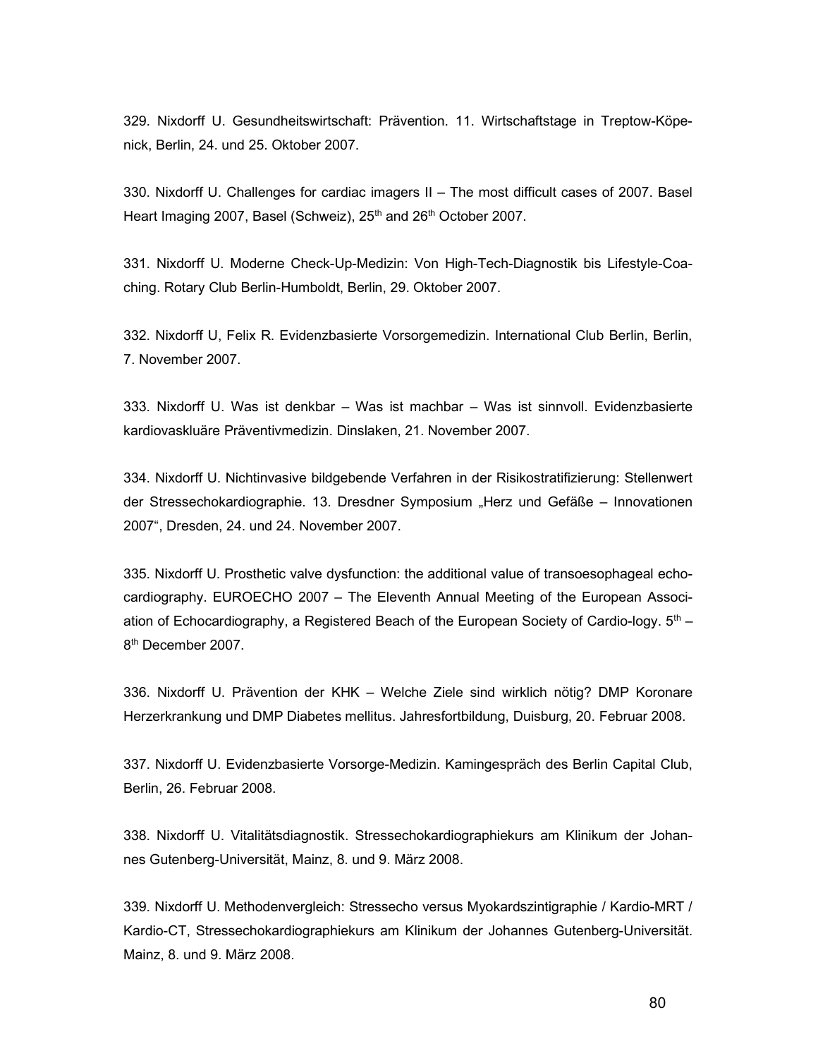329. Nixdorff U. Gesundheitswirtschaft: Prävention. 11. Wirtschaftstage in Treptow-Köpenick, Berlin, 24. und 25. Oktober 2007.

330. Nixdorff U. Challenges for cardiac imagers II – The most difficult cases of 2007. Basel Heart Imaging 2007, Basel (Schweiz), 25th and 26th October 2007.

331. Nixdorff U. Moderne Check-Up-Medizin: Von High-Tech-Diagnostik bis Lifestyle-Coaching. Rotary Club Berlin-Humboldt, Berlin, 29. Oktober 2007.

332. Nixdorff U, Felix R. Evidenzbasierte Vorsorgemedizin. International Club Berlin, Berlin, 7. November 2007.

333. Nixdorff U. Was ist denkbar – Was ist machbar – Was ist sinnvoll. Evidenzbasierte kardiovaskluäre Präventivmedizin. Dinslaken, 21. November 2007.

334. Nixdorff U. Nichtinvasive bildgebende Verfahren in der Risikostratifizierung: Stellenwert der Stressechokardiographie. 13. Dresdner Symposium „Herz und Gefäße – Innovationen 2007", Dresden, 24. und 24. November 2007.

335. Nixdorff U. Prosthetic valve dysfunction: the additional value of transoesophageal echocardiography. EUROECHO 2007 – The Eleventh Annual Meeting of the European Association of Echocardiography, a Registered Beach of the European Society of Cardio-logy. 5th – 8th December 2007.

336. Nixdorff U. Prävention der KHK – Welche Ziele sind wirklich nötig? DMP Koronare Herzerkrankung und DMP Diabetes mellitus. Jahresfortbildung, Duisburg, 20. Februar 2008.

337. Nixdorff U. Evidenzbasierte Vorsorge-Medizin. Kamingespräch des Berlin Capital Club, Berlin, 26. Februar 2008.

338. Nixdorff U. Vitalitätsdiagnostik. Stressechokardiographiekurs am Klinikum der Johannes Gutenberg-Universität, Mainz, 8. und 9. März 2008.

339. Nixdorff U. Methodenvergleich: Stressecho versus Myokardszintigraphie / Kardio-MRT / Kardio-CT, Stressechokardiographiekurs am Klinikum der Johannes Gutenberg-Universität. Mainz, 8. und 9. März 2008.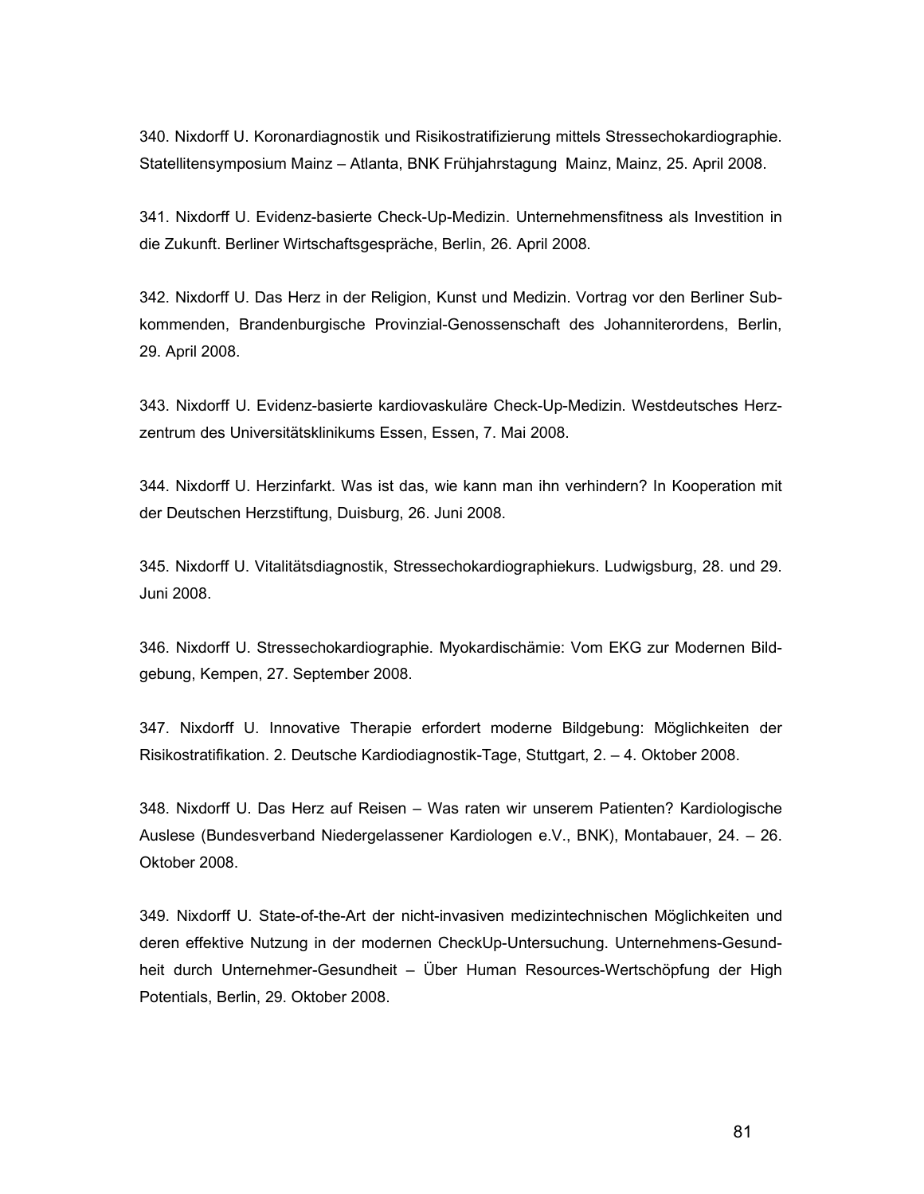340. Nixdorff U. Koronardiagnostik und Risikostratifizierung mittels Stressechokardiographie. Statellitensymposium Mainz – Atlanta, BNK Frühjahrstagung Mainz, Mainz, 25. April 2008.

341. Nixdorff U. Evidenz-basierte Check-Up-Medizin. Unternehmensfitness als Investition in die Zukunft. Berliner Wirtschaftsgespräche, Berlin, 26. April 2008.

342. Nixdorff U. Das Herz in der Religion, Kunst und Medizin. Vortrag vor den Berliner Subkommenden, Brandenburgische Provinzial-Genossenschaft des Johanniterordens, Berlin, 29. April 2008.

343. Nixdorff U. Evidenz-basierte kardiovaskuläre Check-Up-Medizin. Westdeutsches Herzzentrum des Universitätsklinikums Essen, Essen, 7. Mai 2008.

344. Nixdorff U. Herzinfarkt. Was ist das, wie kann man ihn verhindern? In Kooperation mit der Deutschen Herzstiftung, Duisburg, 26. Juni 2008.

345. Nixdorff U. Vitalitätsdiagnostik, Stressechokardiographiekurs. Ludwigsburg, 28. und 29. Juni 2008.

346. Nixdorff U. Stressechokardiographie. Myokardischämie: Vom EKG zur Modernen Bildgebung, Kempen, 27. September 2008.

347. Nixdorff U. Innovative Therapie erfordert moderne Bildgebung: Möglichkeiten der Risikostratifikation. 2. Deutsche Kardiodiagnostik-Tage, Stuttgart, 2. – 4. Oktober 2008.

348. Nixdorff U. Das Herz auf Reisen – Was raten wir unserem Patienten? Kardiologische Auslese (Bundesverband Niedergelassener Kardiologen e.V., BNK), Montabauer, 24. – 26. Oktober 2008.

349. Nixdorff U. State-of-the-Art der nicht-invasiven medizintechnischen Möglichkeiten und deren effektive Nutzung in der modernen CheckUp-Untersuchung. Unternehmens-Gesundheit durch Unternehmer-Gesundheit – Über Human Resources-Wertschöpfung der High Potentials, Berlin, 29. Oktober 2008.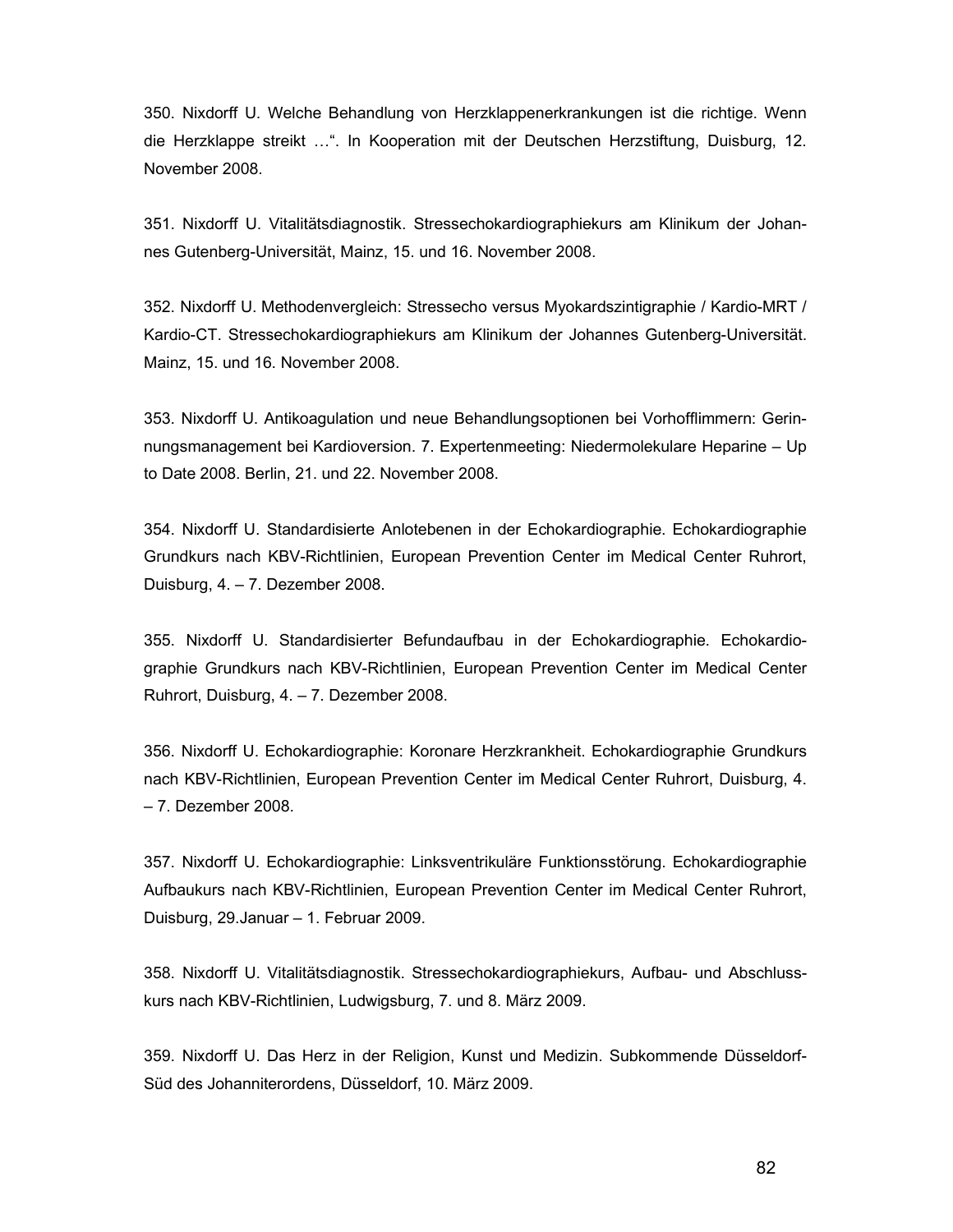350. Nixdorff U. Welche Behandlung von Herzklappenerkrankungen ist die richtige. Wenn die Herzklappe streikt …“. In Kooperation mit der Deutschen Herzstiftung, Duisburg, 12. November 2008.

351. Nixdorff U. Vitalitätsdiagnostik. Stressechokardiographiekurs am Klinikum der Johannes Gutenberg-Universität, Mainz, 15. und 16. November 2008.

352. Nixdorff U. Methodenvergleich: Stressecho versus Myokardszintigraphie / Kardio-MRT / Kardio-CT. Stressechokardiographiekurs am Klinikum der Johannes Gutenberg-Universität. Mainz, 15. und 16. November 2008.

353. Nixdorff U. Antikoagulation und neue Behandlungsoptionen bei Vorhofflimmern: Gerinnungsmanagement bei Kardioversion. 7. Expertenmeeting: Niedermolekulare Heparine – Up to Date 2008. Berlin, 21. und 22. November 2008.

354. Nixdorff U. Standardisierte Anlotebenen in der Echokardiographie. Echokardiographie Grundkurs nach KBV-Richtlinien, European Prevention Center im Medical Center Ruhrort, Duisburg, 4. – 7. Dezember 2008.

355. Nixdorff U. Standardisierter Befundaufbau in der Echokardiographie. Echokardiographie Grundkurs nach KBV-Richtlinien, European Prevention Center im Medical Center Ruhrort, Duisburg, 4. – 7. Dezember 2008.

356. Nixdorff U. Echokardiographie: Koronare Herzkrankheit. Echokardiographie Grundkurs nach KBV-Richtlinien, European Prevention Center im Medical Center Ruhrort, Duisburg, 4. – 7. Dezember 2008.

357. Nixdorff U. Echokardiographie: Linksventrikuläre Funktionsstörung. Echokardiographie Aufbaukurs nach KBV-Richtlinien, European Prevention Center im Medical Center Ruhrort, Duisburg, 29.Januar – 1. Februar 2009.

358. Nixdorff U. Vitalitätsdiagnostik. Stressechokardiographiekurs, Aufbau- und Abschlusskurs nach KBV-Richtlinien, Ludwigsburg, 7. und 8. März 2009.

359. Nixdorff U. Das Herz in der Religion, Kunst und Medizin. Subkommende Düsseldorf-Süd des Johanniterordens, Düsseldorf, 10. März 2009.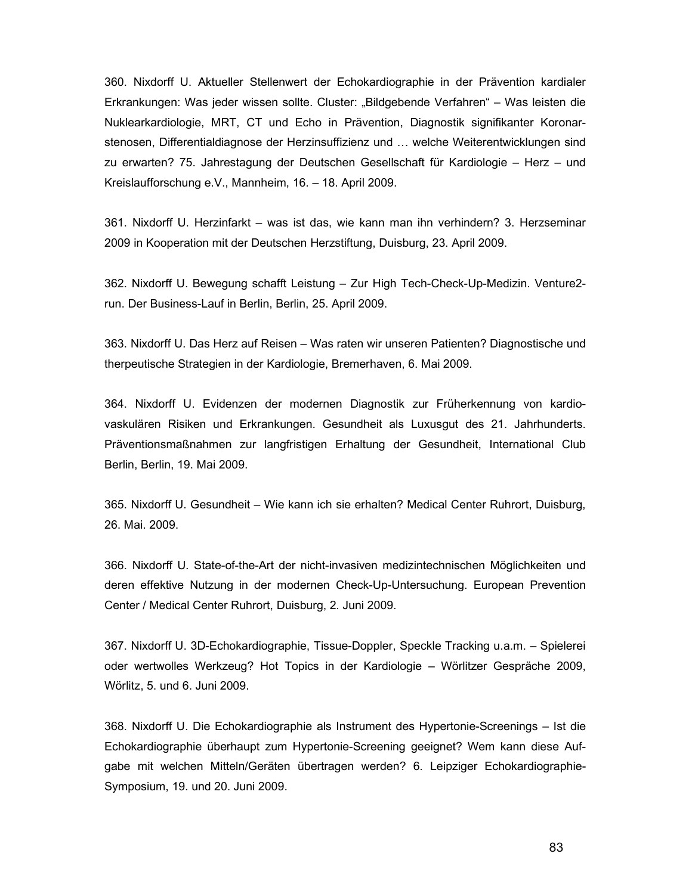360. Nixdorff U. Aktueller Stellenwert der Echokardiographie in der Prävention kardialer Erkrankungen: Was jeder wissen sollte. Cluster: „Bildgebende Verfahren" – Was leisten die Nuklearkardiologie, MRT, CT und Echo in Prävention, Diagnostik signifikanter Koronarstenosen, Differentialdiagnose der Herzinsuffizienz und … welche Weiterentwicklungen sind zu erwarten? 75. Jahrestagung der Deutschen Gesellschaft für Kardiologie – Herz – und Kreislaufforschung e.V., Mannheim, 16. – 18. April 2009.

361. Nixdorff U. Herzinfarkt – was ist das, wie kann man ihn verhindern? 3. Herzseminar 2009 in Kooperation mit der Deutschen Herzstiftung, Duisburg, 23. April 2009.

362. Nixdorff U. Bewegung schafft Leistung – Zur High Tech-Check-Up-Medizin. Venture2-run. Der Business-Lauf in Berlin, Berlin, 25. April 2009.

363. Nixdorff U. Das Herz auf Reisen – Was raten wir unseren Patienten? Diagnostische und therpeutische Strategien in der Kardiologie, Bremerhaven, 6. Mai 2009.

364. Nixdorff U. Evidenzen der modernen Diagnostik zur Früherkennung von kardio-vaskulären Risiken und Erkrankungen. Gesundheit als Luxusgut des 21. Jahrhunderts. Präventionsmaßnahmen zur langfristigen Erhaltung der Gesundheit, International Club Berlin, Berlin, 19. Mai 2009.

365. Nixdorff U. Gesundheit – Wie kann ich sie erhalten? Medical Center Ruhrort, Duisburg, 26. Mai. 2009.

366. Nixdorff U. State-of-the-Art der nicht-invasiven medizintechnischen Möglichkeiten und deren effektive Nutzung in der modernen Check-Up-Untersuchung. European Prevention Center / Medical Center Ruhrort, Duisburg, 2. Juni 2009.

367. Nixdorff U. 3D-Echokardiographie, Tissue-Doppler, Speckle Tracking u.a.m. – Spielerei oder wertvolles Werkzeug? Hot Topics in der Kardiologie – Wörlitzer Gespräche 2009, Wörlitz, 5. und 6. Juni 2009.

368. Nixdorff U. Die Echokardiographie als Instrument des Hypertonie-Screenings – Ist die Echokardiographie überhaupt zum Hypertonie-Screening geeignet? Wem kann diese Aufgabe mit welchen Mitteln/Geräten übertragen werden? 6. Leipziger Echokardiographie-Symposium, 19. und 20. Juni 2009.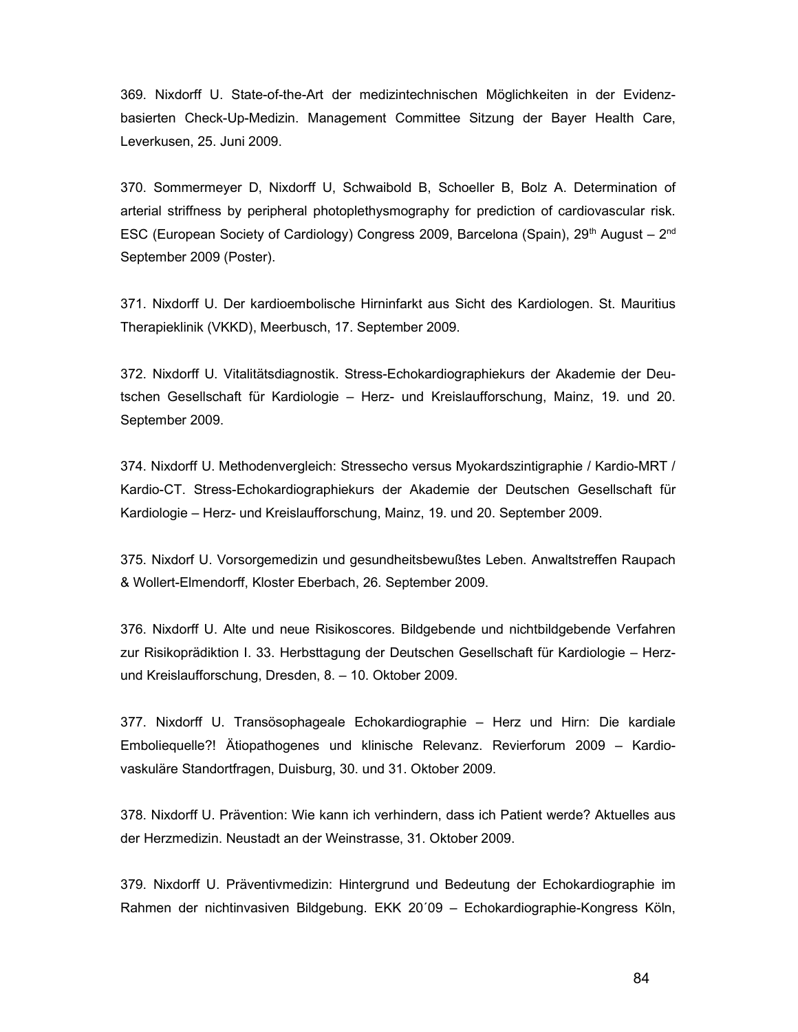369. Nixdorff U. State-of-the-Art der medizintechnischen Möglichkeiten in der Evidenz-basierten Check-Up-Medizin. Management Committee Sitzung der Bayer Health Care, Leverkusen, 25. Juni 2009.

370. Sommermeyer D, Nixdorff U, Schwaibold B, Schoeller B, Bolz A. Determination of arterial striffness by peripheral photoplethysmography for prediction of cardiovascular risk. ESC (European Society of Cardiology) Congress 2009, Barcelona (Spain), 29th August – 2nd September 2009 (Poster).

371. Nixdorff U. Der kardioembolische Hirninfarkt aus Sicht des Kardiologen. St. Mauritius Therapieklinik (VKKD), Meerbusch, 17. September 2009.

372. Nixdorff U. Vitalitätsdiagnostik. Stress-Echokardiographiekurs der Akademie der Deutschen Gesellschaft für Kardiologie – Herz- und Kreislaufforschung, Mainz, 19. und 20. September 2009.

374. Nixdorff U. Methodenvergleich: Stressecho versus Myokardszintigraphie / Kardio-MRT / Kardio-CT. Stress-Echokardiographiekurs der Akademie der Deutschen Gesellschaft für Kardiologie – Herz- und Kreislaufforschung, Mainz, 19. und 20. September 2009.

375. Nixdorf U. Vorsorgemedizin und gesundheitsbewußtes Leben. Anwaltstreffen Raupach & Wollert-Elmendorff, Kloster Eberbach, 26. September 2009.

376. Nixdorff U. Alte und neue Risikoscores. Bildgebende und nichtbildgebende Verfahren zur Risikoprädiktion I. 33. Herbsttagung der Deutschen Gesellschaft für Kardiologie – Herz- und Kreislaufforschung, Dresden, 8. – 10. Oktober 2009.

377. Nixdorff U. Transösophageale Echokardiographie – Herz und Hirn: Die kardiale Emboliequelle?! Ätiopathogenes und klinische Relevanz. Revierforum 2009 – Kardiovaskuläre Standortfragen, Duisburg, 30. und 31. Oktober 2009.

378. Nixdorff U. Prävention: Wie kann ich verhindern, dass ich Patient werde? Aktuelles aus der Herzmedizin. Neustadt an der Weinstrasse, 31. Oktober 2009.

379. Nixdorff U. Präventivmedizin: Hintergrund und Bedeutung der Echokardiographie im Rahmen der nichtinvasiven Bildgebung. EKK 20´09 – Echokardiographie-Kongress Köln,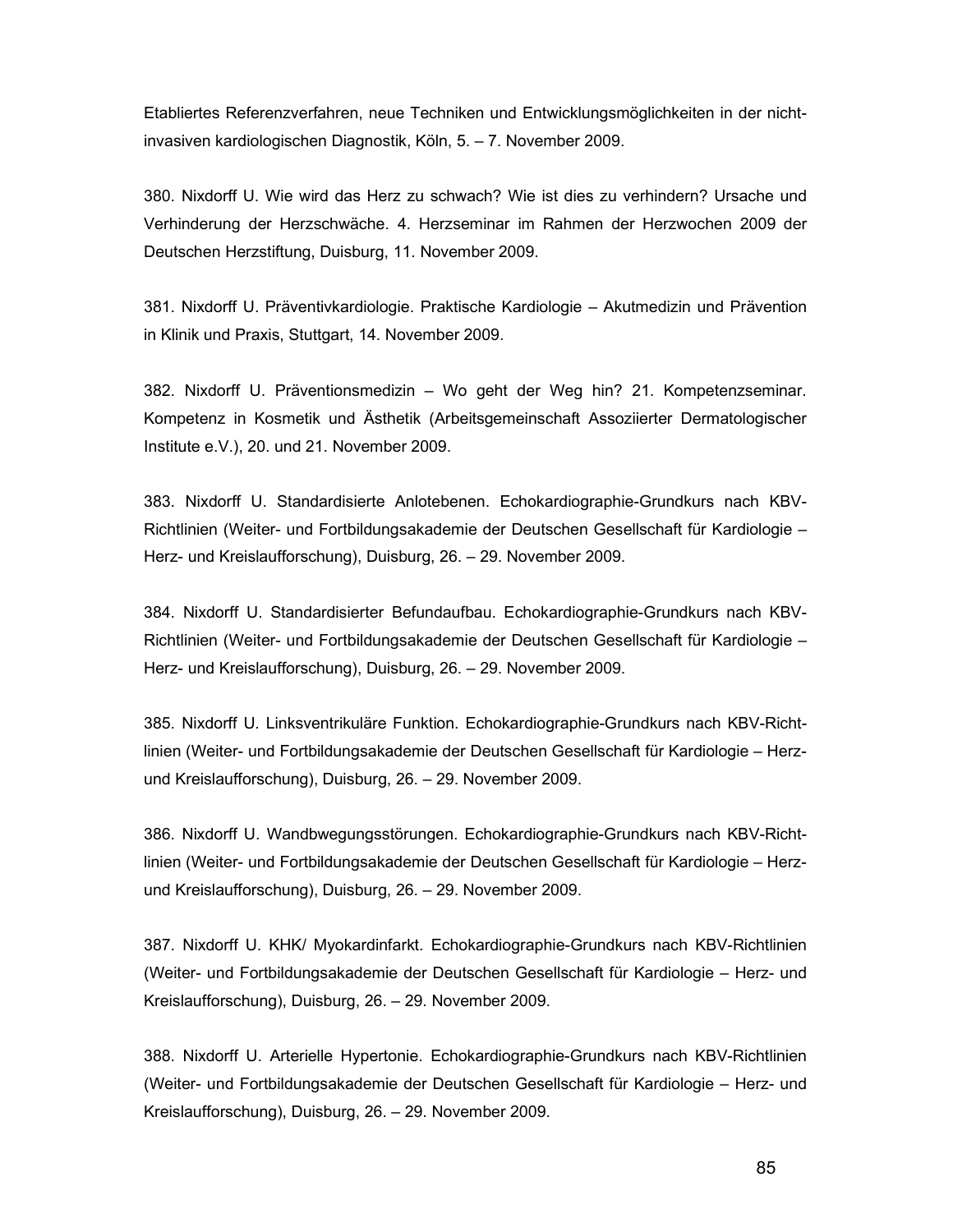Etabliertes Referenzverfahren, neue Techniken und Entwicklungsmöglichkeiten in der nicht-invasiven kardiologischen Diagnostik, Köln, 5. – 7. November 2009.

380. Nixdorff U. Wie wird das Herz zu schwach? Wie ist dies zu verhindern? Ursache und Verhinderung der Herzschwäche. 4. Herzseminar im Rahmen der Herzwochen 2009 der Deutschen Herzstiftung, Duisburg, 11. November 2009.

381. Nixdorff U. Präventivkardiologie. Praktische Kardiologie – Akutmedizin und Prävention in Klinik und Praxis, Stuttgart, 14. November 2009.

382. Nixdorff U. Präventionsmedizin – Wo geht der Weg hin? 21. Kompetenzseminar. Kompetenz in Kosmetik und Ästhetik (Arbeitsgemeinschaft Assoziierter Dermatologischer Institute e.V.), 20. und 21. November 2009.

383. Nixdorff U. Standardisierte Anlotebenen. Echokardiographie-Grundkurs nach KBV-Richtlinien (Weiter- und Fortbildungsakademie der Deutschen Gesellschaft für Kardiologie – Herz- und Kreislaufforschung), Duisburg, 26. – 29. November 2009.

384. Nixdorff U. Standardisierter Befundaufbau. Echokardiographie-Grundkurs nach KBV-Richtlinien (Weiter- und Fortbildungsakademie der Deutschen Gesellschaft für Kardiologie – Herz- und Kreislaufforschung), Duisburg, 26. – 29. November 2009.

385. Nixdorff U. Linksventrikuläre Funktion. Echokardiographie-Grundkurs nach KBV-Richtlinien (Weiter- und Fortbildungsakademie der Deutschen Gesellschaft für Kardiologie – Herz- und Kreislaufforschung), Duisburg, 26. – 29. November 2009.

386. Nixdorff U. Wandbwegungsstörungen. Echokardiographie-Grundkurs nach KBV-Richtlinien (Weiter- und Fortbildungsakademie der Deutschen Gesellschaft für Kardiologie – Herz- und Kreislaufforschung), Duisburg, 26. – 29. November 2009.

387. Nixdorff U. KHK/ Myokardinfarkt. Echokardiographie-Grundkurs nach KBV-Richtlinien (Weiter- und Fortbildungsakademie der Deutschen Gesellschaft für Kardiologie – Herz- und Kreislaufforschung), Duisburg, 26. – 29. November 2009.

388. Nixdorff U. Arterielle Hypertonie. Echokardiographie-Grundkurs nach KBV-Richtlinien (Weiter- und Fortbildungsakademie der Deutschen Gesellschaft für Kardiologie – Herz- und Kreislaufforschung), Duisburg, 26. – 29. November 2009.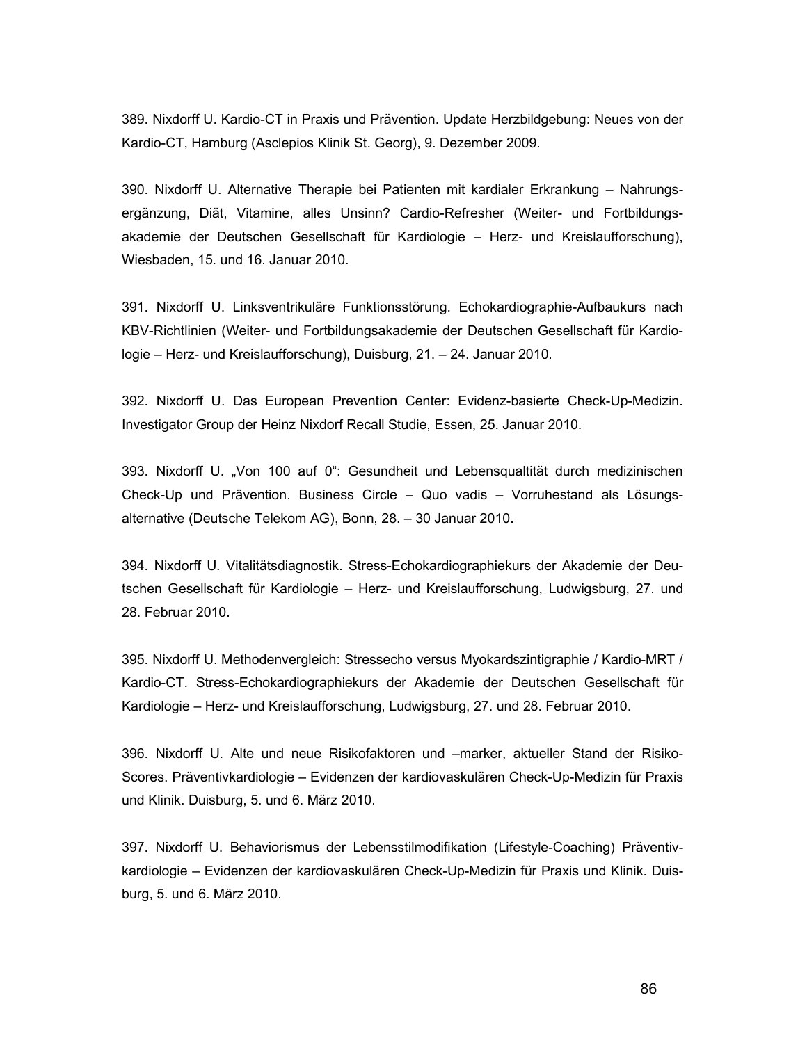389. Nixdorff U. Kardio-CT in Praxis und Prävention. Update Herzbildgebung: Neues von der Kardio-CT, Hamburg (Asclepios Klinik St. Georg), 9. Dezember 2009.

390. Nixdorff U. Alternative Therapie bei Patienten mit kardialer Erkrankung – Nahrungsergänzung, Diät, Vitamine, alles Unsinn? Cardio-Refresher (Weiter- und Fortbildungsakademie der Deutschen Gesellschaft für Kardiologie – Herz- und Kreislaufforschung), Wiesbaden, 15. und 16. Januar 2010.

391. Nixdorff U. Linksventrikuläre Funktionsstörung. Echokardiographie-Aufbaukurs nach KBV-Richtlinien (Weiter- und Fortbildungsakademie der Deutschen Gesellschaft für Kardiologie – Herz- und Kreislaufforschung), Duisburg, 21. – 24. Januar 2010.

392. Nixdorff U. Das European Prevention Center: Evidenz-basierte Check-Up-Medizin. Investigator Group der Heinz Nixdorf Recall Studie, Essen, 25. Januar 2010.

393. Nixdorff U. „Von 100 auf 0“: Gesundheit und Lebensqualtität durch medizinischen Check-Up und Prävention. Business Circle – Quo vadis – Vorruhestand als Lösungsalternative (Deutsche Telekom AG), Bonn, 28. – 30 Januar 2010.

394. Nixdorff U. Vitalitätsdiagnostik. Stress-Echokardiographiekurs der Akademie der Deutschen Gesellschaft für Kardiologie – Herz- und Kreislaufforschung, Ludwigsburg, 27. und 28. Februar 2010.

395. Nixdorff U. Methodenvergleich: Stressecho versus Myokardszintigraphie / Kardio-MRT / Kardio-CT. Stress-Echokardiographiekurs der Akademie der Deutschen Gesellschaft für Kardiologie – Herz- und Kreislaufforschung, Ludwigsburg, 27. und 28. Februar 2010.

396. Nixdorff U. Alte und neue Risikofaktoren und –marker, aktueller Stand der Risiko-Scores. Präventivkardiologie – Evidenzen der kardiovaskulären Check-Up-Medizin für Praxis und Klinik. Duisburg, 5. und 6. März 2010.

397. Nixdorff U. Behaviorismus der Lebensstilmodifikation (Lifestyle-Coaching) Präventivkardiologie – Evidenzen der kardiovaskulären Check-Up-Medizin für Praxis und Klinik. Duisburg, 5. und 6. März 2010.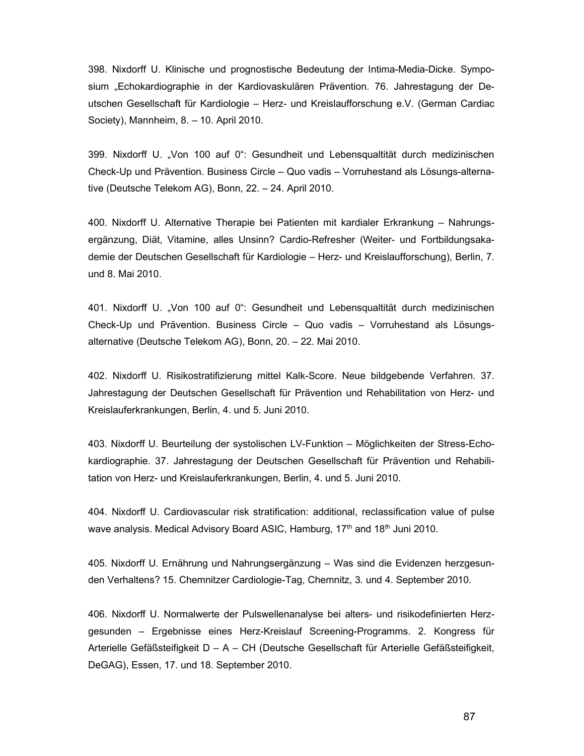398. Nixdorff U. Klinische und prognostische Bedeutung der Intima-Media-Dicke. Symposium „Echokardiographie in der Kardiovaskulären Prävention. 76. Jahrestagung der Deutschen Gesellschaft für Kardiologie – Herz- und Kreislaufforschung e.V. (German Cardiac Society), Mannheim, 8. – 10. April 2010.

399. Nixdorff U. „Von 100 auf 0": Gesundheit und Lebensqualtität durch medizinischen Check-Up und Prävention. Business Circle – Quo vadis – Vorruhestand als Lösungs-alternative (Deutsche Telekom AG), Bonn, 22. – 24. April 2010.

400. Nixdorff U. Alternative Therapie bei Patienten mit kardialer Erkrankung – Nahrungsergänzung, Diät, Vitamine, alles Unsinn? Cardio-Refresher (Weiter- und Fortbildungsakademie der Deutschen Gesellschaft für Kardiologie – Herz- und Kreislaufforschung), Berlin, 7. und 8. Mai 2010.

401. Nixdorff U. „Von 100 auf 0": Gesundheit und Lebensqualtität durch medizinischen Check-Up und Prävention. Business Circle – Quo vadis – Vorruhestand als Lösungs-alternative (Deutsche Telekom AG), Bonn, 20. – 22. Mai 2010.

402. Nixdorff U. Risikostratifizierung mittel Kalk-Score. Neue bildgebende Verfahren. 37. Jahrestagung der Deutschen Gesellschaft für Prävention und Rehabilitation von Herz- und Kreislauferkrankungen, Berlin, 4. und 5. Juni 2010.

403. Nixdorff U. Beurteilung der systolischen LV-Funktion – Möglichkeiten der Stress-Echokardiographie. 37. Jahrestagung der Deutschen Gesellschaft für Prävention und Rehabilitation von Herz- und Kreislauferkrankungen, Berlin, 4. und 5. Juni 2010.

404. Nixdorff U. Cardiovascular risk stratification: additional, reclassification value of pulse wave analysis. Medical Advisory Board ASIC, Hamburg, 17th and 18th Juni 2010.

405. Nixdorff U. Ernährung und Nahrungsergänzung – Was sind die Evidenzen herzgesunden Verhaltens? 15. Chemnitzer Cardiologie-Tag, Chemnitz, 3. und 4. September 2010.

406. Nixdorff U. Normalwerte der Pulswellenanalyse bei alters- und risikodefinierten Herzgesunden – Ergebnisse eines Herz-Kreislauf Screening-Programms. 2. Kongress für Arterielle Gefäßsteifigkeit D – A – CH (Deutsche Gesellschaft für Arterielle Gefäßsteifigkeit, DeGAG), Essen, 17. und 18. September 2010.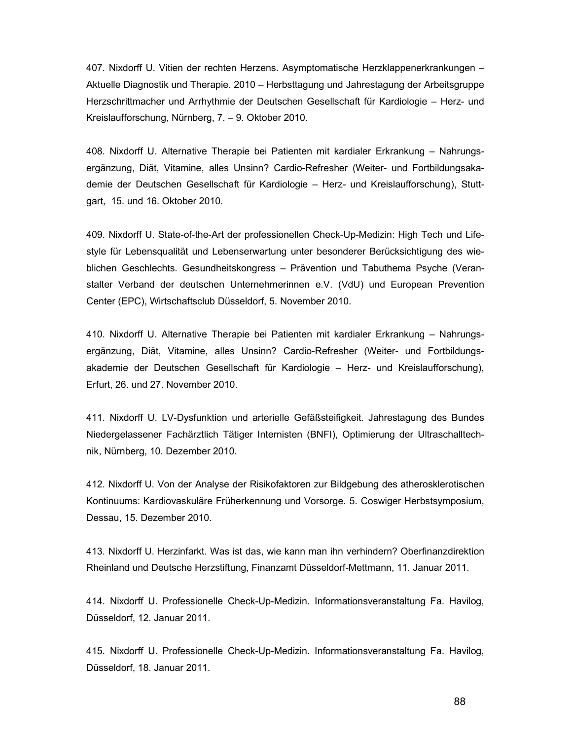407. Nixdorff U. Vitien der rechten Herzens. Asymptomatische Herzklappenerkrankungen – Aktuelle Diagnostik und Therapie. 2010 – Herbsttagung und Jahrestagung der Arbeitsgruppe Herzschrittmacher und Arrhythmie der Deutschen Gesellschaft für Kardiologie – Herz- und Kreislaufforschung, Nürnberg, 7. – 9. Oktober 2010.

408. Nixdorff U. Alternative Therapie bei Patienten mit kardialer Erkrankung – Nahrungsergänzung, Diät, Vitamine, alles Unsinn? Cardio-Refresher (Weiter- und Fortbildungsakademie der Deutschen Gesellschaft für Kardiologie – Herz- und Kreislaufforschung), Stuttgart, 15. und 16. Oktober 2010.

409. Nixdorff U. State-of-the-Art der professionellen Check-Up-Medizin: High Tech und Lifestyle für Lebensqualität und Lebenserwartung unter besonderer Berücksichtigung des wieblichen Geschlechts. Gesundheitskongress – Prävention und Tabuthema Psyche (Veranstalter Verband der deutschen Unternehmerinnen e.V. (VdU) und European Prevention Center (EPC), Wirtschaftsclub Düsseldorf, 5. November 2010.

410. Nixdorff U. Alternative Therapie bei Patienten mit kardialer Erkrankung – Nahrungsergänzung, Diät, Vitamine, alles Unsinn? Cardio-Refresher (Weiter- und Fortbildungsakademie der Deutschen Gesellschaft für Kardiologie – Herz- und Kreislaufforschung), Erfurt, 26. und 27. November 2010.

411. Nixdorff U. LV-Dysfunktion und arterielle Gefäßsteifigkeit. Jahrestagung des Bundes Niedergelassener Fachärztlich Tätiger Internisten (BNFI), Optimierung der Ultraschalltechnik, Nürnberg, 10. Dezember 2010.

412. Nixdorff U. Von der Analyse der Risikofaktoren zur Bildgebung des atherosklerotischen Kontinuums: Kardiovaskuläre Früherkennung und Vorsorge. 5. Coswiger Herbstsymposium, Dessau, 15. Dezember 2010.

413. Nixdorff U. Herzinfarkt. Was ist das, wie kann man ihn verhindern? Oberfinanzdirektion Rheinland und Deutsche Herzstiftung, Finanzamt Düsseldorf-Mettmann, 11. Januar 2011.

414. Nixdorff U. Professionelle Check-Up-Medizin. Informationsveranstaltung Fa. Havilog, Düsseldorf, 12. Januar 2011.

415. Nixdorff U. Professionelle Check-Up-Medizin. Informationsveranstaltung Fa. Havilog, Düsseldorf, 18. Januar 2011.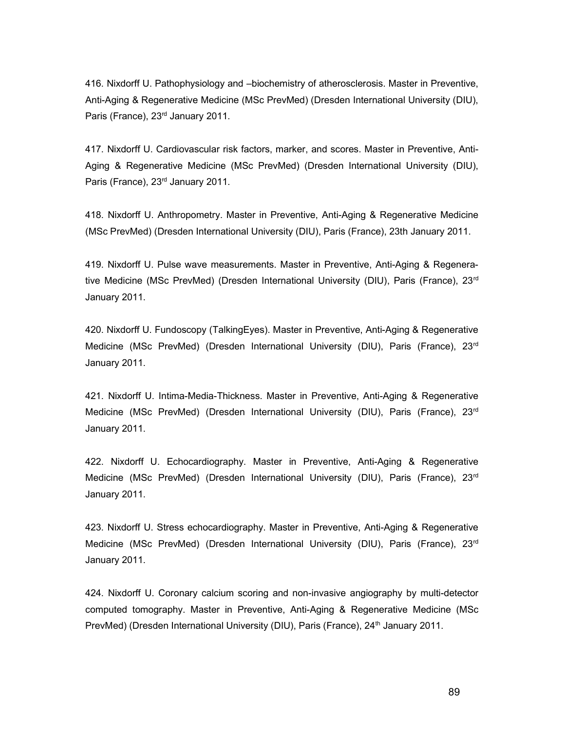416. Nixdorff U. Pathophysiology and –biochemistry of atherosclerosis. Master in Preventive, Anti-Aging & Regenerative Medicine (MSc PrevMed) (Dresden International University (DIU), Paris (France), 23rd January 2011.

417. Nixdorff U. Cardiovascular risk factors, marker, and scores. Master in Preventive, Anti-Aging & Regenerative Medicine (MSc PrevMed) (Dresden International University (DIU), Paris (France), 23rd January 2011.

418. Nixdorff U. Anthropometry. Master in Preventive, Anti-Aging & Regenerative Medicine (MSc PrevMed) (Dresden International University (DIU), Paris (France), 23th January 2011.

419. Nixdorff U. Pulse wave measurements. Master in Preventive, Anti-Aging & Regenerative Medicine (MSc PrevMed) (Dresden International University (DIU), Paris (France), 23rd January 2011.

420. Nixdorff U. Fundoscopy (TalkingEyes). Master in Preventive, Anti-Aging & Regenerative Medicine (MSc PrevMed) (Dresden International University (DIU), Paris (France), 23rd January 2011.

421. Nixdorff U. Intima-Media-Thickness. Master in Preventive, Anti-Aging & Regenerative Medicine (MSc PrevMed) (Dresden International University (DIU), Paris (France), 23rd January 2011.

422. Nixdorff U. Echocardiography. Master in Preventive, Anti-Aging & Regenerative Medicine (MSc PrevMed) (Dresden International University (DIU), Paris (France), 23rd January 2011.

423. Nixdorff U. Stress echocardiography. Master in Preventive, Anti-Aging & Regenerative Medicine (MSc PrevMed) (Dresden International University (DIU), Paris (France), 23rd January 2011.

424. Nixdorff U. Coronary calcium scoring and non-invasive angiography by multi-detector computed tomography. Master in Preventive, Anti-Aging & Regenerative Medicine (MSc PrevMed) (Dresden International University (DIU), Paris (France), 24th January 2011.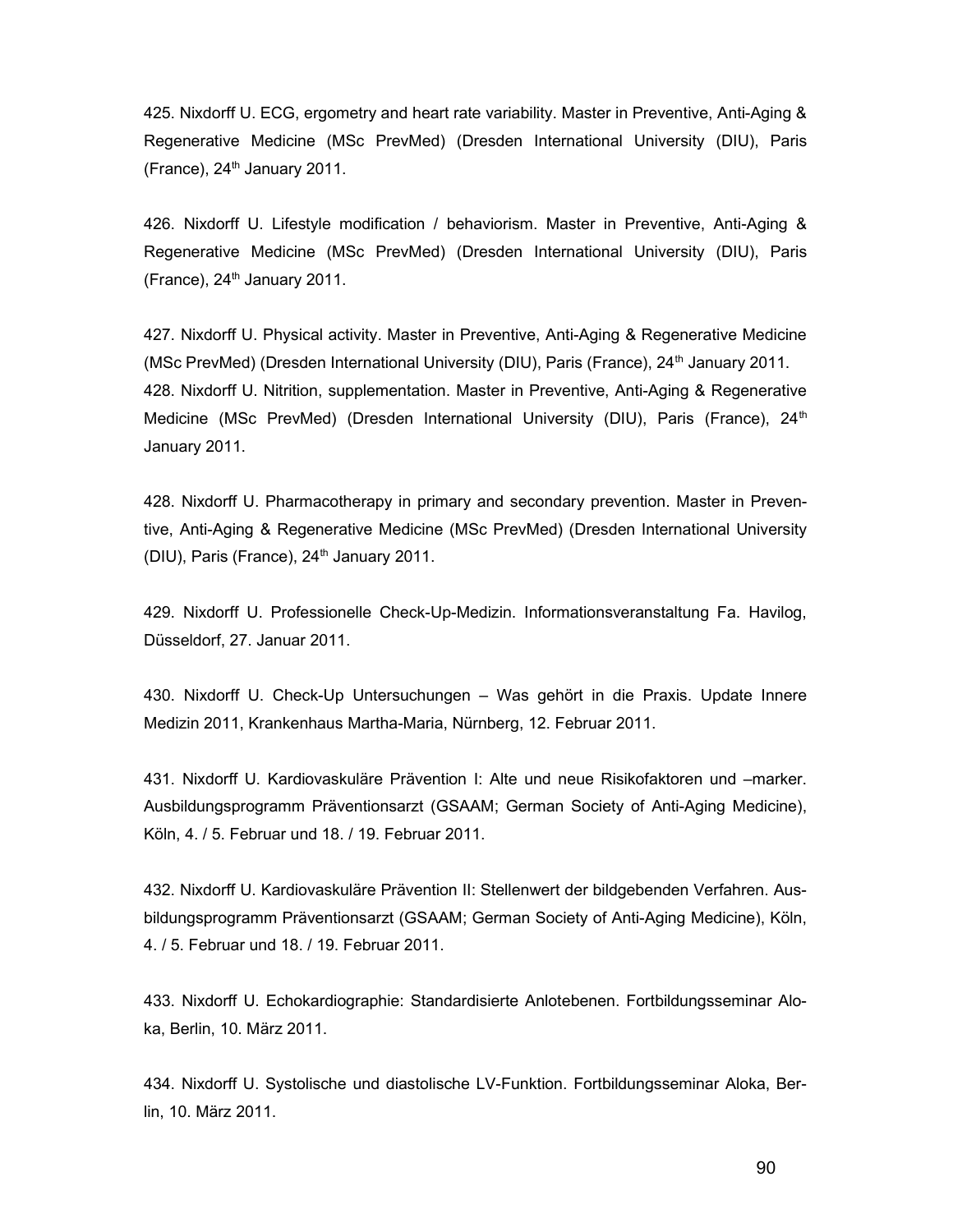425. Nixdorff U. ECG, ergometry and heart rate variability. Master in Preventive, Anti-Aging & Regenerative Medicine (MSc PrevMed) (Dresden International University (DIU), Paris (France), 24th January 2011.

426. Nixdorff U. Lifestyle modification / behaviorism. Master in Preventive, Anti-Aging & Regenerative Medicine (MSc PrevMed) (Dresden International University (DIU), Paris (France), 24th January 2011.

427. Nixdorff U. Physical activity. Master in Preventive, Anti-Aging & Regenerative Medicine (MSc PrevMed) (Dresden International University (DIU), Paris (France), 24th January 2011.
428. Nixdorff U. Nitrition, supplementation. Master in Preventive, Anti-Aging & Regenerative Medicine (MSc PrevMed) (Dresden International University (DIU), Paris (France), 24th January 2011.

428. Nixdorff U. Pharmacotherapy in primary and secondary prevention. Master in Preventive, Anti-Aging & Regenerative Medicine (MSc PrevMed) (Dresden International University (DIU), Paris (France), 24th January 2011.

429. Nixdorff U. Professionelle Check-Up-Medizin. Informationsveranstaltung Fa. Havilog, Düsseldorf, 27. Januar 2011.

430. Nixdorff U. Check-Up Untersuchungen – Was gehört in die Praxis. Update Innere Medizin 2011, Krankenhaus Martha-Maria, Nürnberg, 12. Februar 2011.

431. Nixdorff U. Kardiovaskuläre Prävention I: Alte und neue Risikofaktoren und –marker. Ausbildungsprogramm Präventionsarzt (GSAAM; German Society of Anti-Aging Medicine), Köln, 4. / 5. Februar und 18. / 19. Februar 2011.

432. Nixdorff U. Kardiovaskuläre Prävention II: Stellenwert der bildgebenden Verfahren. Ausbildungsprogramm Präventionsarzt (GSAAM; German Society of Anti-Aging Medicine), Köln, 4. / 5. Februar und 18. / 19. Februar 2011.

433. Nixdorff U. Echokardiographie: Standardisierte Anlotebenen. Fortbildungsseminar Aloka, Berlin, 10. März 2011.

434. Nixdorff U. Systolische und diastolische LV-Funktion. Fortbildungsseminar Aloka, Berlin, 10. März 2011.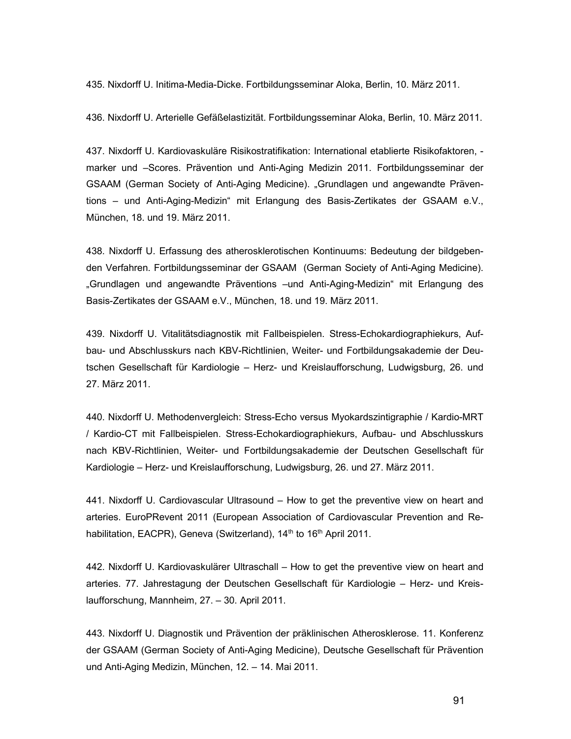435. Nixdorff U. Initima-Media-Dicke. Fortbildungsseminar Aloka, Berlin, 10. März 2011.

436. Nixdorff U. Arterielle Gefäßelastizität. Fortbildungsseminar Aloka, Berlin, 10. März 2011.

437. Nixdorff U. Kardiovaskuläre Risikostratifikation: International etablierte Risikofaktoren, -marker und –Scores. Prävention und Anti-Aging Medizin 2011. Fortbildungsseminar der GSAAM (German Society of Anti-Aging Medicine). „Grundlagen und angewandte Präventions – und Anti-Aging-Medizin" mit Erlangung des Basis-Zertikates der GSAAM e.V., München, 18. und 19. März 2011.

438. Nixdorff U. Erfassung des atherosklerotischen Kontinuums: Bedeutung der bildgebenden Verfahren. Fortbildungsseminar der GSAAM (German Society of Anti-Aging Medicine). „Grundlagen und angewandte Präventions –und Anti-Aging-Medizin" mit Erlangung des Basis-Zertikates der GSAAM e.V., München, 18. und 19. März 2011.

439. Nixdorff U. Vitalitätsdiagnostik mit Fallbeispielen. Stress-Echokardiographiekurs, Aufbau- und Abschlusskurs nach KBV-Richtlinien, Weiter- und Fortbildungsakademie der Deutschen Gesellschaft für Kardiologie – Herz- und Kreislaufforschung, Ludwigsburg, 26. und 27. März 2011.

440. Nixdorff U. Methodenvergleich: Stress-Echo versus Myokardszintigraphie / Kardio-MRT / Kardio-CT mit Fallbeispielen. Stress-Echokardiographiekurs, Aufbau- und Abschlusskurs nach KBV-Richtlinien, Weiter- und Fortbildungsakademie der Deutschen Gesellschaft für Kardiologie – Herz- und Kreislaufforschung, Ludwigsburg, 26. und 27. März 2011.

441. Nixdorff U. Cardiovascular Ultrasound – How to get the preventive view on heart and arteries. EuroPRevent 2011 (European Association of Cardiovascular Prevention and Rehabilitation, EACPR), Geneva (Switzerland), 14th to 16th April 2011.

442. Nixdorff U. Kardiovaskulärer Ultraschall – How to get the preventive view on heart and arteries. 77. Jahrestagung der Deutschen Gesellschaft für Kardiologie – Herz- und Kreislaufforschung, Mannheim, 27. – 30. April 2011.

443. Nixdorff U. Diagnostik und Prävention der präklinischen Atherosklerose. 11. Konferenz der GSAAM (German Society of Anti-Aging Medicine), Deutsche Gesellschaft für Prävention und Anti-Aging Medizin, München, 12. – 14. Mai 2011.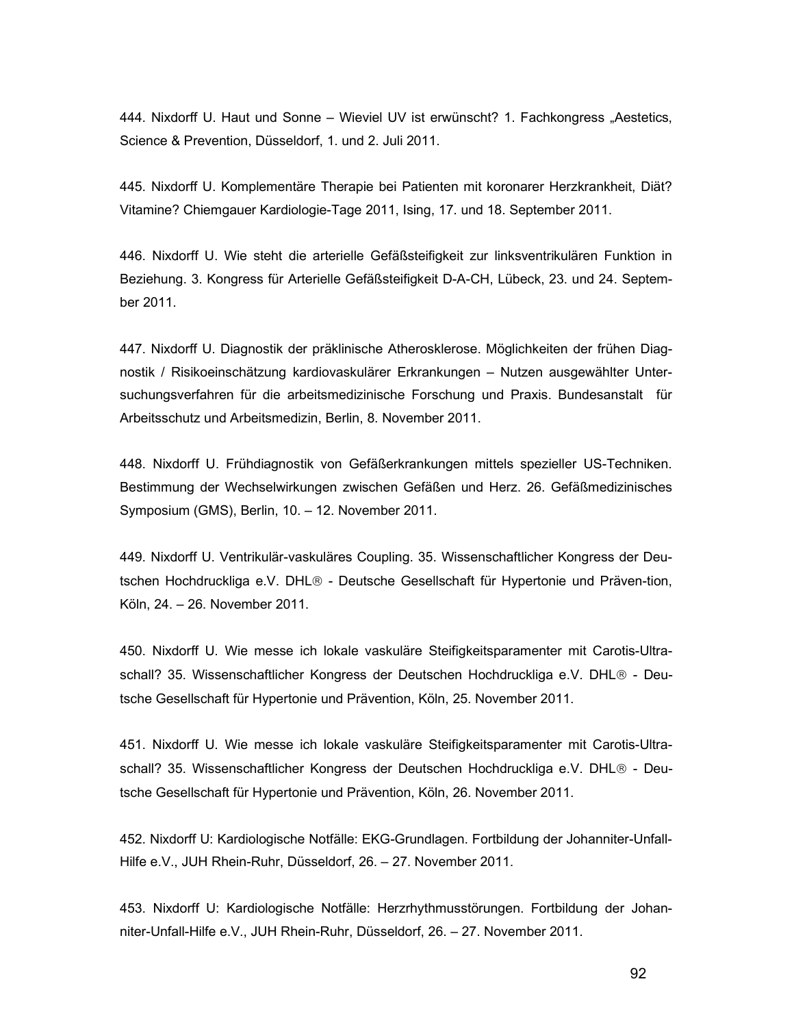444. Nixdorff U. Haut und Sonne – Wieviel UV ist erwünscht? 1. Fachkongress „Aestetics, Science & Prevention, Düsseldorf, 1. und 2. Juli 2011.

445. Nixdorff U. Komplementäre Therapie bei Patienten mit koronarer Herzkrankheit, Diät? Vitamine? Chiemgauer Kardiologie-Tage 2011, Ising, 17. und 18. September 2011.

446. Nixdorff U. Wie steht die arterielle Gefäßsteifigkeit zur linksventrikulären Funktion in Beziehung. 3. Kongress für Arterielle Gefäßsteifigkeit D-A-CH, Lübeck, 23. und 24. September 2011.

447. Nixdorff U. Diagnostik der präklinische Atherosklerose. Möglichkeiten der frühen Diagnostik / Risikoeinschätzung kardiovaskulärer Erkrankungen – Nutzen ausgewählter Untersuchungsverfahren für die arbeitsmedizinische Forschung und Praxis. Bundesanstalt für Arbeitsschutz und Arbeitsmedizin, Berlin, 8. November 2011.

448. Nixdorff U. Frühdiagnostik von Gefäßerkrankungen mittels spezieller US-Techniken. Bestimmung der Wechselwirkungen zwischen Gefäßen und Herz. 26. Gefäßmedizinisches Symposium (GMS), Berlin, 10. – 12. November 2011.

449. Nixdorff U. Ventrikulär-vaskuläres Coupling. 35. Wissenschaftlicher Kongress der Deutschen Hochdruckliga e.V. DHL® - Deutsche Gesellschaft für Hypertonie und Präven-tion, Köln, 24. – 26. November 2011.

450. Nixdorff U. Wie messe ich lokale vaskuläre Steifigkeitsparamenter mit Carotis-Ultraschall? 35. Wissenschaftlicher Kongress der Deutschen Hochdruckliga e.V. DHL® - Deutsche Gesellschaft für Hypertonie und Prävention, Köln, 25. November 2011.

451. Nixdorff U. Wie messe ich lokale vaskuläre Steifigkeitsparamenter mit Carotis-Ultraschall? 35. Wissenschaftlicher Kongress der Deutschen Hochdruckliga e.V. DHL® - Deutsche Gesellschaft für Hypertonie und Prävention, Köln, 26. November 2011.

452. Nixdorff U: Kardiologische Notfälle: EKG-Grundlagen. Fortbildung der Johanniter-Unfall-Hilfe e.V., JUH Rhein-Ruhr, Düsseldorf, 26. – 27. November 2011.

453. Nixdorff U: Kardiologische Notfälle: Herzrhythmusstörungen. Fortbildung der Johanniter-Unfall-Hilfe e.V., JUH Rhein-Ruhr, Düsseldorf, 26. – 27. November 2011.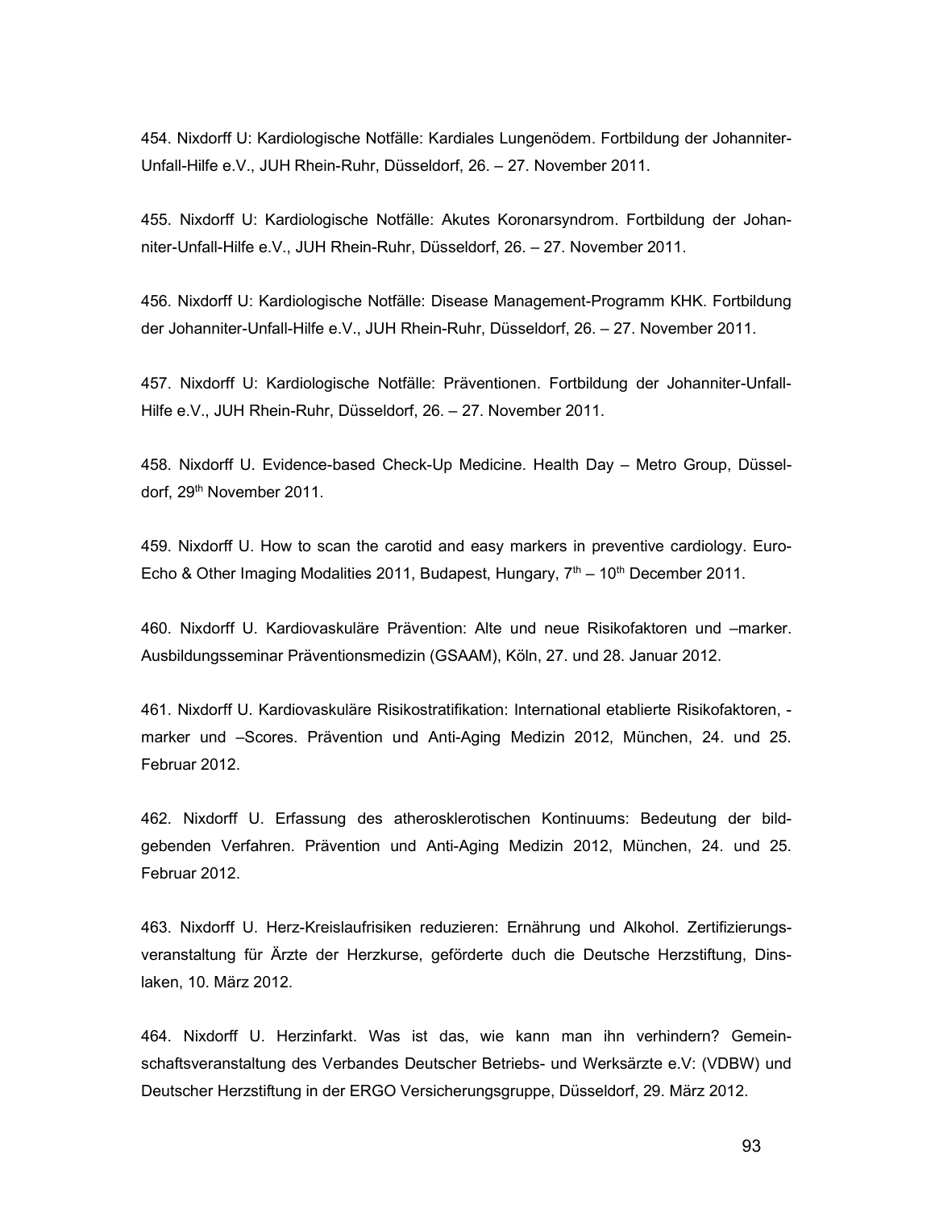454. Nixdorff U: Kardiologische Notfälle: Kardiales Lungenödem. Fortbildung der Johanniter-Unfall-Hilfe e.V., JUH Rhein-Ruhr, Düsseldorf, 26. – 27. November 2011.

455. Nixdorff U: Kardiologische Notfälle: Akutes Koronarsyndrom. Fortbildung der Johanniter-Unfall-Hilfe e.V., JUH Rhein-Ruhr, Düsseldorf, 26. – 27. November 2011.

456. Nixdorff U: Kardiologische Notfälle: Disease Management-Programm KHK. Fortbildung der Johanniter-Unfall-Hilfe e.V., JUH Rhein-Ruhr, Düsseldorf, 26. – 27. November 2011.

457. Nixdorff U: Kardiologische Notfälle: Präventionen. Fortbildung der Johanniter-Unfall-Hilfe e.V., JUH Rhein-Ruhr, Düsseldorf, 26. – 27. November 2011.

458. Nixdorff U. Evidence-based Check-Up Medicine. Health Day – Metro Group, Düsseldorf, 29th November 2011.

459. Nixdorff U. How to scan the carotid and easy markers in preventive cardiology. Euro-Echo & Other Imaging Modalities 2011, Budapest, Hungary, 7th – 10th December 2011.

460. Nixdorff U. Kardiovaskuläre Prävention: Alte und neue Risikofaktoren und –marker. Ausbildungsseminar Präventionsmedizin (GSAAM), Köln, 27. und 28. Januar 2012.

461. Nixdorff U. Kardiovaskuläre Risikostratifikation: International etablierte Risikofaktoren, -marker und –Scores. Prävention und Anti-Aging Medizin 2012, München, 24. und 25. Februar 2012.

462. Nixdorff U. Erfassung des atherosklerotischen Kontinuums: Bedeutung der bildgebenden Verfahren. Prävention und Anti-Aging Medizin 2012, München, 24. und 25. Februar 2012.

463. Nixdorff U. Herz-Kreislaufrisiken reduzieren: Ernährung und Alkohol. Zertifizierungsveranstaltung für Ärzte der Herzkurse, geförderte duch die Deutsche Herzstiftung, Dinslaken, 10. März 2012.

464. Nixdorff U. Herzinfarkt. Was ist das, wie kann man ihn verhindern? Gemeinschaftsveranstaltung des Verbandes Deutscher Betriebs- und Werksärzte e.V: (VDBW) und Deutscher Herzstiftung in der ERGO Versicherungsgruppe, Düsseldorf, 29. März 2012.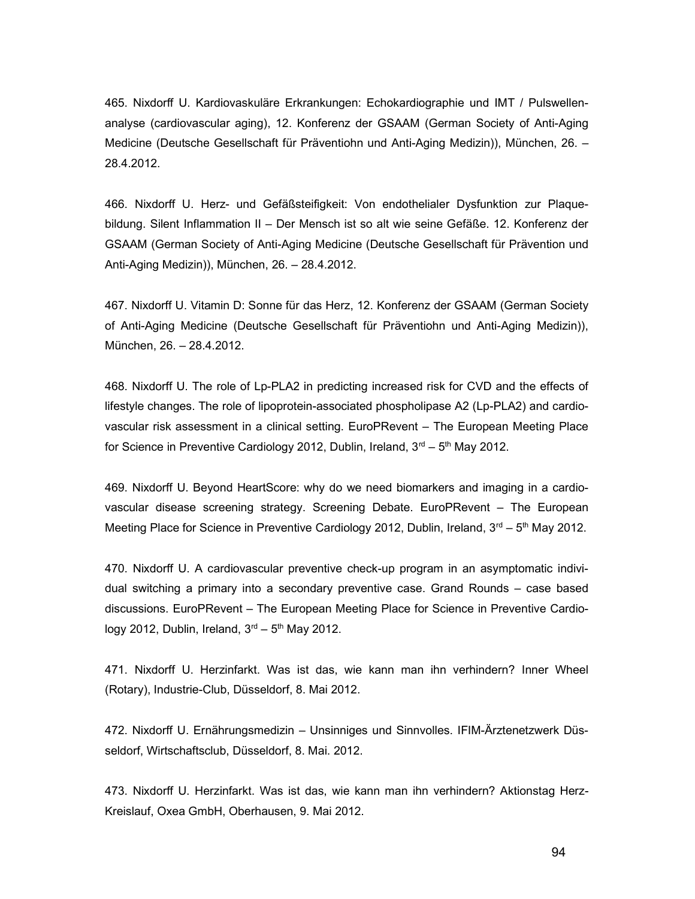465. Nixdorff U. Kardiovaskuläre Erkrankungen: Echokardiographie und IMT / Pulswellenanalyse (cardiovascular aging), 12. Konferenz der GSAAM (German Society of Anti-Aging Medicine (Deutsche Gesellschaft für Präventiohn und Anti-Aging Medizin)), München, 26. – 28.4.2012.

466. Nixdorff U. Herz- und Gefäßsteifigkeit: Von endothelialer Dysfunktion zur Plaquebildung. Silent Inflammation II – Der Mensch ist so alt wie seine Gefäße. 12. Konferenz der GSAAM (German Society of Anti-Aging Medicine (Deutsche Gesellschaft für Prävention und Anti-Aging Medizin)), München, 26. – 28.4.2012.

467. Nixdorff U. Vitamin D: Sonne für das Herz, 12. Konferenz der GSAAM (German Society of Anti-Aging Medicine (Deutsche Gesellschaft für Präventiohn und Anti-Aging Medizin)), München, 26. – 28.4.2012.

468. Nixdorff U. The role of Lp-PLA2 in predicting increased risk for CVD and the effects of lifestyle changes. The role of lipoprotein-associated phospholipase A2 (Lp-PLA2) and cardiovascular risk assessment in a clinical setting. EuroPRevent – The European Meeting Place for Science in Preventive Cardiology 2012, Dublin, Ireland, 3rd – 5th May 2012.

469. Nixdorff U. Beyond HeartScore: why do we need biomarkers and imaging in a cardiovascular disease screening strategy. Screening Debate. EuroPRevent – The European Meeting Place for Science in Preventive Cardiology 2012, Dublin, Ireland, 3rd – 5th May 2012.

470. Nixdorff U. A cardiovascular preventive check-up program in an asymptomatic individual switching a primary into a secondary preventive case. Grand Rounds – case based discussions. EuroPRevent – The European Meeting Place for Science in Preventive Cardiology 2012, Dublin, Ireland, 3rd – 5th May 2012.

471. Nixdorff U. Herzinfarkt. Was ist das, wie kann man ihn verhindern? Inner Wheel (Rotary), Industrie-Club, Düsseldorf, 8. Mai 2012.

472. Nixdorff U. Ernährungsmedizin – Unsinniges und Sinnvolles. IFIM-Ärztenetzwerk Düsseldorf, Wirtschaftsclub, Düsseldorf, 8. Mai. 2012.

473. Nixdorff U. Herzinfarkt. Was ist das, wie kann man ihn verhindern? Aktionstag Herz-Kreislauf, Oxea GmbH, Oberhausen, 9. Mai 2012.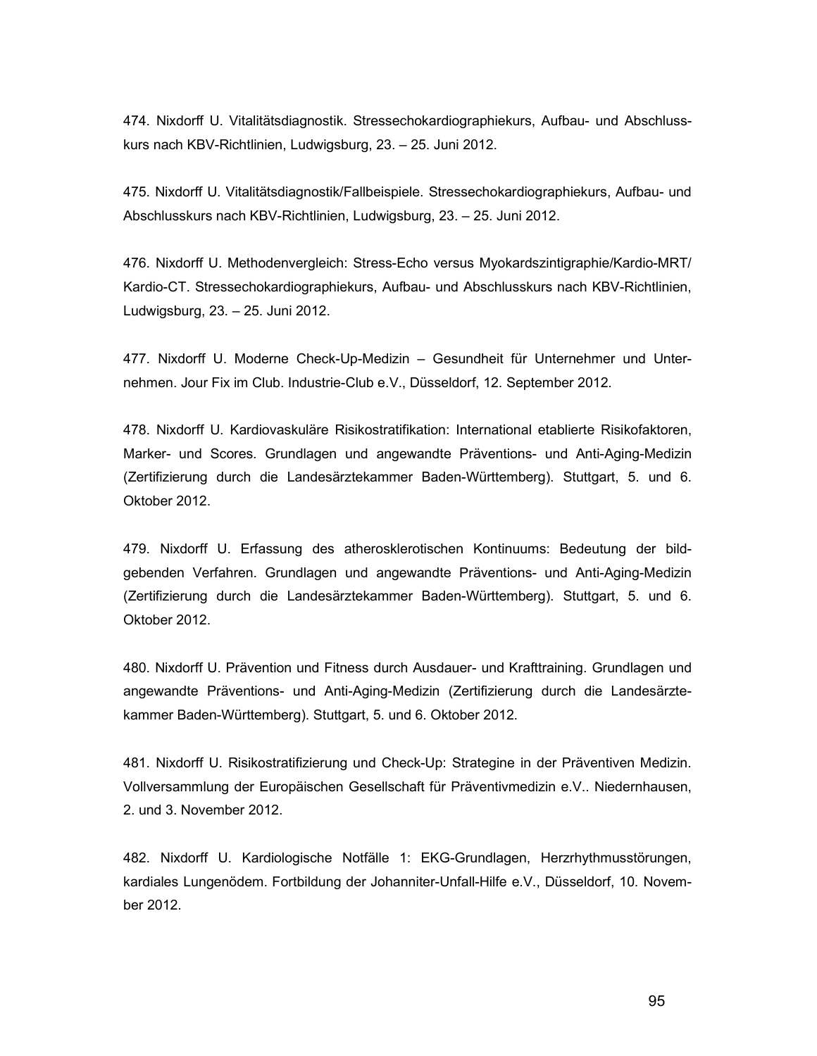474. Nixdorff U. Vitalitätsdiagnostik. Stressechokardiographiekurs, Aufbau- und Abschlusskurs nach KBV-Richtlinien, Ludwigsburg, 23. – 25. Juni 2012.

475. Nixdorff U. Vitalitätsdiagnostik/Fallbeispiele. Stressechokardiographiekurs, Aufbau- und Abschlusskurs nach KBV-Richtlinien, Ludwigsburg, 23. – 25. Juni 2012.

476. Nixdorff U. Methodenvergleich: Stress-Echo versus Myokardszintigraphie/Kardio-MRT/ Kardio-CT. Stressechokardiographiekurs, Aufbau- und Abschlusskurs nach KBV-Richtlinien, Ludwigsburg, 23. – 25. Juni 2012.

477. Nixdorff U. Moderne Check-Up-Medizin – Gesundheit für Unternehmer und Unternehmen. Jour Fix im Club. Industrie-Club e.V., Düsseldorf, 12. September 2012.

478. Nixdorff U. Kardiovaskuläre Risikostratifikation: International etablierte Risikofaktoren, Marker- und Scores. Grundlagen und angewandte Präventions- und Anti-Aging-Medizin (Zertifizierung durch die Landesärztekammer Baden-Württemberg). Stuttgart, 5. und 6. Oktober 2012.

479. Nixdorff U. Erfassung des atherosklerotischen Kontinuums: Bedeutung der bildgebenden Verfahren. Grundlagen und angewandte Präventions- und Anti-Aging-Medizin (Zertifizierung durch die Landesärztekammer Baden-Württemberg). Stuttgart, 5. und 6. Oktober 2012.

480. Nixdorff U. Prävention und Fitness durch Ausdauer- und Krafttraining. Grundlagen und angewandte Präventions- und Anti-Aging-Medizin (Zertifizierung durch die Landesärztekammer Baden-Württemberg). Stuttgart, 5. und 6. Oktober 2012.

481. Nixdorff U. Risikostratifizierung und Check-Up: Strategine in der Präventiven Medizin. Vollversammlung der Europäischen Gesellschaft für Präventivmedizin e.V.. Niedernhausen, 2. und 3. November 2012.

482. Nixdorff U. Kardiologische Notfälle 1: EKG-Grundlagen, Herzrhythmusstörungen, kardiales Lungenödem. Fortbildung der Johanniter-Unfall-Hilfe e.V., Düsseldorf, 10. November 2012.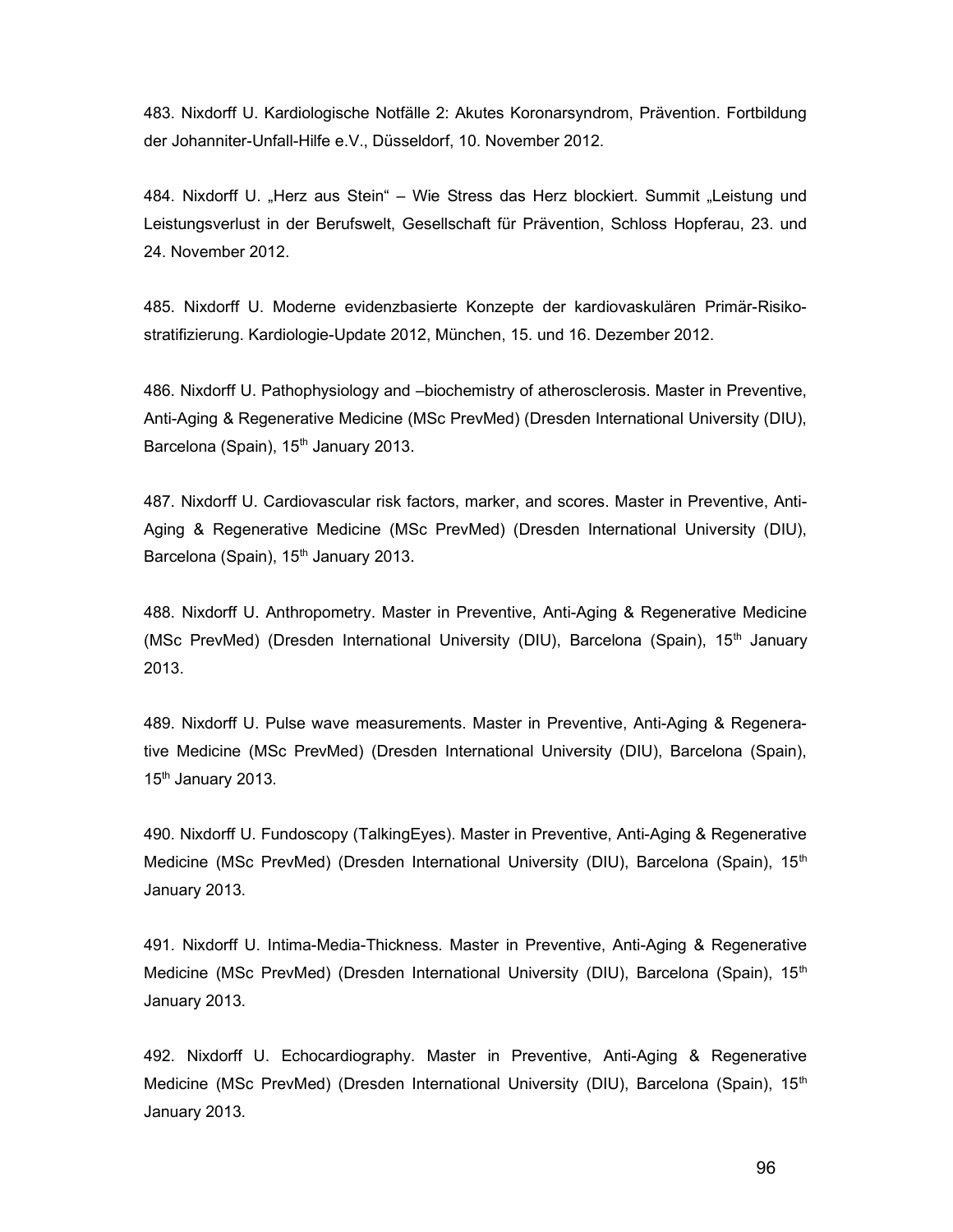483. Nixdorff U. Kardiologische Notfälle 2: Akutes Koronarsyndrom, Prävention. Fortbildung der Johanniter-Unfall-Hilfe e.V., Düsseldorf, 10. November 2012.

484. Nixdorff U. „Herz aus Stein" – Wie Stress das Herz blockiert. Summit „Leistung und Leistungsverlust in der Berufswelt, Gesellschaft für Prävention, Schloss Hopferau, 23. und 24. November 2012.

485. Nixdorff U. Moderne evidenzbasierte Konzepte der kardiovaskulären Primär-Risikostratifizierung. Kardiologie-Update 2012, München, 15. und 16. Dezember 2012.

486. Nixdorff U. Pathophysiology and –biochemistry of atherosclerosis. Master in Preventive, Anti-Aging & Regenerative Medicine (MSc PrevMed) (Dresden International University (DIU), Barcelona (Spain), 15th January 2013.

487. Nixdorff U. Cardiovascular risk factors, marker, and scores. Master in Preventive, Anti-Aging & Regenerative Medicine (MSc PrevMed) (Dresden International University (DIU), Barcelona (Spain), 15th January 2013.

488. Nixdorff U. Anthropometry. Master in Preventive, Anti-Aging & Regenerative Medicine (MSc PrevMed) (Dresden International University (DIU), Barcelona (Spain), 15th January 2013.

489. Nixdorff U. Pulse wave measurements. Master in Preventive, Anti-Aging & Regenerative Medicine (MSc PrevMed) (Dresden International University (DIU), Barcelona (Spain), 15th January 2013.

490. Nixdorff U. Fundoscopy (TalkingEyes). Master in Preventive, Anti-Aging & Regenerative Medicine (MSc PrevMed) (Dresden International University (DIU), Barcelona (Spain), 15th January 2013.

491. Nixdorff U. Intima-Media-Thickness. Master in Preventive, Anti-Aging & Regenerative Medicine (MSc PrevMed) (Dresden International University (DIU), Barcelona (Spain), 15th January 2013.

492. Nixdorff U. Echocardiography. Master in Preventive, Anti-Aging & Regenerative Medicine (MSc PrevMed) (Dresden International University (DIU), Barcelona (Spain), 15th January 2013.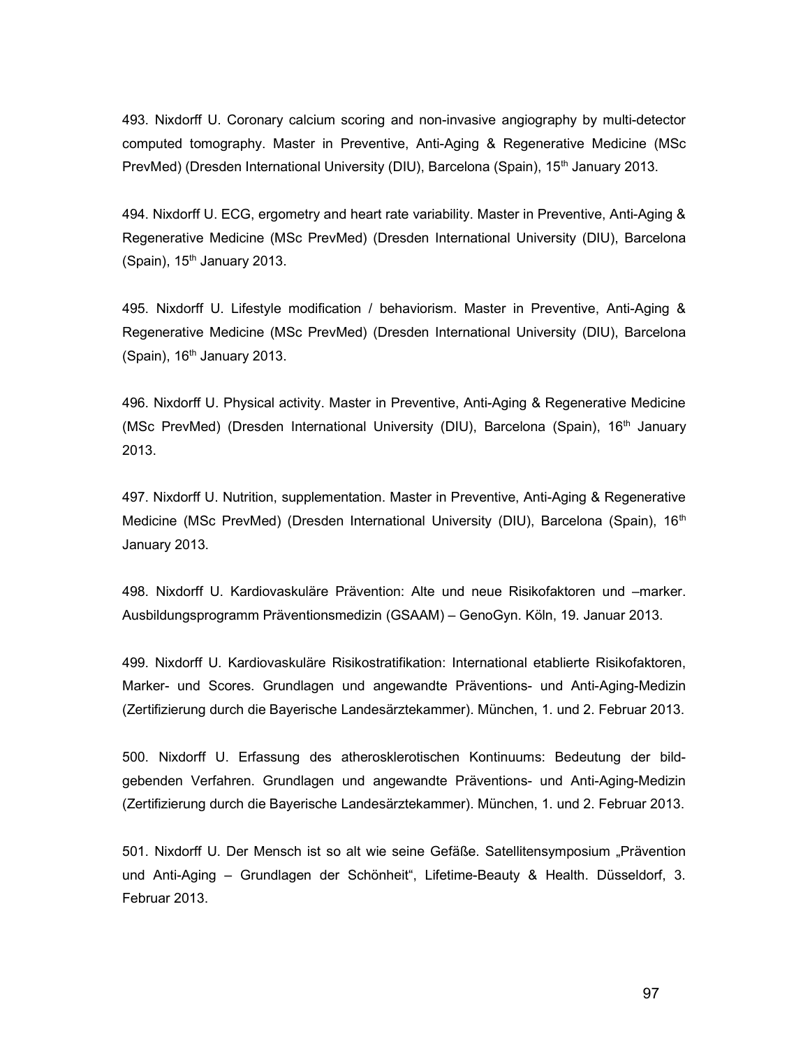493. Nixdorff U. Coronary calcium scoring and non-invasive angiography by multi-detector computed tomography. Master in Preventive, Anti-Aging & Regenerative Medicine (MSc PrevMed) (Dresden International University (DIU), Barcelona (Spain), 15th January 2013.

494. Nixdorff U. ECG, ergometry and heart rate variability. Master in Preventive, Anti-Aging & Regenerative Medicine (MSc PrevMed) (Dresden International University (DIU), Barcelona (Spain), 15th January 2013.

495. Nixdorff U. Lifestyle modification / behaviorism. Master in Preventive, Anti-Aging & Regenerative Medicine (MSc PrevMed) (Dresden International University (DIU), Barcelona (Spain), 16th January 2013.

496. Nixdorff U. Physical activity. Master in Preventive, Anti-Aging & Regenerative Medicine (MSc PrevMed) (Dresden International University (DIU), Barcelona (Spain), 16th January 2013.

497. Nixdorff U. Nutrition, supplementation. Master in Preventive, Anti-Aging & Regenerative Medicine (MSc PrevMed) (Dresden International University (DIU), Barcelona (Spain), 16th January 2013.

498. Nixdorff U. Kardiovaskuläre Prävention: Alte und neue Risikofaktoren und –marker. Ausbildungsprogramm Präventionsmedizin (GSAAM) – GenoGyn. Köln, 19. Januar 2013.

499. Nixdorff U. Kardiovaskuläre Risikostratifikation: International etablierte Risikofaktoren, Marker- und Scores. Grundlagen und angewandte Präventions- und Anti-Aging-Medizin (Zertifizierung durch die Bayerische Landesärztekammer). München, 1. und 2. Februar 2013.

500. Nixdorff U. Erfassung des atherosklerotischen Kontinuums: Bedeutung der bildgebenden Verfahren. Grundlagen und angewandte Präventions- und Anti-Aging-Medizin (Zertifizierung durch die Bayerische Landesärztekammer). München, 1. und 2. Februar 2013.

501. Nixdorff U. Der Mensch ist so alt wie seine Gefäße. Satellitensymposium „Prävention und Anti-Aging – Grundlagen der Schönheit", Lifetime-Beauty & Health. Düsseldorf, 3. Februar 2013.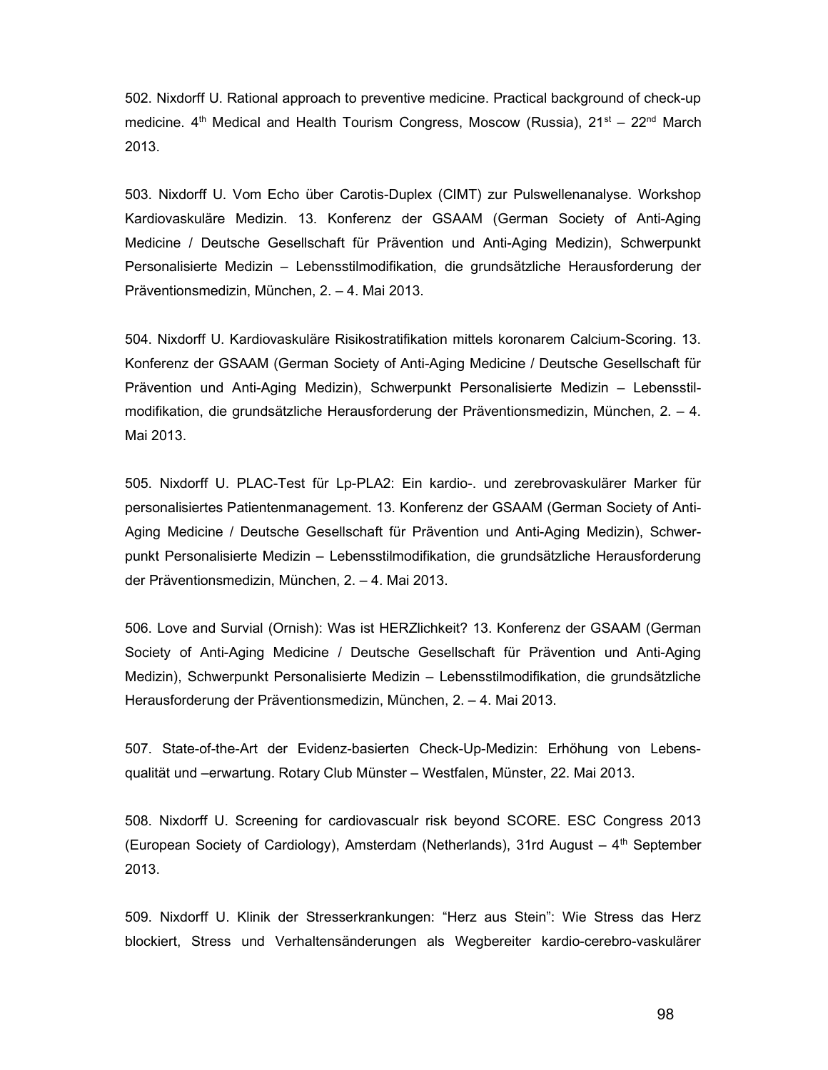502. Nixdorff U. Rational approach to preventive medicine. Practical background of check-up medicine. 4th Medical and Health Tourism Congress, Moscow (Russia), 21st – 22nd March 2013.

503. Nixdorff U. Vom Echo über Carotis-Duplex (CIMT) zur Pulswellenanalyse. Workshop Kardiovaskuläre Medizin. 13. Konferenz der GSAAM (German Society of Anti-Aging Medicine / Deutsche Gesellschaft für Prävention und Anti-Aging Medizin), Schwerpunkt Personalisierte Medizin – Lebensstilmodifikation, die grundsätzliche Herausforderung der Präventionsmedizin, München, 2. – 4. Mai 2013.

504. Nixdorff U. Kardiovaskuläre Risikostratifikation mittels koronarem Calcium-Scoring. 13. Konferenz der GSAAM (German Society of Anti-Aging Medicine / Deutsche Gesellschaft für Prävention und Anti-Aging Medizin), Schwerpunkt Personalisierte Medizin – Lebensstil-modifikation, die grundsätzliche Herausforderung der Präventionsmedizin, München, 2. – 4. Mai 2013.

505. Nixdorff U. PLAC-Test für Lp-PLA2: Ein kardio-. und zerebrovaskulärer Marker für personalisiertes Patientenmanagement. 13. Konferenz der GSAAM (German Society of Anti-Aging Medicine / Deutsche Gesellschaft für Prävention und Anti-Aging Medizin), Schwer-punkt Personalisierte Medizin – Lebensstilmodifikation, die grundsätzliche Herausforderung der Präventionsmedizin, München, 2. – 4. Mai 2013.

506. Love and Survial (Ornish): Was ist HERZlichkeit? 13. Konferenz der GSAAM (German Society of Anti-Aging Medicine / Deutsche Gesellschaft für Prävention und Anti-Aging Medizin), Schwerpunkt Personalisierte Medizin – Lebensstilmodifikation, die grundsätzliche Herausforderung der Präventionsmedizin, München, 2. – 4. Mai 2013.

507. State-of-the-Art der Evidenz-basierten Check-Up-Medizin: Erhöhung von Lebens-qualität und –erwartung. Rotary Club Münster – Westfalen, Münster, 22. Mai 2013.

508. Nixdorff U. Screening for cardiovascualr risk beyond SCORE. ESC Congress 2013 (European Society of Cardiology), Amsterdam (Netherlands), 31rd August – 4th September 2013.

509. Nixdorff U. Klinik der Stresserkrankungen: "Herz aus Stein": Wie Stress das Herz blockiert, Stress und Verhaltensänderungen als Wegbereiter kardio-cerebro-vaskulärer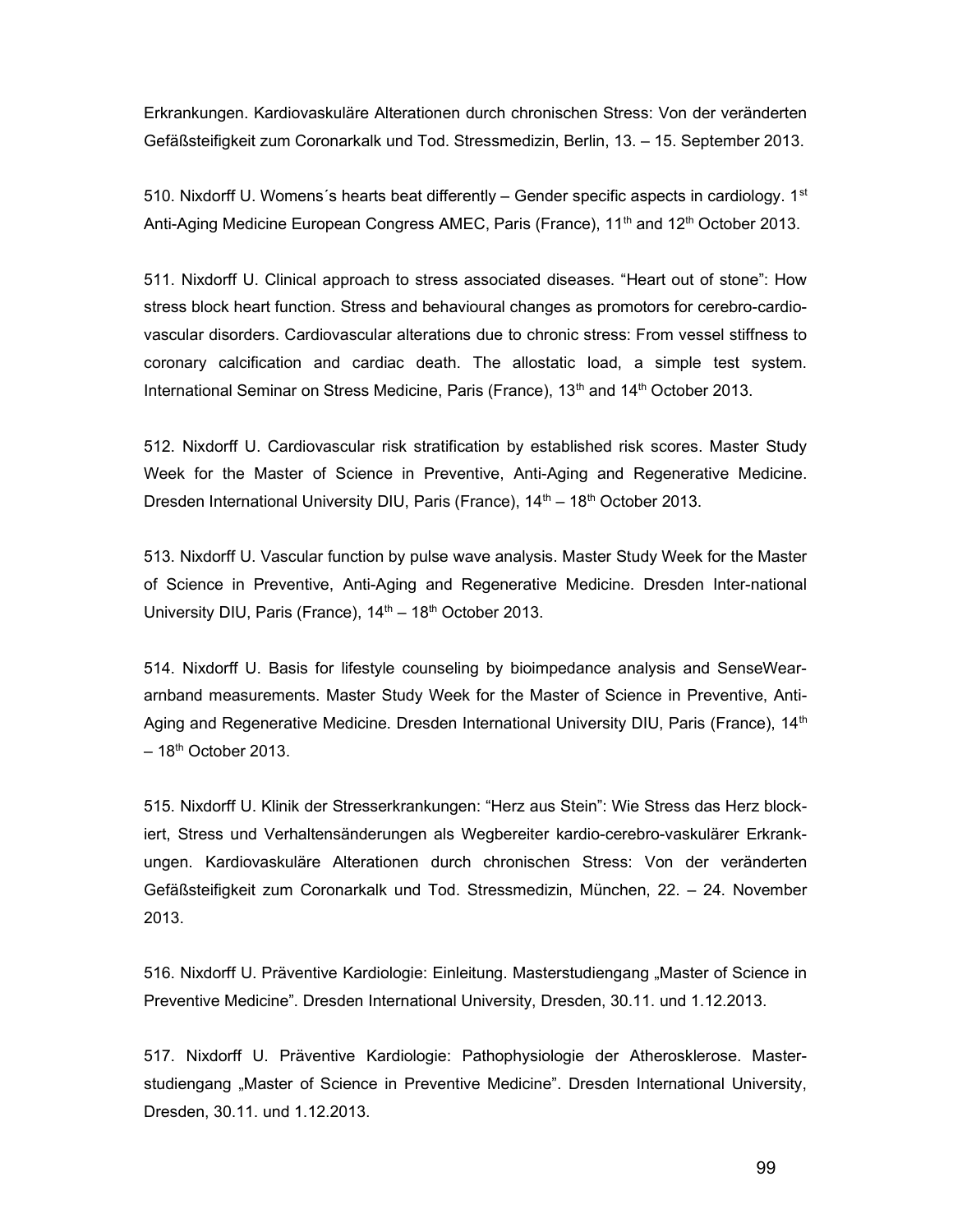Erkrankungen. Kardiovaskuläre Alterationen durch chronischen Stress: Von der veränderten Gefäßsteifigkeit zum Coronarkalk und Tod. Stressmedizin, Berlin, 13. – 15. September 2013.

510. Nixdorff U. Womens´s hearts beat differently – Gender specific aspects in cardiology. 1st Anti-Aging Medicine European Congress AMEC, Paris (France), 11th and 12th October 2013.

511. Nixdorff U. Clinical approach to stress associated diseases. "Heart out of stone": How stress block heart function. Stress and behavioural changes as promotors for cerebro-cardio-vascular disorders. Cardiovascular alterations due to chronic stress: From vessel stiffness to coronary calcification and cardiac death. The allostatic load, a simple test system. International Seminar on Stress Medicine, Paris (France), 13th and 14th October 2013.

512. Nixdorff U. Cardiovascular risk stratification by established risk scores. Master Study Week for the Master of Science in Preventive, Anti-Aging and Regenerative Medicine. Dresden International University DIU, Paris (France), 14th – 18th October 2013.

513. Nixdorff U. Vascular function by pulse wave analysis. Master Study Week for the Master of Science in Preventive, Anti-Aging and Regenerative Medicine. Dresden Inter-national University DIU, Paris (France), 14th – 18th October 2013.

514. Nixdorff U. Basis for lifestyle counseling by bioimpedance analysis and SenseWear-armband measurements. Master Study Week for the Master of Science in Preventive, Anti-Aging and Regenerative Medicine. Dresden International University DIU, Paris (France), 14th – 18th October 2013.

515. Nixdorff U. Klinik der Stresserkrankungen: "Herz aus Stein": Wie Stress das Herz blockiert, Stress und Verhaltensänderungen als Wegbereiter kardio-cerebro-vaskulärer Erkrankungen. Kardiovaskuläre Alterationen durch chronischen Stress: Von der veränderten Gefäßsteifigkeit zum Coronarkalk und Tod. Stressmedizin, München, 22. – 24. November 2013.

516. Nixdorff U. Präventive Kardiologie: Einleitung. Masterstudiengang „Master of Science in Preventive Medicine". Dresden International University, Dresden, 30.11. und 1.12.2013.

517. Nixdorff U. Präventive Kardiologie: Pathophysiologie der Atherosklerose. Masterstudiengang „Master of Science in Preventive Medicine". Dresden International University, Dresden, 30.11. und 1.12.2013.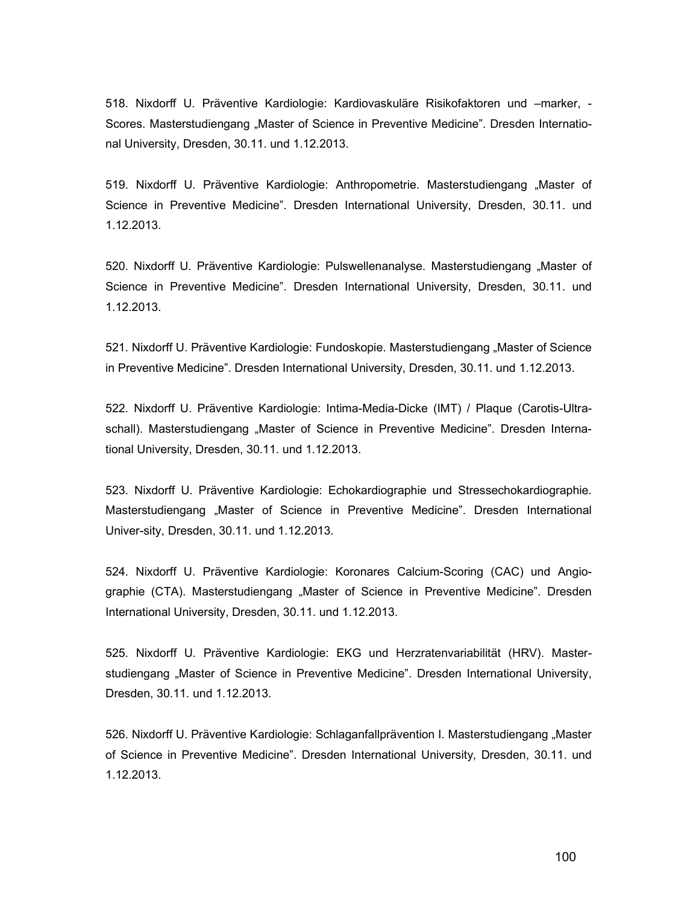518. Nixdorff U. Präventive Kardiologie: Kardiovaskuläre Risikofaktoren und –marker, -Scores. Masterstudiengang „Master of Science in Preventive Medicine". Dresden International University, Dresden, 30.11. und 1.12.2013.

519. Nixdorff U. Präventive Kardiologie: Anthropometrie. Masterstudiengang „Master of Science in Preventive Medicine". Dresden International University, Dresden, 30.11. und 1.12.2013.

520. Nixdorff U. Präventive Kardiologie: Pulswellenanalyse. Masterstudiengang „Master of Science in Preventive Medicine". Dresden International University, Dresden, 30.11. und 1.12.2013.

521. Nixdorff U. Präventive Kardiologie: Fundoskopie. Masterstudiengang „Master of Science in Preventive Medicine". Dresden International University, Dresden, 30.11. und 1.12.2013.

522. Nixdorff U. Präventive Kardiologie: Intima-Media-Dicke (IMT) / Plaque (Carotis-Ultraschall). Masterstudiengang „Master of Science in Preventive Medicine". Dresden International University, Dresden, 30.11. und 1.12.2013.

523. Nixdorff U. Präventive Kardiologie: Echokardiographie und Stressechokardiographie. Masterstudiengang „Master of Science in Preventive Medicine". Dresden International Univer-sity, Dresden, 30.11. und 1.12.2013.

524. Nixdorff U. Präventive Kardiologie: Koronares Calcium-Scoring (CAC) und Angiographie (CTA). Masterstudiengang „Master of Science in Preventive Medicine". Dresden International University, Dresden, 30.11. und 1.12.2013.

525. Nixdorff U. Präventive Kardiologie: EKG und Herzratenvariabilität (HRV). Masterstudiengang „Master of Science in Preventive Medicine". Dresden International University, Dresden, 30.11. und 1.12.2013.

526. Nixdorff U. Präventive Kardiologie: Schlaganfallprävention I. Masterstudiengang „Master of Science in Preventive Medicine". Dresden International University, Dresden, 30.11. und 1.12.2013.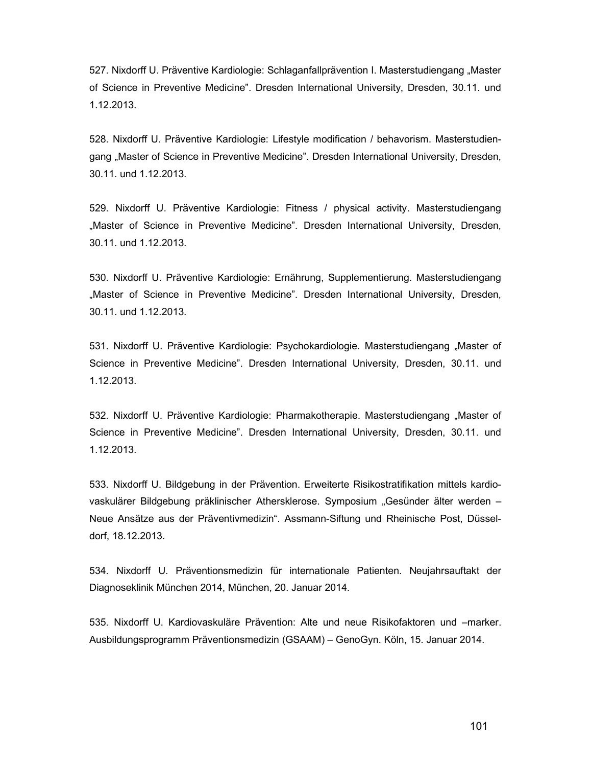527. Nixdorff U. Präventive Kardiologie: Schlaganfallprävention I. Masterstudiengang „Master of Science in Preventive Medicine". Dresden International University, Dresden, 30.11. und 1.12.2013.

528. Nixdorff U. Präventive Kardiologie: Lifestyle modification / behavorism. Masterstudiengang „Master of Science in Preventive Medicine". Dresden International University, Dresden, 30.11. und 1.12.2013.

529. Nixdorff U. Präventive Kardiologie: Fitness / physical activity. Masterstudiengang „Master of Science in Preventive Medicine". Dresden International University, Dresden, 30.11. und 1.12.2013.

530. Nixdorff U. Präventive Kardiologie: Ernährung, Supplementierung. Masterstudiengang „Master of Science in Preventive Medicine". Dresden International University, Dresden, 30.11. und 1.12.2013.

531. Nixdorff U. Präventive Kardiologie: Psychokardiologie. Masterstudiengang „Master of Science in Preventive Medicine". Dresden International University, Dresden, 30.11. und 1.12.2013.

532. Nixdorff U. Präventive Kardiologie: Pharmakotherapie. Masterstudiengang „Master of Science in Preventive Medicine". Dresden International University, Dresden, 30.11. und 1.12.2013.

533. Nixdorff U. Bildgebung in der Prävention. Erweiterte Risikostratifikation mittels kardiovaskulärer Bildgebung präklinischer Athersklerose. Symposium „Gesünder älter werden – Neue Ansätze aus der Präventivmedizin". Assmann-Siftung und Rheinische Post, Düsseldorf, 18.12.2013.

534. Nixdorff U. Präventionsmedizin für internationale Patienten. Neujahrsauftakt der Diagnoseklinik München 2014, München, 20. Januar 2014.

535. Nixdorff U. Kardiovaskuläre Prävention: Alte und neue Risikofaktoren und –marker. Ausbildungsprogramm Präventionsmedizin (GSAAM) – GenoGyn. Köln, 15. Januar 2014.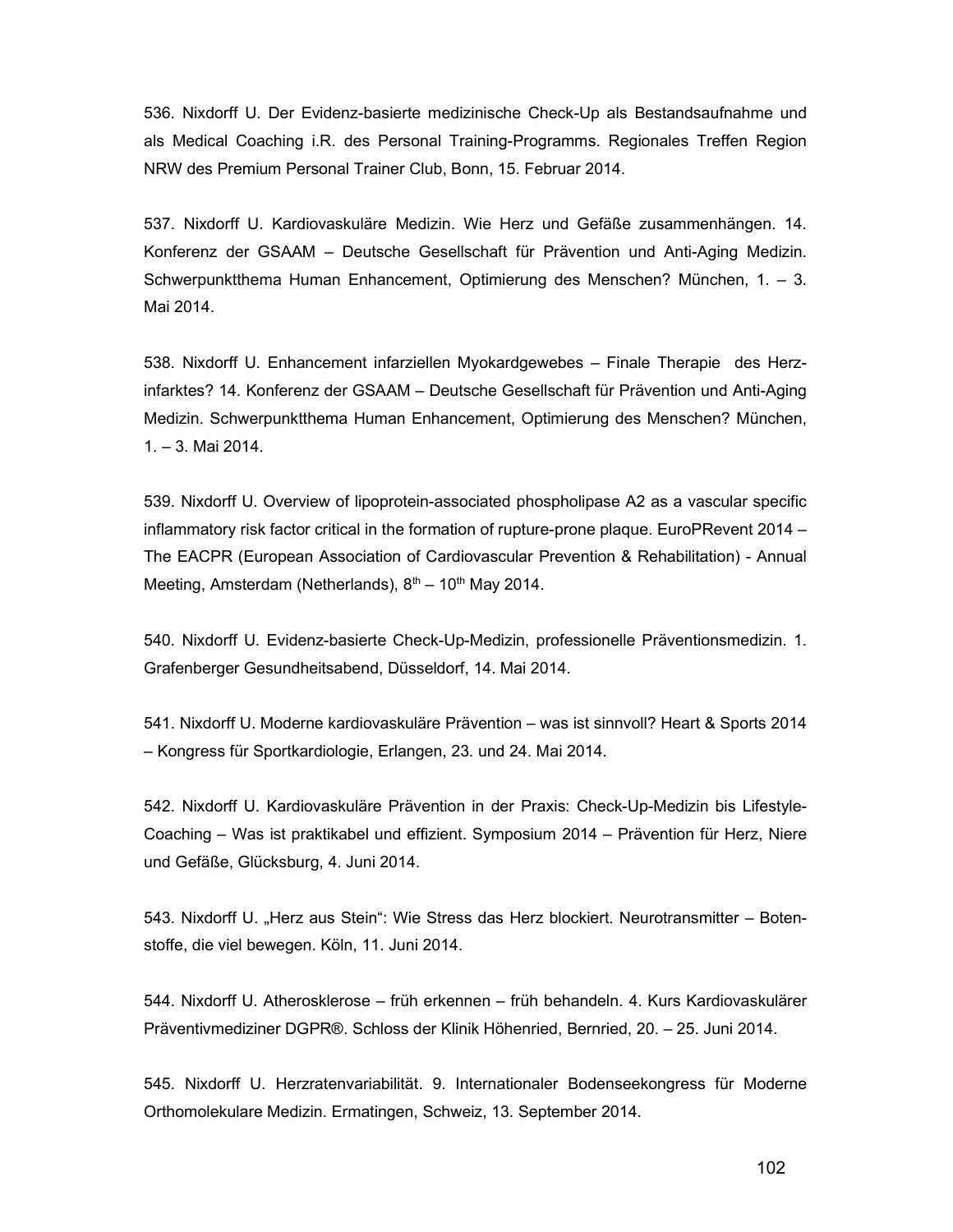536. Nixdorff U. Der Evidenz-basierte medizinische Check-Up als Bestandsaufnahme und als Medical Coaching i.R. des Personal Training-Programms. Regionales Treffen Region NRW des Premium Personal Trainer Club, Bonn, 15. Februar 2014.

537. Nixdorff U. Kardiovaskuläre Medizin. Wie Herz und Gefäße zusammenhängen. 14. Konferenz der GSAAM – Deutsche Gesellschaft für Prävention und Anti-Aging Medizin. Schwerpunktthema Human Enhancement, Optimierung des Menschen? München, 1. – 3. Mai 2014.

538. Nixdorff U. Enhancement infarziellen Myokardgewebes – Finale Therapie des Herz-infarktes? 14. Konferenz der GSAAM – Deutsche Gesellschaft für Prävention und Anti-Aging Medizin. Schwerpunktthema Human Enhancement, Optimierung des Menschen? München, 1. – 3. Mai 2014.

539. Nixdorff U. Overview of lipoprotein-associated phospholipase A2 as a vascular specific inflammatory risk factor critical in the formation of rupture-prone plaque. EuroPRevent 2014 – The EACPR (European Association of Cardiovascular Prevention & Rehabilitation) - Annual Meeting, Amsterdam (Netherlands), 8th – 10th May 2014.

540. Nixdorff U. Evidenz-basierte Check-Up-Medizin, professionelle Präventionsmedizin. 1. Grafenberger Gesundheitsabend, Düsseldorf, 14. Mai 2014.

541. Nixdorff U. Moderne kardiovaskuläre Prävention – was ist sinnvoll? Heart & Sports 2014 – Kongress für Sportkardiologie, Erlangen, 23. und 24. Mai 2014.

542. Nixdorff U. Kardiovaskuläre Prävention in der Praxis: Check-Up-Medizin bis Lifestyle-Coaching – Was ist praktikabel und effizient. Symposium 2014 – Prävention für Herz, Niere und Gefäße, Glücksburg, 4. Juni 2014.

543. Nixdorff U. „Herz aus Stein“: Wie Stress das Herz blockiert. Neurotransmitter – Boten-stoffe, die viel bewegen. Köln, 11. Juni 2014.

544. Nixdorff U. Atherosklerose – früh erkennen – früh behandeln. 4. Kurs Kardiovaskulärer Präventivmediziner DGPR®. Schloss der Klinik Höhenried, Bernried, 20. – 25. Juni 2014.

545. Nixdorff U. Herzratenvariabilität. 9. Internationaler Bodenseekongress für Moderne Orthomolekulare Medizin. Ermatingen, Schweiz, 13. September 2014.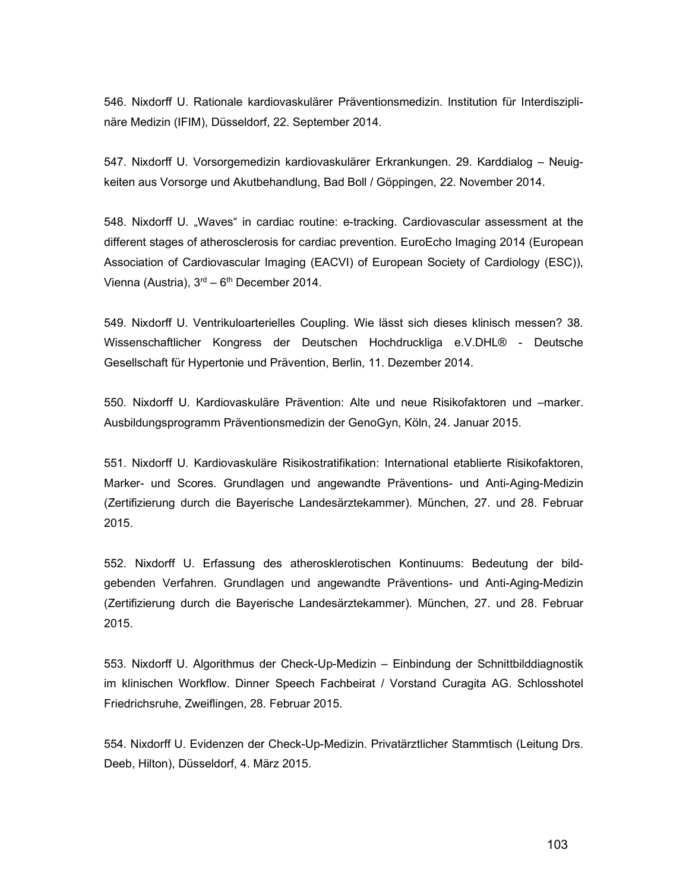546. Nixdorff U. Rationale kardiovaskulärer Präventionsmedizin. Institution für Interdisziplinäre Medizin (IFIM), Düsseldorf, 22. September 2014.

547. Nixdorff U. Vorsorgemedizin kardiovaskulärer Erkrankungen. 29. Karddialog – Neuigkeiten aus Vorsorge und Akutbehandlung, Bad Boll / Göppingen, 22. November 2014.

548. Nixdorff U. „Waves" in cardiac routine: e-tracking. Cardiovascular assessment at the different stages of atherosclerosis for cardiac prevention. EuroEcho Imaging 2014 (European Association of Cardiovascular Imaging (EACVI) of European Society of Cardiology (ESC)), Vienna (Austria), 3rd – 6th December 2014.

549. Nixdorff U. Ventrikuloarterielles Coupling. Wie lässt sich dieses klinisch messen? 38. Wissenschaftlicher Kongress der Deutschen Hochdruckliga e.V.DHL® - Deutsche Gesellschaft für Hypertonie und Prävention, Berlin, 11. Dezember 2014.

550. Nixdorff U. Kardiovaskuläre Prävention: Alte und neue Risikofaktoren und –marker. Ausbildungsprogramm Präventionsmedizin der GenoGyn, Köln, 24. Januar 2015.

551. Nixdorff U. Kardiovaskuläre Risikostratifikation: International etablierte Risikofaktoren, Marker- und Scores. Grundlagen und angewandte Präventions- und Anti-Aging-Medizin (Zertifizierung durch die Bayerische Landesärztekammer). München, 27. und 28. Februar 2015.

552. Nixdorff U. Erfassung des atherosklerotischen Kontinuums: Bedeutung der bildgebenden Verfahren. Grundlagen und angewandte Präventions- und Anti-Aging-Medizin (Zertifizierung durch die Bayerische Landesärztekammer). München, 27. und 28. Februar 2015.

553. Nixdorff U. Algorithmus der Check-Up-Medizin – Einbindung der Schnittbilddiagnostik im klinischen Workflow. Dinner Speech Fachbeirat / Vorstand Curagita AG. Schlosshotel Friedrichsruhe, Zweiflingen, 28. Februar 2015.

554. Nixdorff U. Evidenzen der Check-Up-Medizin. Privatärztlicher Stammtisch (Leitung Drs. Deeb, Hilton), Düsseldorf, 4. März 2015.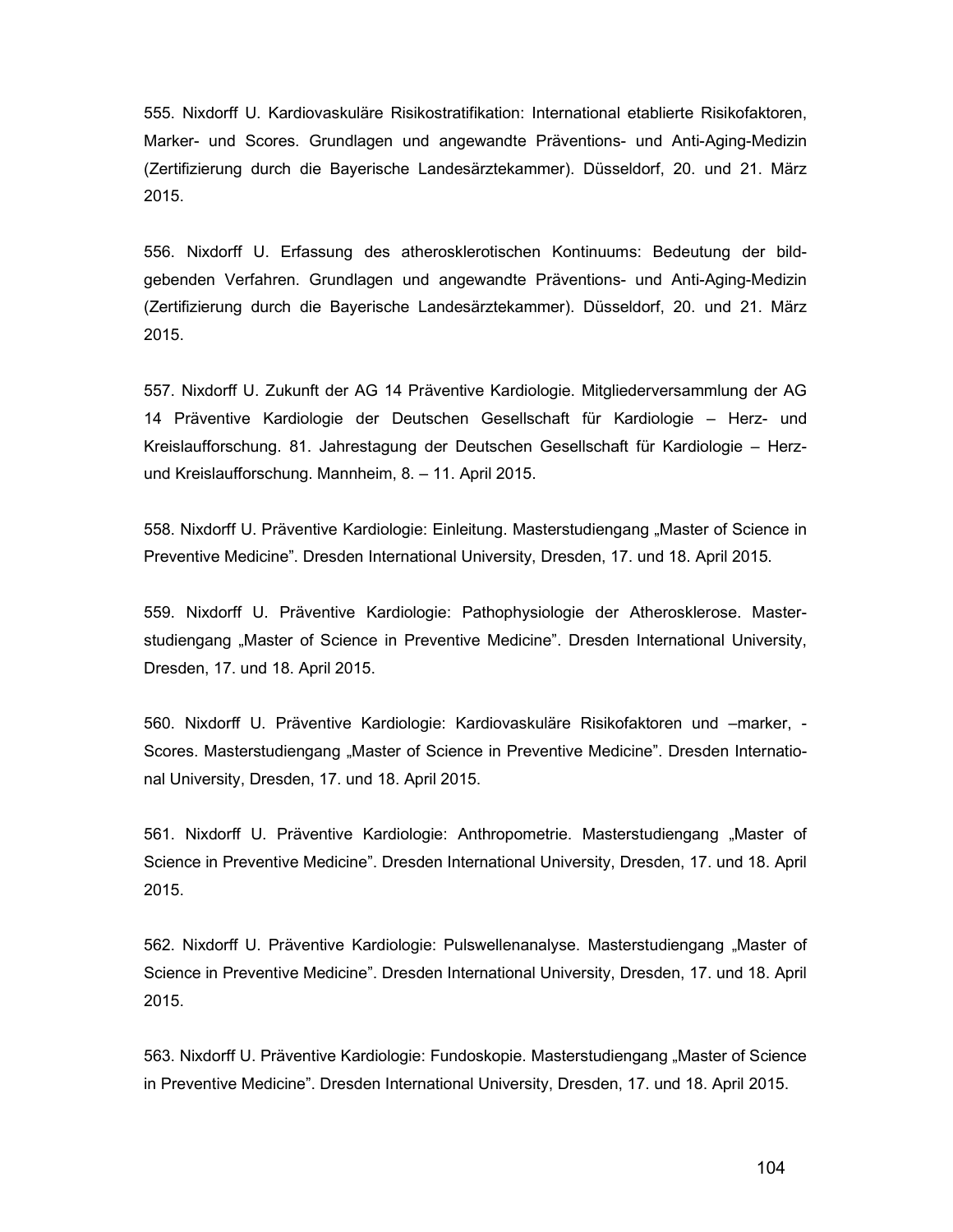555. Nixdorff U. Kardiovaskuläre Risikostratifikation: International etablierte Risikofaktoren, Marker- und Scores. Grundlagen und angewandte Präventions- und Anti-Aging-Medizin (Zertifizierung durch die Bayerische Landesärztekammer). Düsseldorf, 20. und 21. März 2015.

556. Nixdorff U. Erfassung des atherosklerotischen Kontinuums: Bedeutung der bildgebenden Verfahren. Grundlagen und angewandte Präventions- und Anti-Aging-Medizin (Zertifizierung durch die Bayerische Landesärztekammer). Düsseldorf, 20. und 21. März 2015.

557. Nixdorff U. Zukunft der AG 14 Präventive Kardiologie. Mitgliederversammlung der AG 14 Präventive Kardiologie der Deutschen Gesellschaft für Kardiologie – Herz- und Kreislaufforschung. 81. Jahrestagung der Deutschen Gesellschaft für Kardiologie – Herz- und Kreislaufforschung. Mannheim, 8. – 11. April 2015.

558. Nixdorff U. Präventive Kardiologie: Einleitung. Masterstudiengang „Master of Science in Preventive Medicine". Dresden International University, Dresden, 17. und 18. April 2015.

559. Nixdorff U. Präventive Kardiologie: Pathophysiologie der Atherosklerose. Masterstudiengang „Master of Science in Preventive Medicine". Dresden International University, Dresden, 17. und 18. April 2015.

560. Nixdorff U. Präventive Kardiologie: Kardiovaskuläre Risikofaktoren und –marker, -Scores. Masterstudiengang „Master of Science in Preventive Medicine". Dresden International University, Dresden, 17. und 18. April 2015.

561. Nixdorff U. Präventive Kardiologie: Anthropometrie. Masterstudiengang „Master of Science in Preventive Medicine". Dresden International University, Dresden, 17. und 18. April 2015.

562. Nixdorff U. Präventive Kardiologie: Pulswellenanalyse. Masterstudiengang „Master of Science in Preventive Medicine". Dresden International University, Dresden, 17. und 18. April 2015.

563. Nixdorff U. Präventive Kardiologie: Fundoskopie. Masterstudiengang „Master of Science in Preventive Medicine". Dresden International University, Dresden, 17. und 18. April 2015.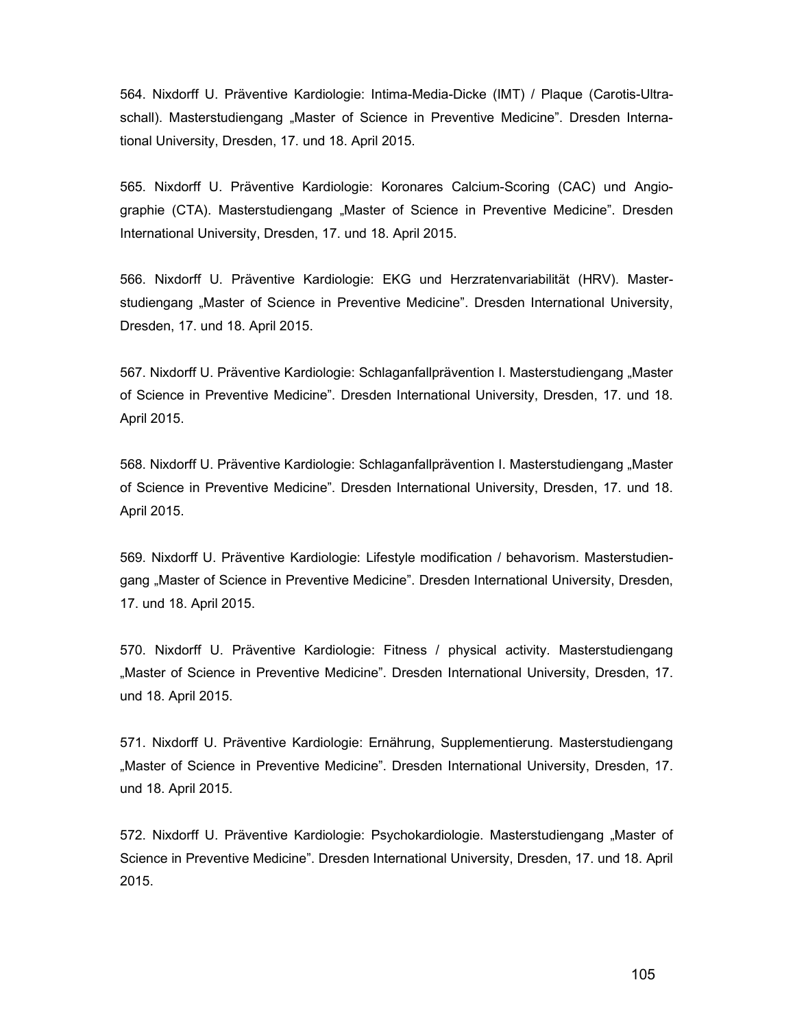564. Nixdorff U. Präventive Kardiologie: Intima-Media-Dicke (IMT) / Plaque (Carotis-Ultraschall). Masterstudiengang „Master of Science in Preventive Medicine". Dresden International University, Dresden, 17. und 18. April 2015.

565. Nixdorff U. Präventive Kardiologie: Koronares Calcium-Scoring (CAC) und Angiographie (CTA). Masterstudiengang „Master of Science in Preventive Medicine". Dresden International University, Dresden, 17. und 18. April 2015.

566. Nixdorff U. Präventive Kardiologie: EKG und Herzratenvariabilität (HRV). Masterstudiengang „Master of Science in Preventive Medicine". Dresden International University, Dresden, 17. und 18. April 2015.

567. Nixdorff U. Präventive Kardiologie: Schlaganfallprävention I. Masterstudiengang „Master of Science in Preventive Medicine". Dresden International University, Dresden, 17. und 18. April 2015.

568. Nixdorff U. Präventive Kardiologie: Schlaganfallprävention I. Masterstudiengang „Master of Science in Preventive Medicine". Dresden International University, Dresden, 17. und 18. April 2015.

569. Nixdorff U. Präventive Kardiologie: Lifestyle modification / behavorism. Masterstudiengang „Master of Science in Preventive Medicine". Dresden International University, Dresden, 17. und 18. April 2015.

570. Nixdorff U. Präventive Kardiologie: Fitness / physical activity. Masterstudiengang „Master of Science in Preventive Medicine". Dresden International University, Dresden, 17. und 18. April 2015.

571. Nixdorff U. Präventive Kardiologie: Ernährung, Supplementierung. Masterstudiengang „Master of Science in Preventive Medicine". Dresden International University, Dresden, 17. und 18. April 2015.

572. Nixdorff U. Präventive Kardiologie: Psychokardiologie. Masterstudiengang „Master of Science in Preventive Medicine". Dresden International University, Dresden, 17. und 18. April 2015.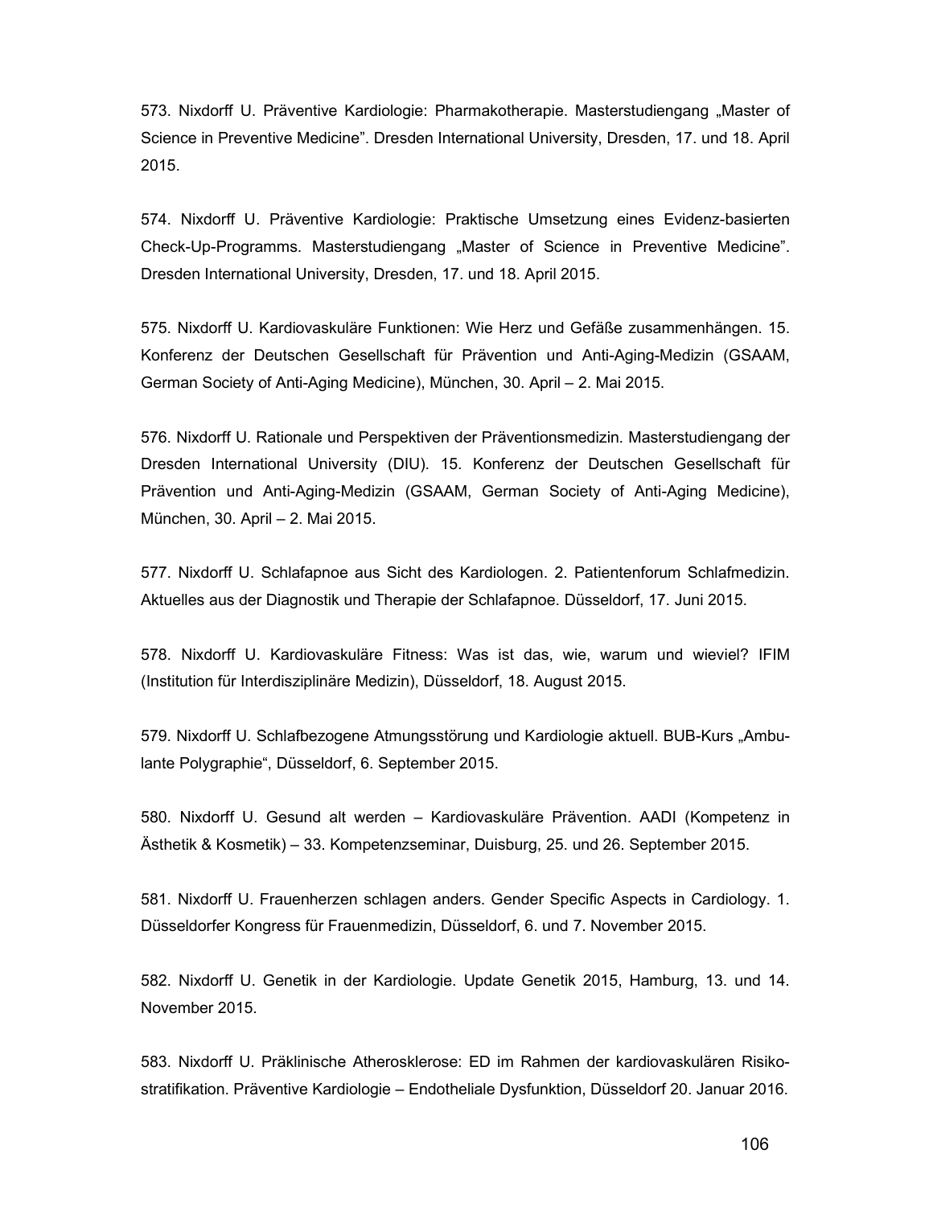573. Nixdorff U. Präventive Kardiologie: Pharmakotherapie. Masterstudiengang „Master of Science in Preventive Medicine". Dresden International University, Dresden, 17. und 18. April 2015.

574. Nixdorff U. Präventive Kardiologie: Praktische Umsetzung eines Evidenz-basierten Check-Up-Programms. Masterstudiengang „Master of Science in Preventive Medicine". Dresden International University, Dresden, 17. und 18. April 2015.

575. Nixdorff U. Kardiovaskuläre Funktionen: Wie Herz und Gefäße zusammenhängen. 15. Konferenz der Deutschen Gesellschaft für Prävention und Anti-Aging-Medizin (GSAAM, German Society of Anti-Aging Medicine), München, 30. April – 2. Mai 2015.

576. Nixdorff U. Rationale und Perspektiven der Präventionsmedizin. Masterstudiengang der Dresden International University (DIU). 15. Konferenz der Deutschen Gesellschaft für Prävention und Anti-Aging-Medizin (GSAAM, German Society of Anti-Aging Medicine), München, 30. April – 2. Mai 2015.

577. Nixdorff U. Schlafapnoe aus Sicht des Kardiologen. 2. Patientenforum Schlafmedizin. Aktuelles aus der Diagnostik und Therapie der Schlafapnoe. Düsseldorf, 17. Juni 2015.

578. Nixdorff U. Kardiovaskuläre Fitness: Was ist das, wie, warum und wieviel? IFIM (Institution für Interdisziplinäre Medizin), Düsseldorf, 18. August 2015.

579. Nixdorff U. Schlafbezogene Atmungsstörung und Kardiologie aktuell. BUB-Kurs „Ambulante Polygraphie", Düsseldorf, 6. September 2015.

580. Nixdorff U. Gesund alt werden – Kardiovaskuläre Prävention. AADI (Kompetenz in Ästhetik & Kosmetik) – 33. Kompetenzseminar, Duisburg, 25. und 26. September 2015.

581. Nixdorff U. Frauenherzen schlagen anders. Gender Specific Aspects in Cardiology. 1. Düsseldorfer Kongress für Frauenmedizin, Düsseldorf, 6. und 7. November 2015.

582. Nixdorff U. Genetik in der Kardiologie. Update Genetik 2015, Hamburg, 13. und 14. November 2015.

583. Nixdorff U. Präklinische Atherosklerose: ED im Rahmen der kardiovaskulären Risikostratifikation. Präventive Kardiologie – Endotheliale Dysfunktion, Düsseldorf 20. Januar 2016.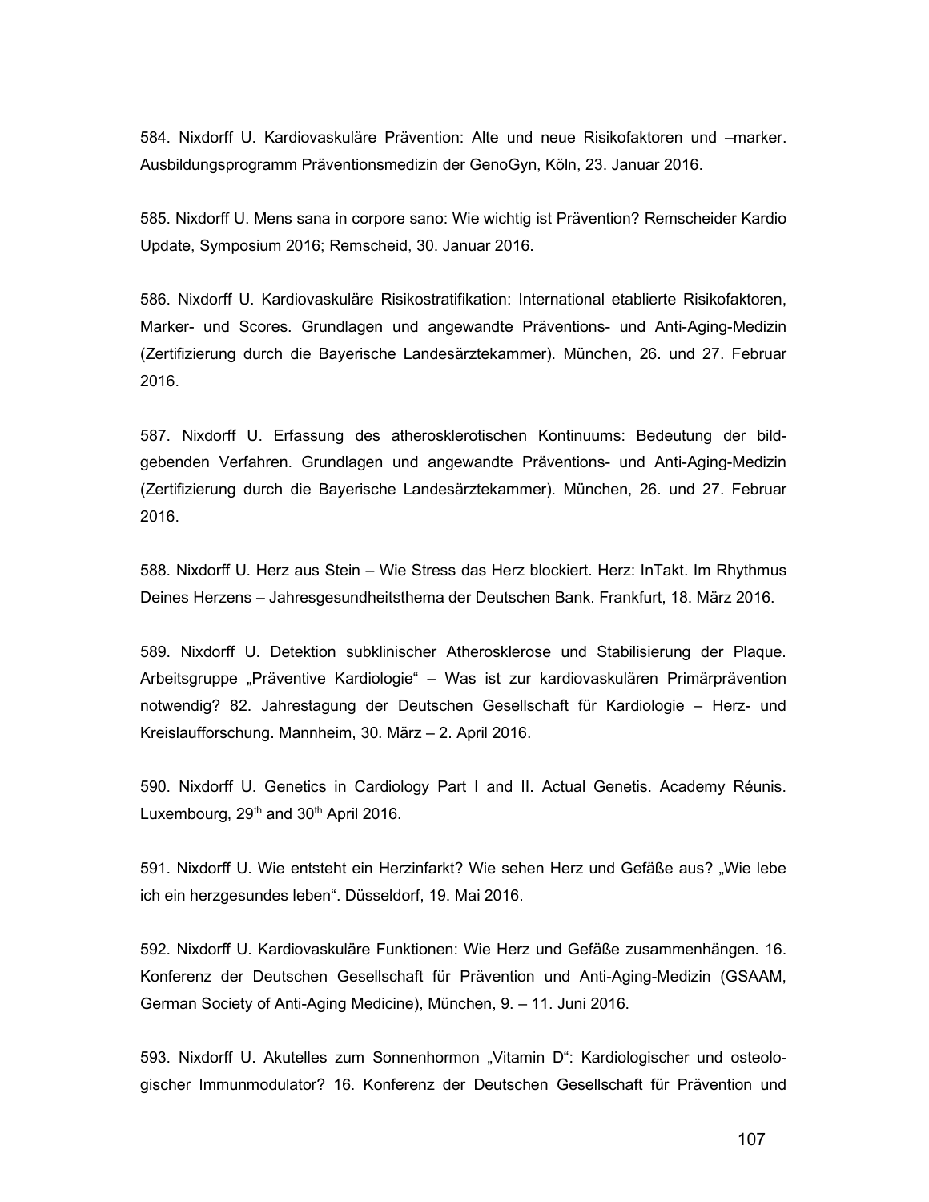584. Nixdorff U. Kardiovaskuläre Prävention: Alte und neue Risikofaktoren und –marker. Ausbildungsprogramm Präventionsmedizin der GenoGyn, Köln, 23. Januar 2016.

585. Nixdorff U. Mens sana in corpore sano: Wie wichtig ist Prävention? Remscheider Kardio Update, Symposium 2016; Remscheid, 30. Januar 2016.

586. Nixdorff U. Kardiovaskuläre Risikostratifikation: International etablierte Risikofaktoren, Marker- und Scores. Grundlagen und angewandte Präventions- und Anti-Aging-Medizin (Zertifizierung durch die Bayerische Landesärztekammer). München, 26. und 27. Februar 2016.

587. Nixdorff U. Erfassung des atherosklerotischen Kontinuums: Bedeutung der bildgebenden Verfahren. Grundlagen und angewandte Präventions- und Anti-Aging-Medizin (Zertifizierung durch die Bayerische Landesärztekammer). München, 26. und 27. Februar 2016.

588. Nixdorff U. Herz aus Stein – Wie Stress das Herz blockiert. Herz: InTakt. Im Rhythmus Deines Herzens – Jahresgesundheitsthema der Deutschen Bank. Frankfurt, 18. März 2016.

589. Nixdorff U. Detektion subklinischer Atherosklerose und Stabilisierung der Plaque. Arbeitsgruppe „Präventive Kardiologie" – Was ist zur kardiovaskulären Primärprävention notwendig? 82. Jahrestagung der Deutschen Gesellschaft für Kardiologie – Herz- und Kreislaufforschung. Mannheim, 30. März – 2. April 2016.

590. Nixdorff U. Genetics in Cardiology Part I and II. Actual Genetis. Academy Réunis. Luxembourg, 29th and 30th April 2016.

591. Nixdorff U. Wie entsteht ein Herzinfarkt? Wie sehen Herz und Gefäße aus? „Wie lebe ich ein herzgesundes leben". Düsseldorf, 19. Mai 2016.

592. Nixdorff U. Kardiovaskuläre Funktionen: Wie Herz und Gefäße zusammenhängen. 16. Konferenz der Deutschen Gesellschaft für Prävention und Anti-Aging-Medizin (GSAAM, German Society of Anti-Aging Medicine), München, 9. – 11. Juni 2016.

593. Nixdorff U. Akutelles zum Sonnenhormon „Vitamin D": Kardiologischer und osteologischer Immunmodulator? 16. Konferenz der Deutschen Gesellschaft für Prävention und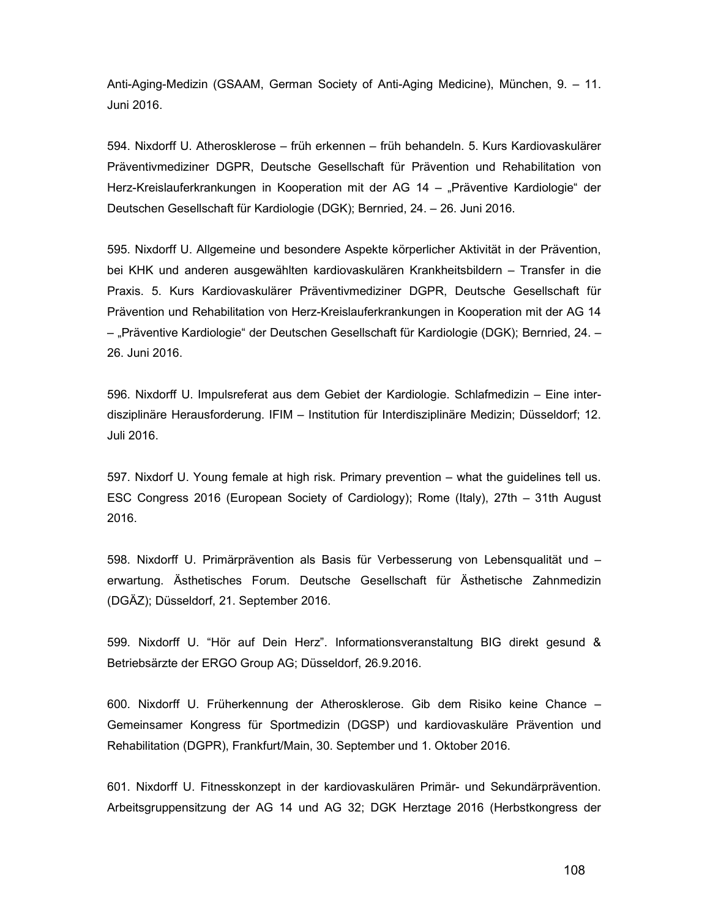Anti-Aging-Medizin (GSAAM, German Society of Anti-Aging Medicine), München, 9. – 11. Juni 2016.

594. Nixdorff U. Atherosklerose – früh erkennen – früh behandeln. 5. Kurs Kardiovaskulärer Präventivmediziner DGPR, Deutsche Gesellschaft für Prävention und Rehabilitation von Herz-Kreislauferkrankungen in Kooperation mit der AG 14 – „Präventive Kardiologie“ der Deutschen Gesellschaft für Kardiologie (DGK); Bernried, 24. – 26. Juni 2016.

595. Nixdorff U. Allgemeine und besondere Aspekte körperlicher Aktivität in der Prävention, bei KHK und anderen ausgewählten kardiovaskulären Krankheitsbildern – Transfer in die Praxis. 5. Kurs Kardiovaskulärer Präventivmediziner DGPR, Deutsche Gesellschaft für Prävention und Rehabilitation von Herz-Kreislauferkrankungen in Kooperation mit der AG 14 – „Präventive Kardiologie“ der Deutschen Gesellschaft für Kardiologie (DGK); Bernried, 24. – 26. Juni 2016.

596. Nixdorff U. Impulsreferat aus dem Gebiet der Kardiologie. Schlafmedizin – Eine interdisziplinäre Herausforderung. IFIM – Institution für Interdisziplinäre Medizin; Düsseldorf; 12. Juli 2016.

597. Nixdorf U. Young female at high risk. Primary prevention – what the guidelines tell us. ESC Congress 2016 (European Society of Cardiology); Rome (Italy), 27th – 31th August 2016.

598. Nixdorff U. Primärprävention als Basis für Verbesserung von Lebensqualität und –erwartung. Ästhetisches Forum. Deutsche Gesellschaft für Ästhetische Zahnmedizin (DGÄZ); Düsseldorf, 21. September 2016.

599. Nixdorff U. "Hör auf Dein Herz". Informationsveranstaltung BIG direkt gesund & Betriebsärzte der ERGO Group AG; Düsseldorf, 26.9.2016.

600. Nixdorff U. Früherkennung der Atherosklerose. Gib dem Risiko keine Chance – Gemeinsamer Kongress für Sportmedizin (DGSP) und kardiovaskuläre Prävention und Rehabilitation (DGPR), Frankfurt/Main, 30. September und 1. Oktober 2016.

601. Nixdorff U. Fitnesskonzept in der kardiovaskulären Primär- und Sekundärprävention. Arbeitsgruppensitzung der AG 14 und AG 32; DGK Herztage 2016 (Herbstkongress der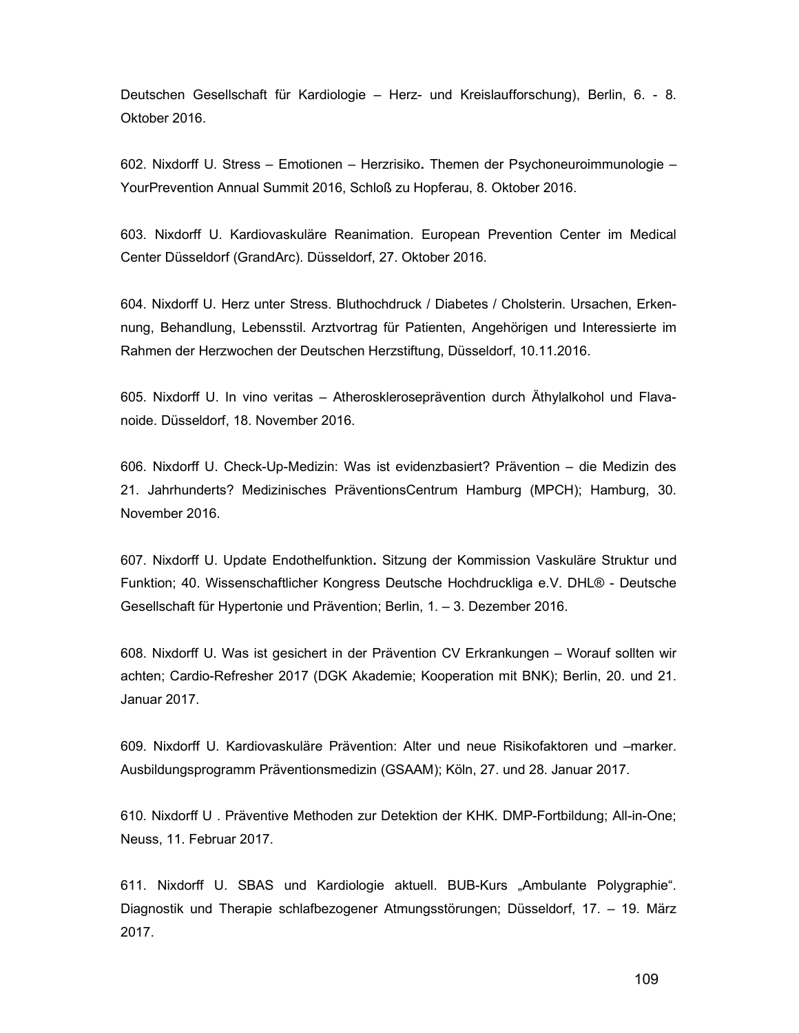Deutschen Gesellschaft für Kardiologie – Herz- und Kreislaufforschung), Berlin, 6. - 8. Oktober 2016.

602. Nixdorff U. Stress – Emotionen – Herzrisiko**.** Themen der Psychoneuroimmunologie – YourPrevention Annual Summit 2016, Schloß zu Hopferau, 8. Oktober 2016.

603. Nixdorff U. Kardiovaskuläre Reanimation. European Prevention Center im Medical Center Düsseldorf (GrandArc). Düsseldorf, 27. Oktober 2016.

604. Nixdorff U. Herz unter Stress. Bluthochdruck / Diabetes / Cholsterin. Ursachen, Erkennung, Behandlung, Lebensstil. Arztvortrag für Patienten, Angehörigen und Interessierte im Rahmen der Herzwochen der Deutschen Herzstiftung, Düsseldorf, 10.11.2016.

605. Nixdorff U. In vino veritas – Atheroskleroseprävention durch Äthylalkohol und Flavanoide. Düsseldorf, 18. November 2016.

606. Nixdorff U. Check-Up-Medizin: Was ist evidenzbasiert? Prävention – die Medizin des 21. Jahrhunderts? Medizinisches PräventionsCentrum Hamburg (MPCH); Hamburg, 30. November 2016.

607. Nixdorff U. Update Endothelfunktion**.** Sitzung der Kommission Vaskuläre Struktur und Funktion; 40. Wissenschaftlicher Kongress Deutsche Hochdruckliga e.V. DHL® - Deutsche Gesellschaft für Hypertonie und Prävention; Berlin, 1. – 3. Dezember 2016.

608. Nixdorff U. Was ist gesichert in der Prävention CV Erkrankungen – Worauf sollten wir achten; Cardio-Refresher 2017 (DGK Akademie; Kooperation mit BNK); Berlin, 20. und 21. Januar 2017.

609. Nixdorff U. Kardiovaskuläre Prävention: Alter und neue Risikofaktoren und –marker. Ausbildungsprogramm Präventionsmedizin (GSAAM); Köln, 27. und 28. Januar 2017.

610. Nixdorff U . Präventive Methoden zur Detektion der KHK. DMP-Fortbildung; All-in-One; Neuss, 11. Februar 2017.

611. Nixdorff U. SBAS und Kardiologie aktuell. BUB-Kurs „Ambulante Polygraphie". Diagnostik und Therapie schlafbezogener Atmungsstörungen; Düsseldorf, 17. – 19. März 2017.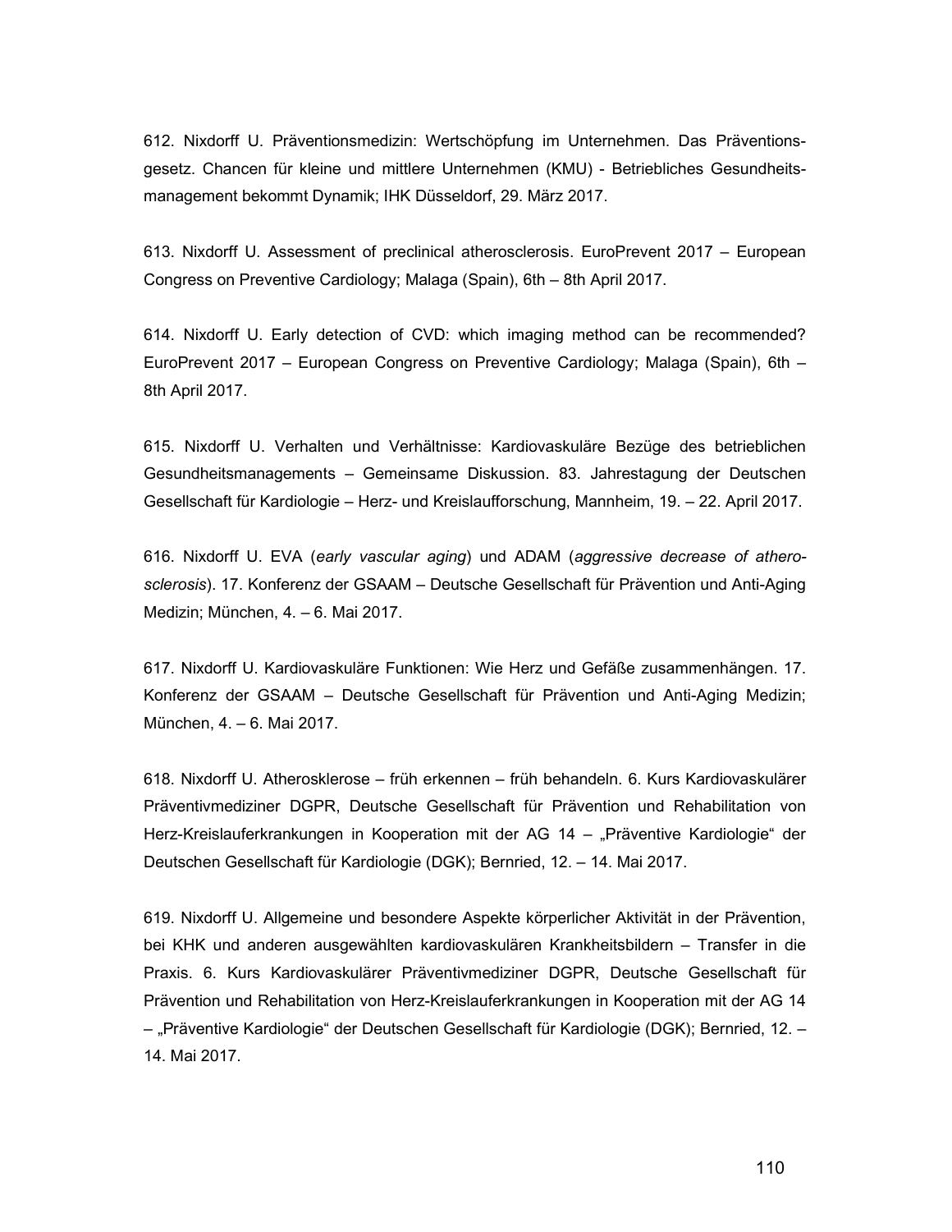612. Nixdorff U. Präventionsmedizin: Wertschöpfung im Unternehmen. Das Präventionsgesetz. Chancen für kleine und mittlere Unternehmen (KMU) - Betriebliches Gesundheitsmanagement bekommt Dynamik; IHK Düsseldorf, 29. März 2017.

613. Nixdorff U. Assessment of preclinical atherosclerosis. EuroPrevent 2017 – European Congress on Preventive Cardiology; Malaga (Spain), 6th – 8th April 2017.

614. Nixdorff U. Early detection of CVD: which imaging method can be recommended? EuroPrevent 2017 – European Congress on Preventive Cardiology; Malaga (Spain), 6th – 8th April 2017.

615. Nixdorff U. Verhalten und Verhältnisse: Kardiovaskuläre Bezüge des betrieblichen Gesundheitsmanagements – Gemeinsame Diskussion. 83. Jahrestagung der Deutschen Gesellschaft für Kardiologie – Herz- und Kreislaufforschung, Mannheim, 19. – 22. April 2017.

616. Nixdorff U. EVA (*early vascular aging*) und ADAM (*aggressive decrease of atherosclerosis*). 17. Konferenz der GSAAM – Deutsche Gesellschaft für Prävention und Anti-Aging Medizin; München, 4. – 6. Mai 2017.

617. Nixdorff U. Kardiovaskuläre Funktionen: Wie Herz und Gefäße zusammenhängen. 17. Konferenz der GSAAM – Deutsche Gesellschaft für Prävention und Anti-Aging Medizin; München, 4. – 6. Mai 2017.

618. Nixdorff U. Atherosklerose – früh erkennen – früh behandeln. 6. Kurs Kardiovaskulärer Präventivmediziner DGPR, Deutsche Gesellschaft für Prävention und Rehabilitation von Herz-Kreislauferkrankungen in Kooperation mit der AG 14 – „Präventive Kardiologie“ der Deutschen Gesellschaft für Kardiologie (DGK); Bernried, 12. – 14. Mai 2017.

619. Nixdorff U. Allgemeine und besondere Aspekte körperlicher Aktivität in der Prävention, bei KHK und anderen ausgewählten kardiovaskulären Krankheitsbildern – Transfer in die Praxis. 6. Kurs Kardiovaskulärer Präventivmediziner DGPR, Deutsche Gesellschaft für Prävention und Rehabilitation von Herz-Kreislauferkrankungen in Kooperation mit der AG 14 – „Präventive Kardiologie“ der Deutschen Gesellschaft für Kardiologie (DGK); Bernried, 12. – 14. Mai 2017.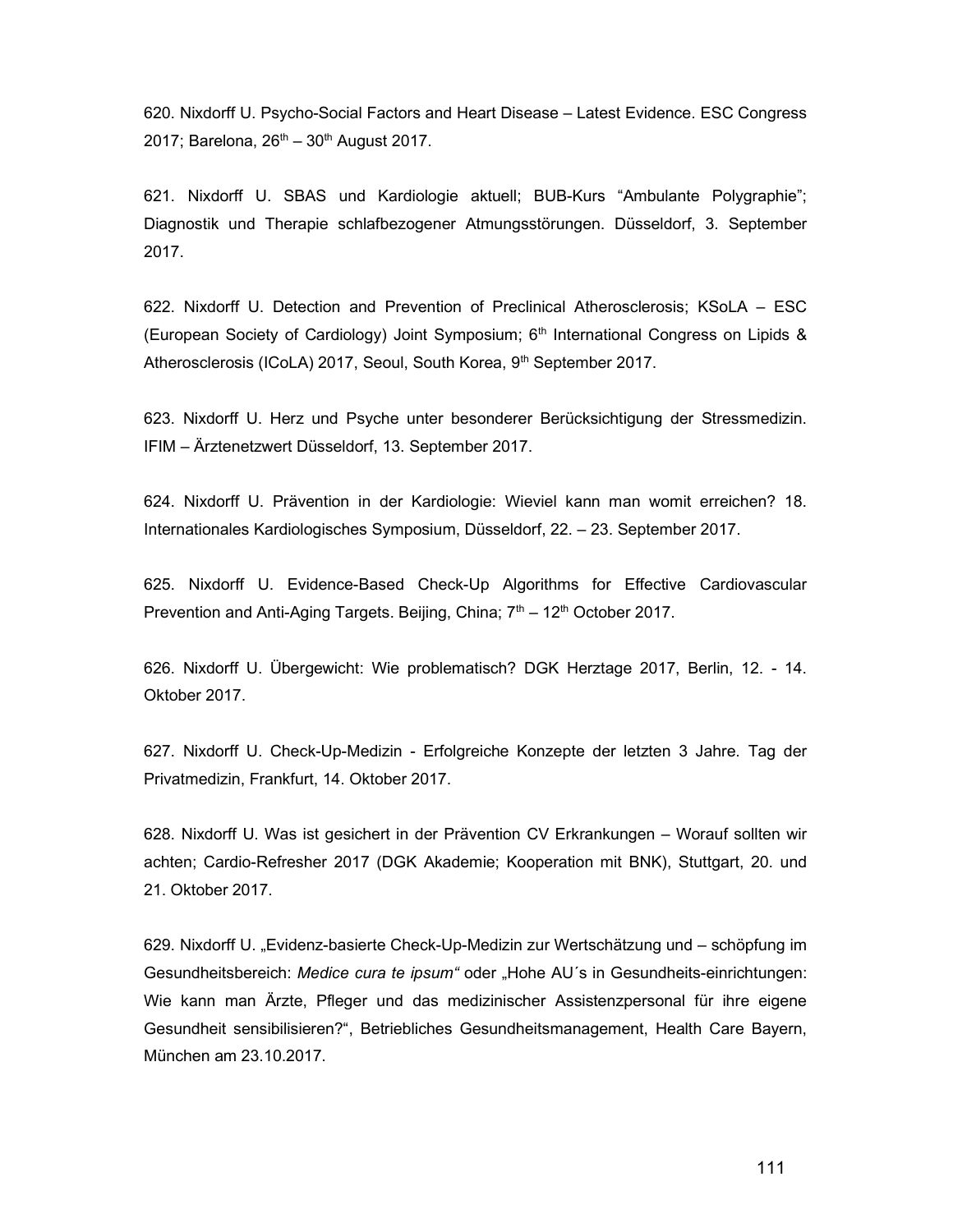620. Nixdorff U. Psycho-Social Factors and Heart Disease – Latest Evidence. ESC Congress 2017; Barelona, 26th – 30th August 2017.

621. Nixdorff U. SBAS und Kardiologie aktuell; BUB-Kurs "Ambulante Polygraphie"; Diagnostik und Therapie schlafbezogener Atmungsstörungen. Düsseldorf, 3. September 2017.

622. Nixdorff U. Detection and Prevention of Preclinical Atherosclerosis; KSoLA – ESC (European Society of Cardiology) Joint Symposium; 6th International Congress on Lipids & Atherosclerosis (ICoLA) 2017, Seoul, South Korea, 9th September 2017.

623. Nixdorff U. Herz und Psyche unter besonderer Berücksichtigung der Stressmedizin. IFIM – Ärztenetzwert Düsseldorf, 13. September 2017.

624. Nixdorff U. Prävention in der Kardiologie: Wieviel kann man womit erreichen? 18. Internationales Kardiologisches Symposium, Düsseldorf, 22. – 23. September 2017.

625. Nixdorff U. Evidence-Based Check-Up Algorithms for Effective Cardiovascular Prevention and Anti-Aging Targets. Beijing, China; 7th – 12th October 2017.

626. Nixdorff U. Übergewicht: Wie problematisch? DGK Herztage 2017, Berlin, 12. - 14. Oktober 2017.

627. Nixdorff U. Check-Up-Medizin - Erfolgreiche Konzepte der letzten 3 Jahre. Tag der Privatmedizin, Frankfurt, 14. Oktober 2017.

628. Nixdorff U. Was ist gesichert in der Prävention CV Erkrankungen – Worauf sollten wir achten; Cardio-Refresher 2017 (DGK Akademie; Kooperation mit BNK), Stuttgart, 20. und 21. Oktober 2017.

629. Nixdorff U. „Evidenz-basierte Check-Up-Medizin zur Wertschätzung und – schöpfung im Gesundheitsbereich: *Medice cura te ipsum"* oder „Hohe AU´s in Gesundheits-einrichtungen: Wie kann man Ärzte, Pfleger und das medizinischer Assistenzpersonal für ihre eigene Gesundheit sensibilisieren?", Betriebliches Gesundheitsmanagement, Health Care Bayern, München am 23.10.2017.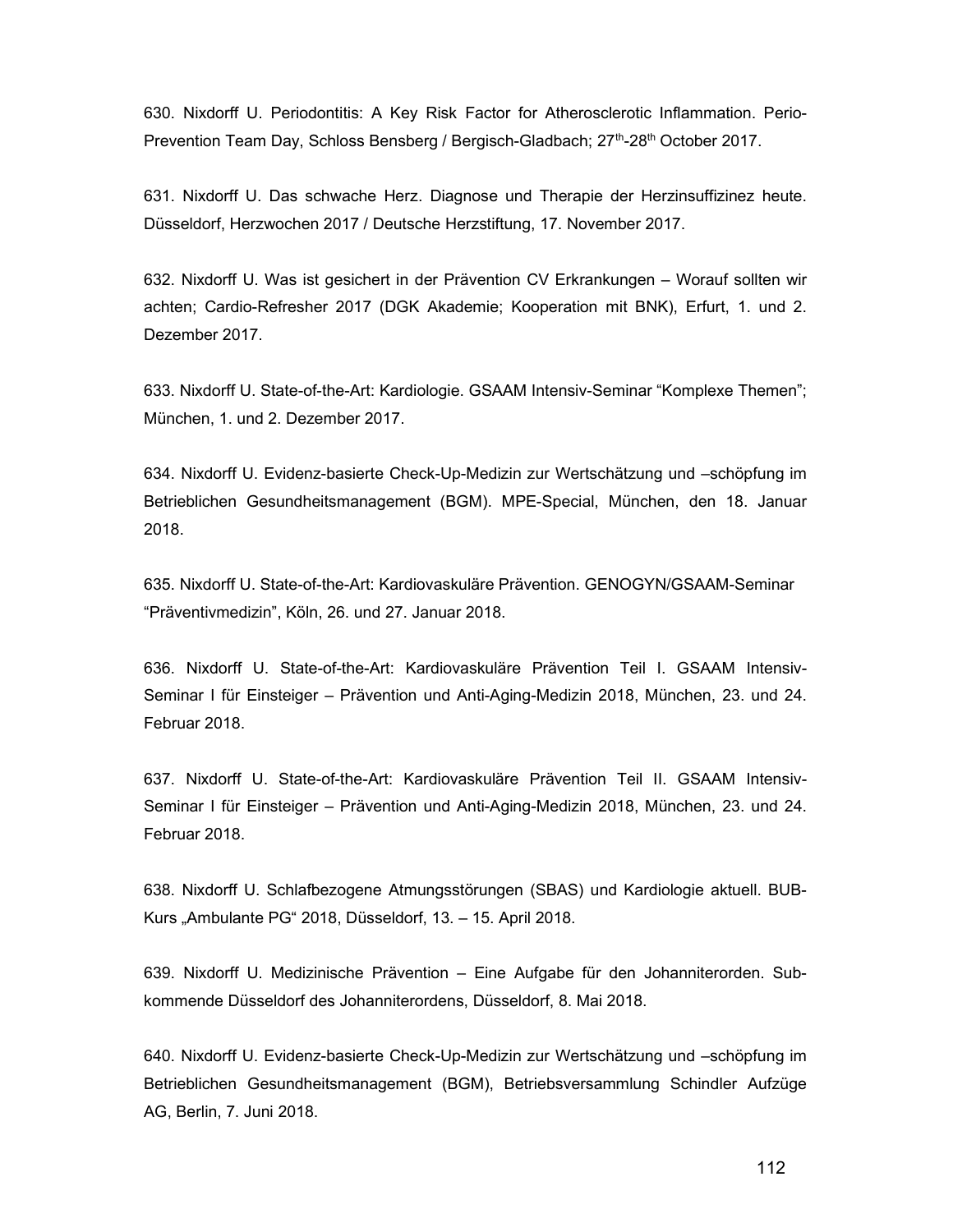630. Nixdorff U. Periodontitis: A Key Risk Factor for Atherosclerotic Inflammation. Perio-Prevention Team Day, Schloss Bensberg / Bergisch-Gladbach; 27th-28th October 2017.

631. Nixdorff U. Das schwache Herz. Diagnose und Therapie der Herzinsuffizinez heute. Düsseldorf, Herzwochen 2017 / Deutsche Herzstiftung, 17. November 2017.

632. Nixdorff U. Was ist gesichert in der Prävention CV Erkrankungen – Worauf sollten wir achten; Cardio-Refresher 2017 (DGK Akademie; Kooperation mit BNK), Erfurt, 1. und 2. Dezember 2017.

633. Nixdorff U. State-of-the-Art: Kardiologie. GSAAM Intensiv-Seminar "Komplexe Themen"; München, 1. und 2. Dezember 2017.

634. Nixdorff U. Evidenz-basierte Check-Up-Medizin zur Wertschätzung und –schöpfung im Betrieblichen Gesundheitsmanagement (BGM). MPE-Special, München, den 18. Januar 2018.

635. Nixdorff U. State-of-the-Art: Kardiovaskuläre Prävention. GENOGYN/GSAAM-Seminar "Präventivmedizin", Köln, 26. und 27. Januar 2018.

636. Nixdorff U. State-of-the-Art: Kardiovaskuläre Prävention Teil I. GSAAM Intensiv-Seminar I für Einsteiger – Prävention und Anti-Aging-Medizin 2018, München, 23. und 24. Februar 2018.

637. Nixdorff U. State-of-the-Art: Kardiovaskuläre Prävention Teil II. GSAAM Intensiv-Seminar I für Einsteiger – Prävention und Anti-Aging-Medizin 2018, München, 23. und 24. Februar 2018.

638. Nixdorff U. Schlafbezogene Atmungsstörungen (SBAS) und Kardiologie aktuell. BUB-Kurs „Ambulante PG" 2018, Düsseldorf, 13. – 15. April 2018.

639. Nixdorff U. Medizinische Prävention – Eine Aufgabe für den Johanniterorden. Sub-kommende Düsseldorf des Johanniterordens, Düsseldorf, 8. Mai 2018.

640. Nixdorff U. Evidenz-basierte Check-Up-Medizin zur Wertschätzung und –schöpfung im Betrieblichen Gesundheitsmanagement (BGM), Betriebsversammlung Schindler Aufzüge AG, Berlin, 7. Juni 2018.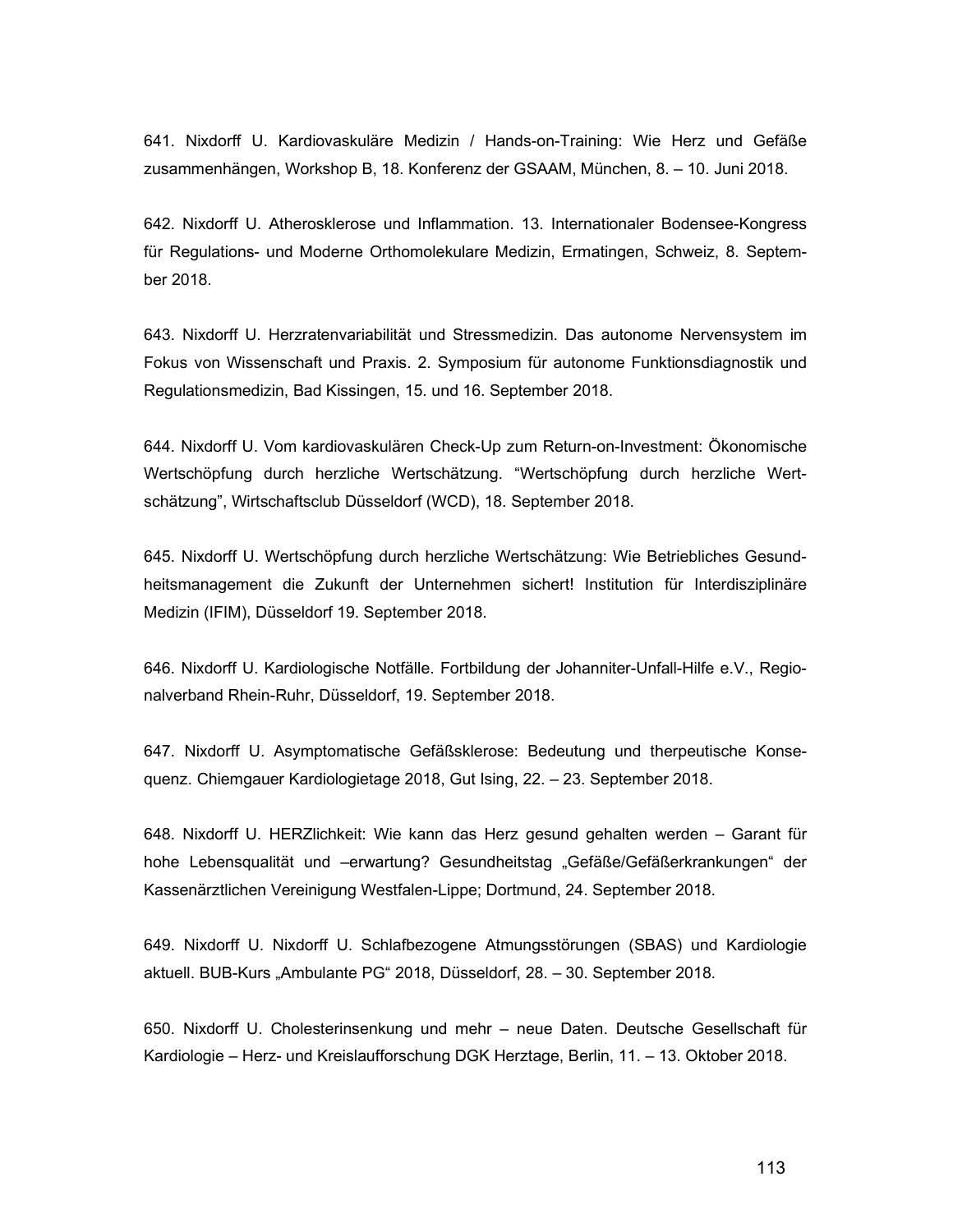641. Nixdorff U. Kardiovaskuläre Medizin / Hands-on-Training: Wie Herz und Gefäße zusammenhängen, Workshop B, 18. Konferenz der GSAAM, München, 8. – 10. Juni 2018.

642. Nixdorff U. Atherosklerose und Inflammation. 13. Internationaler Bodensee-Kongress für Regulations- und Moderne Orthomolekulare Medizin, Ermatingen, Schweiz, 8. September 2018.

643. Nixdorff U. Herzratenvariabilität und Stressmedizin. Das autonome Nervensystem im Fokus von Wissenschaft und Praxis. 2. Symposium für autonome Funktionsdiagnostik und Regulationsmedizin, Bad Kissingen, 15. und 16. September 2018.

644. Nixdorff U. Vom kardiovaskulären Check-Up zum Return-on-Investment: Ökonomische Wertschöpfung durch herzliche Wertschätzung. "Wertschöpfung durch herzliche Wertschätzung", Wirtschaftsclub Düsseldorf (WCD), 18. September 2018.

645. Nixdorff U. Wertschöpfung durch herzliche Wertschätzung: Wie Betriebliches Gesundheitsmanagement die Zukunft der Unternehmen sichert! Institution für Interdisziplinäre Medizin (IFIM), Düsseldorf 19. September 2018.

646. Nixdorff U. Kardiologische Notfälle. Fortbildung der Johanniter-Unfall-Hilfe e.V., Regionalverband Rhein-Ruhr, Düsseldorf, 19. September 2018.

647. Nixdorff U. Asymptomatische Gefäßsklerose: Bedeutung und therpeutische Konsequenz. Chiemgauer Kardiologietage 2018, Gut Ising, 22. – 23. September 2018.

648. Nixdorff U. HERZlichkeit: Wie kann das Herz gesund gehalten werden – Garant für hohe Lebensqualität und –erwartung? Gesundheitstag „Gefäße/Gefäßerkrankungen“ der Kassenärztlichen Vereinigung Westfalen-Lippe; Dortmund, 24. September 2018.

649. Nixdorff U. Nixdorff U. Schlafbezogene Atmungsstörungen (SBAS) und Kardiologie aktuell. BUB-Kurs „Ambulante PG“ 2018, Düsseldorf, 28. – 30. September 2018.

650. Nixdorff U. Cholesterinsenkung und mehr – neue Daten. Deutsche Gesellschaft für Kardiologie – Herz- und Kreislaufforschung DGK Herztage, Berlin, 11. – 13. Oktober 2018.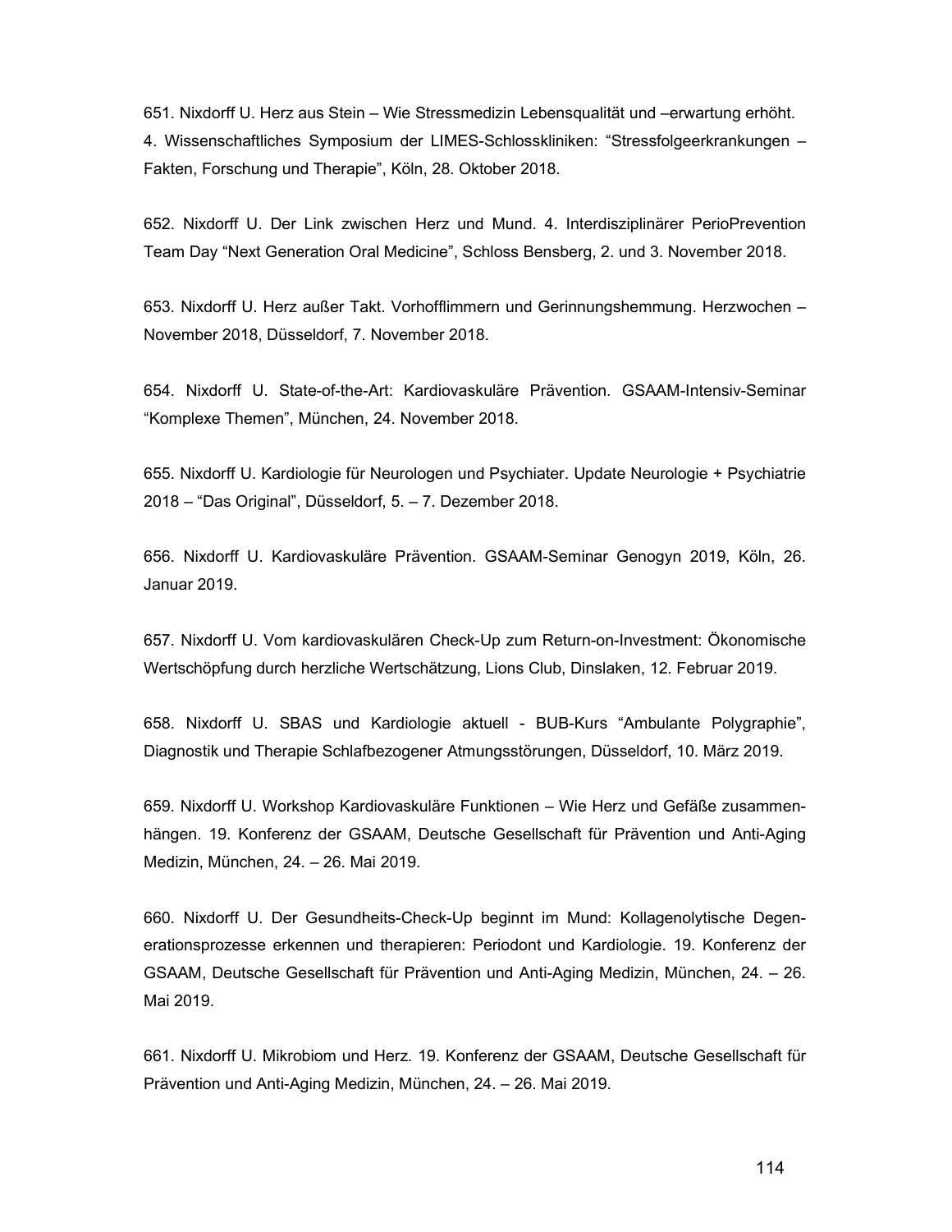651. Nixdorff U. Herz aus Stein – Wie Stressmedizin Lebensqualität und –erwartung erhöht. 4. Wissenschaftliches Symposium der LIMES-Schlosskliniken: "Stressfolgeerkrankungen – Fakten, Forschung und Therapie", Köln, 28. Oktober 2018.

652. Nixdorff U. Der Link zwischen Herz und Mund. 4. Interdisziplinärer PerioPrevention Team Day "Next Generation Oral Medicine", Schloss Bensberg, 2. und 3. November 2018.

653. Nixdorff U. Herz außer Takt. Vorhofflimmern und Gerinnungshemmung. Herzwochen – November 2018, Düsseldorf, 7. November 2018.

654. Nixdorff U. State-of-the-Art: Kardiovaskuläre Prävention. GSAAM-Intensiv-Seminar "Komplexe Themen", München, 24. November 2018.

655. Nixdorff U. Kardiologie für Neurologen und Psychiater. Update Neurologie + Psychiatrie 2018 – "Das Original", Düsseldorf, 5. – 7. Dezember 2018.

656. Nixdorff U. Kardiovaskuläre Prävention. GSAAM-Seminar Genogyn 2019, Köln, 26. Januar 2019.

657. Nixdorff U. Vom kardiovaskulären Check-Up zum Return-on-Investment: Ökonomische Wertschöpfung durch herzliche Wertschätzung, Lions Club, Dinslaken, 12. Februar 2019.

658. Nixdorff U. SBAS und Kardiologie aktuell - BUB-Kurs "Ambulante Polygraphie", Diagnostik und Therapie Schlafbezogener Atmungsstörungen, Düsseldorf, 10. März 2019.

659. Nixdorff U. Workshop Kardiovaskuläre Funktionen – Wie Herz und Gefäße zusammenhängen. 19. Konferenz der GSAAM, Deutsche Gesellschaft für Prävention und Anti-Aging Medizin, München, 24. – 26. Mai 2019.

660. Nixdorff U. Der Gesundheits-Check-Up beginnt im Mund: Kollagenolytische Degenerationsprozesse erkennen und therapieren: Periodont und Kardiologie. 19. Konferenz der GSAAM, Deutsche Gesellschaft für Prävention und Anti-Aging Medizin, München, 24. – 26. Mai 2019.

661. Nixdorff U. Mikrobiom und Herz. 19. Konferenz der GSAAM, Deutsche Gesellschaft für Prävention und Anti-Aging Medizin, München, 24. – 26. Mai 2019.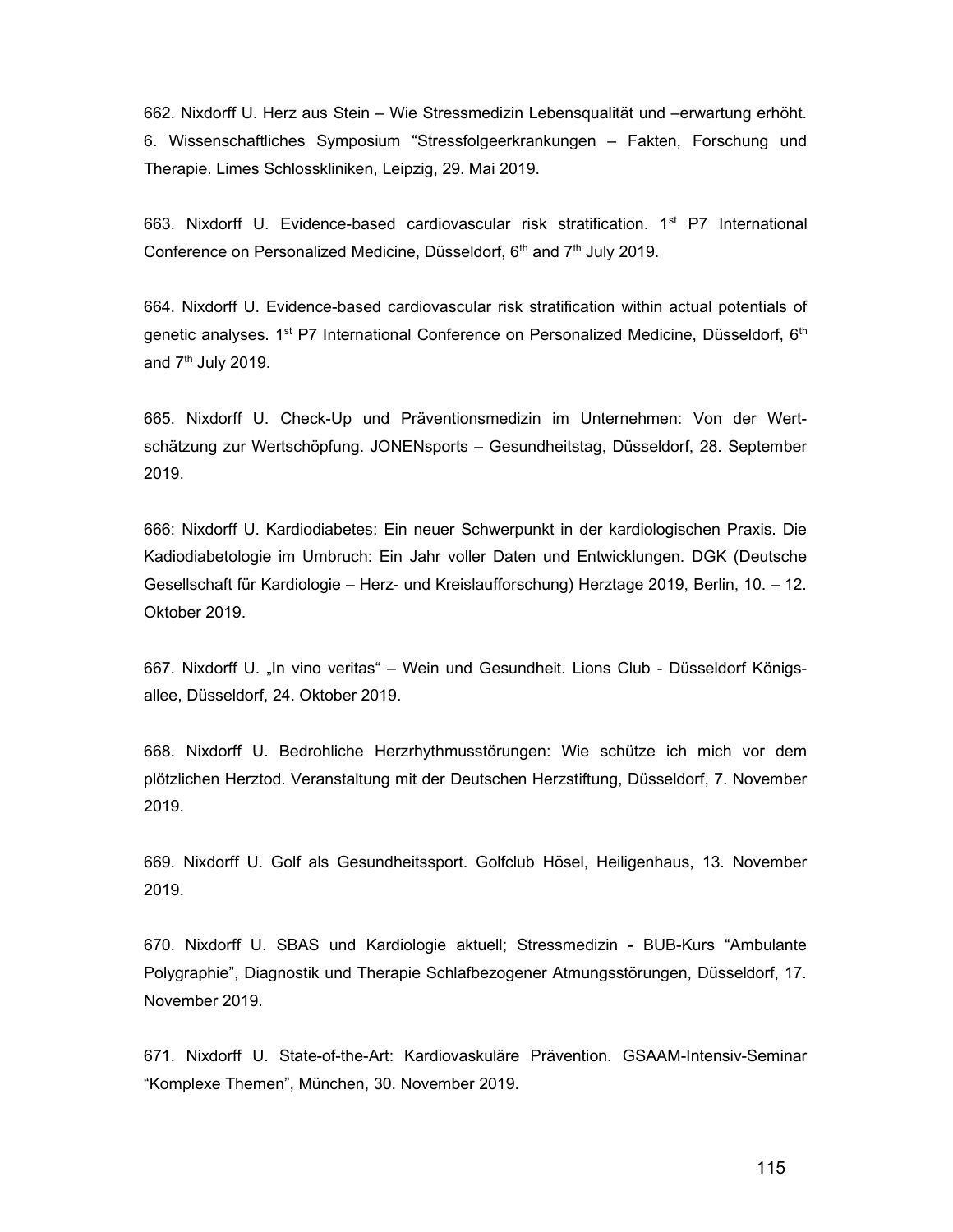662. Nixdorff U. Herz aus Stein – Wie Stressmedizin Lebensqualität und –erwartung erhöht. 6. Wissenschaftliches Symposium “Stressfolgeerkrankungen – Fakten, Forschung und Therapie. Limes Schlosskliniken, Leipzig, 29. Mai 2019.

663. Nixdorff U. Evidence-based cardiovascular risk stratification. 1st P7 International Conference on Personalized Medicine, Düsseldorf, 6th and 7th July 2019.

664. Nixdorff U. Evidence-based cardiovascular risk stratification within actual potentials of genetic analyses. 1st P7 International Conference on Personalized Medicine, Düsseldorf, 6th and 7th July 2019.

665. Nixdorff U. Check-Up und Präventionsmedizin im Unternehmen: Von der Wertschätzung zur Wertschöpfung. JONENsports – Gesundheitstag, Düsseldorf, 28. September 2019.

666: Nixdorff U. Kardiodiabetes: Ein neuer Schwerpunkt in der kardiologischen Praxis. Die Kadiodiabetologie im Umbruch: Ein Jahr voller Daten und Entwicklungen. DGK (Deutsche Gesellschaft für Kardiologie – Herz- und Kreislaufforschung) Herztage 2019, Berlin, 10. – 12. Oktober 2019.

667. Nixdorff U. „In vino veritas“ – Wein und Gesundheit. Lions Club - Düsseldorf Königsallee, Düsseldorf, 24. Oktober 2019.

668. Nixdorff U. Bedrohliche Herzrhythmusstörungen: Wie schütze ich mich vor dem plötzlichen Herztod. Veranstaltung mit der Deutschen Herzstiftung, Düsseldorf, 7. November 2019.

669. Nixdorff U. Golf als Gesundheitssport. Golfclub Hösel, Heiligenhaus, 13. November 2019.

670. Nixdorff U. SBAS und Kardiologie aktuell; Stressmedizin - BUB-Kurs “Ambulante Polygraphie”, Diagnostik und Therapie Schlafbezogener Atmungsstörungen, Düsseldorf, 17. November 2019.

671. Nixdorff U. State-of-the-Art: Kardiovaskuläre Prävention. GSAAM-Intensiv-Seminar “Komplexe Themen”, München, 30. November 2019.